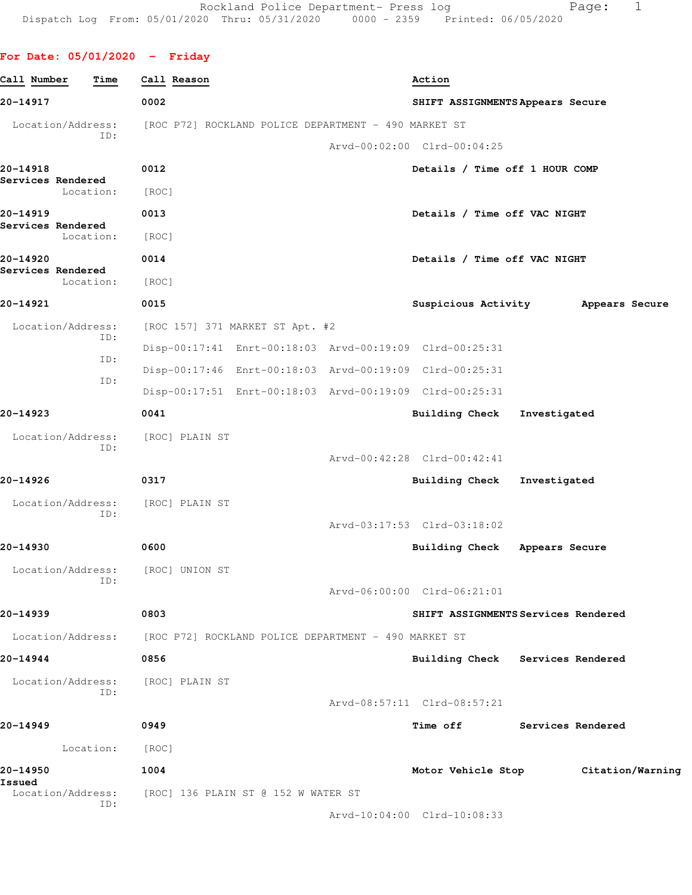Rockland Police Department- Press log
Dispatch Log From: 05/01/2020 Thru: 05/31/2020 0000 - 2359 Printed: 06/05/2020

## For Date: 05/01/2020 - Friday

**Call Number** **Time** **Call Reason** **Action**

**20-14917** **0002** **SHIFT ASSIGNMENTS Appears Secure**

Location/Address: [ROC P72] ROCKLAND POLICE DEPARTMENT - 490 MARKET ST
ID:
Arvd-00:02:00 Clrd-00:04:25

**20-14918** **0012** **Details / Time off 1 HOUR COMP**
**Services Rendered**
Location: [ROC]

**20-14919** **0013** **Details / Time off VAC NIGHT**
**Services Rendered**
Location: [ROC]

**20-14920** **0014** **Details / Time off VAC NIGHT**
**Services Rendered**
Location: [ROC]

**20-14921** **0015** **Suspicious Activity** **Appears Secure**

Location/Address: [ROC 157] 371 MARKET ST Apt. #2
ID:
Disp-00:17:41 Enrt-00:18:03 Arvd-00:19:09 Clrd-00:25:31
ID:
Disp-00:17:46 Enrt-00:18:03 Arvd-00:19:09 Clrd-00:25:31
ID:
Disp-00:17:51 Enrt-00:18:03 Arvd-00:19:09 Clrd-00:25:31

**20-14923** **0041** **Building Check** **Investigated**

Location/Address: [ROC] PLAIN ST
ID:
Arvd-00:42:28 Clrd-00:42:41

**20-14926** **0317** **Building Check** **Investigated**

Location/Address: [ROC] PLAIN ST
ID:
Arvd-03:17:53 Clrd-03:18:02

**20-14930** **0600** **Building Check** **Appears Secure**

Location/Address: [ROC] UNION ST
ID:
Arvd-06:00:00 Clrd-06:21:01

**20-14939** **0803** **SHIFT ASSIGNMENTS Services Rendered**

Location/Address: [ROC P72] ROCKLAND POLICE DEPARTMENT - 490 MARKET ST

**20-14944** **0856** **Building Check** **Services Rendered**

Location/Address: [ROC] PLAIN ST
ID:
Arvd-08:57:11 Clrd-08:57:21

**20-14949** **0949** **Time off** **Services Rendered**

Location: [ROC]

**20-14950** **1004** **Motor Vehicle Stop** **Citation/Warning**
**Issued**
Location/Address: [ROC] 136 PLAIN ST @ 152 W WATER ST
ID:
Arvd-10:04:00 Clrd-10:08:33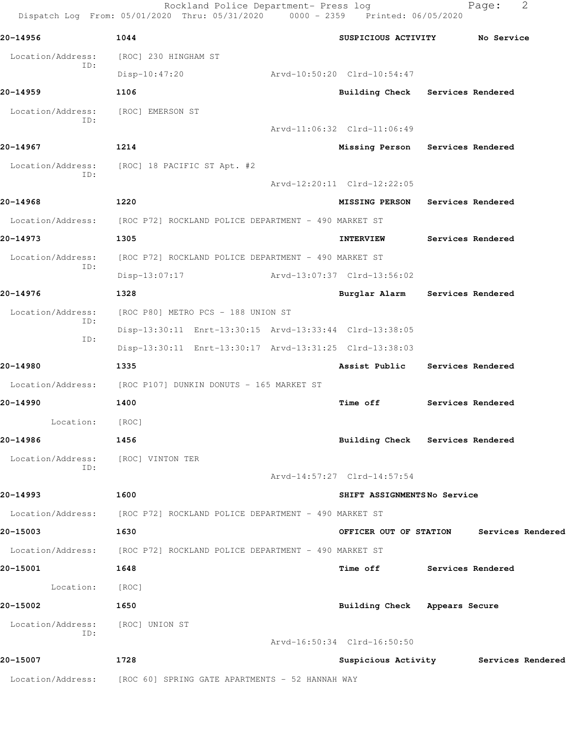**20-14956** 1044 **SUSPICIOUS ACTIVITY** **No Service**

Location/Address: [ROC] 230 HINGHAM ST
ID:
Disp-10:47:20 Arvd-10:50:20 Clrd-10:54:47

**20-14959** 1106 **Building Check** **Services Rendered**

Location/Address: [ROC] EMERSON ST
ID:
Arvd-11:06:32 Clrd-11:06:49

**20-14967** 1214 **Missing Person** **Services Rendered**

Location/Address: [ROC] 18 PACIFIC ST Apt. #2
ID:
Arvd-12:20:11 Clrd-12:22:05

**20-14968** 1220 **MISSING PERSON** **Services Rendered**

Location/Address: [ROC P72] ROCKLAND POLICE DEPARTMENT - 490 MARKET ST

**20-14973** 1305 **INTERVIEW** **Services Rendered**

Location/Address: [ROC P72] ROCKLAND POLICE DEPARTMENT - 490 MARKET ST
ID:
Disp-13:07:17 Arvd-13:07:37 Clrd-13:56:02

**20-14976** 1328 **Burglar Alarm** **Services Rendered**

Location/Address: [ROC P80] METRO PCS - 188 UNION ST
ID:
Disp-13:30:11 Enrt-13:30:15 Arvd-13:33:44 Clrd-13:38:05
ID:
Disp-13:30:11 Enrt-13:30:17 Arvd-13:31:25 Clrd-13:38:03

**20-14980** 1335 **Assist Public** **Services Rendered**

Location/Address: [ROC P107] DUNKIN DONUTS - 165 MARKET ST

**20-14990** 1400 **Time off** **Services Rendered**

Location: [ROC]

**20-14986** 1456 **Building Check** **Services Rendered**

Location/Address: [ROC] VINTON TER
ID:
Arvd-14:57:27 Clrd-14:57:54

**20-14993** 1600 **SHIFT ASSIGNMENTS** **No Service**

Location/Address: [ROC P72] ROCKLAND POLICE DEPARTMENT - 490 MARKET ST

**20-15003** 1630 **OFFICER OUT OF STATION** **Services Rendered**

Location/Address: [ROC P72] ROCKLAND POLICE DEPARTMENT - 490 MARKET ST

**20-15001** 1648 **Time off** **Services Rendered**

Location: [ROC]

**20-15002** 1650 **Building Check** **Appears Secure**

Location/Address: [ROC] UNION ST
ID:
Arvd-16:50:34 Clrd-16:50:50

**20-15007** 1728 **Suspicious Activity** **Services Rendered**

Location/Address: [ROC 60] SPRING GATE APARTMENTS - 52 HANNAH WAY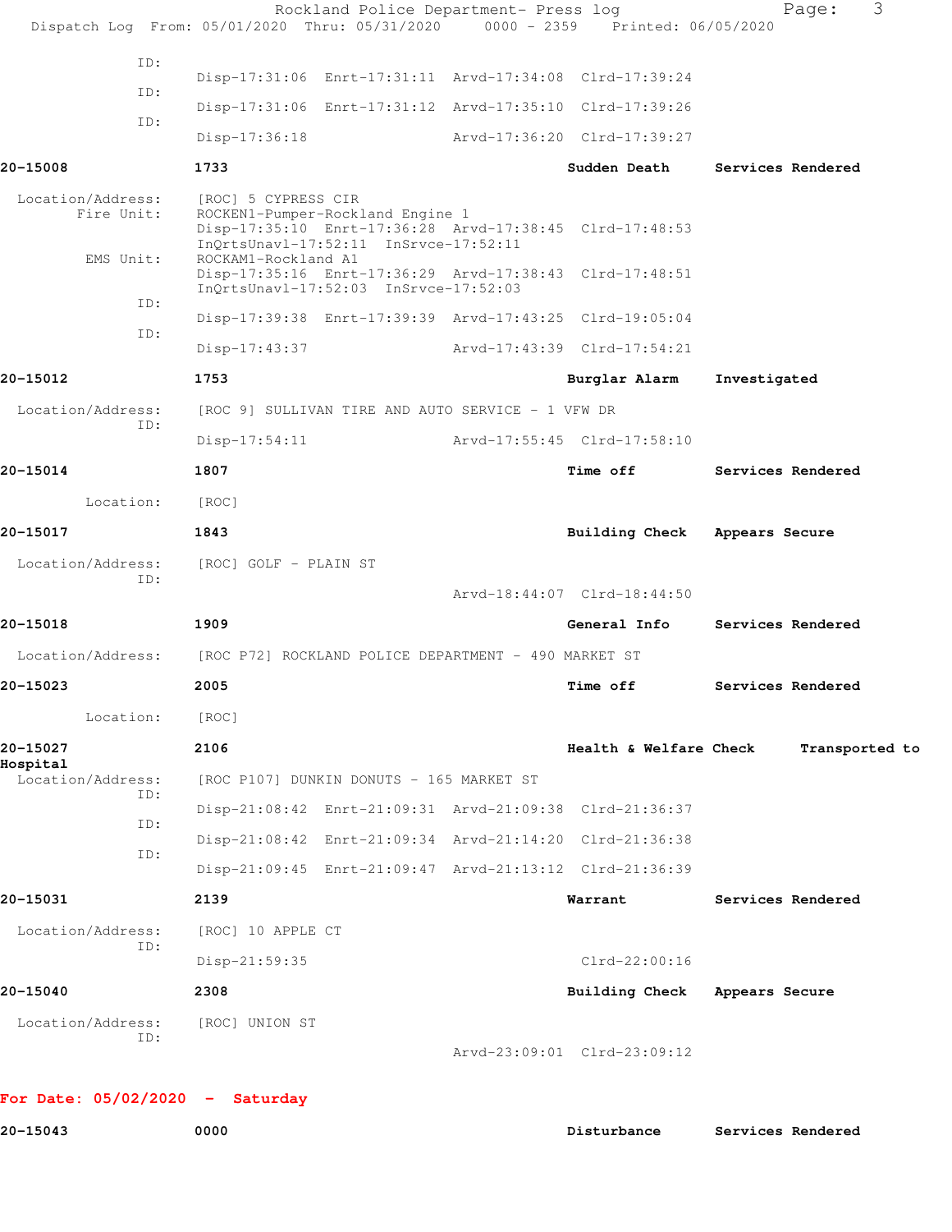ID:
Disp-17:31:06 Enrt-17:31:11 Arvd-17:34:08 Clrd-17:39:24
ID:
Disp-17:31:06 Enrt-17:31:12 Arvd-17:35:10 Clrd-17:39:26
ID:
Disp-17:36:18 Arvd-17:36:20 Clrd-17:39:27

**20-15008** **1733** **Sudden Death** **Services Rendered**

Location/Address: [ROC] 5 CYPRESS CIR
Fire Unit: ROCKEN1-Pumper-Rockland Engine 1
Disp-17:35:10 Enrt-17:36:28 Arvd-17:38:45 Clrd-17:48:53
InQrtsUnavl-17:52:11 InSrvce-17:52:11
EMS Unit: ROCKAM1-Rockland A1
Disp-17:35:16 Enrt-17:36:29 Arvd-17:38:43 Clrd-17:48:51
InQrtsUnavl-17:52:03 InSrvce-17:52:03
ID:
Disp-17:39:38 Enrt-17:39:39 Arvd-17:43:25 Clrd-19:05:04
ID:
Disp-17:43:37 Arvd-17:43:39 Clrd-17:54:21

**20-15012** **1753** **Burglar Alarm** **Investigated**

Location/Address: [ROC 9] SULLIVAN TIRE AND AUTO SERVICE - 1 VFW DR
ID:
Disp-17:54:11 Arvd-17:55:45 Clrd-17:58:10

**20-15014** **1807** **Time off** **Services Rendered**

Location: [ROC]

**20-15017** **1843** **Building Check** **Appears Secure**

Location/Address: [ROC] GOLF - PLAIN ST
ID:
Arvd-18:44:07 Clrd-18:44:50

**20-15018** **1909** **General Info** **Services Rendered**

Location/Address: [ROC P72] ROCKLAND POLICE DEPARTMENT - 490 MARKET ST

**20-15023** **2005** **Time off** **Services Rendered**

Location: [ROC]

**20-15027** **2106** **Health & Welfare Check** **Transported to Hospital**

Location/Address: [ROC P107] DUNKIN DONUTS - 165 MARKET ST
ID:
Disp-21:08:42 Enrt-21:09:31 Arvd-21:09:38 Clrd-21:36:37
ID:
Disp-21:08:42 Enrt-21:09:34 Arvd-21:14:20 Clrd-21:36:38
ID:
Disp-21:09:45 Enrt-21:09:47 Arvd-21:13:12 Clrd-21:36:39

**20-15031** **2139** **Warrant** **Services Rendered**

Location/Address: [ROC] 10 APPLE CT
ID:
Disp-21:59:35 Clrd-22:00:16

**20-15040** **2308** **Building Check** **Appears Secure**

Location/Address: [ROC] UNION ST
ID:
Arvd-23:09:01 Clrd-23:09:12

**For Date: 05/02/2020 - Saturday**

**20-15043** **0000** **Disturbance** **Services Rendered**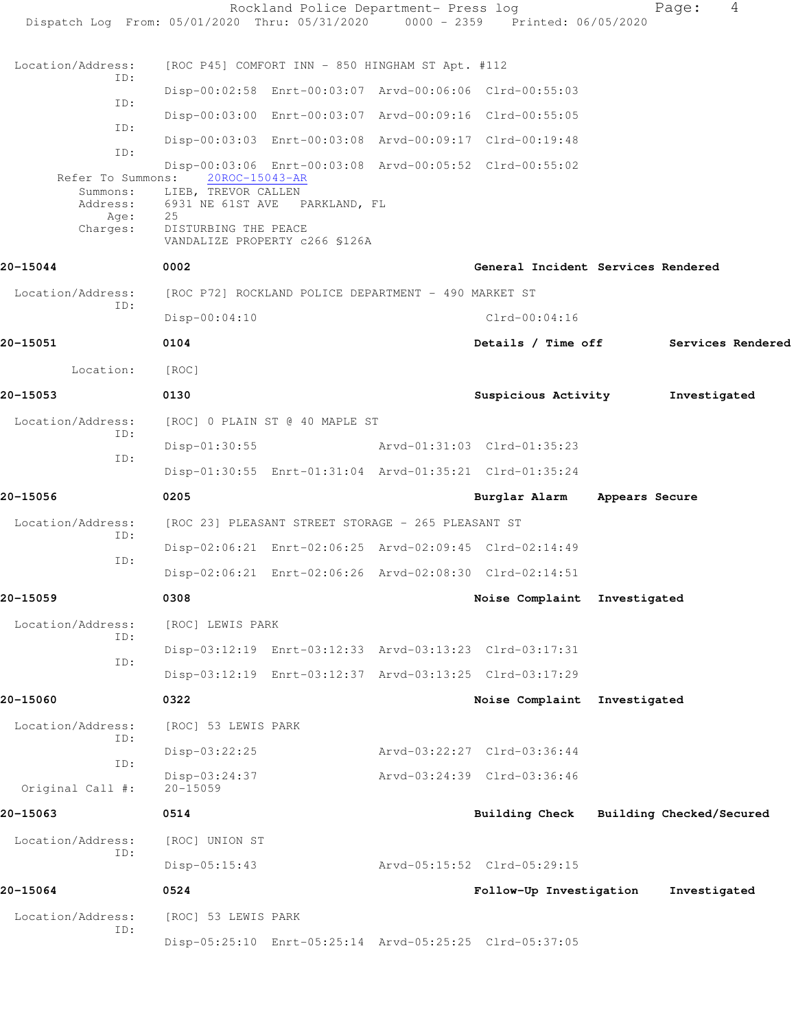Location/Address: [ROC P45] COMFORT INN - 850 HINGHAM ST Apt. #112

ID:
Disp-00:02:58 Enrt-00:03:07 Arvd-00:06:06 Clrd-00:55:03

ID:
Disp-00:03:00 Enrt-00:03:07 Arvd-00:09:16 Clrd-00:55:05

ID:
Disp-00:03:03 Enrt-00:03:08 Arvd-00:09:17 Clrd-00:19:48

ID:
Disp-00:03:06 Enrt-00:03:08 Arvd-00:05:52 Clrd-00:55:02

Refer To Summons: 20ROC-15043-AR

Summons: LIEB, TREVOR CALLEN

Address: 6931 NE 61ST AVE PARKLAND, FL

Age: 25

Charges: DISTURBING THE PEACE
VANDALIZE PROPERTY c266 §126A

**20-15044** **0002** **General Incident Services Rendered**

Location/Address: [ROC P72] ROCKLAND POLICE DEPARTMENT - 490 MARKET ST

ID:
Disp-00:04:10 Clrd-00:04:16

**20-15051** **0104** **Details / Time off Services Rendered**

Location: [ROC]

**20-15053** **0130** **Suspicious Activity Investigated**

Location/Address: [ROC] 0 PLAIN ST @ 40 MAPLE ST

ID:
Disp-01:30:55 Arvd-01:31:03 Clrd-01:35:23

ID:
Disp-01:30:55 Enrt-01:31:04 Arvd-01:35:21 Clrd-01:35:24

**20-15056** **0205** **Burglar Alarm Appears Secure**

Location/Address: [ROC 23] PLEASANT STREET STORAGE - 265 PLEASANT ST

ID:
Disp-02:06:21 Enrt-02:06:25 Arvd-02:09:45 Clrd-02:14:49

ID:
Disp-02:06:21 Enrt-02:06:26 Arvd-02:08:30 Clrd-02:14:51

**20-15059** **0308** **Noise Complaint Investigated**

Location/Address: [ROC] LEWIS PARK

ID:
Disp-03:12:19 Enrt-03:12:33 Arvd-03:13:23 Clrd-03:17:31

ID:
Disp-03:12:19 Enrt-03:12:37 Arvd-03:13:25 Clrd-03:17:29

**20-15060** **0322** **Noise Complaint Investigated**

Location/Address: [ROC] 53 LEWIS PARK

ID:
Disp-03:22:25 Arvd-03:22:27 Clrd-03:36:44

ID:
Disp-03:24:37 Arvd-03:24:39 Clrd-03:36:46

Original Call #: 20-15059

**20-15063** **0514** **Building Check Building Checked/Secured**

Location/Address: [ROC] UNION ST

ID:
Disp-05:15:43 Arvd-05:15:52 Clrd-05:29:15

**20-15064** **0524** **Follow-Up Investigation Investigated**

Location/Address: [ROC] 53 LEWIS PARK

ID:
Disp-05:25:10 Enrt-05:25:14 Arvd-05:25:25 Clrd-05:37:05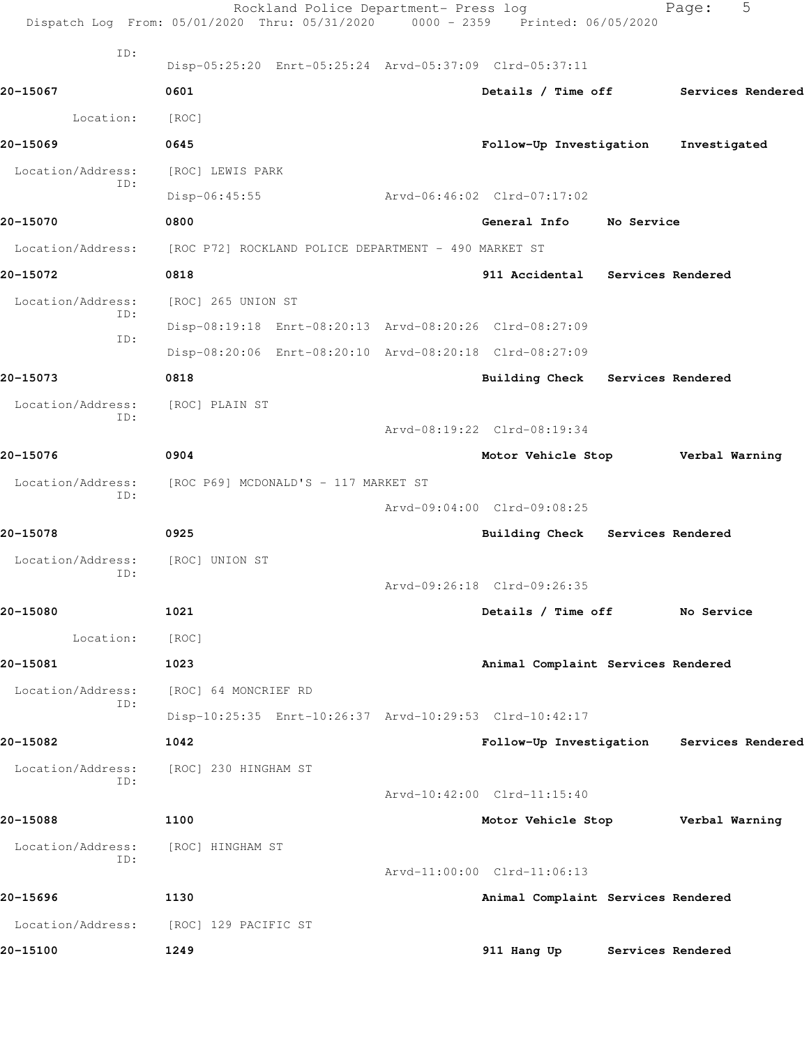ID:
Disp-05:25:20 Enrt-05:25:24 Arvd-05:37:09 Clrd-05:37:11

**20-15067** 0601 **Details / Time off** **Services Rendered**

Location: [ROC]

**20-15069** 0645 **Follow-Up Investigation** **Investigated**

Location/Address: [ROC] LEWIS PARK
ID:
Disp-06:45:55 Arvd-06:46:02 Clrd-07:17:02

**20-15070** 0800 **General Info** **No Service**

Location/Address: [ROC P72] ROCKLAND POLICE DEPARTMENT - 490 MARKET ST

**20-15072** 0818 **911 Accidental** **Services Rendered**

Location/Address: [ROC] 265 UNION ST
ID:
Disp-08:19:18 Enrt-08:20:13 Arvd-08:20:26 Clrd-08:27:09
ID:
Disp-08:20:06 Enrt-08:20:10 Arvd-08:20:18 Clrd-08:27:09

**20-15073** 0818 **Building Check** **Services Rendered**

Location/Address: [ROC] PLAIN ST
ID:
Arvd-08:19:22 Clrd-08:19:34

**20-15076** 0904 **Motor Vehicle Stop** **Verbal Warning**

Location/Address: [ROC P69] MCDONALD'S - 117 MARKET ST
ID:
Arvd-09:04:00 Clrd-09:08:25

**20-15078** 0925 **Building Check** **Services Rendered**

Location/Address: [ROC] UNION ST
ID:
Arvd-09:26:18 Clrd-09:26:35

**20-15080** 1021 **Details / Time off** **No Service**

Location: [ROC]

**20-15081** 1023 **Animal Complaint** **Services Rendered**

Location/Address: [ROC] 64 MONCRIEF RD
ID:
Disp-10:25:35 Enrt-10:26:37 Arvd-10:29:53 Clrd-10:42:17

**20-15082** 1042 **Follow-Up Investigation** **Services Rendered**

Location/Address: [ROC] 230 HINGHAM ST
ID:
Arvd-10:42:00 Clrd-11:15:40

**20-15088** 1100 **Motor Vehicle Stop** **Verbal Warning**

Location/Address: [ROC] HINGHAM ST
ID:
Arvd-11:00:00 Clrd-11:06:13

**20-15696** 1130 **Animal Complaint** **Services Rendered**

Location/Address: [ROC] 129 PACIFIC ST

**20-15100** 1249 **911 Hang Up** **Services Rendered**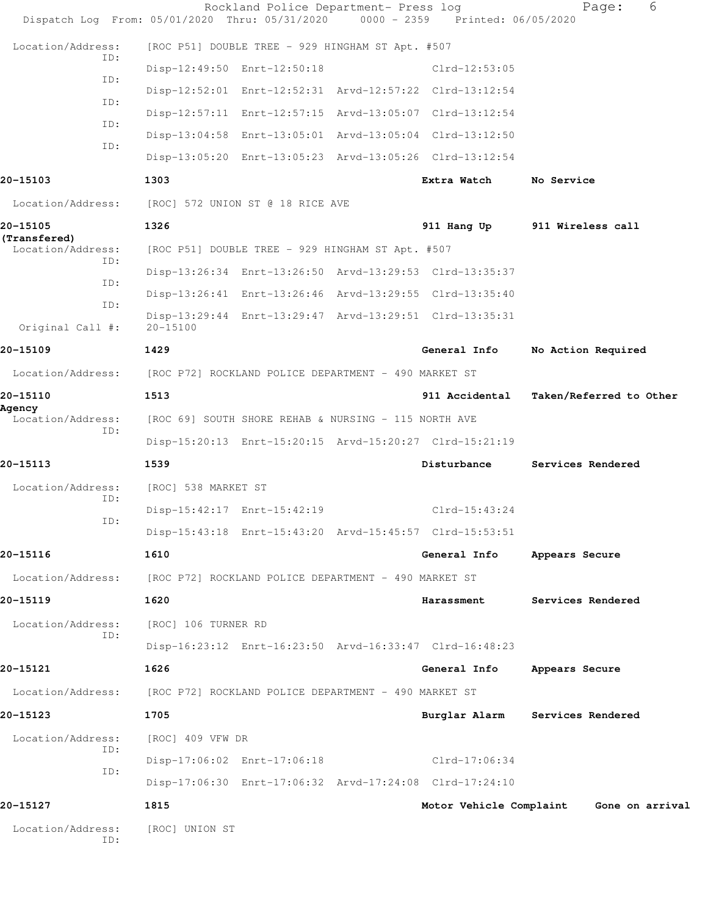Location/Address: [ROC P51] DOUBLE TREE - 929 HINGHAM ST Apt. #507

ID: Disp-12:49:50 Enrt-12:50:18 Clrd-12:53:05

ID: Disp-12:52:01 Enrt-12:52:31 Arvd-12:57:22 Clrd-13:12:54

ID: Disp-12:57:11 Enrt-12:57:15 Arvd-13:05:07 Clrd-13:12:54

ID: Disp-13:04:58 Enrt-13:05:01 Arvd-13:05:04 Clrd-13:12:50

ID: Disp-13:05:20 Enrt-13:05:23 Arvd-13:05:26 Clrd-13:12:54

**20-15103** 1303 **Extra Watch** **No Service**

Location/Address: [ROC] 572 UNION ST @ 18 RICE AVE

**20-15105 (Transfered)** 1326 **911 Hang Up** **911 Wireless call**

Location/Address: [ROC P51] DOUBLE TREE - 929 HINGHAM ST Apt. #507

ID: Disp-13:26:34 Enrt-13:26:50 Arvd-13:29:53 Clrd-13:35:37

ID: Disp-13:26:41 Enrt-13:26:46 Arvd-13:29:55 Clrd-13:35:40

ID: Disp-13:29:44 Enrt-13:29:47 Arvd-13:29:51 Clrd-13:35:31

Original Call #: 20-15100

**20-15109** 1429 **General Info** **No Action Required**

Location/Address: [ROC P72] ROCKLAND POLICE DEPARTMENT - 490 MARKET ST

**20-15110** 1513 **911 Accidental** **Taken/Referred to Other Agency**

Location/Address: [ROC 69] SOUTH SHORE REHAB & NURSING - 115 NORTH AVE

ID: Disp-15:20:13 Enrt-15:20:15 Arvd-15:20:27 Clrd-15:21:19

**20-15113** 1539 **Disturbance** **Services Rendered**

Location/Address: [ROC] 538 MARKET ST

ID: Disp-15:42:17 Enrt-15:42:19 Clrd-15:43:24

ID: Disp-15:43:18 Enrt-15:43:20 Arvd-15:45:57 Clrd-15:53:51

**20-15116** 1610 **General Info** **Appears Secure**

Location/Address: [ROC P72] ROCKLAND POLICE DEPARTMENT - 490 MARKET ST

**20-15119** 1620 **Harassment** **Services Rendered**

Location/Address: [ROC] 106 TURNER RD

ID: Disp-16:23:12 Enrt-16:23:50 Arvd-16:33:47 Clrd-16:48:23

**20-15121** 1626 **General Info** **Appears Secure**

Location/Address: [ROC P72] ROCKLAND POLICE DEPARTMENT - 490 MARKET ST

**20-15123** 1705 **Burglar Alarm** **Services Rendered**

Location/Address: [ROC] 409 VFW DR

ID: Disp-17:06:02 Enrt-17:06:18 Clrd-17:06:34

ID: Disp-17:06:30 Enrt-17:06:32 Arvd-17:24:08 Clrd-17:24:10

**20-15127** 1815 **Motor Vehicle Complaint** **Gone on arrival**

Location/Address: [ROC] UNION ST

ID: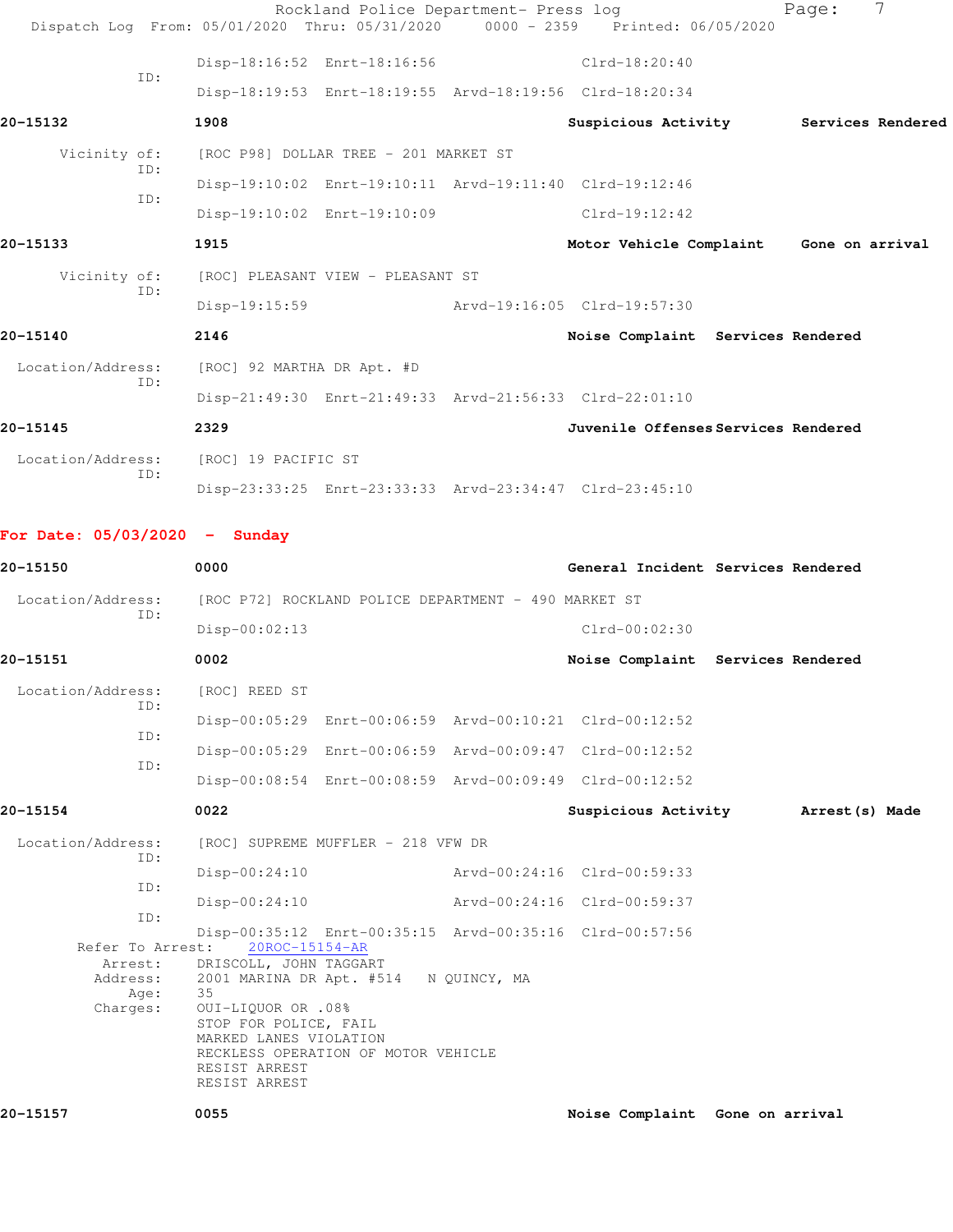Disp-18:16:52 Enrt-18:16:56 Clrd-18:20:40

ID:

Disp-18:19:53 Enrt-18:19:55 Arvd-18:19:56 Clrd-18:20:34

**20-15132** **1908** **Suspicious Activity** **Services Rendered**

Vicinity of: [ROC P98] DOLLAR TREE - 201 MARKET ST

ID:

Disp-19:10:02 Enrt-19:10:11 Arvd-19:11:40 Clrd-19:12:46

ID:

Disp-19:10:02 Enrt-19:10:09 Clrd-19:12:42

**20-15133** **1915** **Motor Vehicle Complaint** **Gone on arrival**

Vicinity of: [ROC] PLEASANT VIEW - PLEASANT ST

ID:

Disp-19:15:59 Arvd-19:16:05 Clrd-19:57:30

**20-15140** **2146** **Noise Complaint** **Services Rendered**

Location/Address: [ROC] 92 MARTHA DR Apt. #D

ID:

Disp-21:49:30 Enrt-21:49:33 Arvd-21:56:33 Clrd-22:01:10

**20-15145** **2329** **Juvenile Offenses** **Services Rendered**

Location/Address: [ROC] 19 PACIFIC ST

ID:

Disp-23:33:25 Enrt-23:33:33 Arvd-23:34:47 Clrd-23:45:10

## For Date: 05/03/2020 - Sunday

**20-15150** **0000** **General Incident** **Services Rendered**

Location/Address: [ROC P72] ROCKLAND POLICE DEPARTMENT - 490 MARKET ST

ID:

Disp-00:02:13 Clrd-00:02:30

**20-15151** **0002** **Noise Complaint** **Services Rendered**

Location/Address: [ROC] REED ST

ID:

Disp-00:05:29 Enrt-00:06:59 Arvd-00:10:21 Clrd-00:12:52

ID:

Disp-00:05:29 Enrt-00:06:59 Arvd-00:09:47 Clrd-00:12:52

ID:

Disp-00:08:54 Enrt-00:08:59 Arvd-00:09:49 Clrd-00:12:52

**20-15154** **0022** **Suspicious Activity** **Arrest(s) Made**

Location/Address: [ROC] SUPREME MUFFLER - 218 VFW DR

ID:

Disp-00:24:10 Arvd-00:24:16 Clrd-00:59:33

ID:

Disp-00:24:10 Arvd-00:24:16 Clrd-00:59:37

ID:

Disp-00:35:12 Enrt-00:35:15 Arvd-00:35:16 Clrd-00:57:56

Refer To Arrest: 20ROC-15154-AR

Arrest: DRISCOLL, JOHN TAGGART

Address: 2001 MARINA DR Apt. #514 N QUINCY, MA

Age: 35

Charges: OUI-LIQUOR OR .08%
STOP FOR POLICE, FAIL
MARKED LANES VIOLATION
RECKLESS OPERATION OF MOTOR VEHICLE
RESIST ARREST
RESIST ARREST

**20-15157** **0055** **Noise Complaint** **Gone on arrival**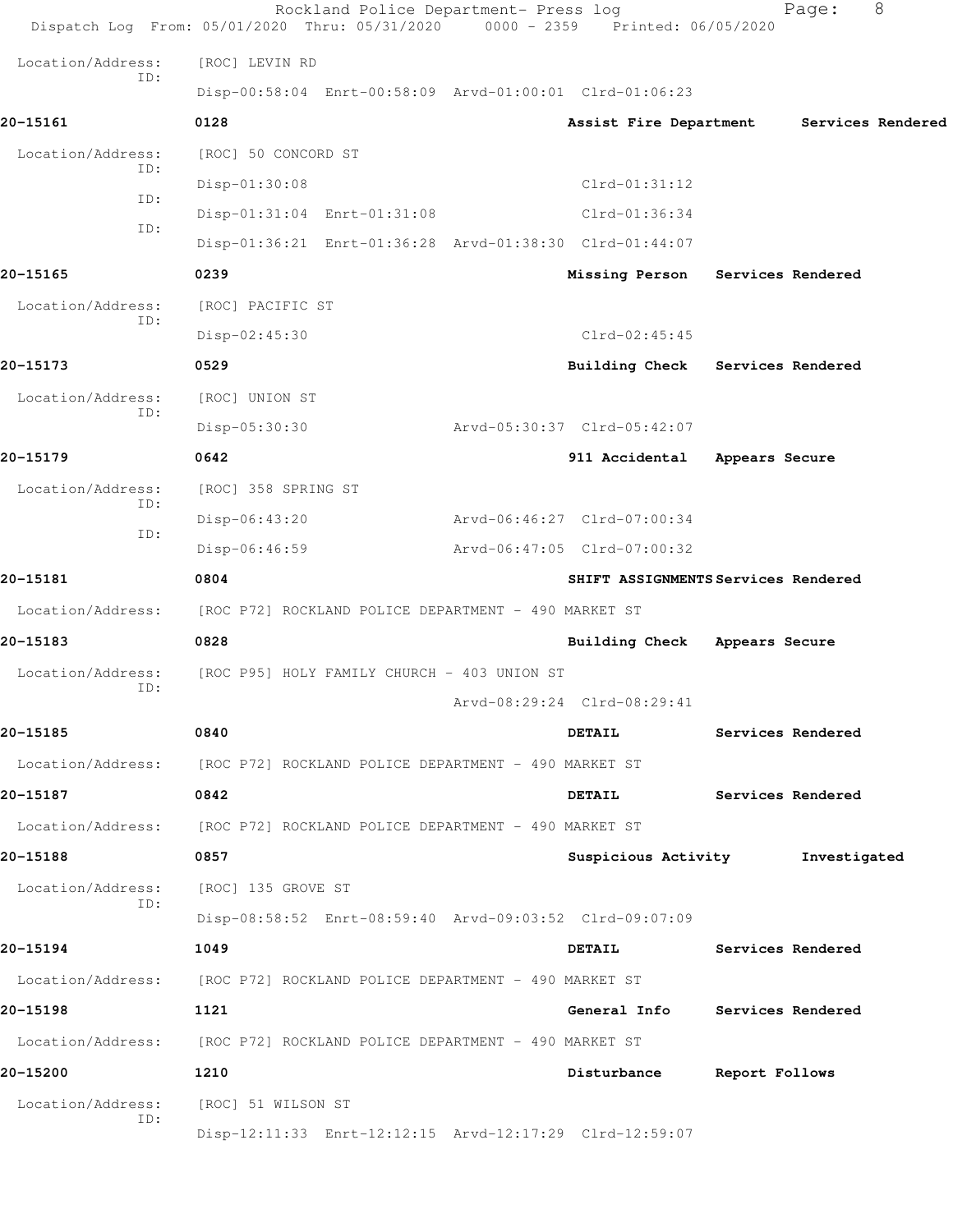Location/Address: [ROC] LEVIN RD
ID:
Disp-00:58:04 Enrt-00:58:09 Arvd-01:00:01 Clrd-01:06:23

**20-15161** **0128** **Assist Fire Department** **Services Rendered**

Location/Address: [ROC] 50 CONCORD ST
ID:
Disp-01:30:08 Clrd-01:31:12
ID:
Disp-01:31:04 Enrt-01:31:08 Clrd-01:36:34
ID:
Disp-01:36:21 Enrt-01:36:28 Arvd-01:38:30 Clrd-01:44:07

**20-15165** **0239** **Missing Person** **Services Rendered**

Location/Address: [ROC] PACIFIC ST
ID:
Disp-02:45:30 Clrd-02:45:45

**20-15173** **0529** **Building Check** **Services Rendered**

Location/Address: [ROC] UNION ST
ID:
Disp-05:30:30 Arvd-05:30:37 Clrd-05:42:07

**20-15179** **0642** **911 Accidental** **Appears Secure**

Location/Address: [ROC] 358 SPRING ST
ID:
Disp-06:43:20 Arvd-06:46:27 Clrd-07:00:34
ID:
Disp-06:46:59 Arvd-06:47:05 Clrd-07:00:32

**20-15181** **0804** **SHIFT ASSIGNMENTS** **Services Rendered**

Location/Address: [ROC P72] ROCKLAND POLICE DEPARTMENT - 490 MARKET ST

**20-15183** **0828** **Building Check** **Appears Secure**

Location/Address: [ROC P95] HOLY FAMILY CHURCH - 403 UNION ST
ID:
Arvd-08:29:24 Clrd-08:29:41

**20-15185** **0840** **DETAIL** **Services Rendered**

Location/Address: [ROC P72] ROCKLAND POLICE DEPARTMENT - 490 MARKET ST

**20-15187** **0842** **DETAIL** **Services Rendered**

Location/Address: [ROC P72] ROCKLAND POLICE DEPARTMENT - 490 MARKET ST

**20-15188** **0857** **Suspicious Activity** **Investigated**

Location/Address: [ROC] 135 GROVE ST
ID:
Disp-08:58:52 Enrt-08:59:40 Arvd-09:03:52 Clrd-09:07:09

**20-15194** **1049** **DETAIL** **Services Rendered**

Location/Address: [ROC P72] ROCKLAND POLICE DEPARTMENT - 490 MARKET ST

**20-15198** **1121** **General Info** **Services Rendered**

Location/Address: [ROC P72] ROCKLAND POLICE DEPARTMENT - 490 MARKET ST

**20-15200** **1210** **Disturbance** **Report Follows**

Location/Address: [ROC] 51 WILSON ST
ID:
Disp-12:11:33 Enrt-12:12:15 Arvd-12:17:29 Clrd-12:59:07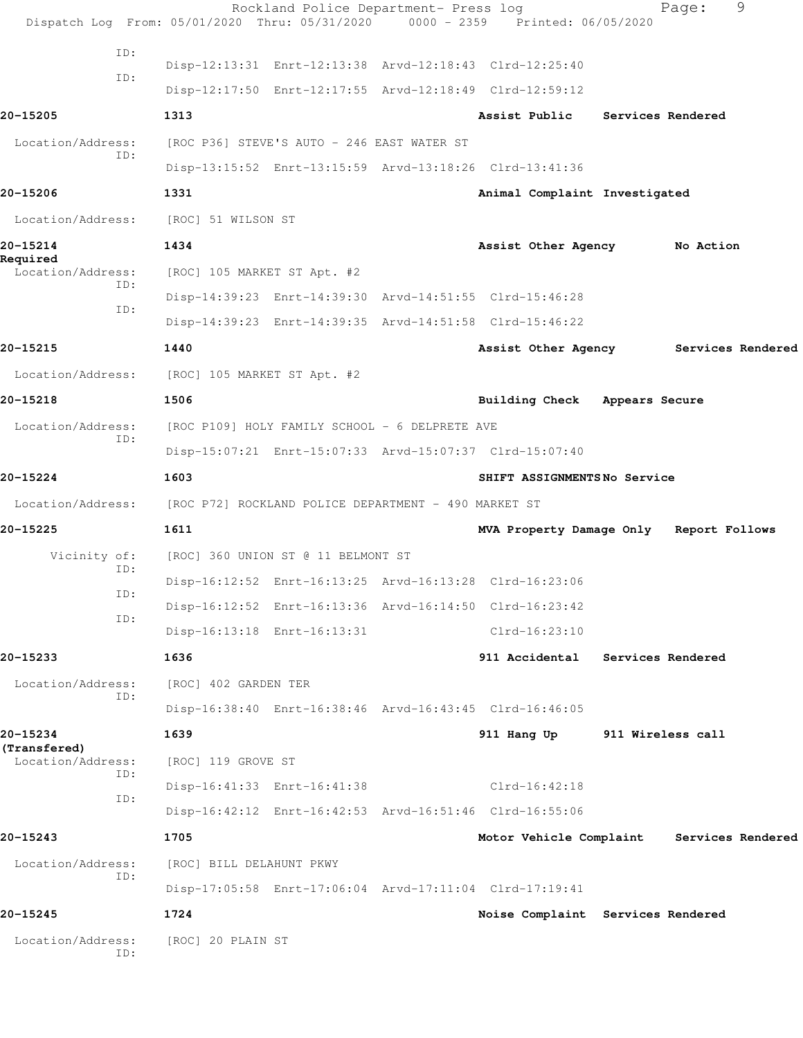ID:
Disp-12:13:31 Enrt-12:13:38 Arvd-12:18:43 Clrd-12:25:40
ID:
Disp-12:17:50 Enrt-12:17:55 Arvd-12:18:49 Clrd-12:59:12

**20-15205** 1313 **Assist Public Services Rendered**

Location/Address: [ROC P36] STEVE'S AUTO - 246 EAST WATER ST
ID:
Disp-13:15:52 Enrt-13:15:59 Arvd-13:18:26 Clrd-13:41:36

**20-15206** 1331 **Animal Complaint Investigated**

Location/Address: [ROC] 51 WILSON ST

**20-15214** 1434 **Assist Other Agency No Action Required**

Location/Address: [ROC] 105 MARKET ST Apt. #2
ID:
Disp-14:39:23 Enrt-14:39:30 Arvd-14:51:55 Clrd-15:46:28
ID:
Disp-14:39:23 Enrt-14:39:35 Arvd-14:51:58 Clrd-15:46:22

**20-15215** 1440 **Assist Other Agency Services Rendered**

Location/Address: [ROC] 105 MARKET ST Apt. #2

**20-15218** 1506 **Building Check Appears Secure**

Location/Address: [ROC P109] HOLY FAMILY SCHOOL - 6 DELPRETE AVE
ID:
Disp-15:07:21 Enrt-15:07:33 Arvd-15:07:37 Clrd-15:07:40

**20-15224** 1603 **SHIFT ASSIGNMENTS No Service**

Location/Address: [ROC P72] ROCKLAND POLICE DEPARTMENT - 490 MARKET ST

**20-15225** 1611 **MVA Property Damage Only Report Follows**

Vicinity of: [ROC] 360 UNION ST @ 11 BELMONT ST
ID:
Disp-16:12:52 Enrt-16:13:25 Arvd-16:13:28 Clrd-16:23:06
ID:
Disp-16:12:52 Enrt-16:13:36 Arvd-16:14:50 Clrd-16:23:42
ID:
Disp-16:13:18 Enrt-16:13:31 Clrd-16:23:10

**20-15233** 1636 **911 Accidental Services Rendered**

Location/Address: [ROC] 402 GARDEN TER
ID:
Disp-16:38:40 Enrt-16:38:46 Arvd-16:43:45 Clrd-16:46:05

**20-15234** 1639 **911 Hang Up 911 Wireless call (Transfered)**

Location/Address: [ROC] 119 GROVE ST
ID:
Disp-16:41:33 Enrt-16:41:38 Clrd-16:42:18
ID:
Disp-16:42:12 Enrt-16:42:53 Arvd-16:51:46 Clrd-16:55:06

**20-15243** 1705 **Motor Vehicle Complaint Services Rendered**

Location/Address: [ROC] BILL DELAHUNT PKWY
ID:
Disp-17:05:58 Enrt-17:06:04 Arvd-17:11:04 Clrd-17:19:41

**20-15245** 1724 **Noise Complaint Services Rendered**

Location/Address: [ROC] 20 PLAIN ST
ID: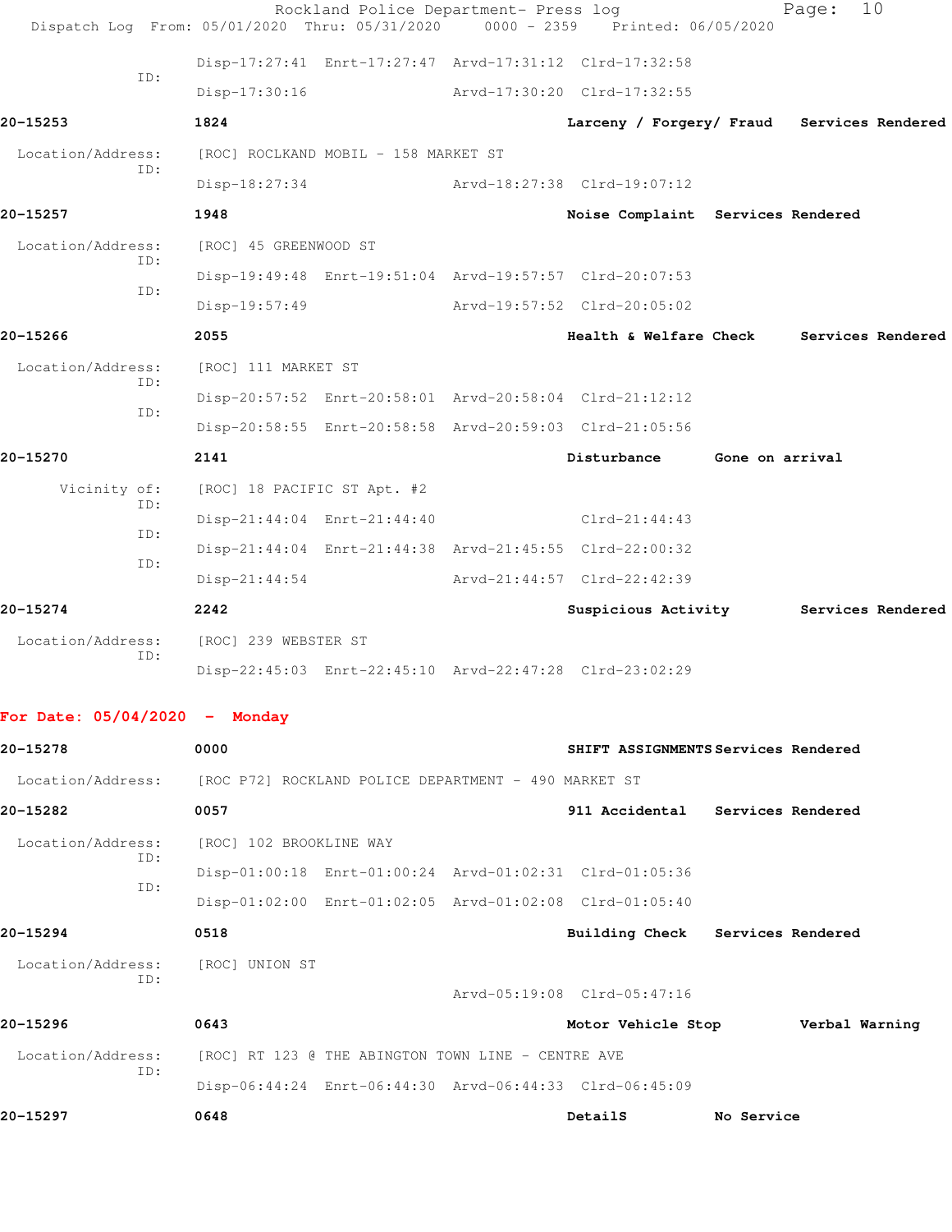Disp-17:27:41 Enrt-17:27:47 Arvd-17:31:12 Clrd-17:32:58

ID:

Disp-17:30:16 Arvd-17:30:20 Clrd-17:32:55

**20-15253** 1824 **Larceny / Forgery/ Fraud** **Services Rendered**

Location/Address: [ROC] ROCLKAND MOBIL - 158 MARKET ST

ID:

Disp-18:27:34 Arvd-18:27:38 Clrd-19:07:12

**20-15257** 1948 **Noise Complaint** **Services Rendered**

Location/Address: [ROC] 45 GREENWOOD ST

ID:

Disp-19:49:48 Enrt-19:51:04 Arvd-19:57:57 Clrd-20:07:53

ID:

Disp-19:57:49 Arvd-19:57:52 Clrd-20:05:02

**20-15266** 2055 **Health & Welfare Check** **Services Rendered**

Location/Address: [ROC] 111 MARKET ST

ID:

Disp-20:57:52 Enrt-20:58:01 Arvd-20:58:04 Clrd-21:12:12

ID:

Disp-20:58:55 Enrt-20:58:58 Arvd-20:59:03 Clrd-21:05:56

**20-15270** 2141 **Disturbance** **Gone on arrival**

Vicinity of: [ROC] 18 PACIFIC ST Apt. #2

ID:

Disp-21:44:04 Enrt-21:44:40 Clrd-21:44:43

ID:

Disp-21:44:04 Enrt-21:44:38 Arvd-21:45:55 Clrd-22:00:32

ID:

Disp-21:44:54 Arvd-21:44:57 Clrd-22:42:39

**20-15274** 2242 **Suspicious Activity** **Services Rendered**

Location/Address: [ROC] 239 WEBSTER ST

ID:

Disp-22:45:03 Enrt-22:45:10 Arvd-22:47:28 Clrd-23:02:29

## For Date: 05/04/2020 - Monday

**20-15278** 0000 **SHIFT ASSIGNMENTS** **Services Rendered**

Location/Address: [ROC P72] ROCKLAND POLICE DEPARTMENT - 490 MARKET ST

**20-15282** 0057 **911 Accidental** **Services Rendered**

Location/Address: [ROC] 102 BROOKLINE WAY

ID:

Disp-01:00:18 Enrt-01:00:24 Arvd-01:02:31 Clrd-01:05:36

ID:

Disp-01:02:00 Enrt-01:02:05 Arvd-01:02:08 Clrd-01:05:40

**20-15294** 0518 **Building Check** **Services Rendered**

Location/Address: [ROC] UNION ST

ID:

Arvd-05:19:08 Clrd-05:47:16

**20-15296** 0643 **Motor Vehicle Stop** **Verbal Warning**

Location/Address: [ROC] RT 123 @ THE ABINGTON TOWN LINE - CENTRE AVE

ID:

Disp-06:44:24 Enrt-06:44:30 Arvd-06:44:33 Clrd-06:45:09

**20-15297** 0648 **DetailS** **No Service**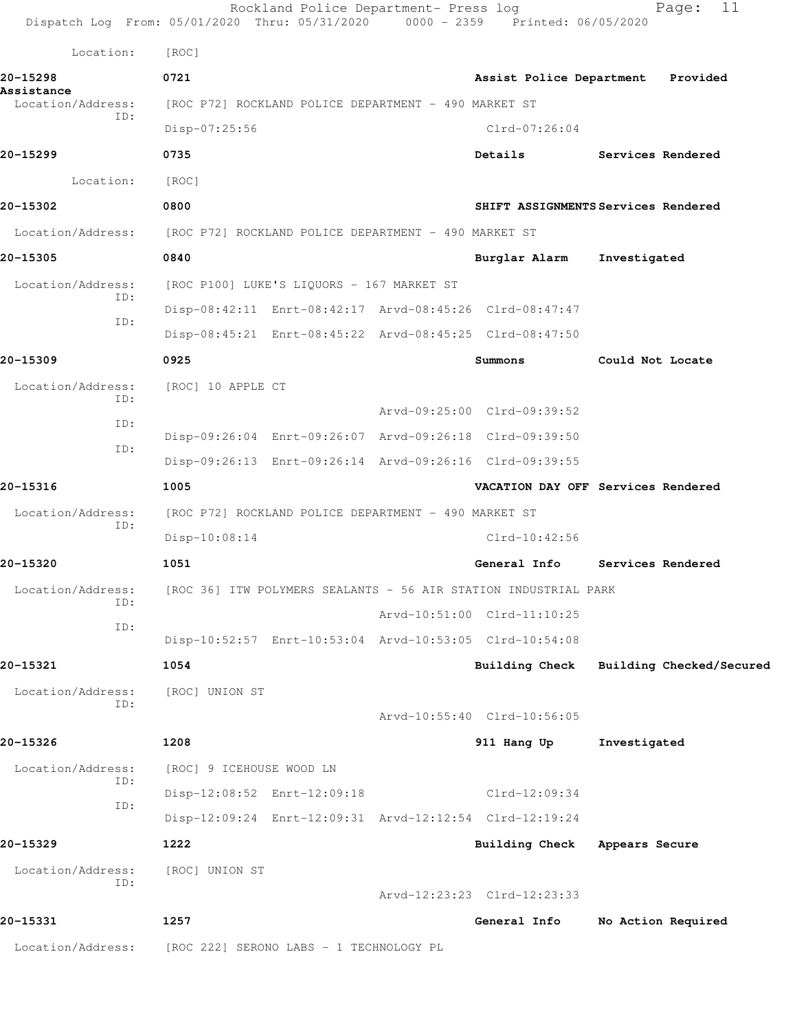Location: [ROC]

**20-15298** 0721 **Assist Police Department Provided Assistance**

Location/Address: [ROC P72] ROCKLAND POLICE DEPARTMENT - 490 MARKET ST

ID: Disp-07:25:56 Clrd-07:26:04

**20-15299** 0735 **Details Services Rendered**

Location: [ROC]

**20-15302** 0800 **SHIFT ASSIGNMENTS Services Rendered**

Location/Address: [ROC P72] ROCKLAND POLICE DEPARTMENT - 490 MARKET ST

**20-15305** 0840 **Burglar Alarm Investigated**

Location/Address: [ROC P100] LUKE'S LIQUORS - 167 MARKET ST

ID: Disp-08:42:11 Enrt-08:42:17 Arvd-08:45:26 Clrd-08:47:47

ID: Disp-08:45:21 Enrt-08:45:22 Arvd-08:45:25 Clrd-08:47:50

**20-15309** 0925 **Summons Could Not Locate**

Location/Address: [ROC] 10 APPLE CT

ID: Arvd-09:25:00 Clrd-09:39:52

ID: Disp-09:26:04 Enrt-09:26:07 Arvd-09:26:18 Clrd-09:39:50

ID: Disp-09:26:13 Enrt-09:26:14 Arvd-09:26:16 Clrd-09:39:55

**20-15316** 1005 **VACATION DAY OFF Services Rendered**

Location/Address: [ROC P72] ROCKLAND POLICE DEPARTMENT - 490 MARKET ST

ID: Disp-10:08:14 Clrd-10:42:56

**20-15320** 1051 **General Info Services Rendered**

Location/Address: [ROC 36] ITW POLYMERS SEALANTS - 56 AIR STATION INDUSTRIAL PARK

ID: Arvd-10:51:00 Clrd-11:10:25

ID: Disp-10:52:57 Enrt-10:53:04 Arvd-10:53:05 Clrd-10:54:08

**20-15321** 1054 **Building Check Building Checked/Secured**

Location/Address: [ROC] UNION ST

ID: Arvd-10:55:40 Clrd-10:56:05

**20-15326** 1208 **911 Hang Up Investigated**

Location/Address: [ROC] 9 ICEHOUSE WOOD LN

ID: Disp-12:08:52 Enrt-12:09:18 Clrd-12:09:34

ID: Disp-12:09:24 Enrt-12:09:31 Arvd-12:12:54 Clrd-12:19:24

**20-15329** 1222 **Building Check Appears Secure**

Location/Address: [ROC] UNION ST

ID: Arvd-12:23:23 Clrd-12:23:33

**20-15331** 1257 **General Info No Action Required**

Location/Address: [ROC 222] SERONO LABS - 1 TECHNOLOGY PL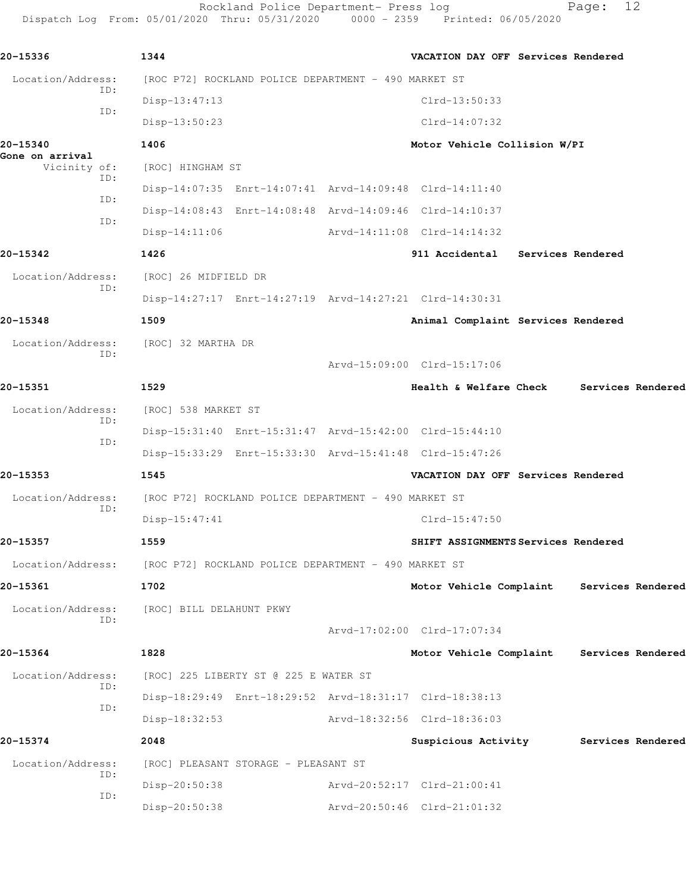**20-15336** 1344 **VACATION DAY OFF Services Rendered**

Location/Address: [ROC P72] ROCKLAND POLICE DEPARTMENT - 490 MARKET ST

ID: Disp-13:47:13 Clrd-13:50:33

ID: Disp-13:50:23 Clrd-14:07:32

**20-15340** 1406 **Motor Vehicle Collision W/PI**

**Gone on arrival**

Vicinity of: [ROC] HINGHAM ST

ID: Disp-14:07:35 Enrt-14:07:41 Arvd-14:09:48 Clrd-14:11:40

ID: Disp-14:08:43 Enrt-14:08:48 Arvd-14:09:46 Clrd-14:10:37

ID: Disp-14:11:06 Arvd-14:11:08 Clrd-14:14:32

**20-15342** 1426 **911 Accidental Services Rendered**

Location/Address: [ROC] 26 MIDFIELD DR

ID: Disp-14:27:17 Enrt-14:27:19 Arvd-14:27:21 Clrd-14:30:31

**20-15348** 1509 **Animal Complaint Services Rendered**

Location/Address: [ROC] 32 MARTHA DR

ID: Arvd-15:09:00 Clrd-15:17:06

**20-15351** 1529 **Health & Welfare Check Services Rendered**

Location/Address: [ROC] 538 MARKET ST

ID: Disp-15:31:40 Enrt-15:31:47 Arvd-15:42:00 Clrd-15:44:10

ID: Disp-15:33:29 Enrt-15:33:30 Arvd-15:41:48 Clrd-15:47:26

**20-15353** 1545 **VACATION DAY OFF Services Rendered**

Location/Address: [ROC P72] ROCKLAND POLICE DEPARTMENT - 490 MARKET ST

ID: Disp-15:47:41 Clrd-15:47:50

**20-15357** 1559 **SHIFT ASSIGNMENTS Services Rendered**

Location/Address: [ROC P72] ROCKLAND POLICE DEPARTMENT - 490 MARKET ST

**20-15361** 1702 **Motor Vehicle Complaint Services Rendered**

Location/Address: [ROC] BILL DELAHUNT PKWY

ID: Arvd-17:02:00 Clrd-17:07:34

**20-15364** 1828 **Motor Vehicle Complaint Services Rendered**

Location/Address: [ROC] 225 LIBERTY ST @ 225 E WATER ST

ID: Disp-18:29:49 Enrt-18:29:52 Arvd-18:31:17 Clrd-18:38:13

ID: Disp-18:32:53 Arvd-18:32:56 Clrd-18:36:03

**20-15374** 2048 **Suspicious Activity Services Rendered**

Location/Address: [ROC] PLEASANT STORAGE - PLEASANT ST

ID: Disp-20:50:38 Arvd-20:52:17 Clrd-21:00:41

ID: Disp-20:50:38 Arvd-20:50:46 Clrd-21:01:32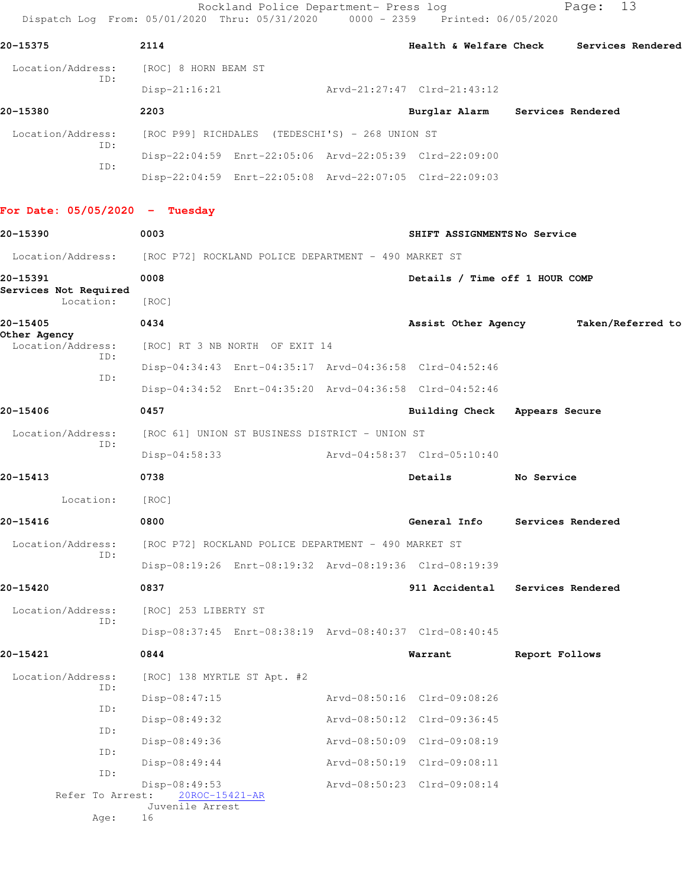**20-15375** 2114 **Health & Welfare Check** **Services Rendered**

Location/Address: [ROC] 8 HORN BEAM ST
ID:
Disp-21:16:21 Arvd-21:27:47 Clrd-21:43:12

**20-15380** 2203 **Burglar Alarm** **Services Rendered**

Location/Address: [ROC P99] RICHDALES (TEDESCHI'S) - 268 UNION ST
ID:
Disp-22:04:59 Enrt-22:05:06 Arvd-22:05:39 Clrd-22:09:00
ID:
Disp-22:04:59 Enrt-22:05:08 Arvd-22:07:05 Clrd-22:09:03

**For Date: 05/05/2020 - Tuesday**

**20-15390** 0003 **SHIFT ASSIGNMENTS** **No Service**

Location/Address: [ROC P72] ROCKLAND POLICE DEPARTMENT - 490 MARKET ST

**20-15391** 0008 **Details / Time off 1 HOUR COMP**
**Services Not Required**
Location: [ROC]

**20-15405** 0434 **Assist Other Agency** **Taken/Referred to Other Agency**
Location/Address: [ROC] RT 3 NB NORTH OF EXIT 14
ID:
Disp-04:34:43 Enrt-04:35:17 Arvd-04:36:58 Clrd-04:52:46
ID:
Disp-04:34:52 Enrt-04:35:20 Arvd-04:36:58 Clrd-04:52:46

**20-15406** 0457 **Building Check** **Appears Secure**

Location/Address: [ROC 61] UNION ST BUSINESS DISTRICT - UNION ST
ID:
Disp-04:58:33 Arvd-04:58:37 Clrd-05:10:40

**20-15413** 0738 **Details** **No Service**

Location: [ROC]

**20-15416** 0800 **General Info** **Services Rendered**

Location/Address: [ROC P72] ROCKLAND POLICE DEPARTMENT - 490 MARKET ST
ID:
Disp-08:19:26 Enrt-08:19:32 Arvd-08:19:36 Clrd-08:19:39

**20-15420** 0837 **911 Accidental** **Services Rendered**

Location/Address: [ROC] 253 LIBERTY ST
ID:
Disp-08:37:45 Enrt-08:38:19 Arvd-08:40:37 Clrd-08:40:45

**20-15421** 0844 **Warrant** **Report Follows**

Location/Address: [ROC] 138 MYRTLE ST Apt. #2
ID:
Disp-08:47:15 Arvd-08:50:16 Clrd-09:08:26
ID:
Disp-08:49:32 Arvd-08:50:12 Clrd-09:36:45
ID:
Disp-08:49:36 Arvd-08:50:09 Clrd-09:08:19
ID:
Disp-08:49:44 Arvd-08:50:19 Clrd-09:08:11
ID:
Disp-08:49:53 Arvd-08:50:23 Clrd-09:08:14
Refer To Arrest: 20ROC-15421-AR
Juvenile Arrest
Age: 16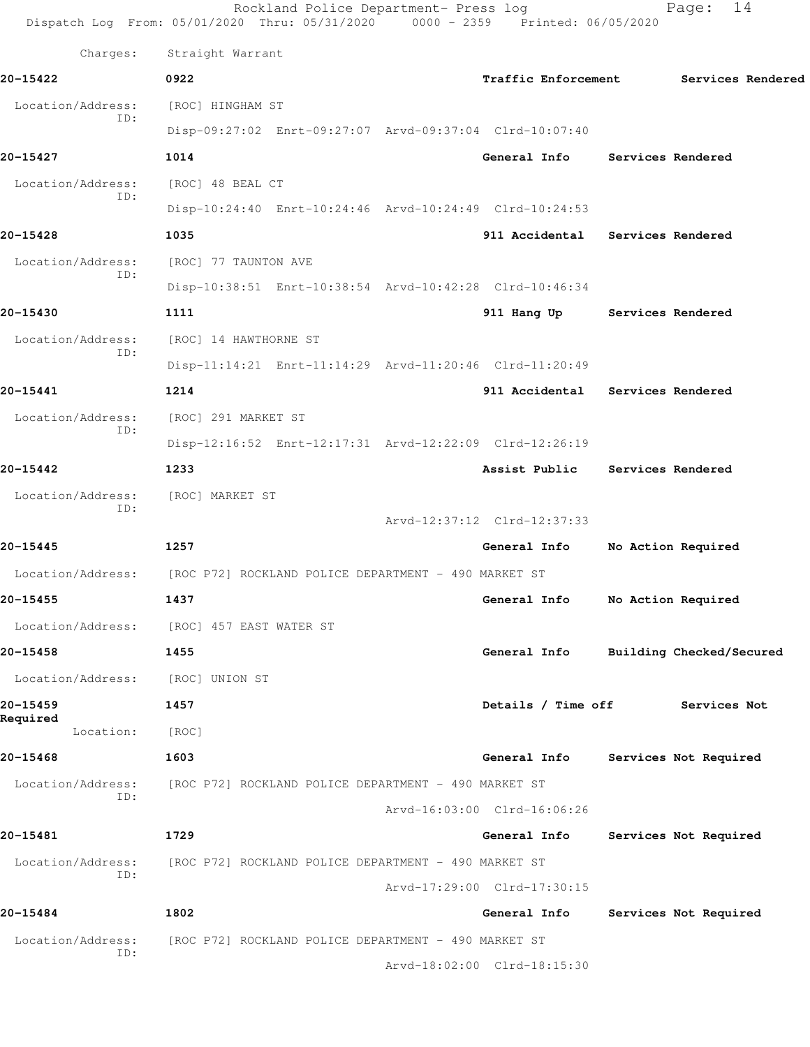Charges: Straight Warrant

**20-15422** 0922 **Traffic Enforcement** **Services Rendered**

Location/Address: [ROC] HINGHAM ST
ID:
Disp-09:27:02 Enrt-09:27:07 Arvd-09:37:04 Clrd-10:07:40

**20-15427** 1014 **General Info** **Services Rendered**

Location/Address: [ROC] 48 BEAL CT
ID:
Disp-10:24:40 Enrt-10:24:46 Arvd-10:24:49 Clrd-10:24:53

**20-15428** 1035 **911 Accidental** **Services Rendered**

Location/Address: [ROC] 77 TAUNTON AVE
ID:
Disp-10:38:51 Enrt-10:38:54 Arvd-10:42:28 Clrd-10:46:34

**20-15430** 1111 **911 Hang Up** **Services Rendered**

Location/Address: [ROC] 14 HAWTHORNE ST
ID:
Disp-11:14:21 Enrt-11:14:29 Arvd-11:20:46 Clrd-11:20:49

**20-15441** 1214 **911 Accidental** **Services Rendered**

Location/Address: [ROC] 291 MARKET ST
ID:
Disp-12:16:52 Enrt-12:17:31 Arvd-12:22:09 Clrd-12:26:19

**20-15442** 1233 **Assist Public** **Services Rendered**

Location/Address: [ROC] MARKET ST
ID:
Arvd-12:37:12 Clrd-12:37:33

**20-15445** 1257 **General Info** **No Action Required**

Location/Address: [ROC P72] ROCKLAND POLICE DEPARTMENT - 490 MARKET ST

**20-15455** 1437 **General Info** **No Action Required**

Location/Address: [ROC] 457 EAST WATER ST

**20-15458** 1455 **General Info** **Building Checked/Secured**

Location/Address: [ROC] UNION ST

**20-15459** 1457 **Details / Time off** **Services Not Required**

Location: [ROC]

**20-15468** 1603 **General Info** **Services Not Required**

Location/Address: [ROC P72] ROCKLAND POLICE DEPARTMENT - 490 MARKET ST
ID:
Arvd-16:03:00 Clrd-16:06:26

**20-15481** 1729 **General Info** **Services Not Required**

Location/Address: [ROC P72] ROCKLAND POLICE DEPARTMENT - 490 MARKET ST
ID:
Arvd-17:29:00 Clrd-17:30:15

**20-15484** 1802 **General Info** **Services Not Required**

Location/Address: [ROC P72] ROCKLAND POLICE DEPARTMENT - 490 MARKET ST
ID:
Arvd-18:02:00 Clrd-18:15:30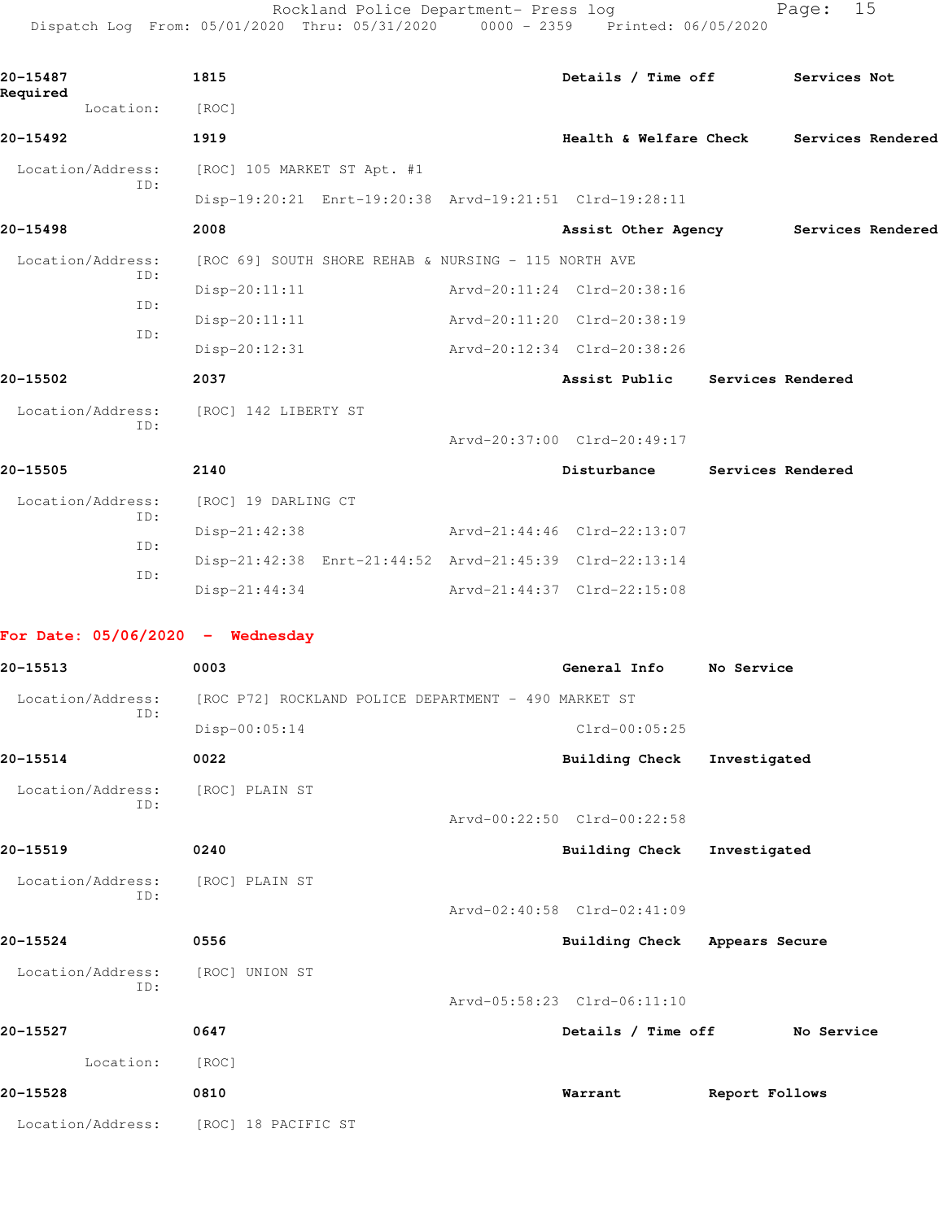20-15487 1815 Details / Time off Services Not Required

Location: [ROC]

20-15492 1919 Health & Welfare Check Services Rendered

Location/Address: [ROC] 105 MARKET ST Apt. #1
ID:
Disp-19:20:21 Enrt-19:20:38 Arvd-19:21:51 Clrd-19:28:11

20-15498 2008 Assist Other Agency Services Rendered

Location/Address: [ROC 69] SOUTH SHORE REHAB & NURSING - 115 NORTH AVE
ID:
Disp-20:11:11 Arvd-20:11:24 Clrd-20:38:16
ID:
Disp-20:11:11 Arvd-20:11:20 Clrd-20:38:19
ID:
Disp-20:12:31 Arvd-20:12:34 Clrd-20:38:26

20-15502 2037 Assist Public Services Rendered

Location/Address: [ROC] 142 LIBERTY ST
ID:
Arvd-20:37:00 Clrd-20:49:17

20-15505 2140 Disturbance Services Rendered

Location/Address: [ROC] 19 DARLING CT
ID:
Disp-21:42:38 Arvd-21:44:46 Clrd-22:13:07
ID:
Disp-21:42:38 Enrt-21:44:52 Arvd-21:45:39 Clrd-22:13:14
ID:
Disp-21:44:34 Arvd-21:44:37 Clrd-22:15:08

## For Date: 05/06/2020 - Wednesday

20-15513 0003 General Info No Service

Location/Address: [ROC P72] ROCKLAND POLICE DEPARTMENT - 490 MARKET ST
ID:
Disp-00:05:14 Clrd-00:05:25

20-15514 0022 Building Check Investigated

Location/Address: [ROC] PLAIN ST
ID:
Arvd-00:22:50 Clrd-00:22:58

20-15519 0240 Building Check Investigated

Location/Address: [ROC] PLAIN ST
ID:
Arvd-02:40:58 Clrd-02:41:09

20-15524 0556 Building Check Appears Secure

Location/Address: [ROC] UNION ST
ID:
Arvd-05:58:23 Clrd-06:11:10

20-15527 0647 Details / Time off No Service

Location: [ROC]

20-15528 0810 Warrant Report Follows

Location/Address: [ROC] 18 PACIFIC ST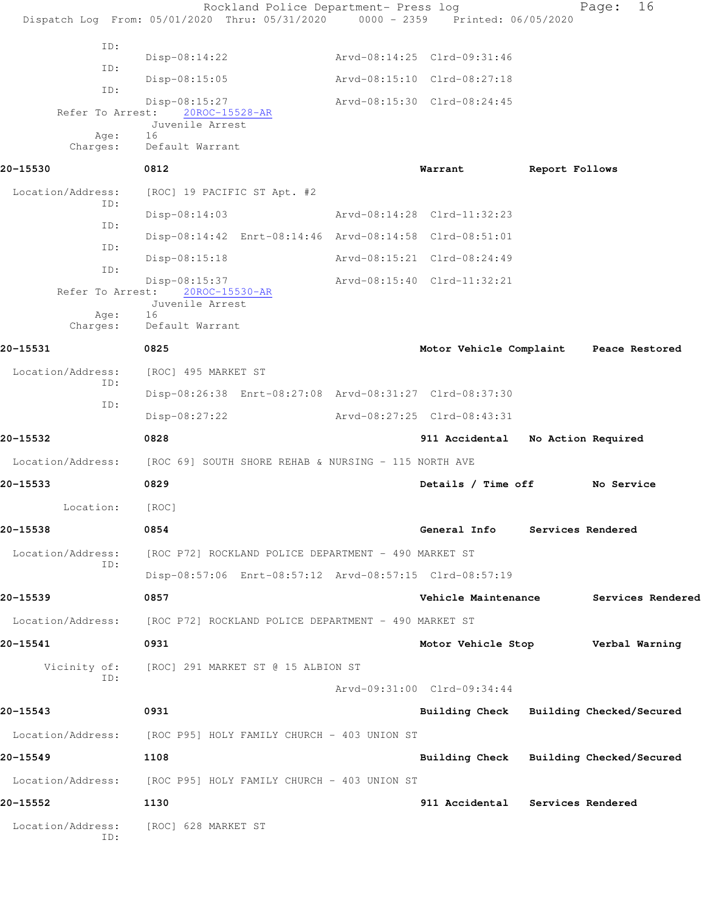ID:
Disp-08:14:22 Arvd-08:14:25 Clrd-09:31:46

ID:
Disp-08:15:05 Arvd-08:15:10 Clrd-08:27:18

ID:
Disp-08:15:27 Arvd-08:15:30 Clrd-08:24:45

Refer To Arrest: 20ROC-15528-AR
Juvenile Arrest
Age: 16
Charges: Default Warrant

**20-15530** **0812** **Warrant** **Report Follows**

Location/Address: [ROC] 19 PACIFIC ST Apt. #2

ID:
Disp-08:14:03 Arvd-08:14:28 Clrd-11:32:23

ID:
Disp-08:14:42 Enrt-08:14:46 Arvd-08:14:58 Clrd-08:51:01

ID:
Disp-08:15:18 Arvd-08:15:21 Clrd-08:24:49

ID:
Disp-08:15:37 Arvd-08:15:40 Clrd-11:32:21

Refer To Arrest: 20ROC-15530-AR
Juvenile Arrest
Age: 16
Charges: Default Warrant

**20-15531** **0825** **Motor Vehicle Complaint** **Peace Restored**

Location/Address: [ROC] 495 MARKET ST

ID:
Disp-08:26:38 Enrt-08:27:08 Arvd-08:31:27 Clrd-08:37:30

ID:
Disp-08:27:22 Arvd-08:27:25 Clrd-08:43:31

**20-15532** **0828** **911 Accidental** **No Action Required**

Location/Address: [ROC 69] SOUTH SHORE REHAB & NURSING - 115 NORTH AVE

**20-15533** **0829** **Details / Time off** **No Service**

Location: [ROC]

**20-15538** **0854** **General Info** **Services Rendered**

Location/Address: [ROC P72] ROCKLAND POLICE DEPARTMENT - 490 MARKET ST

ID:
Disp-08:57:06 Enrt-08:57:12 Arvd-08:57:15 Clrd-08:57:19

**20-15539** **0857** **Vehicle Maintenance** **Services Rendered**

Location/Address: [ROC P72] ROCKLAND POLICE DEPARTMENT - 490 MARKET ST

**20-15541** **0931** **Motor Vehicle Stop** **Verbal Warning**

Vicinity of: [ROC] 291 MARKET ST @ 15 ALBION ST

ID:
Arvd-09:31:00 Clrd-09:34:44

**20-15543** **0931** **Building Check** **Building Checked/Secured**

Location/Address: [ROC P95] HOLY FAMILY CHURCH - 403 UNION ST

**20-15549** **1108** **Building Check** **Building Checked/Secured**

Location/Address: [ROC P95] HOLY FAMILY CHURCH - 403 UNION ST

**20-15552** **1130** **911 Accidental** **Services Rendered**

Location/Address: [ROC] 628 MARKET ST

ID: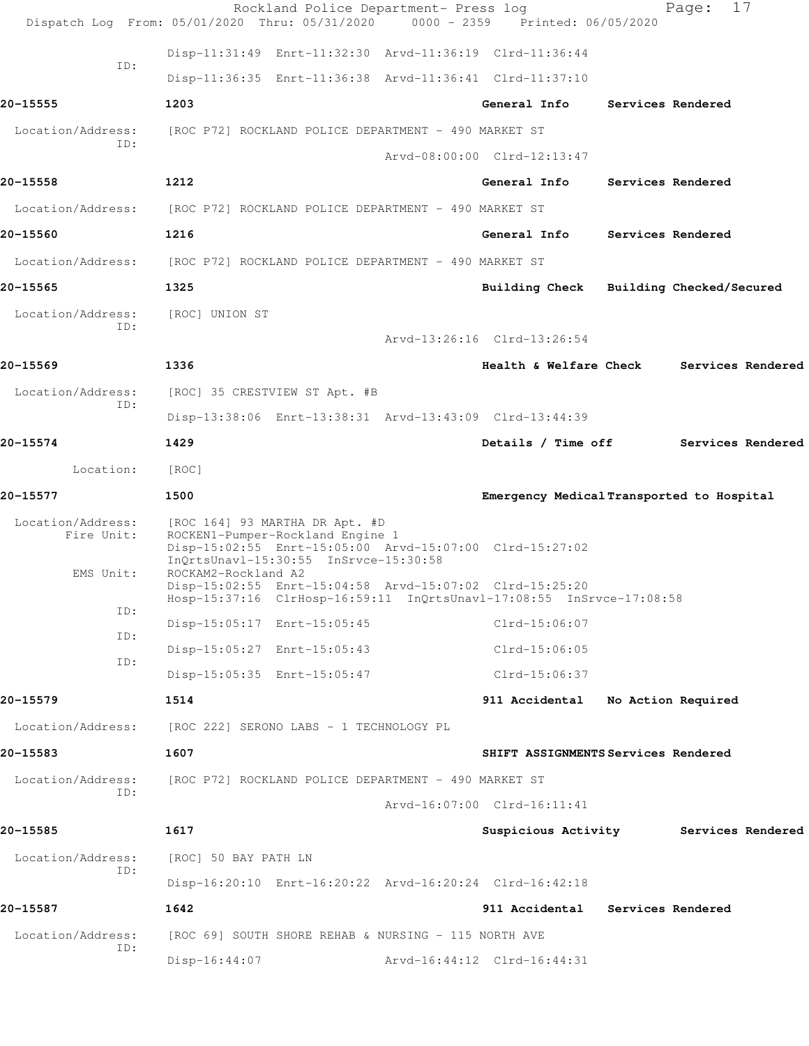Disp-11:31:49 Enrt-11:32:30 Arvd-11:36:19 Clrd-11:36:44

ID:

Disp-11:36:35 Enrt-11:36:38 Arvd-11:36:41 Clrd-11:37:10

**20-15555** 1203 General Info Services Rendered

Location/Address: [ROC P72] ROCKLAND POLICE DEPARTMENT - 490 MARKET ST

ID:

Arvd-08:00:00 Clrd-12:13:47

**20-15558** 1212 General Info Services Rendered

Location/Address: [ROC P72] ROCKLAND POLICE DEPARTMENT - 490 MARKET ST

**20-15560** 1216 General Info Services Rendered

Location/Address: [ROC P72] ROCKLAND POLICE DEPARTMENT - 490 MARKET ST

**20-15565** 1325 Building Check Building Checked/Secured

Location/Address: [ROC] UNION ST

ID:

Arvd-13:26:16 Clrd-13:26:54

**20-15569** 1336 Health & Welfare Check Services Rendered

Location/Address: [ROC] 35 CRESTVIEW ST Apt. #B

ID:

Disp-13:38:06 Enrt-13:38:31 Arvd-13:43:09 Clrd-13:44:39

**20-15574** 1429 Details / Time off Services Rendered

Location: [ROC]

**20-15577** 1500 Emergency Medical Transported to Hospital

Location/Address: [ROC 164] 93 MARTHA DR Apt. #D

Fire Unit: ROCKEN1-Pumper-Rockland Engine 1

Disp-15:02:55 Enrt-15:05:00 Arvd-15:07:00 Clrd-15:27:02

InQrtsUnavl-15:30:55 InSrvce-15:30:58

EMS Unit: ROCKAM2-Rockland A2

Disp-15:02:55 Enrt-15:04:58 Arvd-15:07:02 Clrd-15:25:20

Hosp-15:37:16 ClrHosp-16:59:11 InQrtsUnavl-17:08:55 InSrvce-17:08:58

ID:

Disp-15:05:17 Enrt-15:05:45 Clrd-15:06:07

ID:

Disp-15:05:27 Enrt-15:05:43 Clrd-15:06:05

ID:

Disp-15:05:35 Enrt-15:05:47 Clrd-15:06:37

**20-15579** 1514 911 Accidental No Action Required

Location/Address: [ROC 222] SERONO LABS - 1 TECHNOLOGY PL

**20-15583** 1607 SHIFT ASSIGNMENTS Services Rendered

Location/Address: [ROC P72] ROCKLAND POLICE DEPARTMENT - 490 MARKET ST

ID:

Arvd-16:07:00 Clrd-16:11:41

**20-15585** 1617 Suspicious Activity Services Rendered

Location/Address: [ROC] 50 BAY PATH LN

ID:

Disp-16:20:10 Enrt-16:20:22 Arvd-16:20:24 Clrd-16:42:18

**20-15587** 1642 911 Accidental Services Rendered

Location/Address: [ROC 69] SOUTH SHORE REHAB & NURSING - 115 NORTH AVE

ID:

Disp-16:44:07 Arvd-16:44:12 Clrd-16:44:31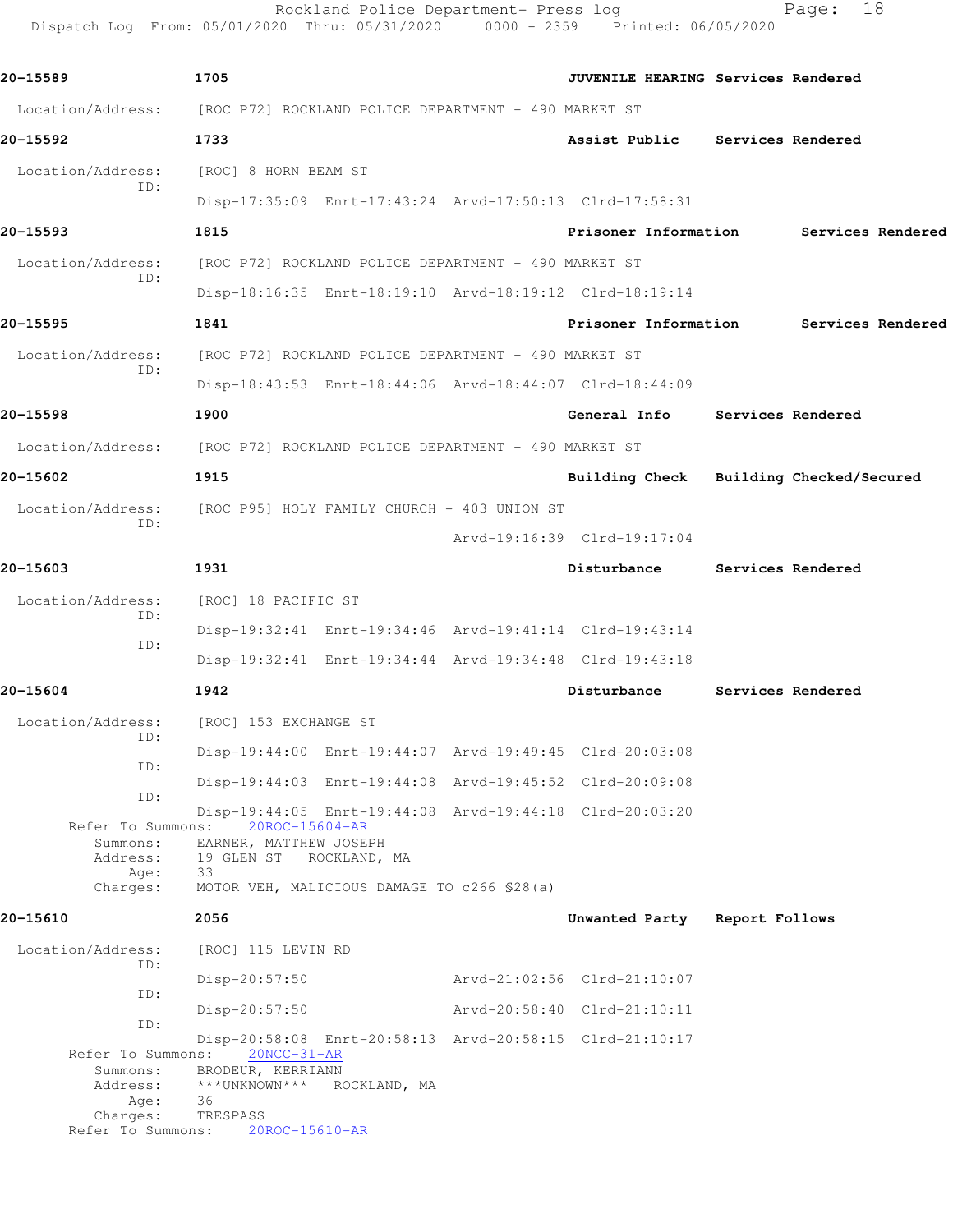| | | | |
|---|---|---|---|
| **20-15589** | **1705** | **JUVENILE HEARING** | **Services Rendered** |

Location/Address: [ROC P72] ROCKLAND POLICE DEPARTMENT - 490 MARKET ST

| | | | |
|---|---|---|---|
| **20-15592** | **1733** | **Assist Public** | **Services Rendered** |

Location/Address: [ROC] 8 HORN BEAM ST
ID:
Disp-17:35:09 Enrt-17:43:24 Arvd-17:50:13 Clrd-17:58:31

| | | | |
|---|---|---|---|
| **20-15593** | **1815** | **Prisoner Information** | **Services Rendered** |

Location/Address: [ROC P72] ROCKLAND POLICE DEPARTMENT - 490 MARKET ST
ID:
Disp-18:16:35 Enrt-18:19:10 Arvd-18:19:12 Clrd-18:19:14

| | | | |
|---|---|---|---|
| **20-15595** | **1841** | **Prisoner Information** | **Services Rendered** |

Location/Address: [ROC P72] ROCKLAND POLICE DEPARTMENT - 490 MARKET ST
ID:
Disp-18:43:53 Enrt-18:44:06 Arvd-18:44:07 Clrd-18:44:09

| | | | |
|---|---|---|---|
| **20-15598** | **1900** | **General Info** | **Services Rendered** |

Location/Address: [ROC P72] ROCKLAND POLICE DEPARTMENT - 490 MARKET ST

| | | | |
|---|---|---|---|
| **20-15602** | **1915** | **Building Check** | **Building Checked/Secured** |

Location/Address: [ROC P95] HOLY FAMILY CHURCH - 403 UNION ST
ID:
Arvd-19:16:39 Clrd-19:17:04

| | | | |
|---|---|---|---|
| **20-15603** | **1931** | **Disturbance** | **Services Rendered** |

Location/Address: [ROC] 18 PACIFIC ST
ID:
Disp-19:32:41 Enrt-19:34:46 Arvd-19:41:14 Clrd-19:43:14
ID:
Disp-19:32:41 Enrt-19:34:44 Arvd-19:34:48 Clrd-19:43:18

| | | | |
|---|---|---|---|
| **20-15604** | **1942** | **Disturbance** | **Services Rendered** |

Location/Address: [ROC] 153 EXCHANGE ST
ID:
Disp-19:44:00 Enrt-19:44:07 Arvd-19:49:45 Clrd-20:03:08
ID:
Disp-19:44:03 Enrt-19:44:08 Arvd-19:45:52 Clrd-20:09:08
ID:
Disp-19:44:05 Enrt-19:44:08 Arvd-19:44:18 Clrd-20:03:20

Refer To Summons: 20ROC-15604-AR
Summons: EARNER, MATTHEW JOSEPH
Address: 19 GLEN ST ROCKLAND, MA
Age: 33
Charges: MOTOR VEH, MALICIOUS DAMAGE TO c266 §28(a)

| | | | |
|---|---|---|---|
| **20-15610** | **2056** | **Unwanted Party** | **Report Follows** |

Location/Address: [ROC] 115 LEVIN RD
ID:
Disp-20:57:50 Arvd-21:02:56 Clrd-21:10:07
ID:
Disp-20:57:50 Arvd-20:58:40 Clrd-21:10:11
ID:
Disp-20:58:08 Enrt-20:58:13 Arvd-20:58:15 Clrd-21:10:17

Refer To Summons: 20NCC-31-AR
Summons: BRODEUR, KERRIANN
Address: ***UNKNOWN*** ROCKLAND, MA
Age: 36
Charges: TRESPASS
Refer To Summons: 20ROC-15610-AR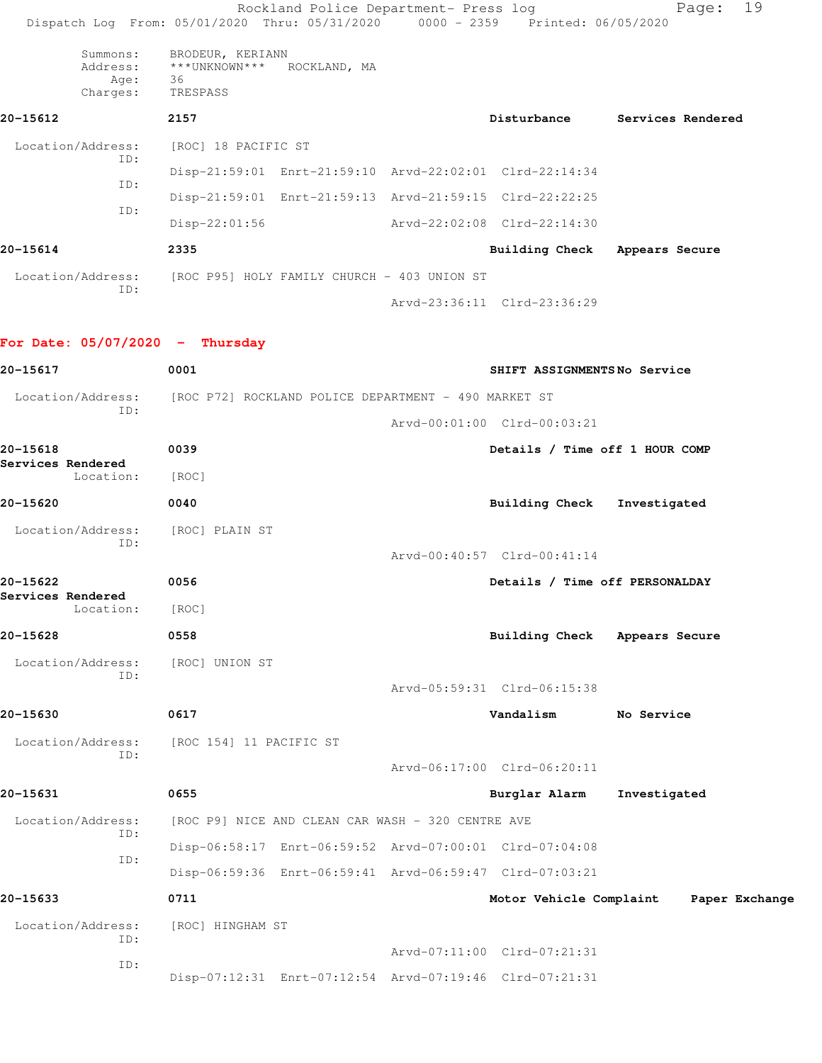Summons: BRODEUR, KERIANN
Address: ***UNKNOWN*** ROCKLAND, MA
Age: 36
Charges: TRESPASS

**20-15612** 2157 **Disturbance** **Services Rendered**

Location/Address: [ROC] 18 PACIFIC ST
ID:
Disp-21:59:01 Enrt-21:59:10 Arvd-22:02:01 Clrd-22:14:34
ID:
Disp-21:59:01 Enrt-21:59:13 Arvd-21:59:15 Clrd-22:22:25
ID:
Disp-22:01:56 Arvd-22:02:08 Clrd-22:14:30

**20-15614** 2335 **Building Check** **Appears Secure**

Location/Address: [ROC P95] HOLY FAMILY CHURCH - 403 UNION ST
ID:
Arvd-23:36:11 Clrd-23:36:29

## For Date: 05/07/2020 - Thursday

**20-15617** 0001 **SHIFT ASSIGNMENTS** **No Service**

Location/Address: [ROC P72] ROCKLAND POLICE DEPARTMENT - 490 MARKET ST
ID:
Arvd-00:01:00 Clrd-00:03:21

**20-15618** 0039 **Details / Time off 1 HOUR COMP**
**Services Rendered**
Location: [ROC]

**20-15620** 0040 **Building Check** **Investigated**

Location/Address: [ROC] PLAIN ST
ID:
Arvd-00:40:57 Clrd-00:41:14

**20-15622** 0056 **Details / Time off PERSONALDAY**
**Services Rendered**
Location: [ROC]

**20-15628** 0558 **Building Check** **Appears Secure**

Location/Address: [ROC] UNION ST
ID:
Arvd-05:59:31 Clrd-06:15:38

**20-15630** 0617 **Vandalism** **No Service**

Location/Address: [ROC 154] 11 PACIFIC ST
ID:
Arvd-06:17:00 Clrd-06:20:11

**20-15631** 0655 **Burglar Alarm** **Investigated**

Location/Address: [ROC P9] NICE AND CLEAN CAR WASH - 320 CENTRE AVE
ID:
Disp-06:58:17 Enrt-06:59:52 Arvd-07:00:01 Clrd-07:04:08
ID:
Disp-06:59:36 Enrt-06:59:41 Arvd-06:59:47 Clrd-07:03:21

**20-15633** 0711 **Motor Vehicle Complaint** **Paper Exchange**

Location/Address: [ROC] HINGHAM ST
ID:
Arvd-07:11:00 Clrd-07:21:31
ID:
Disp-07:12:31 Enrt-07:12:54 Arvd-07:19:46 Clrd-07:21:31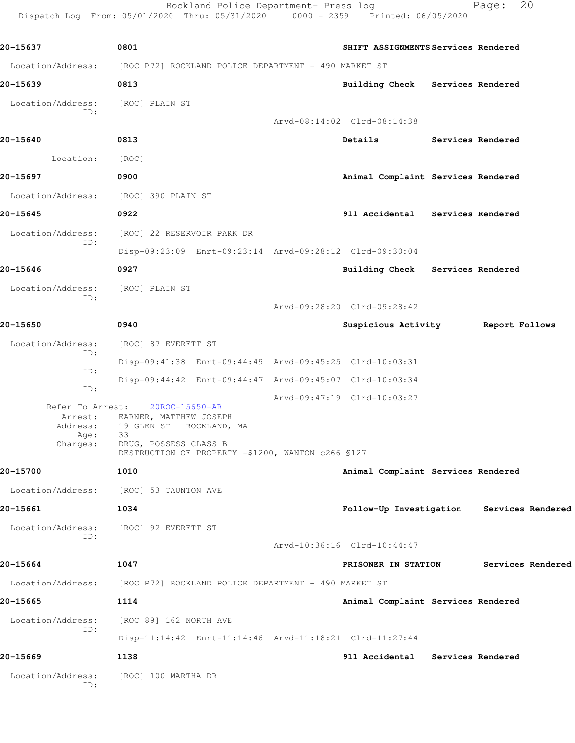**20-15637** 0801 **SHIFT ASSIGNMENTS** **Services Rendered**

Location/Address: [ROC P72] ROCKLAND POLICE DEPARTMENT - 490 MARKET ST

**20-15639** 0813 **Building Check** **Services Rendered**

Location/Address: [ROC] PLAIN ST
ID:
Arvd-08:14:02 Clrd-08:14:38

**20-15640** 0813 **Details** **Services Rendered**

Location: [ROC]

**20-15697** 0900 **Animal Complaint** **Services Rendered**

Location/Address: [ROC] 390 PLAIN ST

**20-15645** 0922 **911 Accidental** **Services Rendered**

Location/Address: [ROC] 22 RESERVOIR PARK DR
ID:
Disp-09:23:09 Enrt-09:23:14 Arvd-09:28:12 Clrd-09:30:04

**20-15646** 0927 **Building Check** **Services Rendered**

Location/Address: [ROC] PLAIN ST
ID:
Arvd-09:28:20 Clrd-09:28:42

**20-15650** 0940 **Suspicious Activity** **Report Follows**

Location/Address: [ROC] 87 EVERETT ST
ID:
Disp-09:41:38 Enrt-09:44:49 Arvd-09:45:25 Clrd-10:03:31
ID:
Disp-09:44:42 Enrt-09:44:47 Arvd-09:45:07 Clrd-10:03:34
ID:
Arvd-09:47:19 Clrd-10:03:27

Refer To Arrest: 20ROC-15650-AR
Arrest: EARNER, MATTHEW JOSEPH
Address: 19 GLEN ST ROCKLAND, MA
Age: 33
Charges: DRUG, POSSESS CLASS B
DESTRUCTION OF PROPERTY +$1200, WANTON c266 §127

**20-15700** 1010 **Animal Complaint** **Services Rendered**

Location/Address: [ROC] 53 TAUNTON AVE

**20-15661** 1034 **Follow-Up Investigation** **Services Rendered**

Location/Address: [ROC] 92 EVERETT ST
ID:
Arvd-10:36:16 Clrd-10:44:47

**20-15664** 1047 **PRISONER IN STATION** **Services Rendered**

Location/Address: [ROC P72] ROCKLAND POLICE DEPARTMENT - 490 MARKET ST

**20-15665** 1114 **Animal Complaint** **Services Rendered**

Location/Address: [ROC 89] 162 NORTH AVE
ID:
Disp-11:14:42 Enrt-11:14:46 Arvd-11:18:21 Clrd-11:27:44

**20-15669** 1138 **911 Accidental** **Services Rendered**

Location/Address: [ROC] 100 MARTHA DR
ID: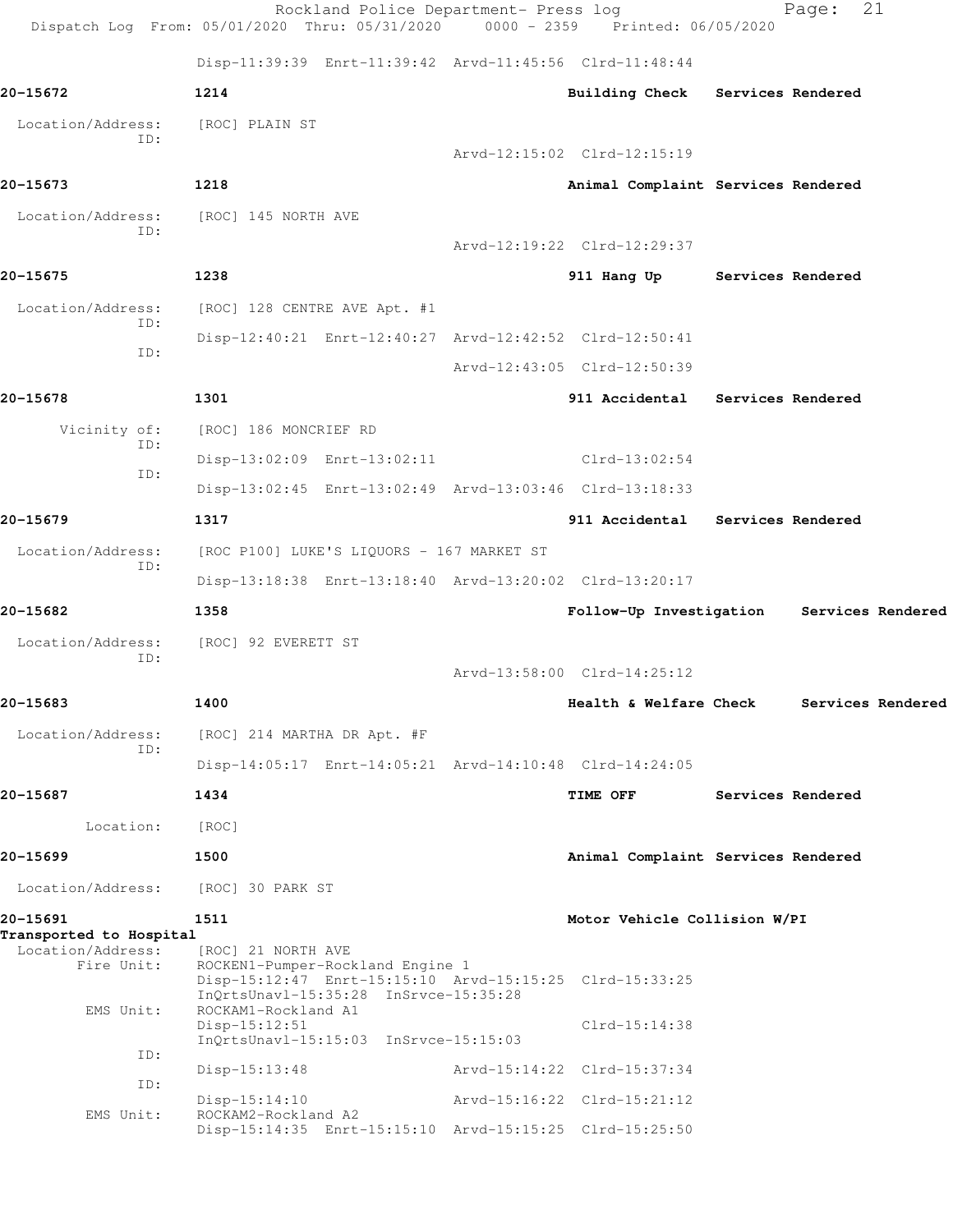Disp-11:39:39 Enrt-11:39:42 Arvd-11:45:56 Clrd-11:48:44

**20-15672** 1214 **Building Check** **Services Rendered**

Location/Address: [ROC] PLAIN ST
ID:
Arvd-12:15:02 Clrd-12:15:19

**20-15673** 1218 **Animal Complaint** **Services Rendered**

Location/Address: [ROC] 145 NORTH AVE
ID:
Arvd-12:19:22 Clrd-12:29:37

**20-15675** 1238 **911 Hang Up** **Services Rendered**

Location/Address: [ROC] 128 CENTRE AVE Apt. #1
ID:
Disp-12:40:21 Enrt-12:40:27 Arvd-12:42:52 Clrd-12:50:41
ID:
Arvd-12:43:05 Clrd-12:50:39

**20-15678** 1301 **911 Accidental** **Services Rendered**

Vicinity of: [ROC] 186 MONCRIEF RD
ID:
Disp-13:02:09 Enrt-13:02:11 Clrd-13:02:54
ID:
Disp-13:02:45 Enrt-13:02:49 Arvd-13:03:46 Clrd-13:18:33

**20-15679** 1317 **911 Accidental** **Services Rendered**

Location/Address: [ROC P100] LUKE'S LIQUORS - 167 MARKET ST
ID:
Disp-13:18:38 Enrt-13:18:40 Arvd-13:20:02 Clrd-13:20:17

**20-15682** 1358 **Follow-Up Investigation** **Services Rendered**

Location/Address: [ROC] 92 EVERETT ST
ID:
Arvd-13:58:00 Clrd-14:25:12

**20-15683** 1400 **Health & Welfare Check** **Services Rendered**

Location/Address: [ROC] 214 MARTHA DR Apt. #F
ID:
Disp-14:05:17 Enrt-14:05:21 Arvd-14:10:48 Clrd-14:24:05

**20-15687** 1434 **TIME OFF** **Services Rendered**

Location: [ROC]

**20-15699** 1500 **Animal Complaint** **Services Rendered**

Location/Address: [ROC] 30 PARK ST

**20-15691** 1511 **Motor Vehicle Collision W/PI**
**Transported to Hospital**

Location/Address: [ROC] 21 NORTH AVE
Fire Unit: ROCKEN1-Pumper-Rockland Engine 1
Disp-15:12:47 Enrt-15:15:10 Arvd-15:15:25 Clrd-15:33:25
InQrtsUnavl-15:35:28 InSrvce-15:35:28
EMS Unit: ROCKAM1-Rockland A1
Disp-15:12:51 Clrd-15:14:38
InQrtsUnavl-15:15:03 InSrvce-15:15:03
ID:
Disp-15:13:48 Arvd-15:14:22 Clrd-15:37:34
ID:
Disp-15:14:10 Arvd-15:16:22 Clrd-15:21:12
EMS Unit: ROCKAM2-Rockland A2
Disp-15:14:35 Enrt-15:15:10 Arvd-15:15:25 Clrd-15:25:50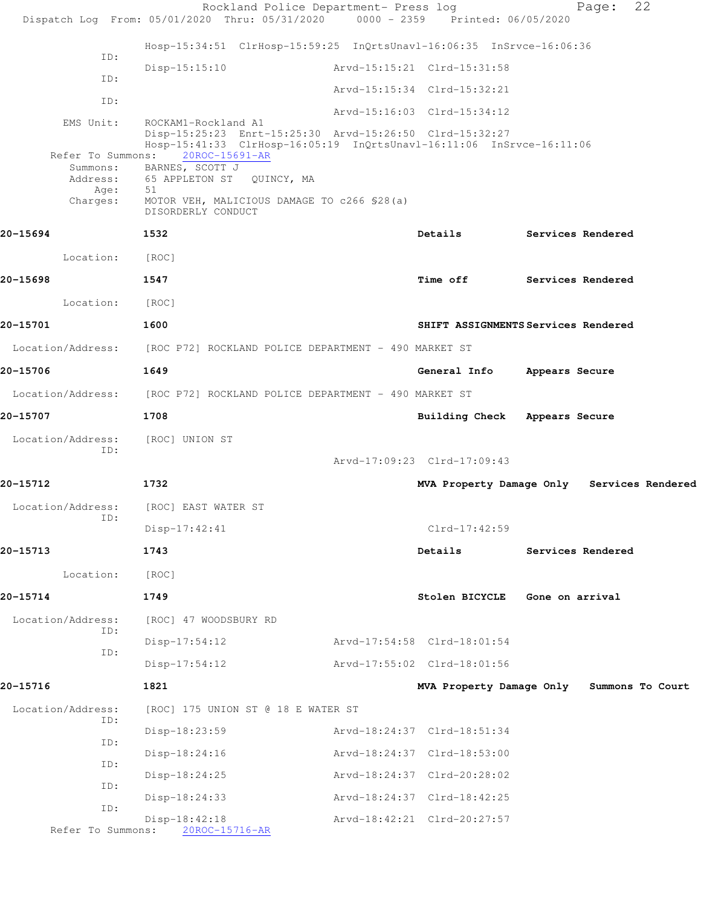Hosp-15:34:51 ClrHosp-15:59:25 InQrtsUnavl-16:06:35 InSrvce-16:06:36

ID: Disp-15:15:10 Arvd-15:15:21 Clrd-15:31:58

ID: Arvd-15:15:34 Clrd-15:32:21

ID: Arvd-15:16:03 Clrd-15:34:12

EMS Unit: ROCKAM1-Rockland A1
Disp-15:25:23 Enrt-15:25:30 Arvd-15:26:50 Clrd-15:32:27
Hosp-15:41:33 ClrHosp-16:05:19 InQrtsUnavl-16:11:06 InSrvce-16:11:06

Refer To Summons: 20ROC-15691-AR
Summons: BARNES, SCOTT J
Address: 65 APPLETON ST QUINCY, MA
Age: 51
Charges: MOTOR VEH, MALICIOUS DAMAGE TO c266 §28(a)
DISORDERLY CONDUCT

**20-15694** 1532 Details Services Rendered

Location: [ROC]

**20-15698** 1547 Time off Services Rendered

Location: [ROC]

**20-15701** 1600 SHIFT ASSIGNMENTS Services Rendered

Location/Address: [ROC P72] ROCKLAND POLICE DEPARTMENT - 490 MARKET ST

**20-15706** 1649 General Info Appears Secure

Location/Address: [ROC P72] ROCKLAND POLICE DEPARTMENT - 490 MARKET ST

**20-15707** 1708 Building Check Appears Secure

Location/Address: [ROC] UNION ST
ID: Arvd-17:09:23 Clrd-17:09:43

**20-15712** 1732 MVA Property Damage Only Services Rendered

Location/Address: [ROC] EAST WATER ST
ID: Disp-17:42:41 Clrd-17:42:59

**20-15713** 1743 Details Services Rendered

Location: [ROC]

**20-15714** 1749 Stolen BICYCLE Gone on arrival

Location/Address: [ROC] 47 WOODSBURY RD
ID: Disp-17:54:12 Arvd-17:54:58 Clrd-18:01:54
ID: Disp-17:54:12 Arvd-17:55:02 Clrd-18:01:56

**20-15716** 1821 MVA Property Damage Only Summons To Court

Location/Address: [ROC] 175 UNION ST @ 18 E WATER ST
ID: Disp-18:23:59 Arvd-18:24:37 Clrd-18:51:34
ID: Disp-18:24:16 Arvd-18:24:37 Clrd-18:53:00
ID: Disp-18:24:25 Arvd-18:24:37 Clrd-20:28:02
ID: Disp-18:24:33 Arvd-18:24:37 Clrd-18:42:25
ID: Disp-18:42:18 Arvd-18:42:21 Clrd-20:27:57

Refer To Summons: 20ROC-15716-AR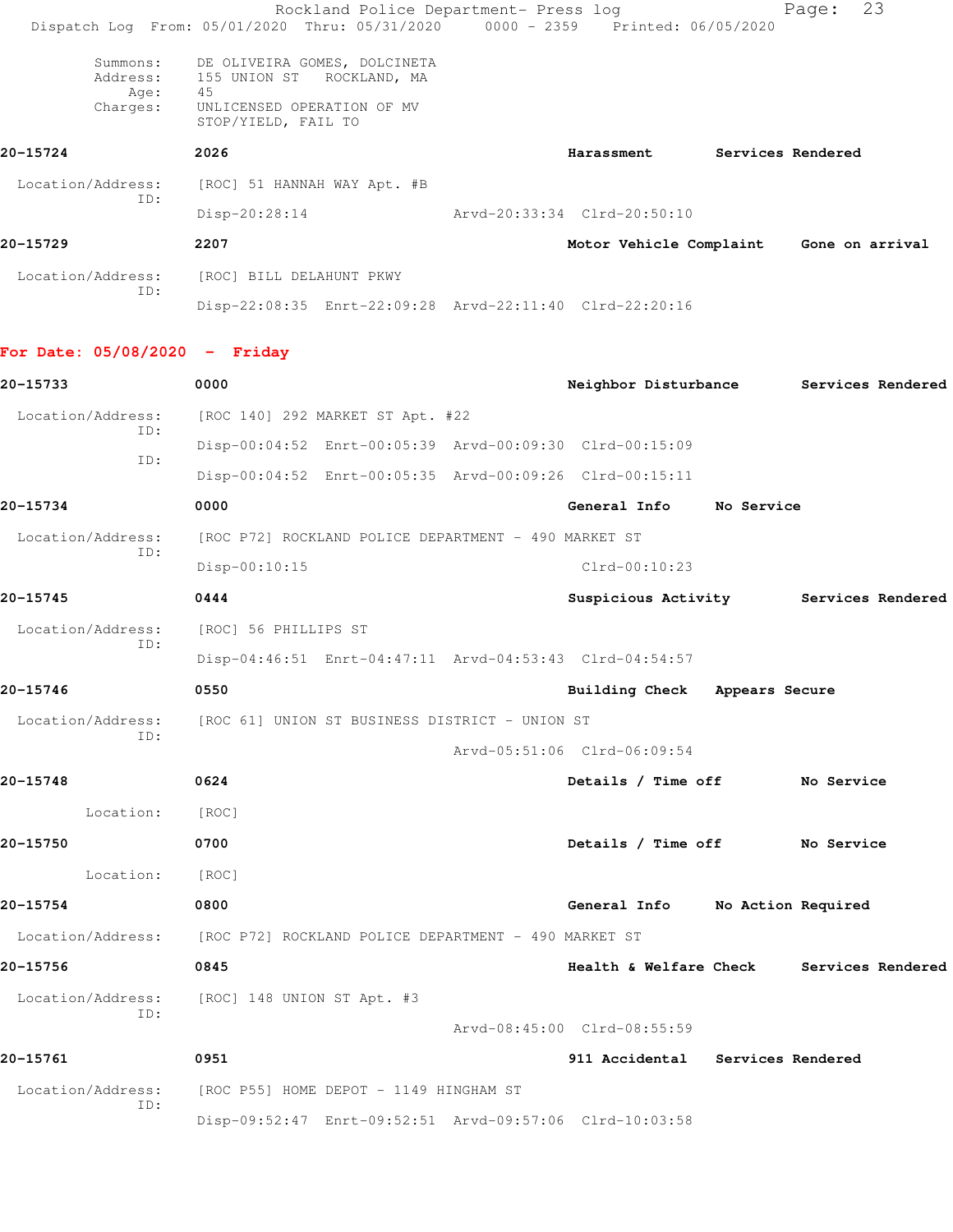Summons: DE OLIVEIRA GOMES, DOLCINETA
Address: 155 UNION ST ROCKLAND, MA
Age: 45
Charges: UNLICENSED OPERATION OF MV
STOP/YIELD, FAIL TO

**20-15724** **2026** **Harassment** **Services Rendered**

Location/Address: [ROC] 51 HANNAH WAY Apt. #B
ID:
Disp-20:28:14 Arvd-20:33:34 Clrd-20:50:10

**20-15729** **2207** **Motor Vehicle Complaint** **Gone on arrival**

Location/Address: [ROC] BILL DELAHUNT PKWY
ID:
Disp-22:08:35 Enrt-22:09:28 Arvd-22:11:40 Clrd-22:20:16

## For Date: 05/08/2020 - Friday

**20-15733** **0000** **Neighbor Disturbance** **Services Rendered**

Location/Address: [ROC 140] 292 MARKET ST Apt. #22
ID:
Disp-00:04:52 Enrt-00:05:39 Arvd-00:09:30 Clrd-00:15:09
ID:
Disp-00:04:52 Enrt-00:05:35 Arvd-00:09:26 Clrd-00:15:11

**20-15734** **0000** **General Info** **No Service**

Location/Address: [ROC P72] ROCKLAND POLICE DEPARTMENT - 490 MARKET ST
ID:
Disp-00:10:15 Clrd-00:10:23

**20-15745** **0444** **Suspicious Activity** **Services Rendered**

Location/Address: [ROC] 56 PHILLIPS ST
ID:
Disp-04:46:51 Enrt-04:47:11 Arvd-04:53:43 Clrd-04:54:57

**20-15746** **0550** **Building Check** **Appears Secure**

Location/Address: [ROC 61] UNION ST BUSINESS DISTRICT - UNION ST
ID:
Arvd-05:51:06 Clrd-06:09:54

**20-15748** **0624** **Details / Time off** **No Service**

Location: [ROC]

**20-15750** **0700** **Details / Time off** **No Service**

Location: [ROC]

**20-15754** **0800** **General Info** **No Action Required**

Location/Address: [ROC P72] ROCKLAND POLICE DEPARTMENT - 490 MARKET ST

**20-15756** **0845** **Health & Welfare Check** **Services Rendered**

Location/Address: [ROC] 148 UNION ST Apt. #3
ID:
Arvd-08:45:00 Clrd-08:55:59

**20-15761** **0951** **911 Accidental** **Services Rendered**

Location/Address: [ROC P55] HOME DEPOT - 1149 HINGHAM ST
ID:
Disp-09:52:47 Enrt-09:52:51 Arvd-09:57:06 Clrd-10:03:58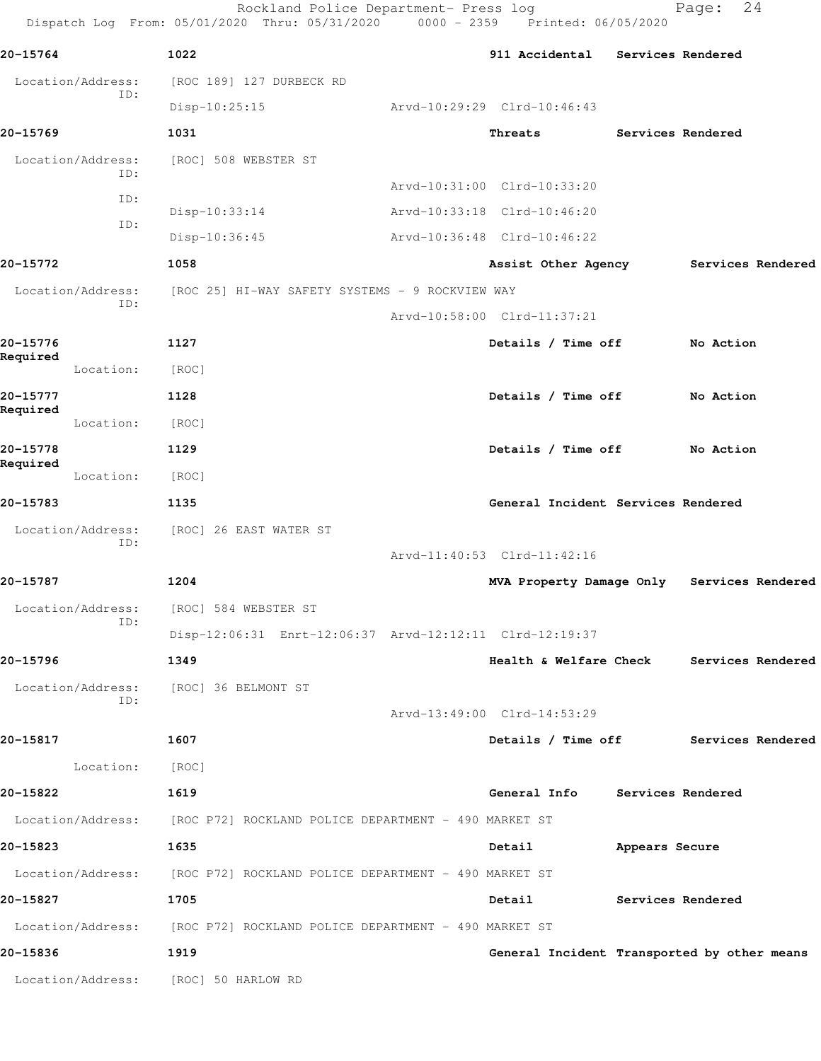**20-15764** **1022** **911 Accidental** **Services Rendered**

Location/Address: [ROC 189] 127 DURBECK RD
ID:
Disp-10:25:15 Arvd-10:29:29 Clrd-10:46:43

**20-15769** **1031** **Threats** **Services Rendered**

Location/Address: [ROC] 508 WEBSTER ST
ID:
Arvd-10:31:00 Clrd-10:33:20
ID:
Disp-10:33:14 Arvd-10:33:18 Clrd-10:46:20
ID:
Disp-10:36:45 Arvd-10:36:48 Clrd-10:46:22

**20-15772** **1058** **Assist Other Agency** **Services Rendered**

Location/Address: [ROC 25] HI-WAY SAFETY SYSTEMS - 9 ROCKVIEW WAY
ID:
Arvd-10:58:00 Clrd-11:37:21

**20-15776** **1127** **Details / Time off** **No Action Required**

Location: [ROC]

**20-15777** **1128** **Details / Time off** **No Action Required**

Location: [ROC]

**20-15778** **1129** **Details / Time off** **No Action Required**

Location: [ROC]

**20-15783** **1135** **General Incident** **Services Rendered**

Location/Address: [ROC] 26 EAST WATER ST
ID:
Arvd-11:40:53 Clrd-11:42:16

**20-15787** **1204** **MVA Property Damage Only** **Services Rendered**

Location/Address: [ROC] 584 WEBSTER ST
ID:
Disp-12:06:31 Enrt-12:06:37 Arvd-12:12:11 Clrd-12:19:37

**20-15796** **1349** **Health & Welfare Check** **Services Rendered**

Location/Address: [ROC] 36 BELMONT ST
ID:
Arvd-13:49:00 Clrd-14:53:29

**20-15817** **1607** **Details / Time off** **Services Rendered**

Location: [ROC]

**20-15822** **1619** **General Info** **Services Rendered**

Location/Address: [ROC P72] ROCKLAND POLICE DEPARTMENT - 490 MARKET ST

**20-15823** **1635** **Detail** **Appears Secure**

Location/Address: [ROC P72] ROCKLAND POLICE DEPARTMENT - 490 MARKET ST

**20-15827** **1705** **Detail** **Services Rendered**

Location/Address: [ROC P72] ROCKLAND POLICE DEPARTMENT - 490 MARKET ST

**20-15836** **1919** **General Incident** **Transported by other means**

Location/Address: [ROC] 50 HARLOW RD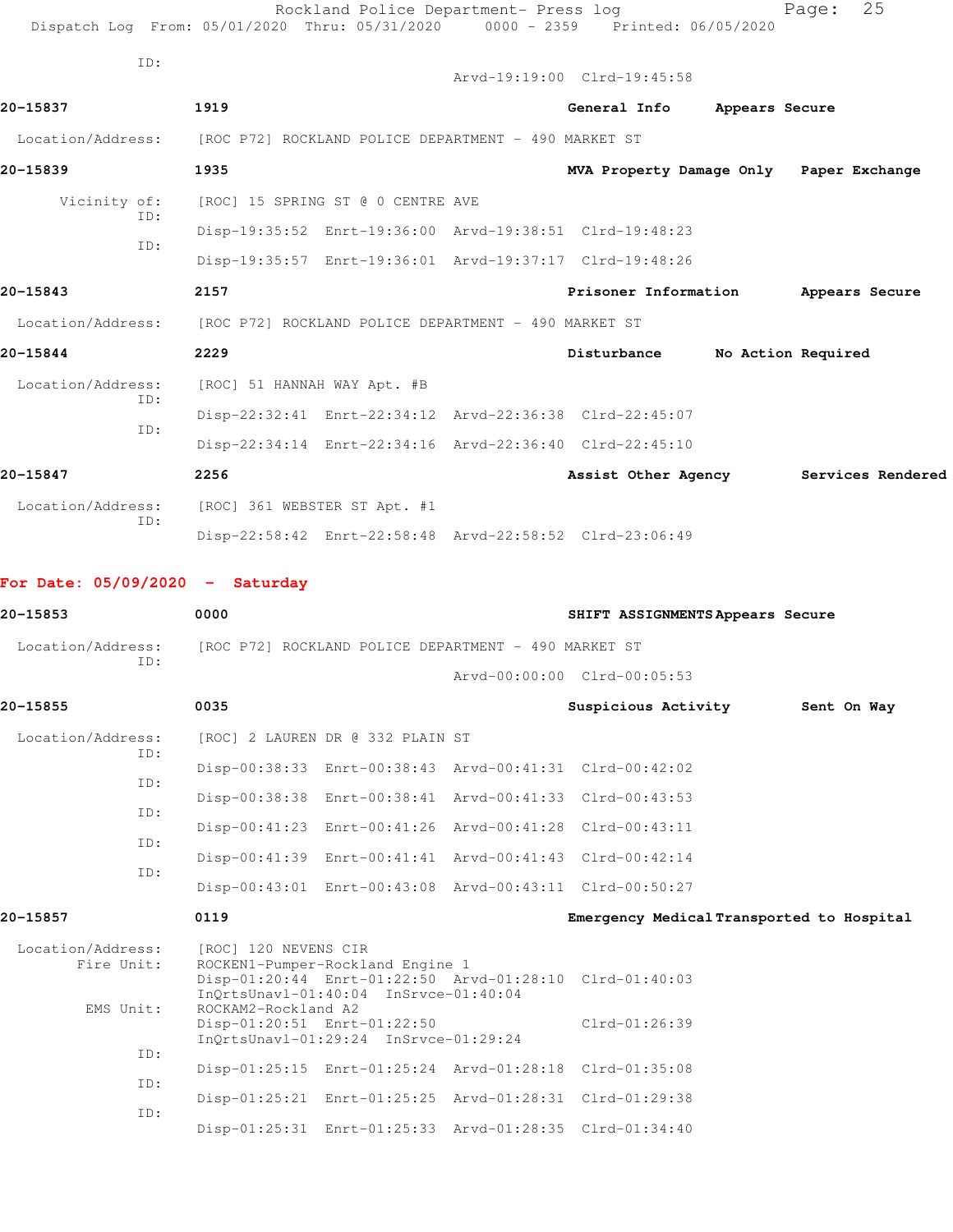ID:

Arvd-19:19:00 Clrd-19:45:58

**20-15837** 1919 **General Info** **Appears Secure**

Location/Address: [ROC P72] ROCKLAND POLICE DEPARTMENT - 490 MARKET ST

**20-15839** 1935 **MVA Property Damage Only** **Paper Exchange**

Vicinity of: [ROC] 15 SPRING ST @ 0 CENTRE AVE

ID:
Disp-19:35:52 Enrt-19:36:00 Arvd-19:38:51 Clrd-19:48:23

ID:
Disp-19:35:57 Enrt-19:36:01 Arvd-19:37:17 Clrd-19:48:26

**20-15843** 2157 **Prisoner Information** **Appears Secure**

Location/Address: [ROC P72] ROCKLAND POLICE DEPARTMENT - 490 MARKET ST

**20-15844** 2229 **Disturbance** **No Action Required**

Location/Address: [ROC] 51 HANNAH WAY Apt. #B

ID:
Disp-22:32:41 Enrt-22:34:12 Arvd-22:36:38 Clrd-22:45:07

ID:
Disp-22:34:14 Enrt-22:34:16 Arvd-22:36:40 Clrd-22:45:10

**20-15847** 2256 **Assist Other Agency** **Services Rendered**

Location/Address: [ROC] 361 WEBSTER ST Apt. #1

ID:
Disp-22:58:42 Enrt-22:58:48 Arvd-22:58:52 Clrd-23:06:49

## For Date: 05/09/2020 - Saturday

**20-15853** 0000 **SHIFT ASSIGNMENTS** **Appears Secure**

Location/Address: [ROC P72] ROCKLAND POLICE DEPARTMENT - 490 MARKET ST

ID:
Arvd-00:00:00 Clrd-00:05:53

**20-15855** 0035 **Suspicious Activity** **Sent On Way**

Location/Address: [ROC] 2 LAUREN DR @ 332 PLAIN ST

ID:
Disp-00:38:33 Enrt-00:38:43 Arvd-00:41:31 Clrd-00:42:02

ID:
Disp-00:38:38 Enrt-00:38:41 Arvd-00:41:33 Clrd-00:43:53

ID:
Disp-00:41:23 Enrt-00:41:26 Arvd-00:41:28 Clrd-00:43:11

ID:
Disp-00:41:39 Enrt-00:41:41 Arvd-00:41:43 Clrd-00:42:14

ID:
Disp-00:43:01 Enrt-00:43:08 Arvd-00:43:11 Clrd-00:50:27

**20-15857** 0119 **Emergency Medical** **Transported to Hospital**

Location/Address: [ROC] 120 NEVENS CIR

Fire Unit: ROCKEN1-Pumper-Rockland Engine 1
Disp-01:20:44 Enrt-01:22:50 Arvd-01:28:10 Clrd-01:40:03
InQrtsUnavl-01:40:04 InSrvce-01:40:04

EMS Unit: ROCKAM2-Rockland A2
Disp-01:20:51 Enrt-01:22:50 Clrd-01:26:39
InQrtsUnavl-01:29:24 InSrvce-01:29:24

ID:
Disp-01:25:15 Enrt-01:25:24 Arvd-01:28:18 Clrd-01:35:08

ID:
Disp-01:25:21 Enrt-01:25:25 Arvd-01:28:31 Clrd-01:29:38

ID:
Disp-01:25:31 Enrt-01:25:33 Arvd-01:28:35 Clrd-01:34:40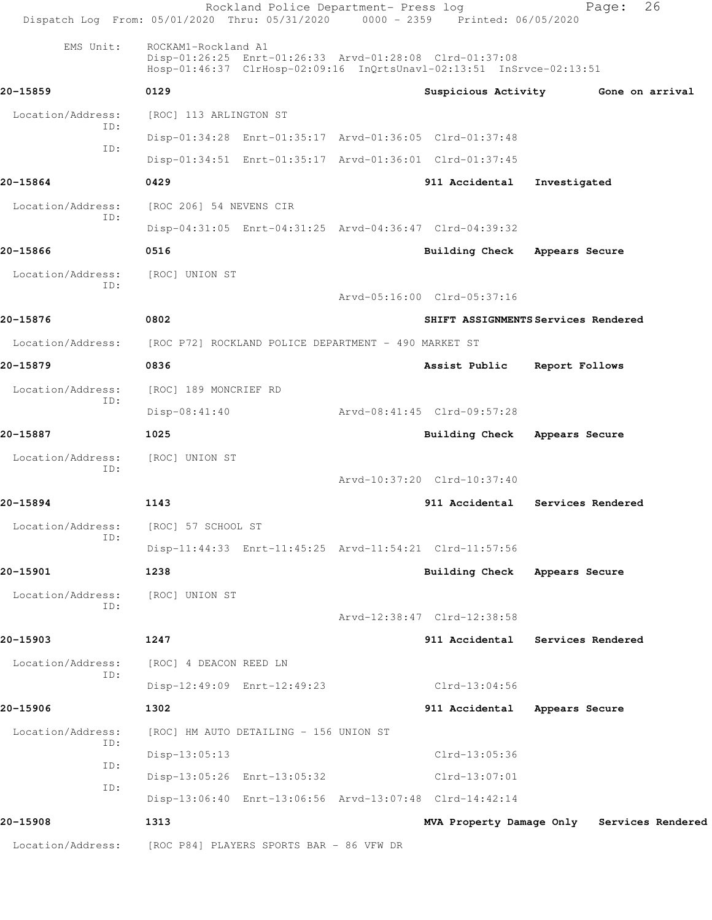EMS Unit: ROCKAM1-Rockland A1
Disp-01:26:25 Enrt-01:26:33 Arvd-01:28:08 Clrd-01:37:08
Hosp-01:46:37 ClrHosp-02:09:16 InQrtsUnavl-02:13:51 InSrvce-02:13:51

**20-15859** **0129** **Suspicious Activity** **Gone on arrival**

Location/Address: [ROC] 113 ARLINGTON ST
ID: Disp-01:34:28 Enrt-01:35:17 Arvd-01:36:05 Clrd-01:37:48
ID: Disp-01:34:51 Enrt-01:35:17 Arvd-01:36:01 Clrd-01:37:45

**20-15864** **0429** **911 Accidental** **Investigated**

Location/Address: [ROC 206] 54 NEVENS CIR
ID: Disp-04:31:05 Enrt-04:31:25 Arvd-04:36:47 Clrd-04:39:32

**20-15866** **0516** **Building Check** **Appears Secure**

Location/Address: [ROC] UNION ST
ID: Arvd-05:16:00 Clrd-05:37:16

**20-15876** **0802** **SHIFT ASSIGNMENTS** **Services Rendered**

Location/Address: [ROC P72] ROCKLAND POLICE DEPARTMENT - 490 MARKET ST

**20-15879** **0836** **Assist Public** **Report Follows**

Location/Address: [ROC] 189 MONCRIEF RD
ID: Disp-08:41:40 Arvd-08:41:45 Clrd-09:57:28

**20-15887** **1025** **Building Check** **Appears Secure**

Location/Address: [ROC] UNION ST
ID: Arvd-10:37:20 Clrd-10:37:40

**20-15894** **1143** **911 Accidental** **Services Rendered**

Location/Address: [ROC] 57 SCHOOL ST
ID: Disp-11:44:33 Enrt-11:45:25 Arvd-11:54:21 Clrd-11:57:56

**20-15901** **1238** **Building Check** **Appears Secure**

Location/Address: [ROC] UNION ST
ID: Arvd-12:38:47 Clrd-12:38:58

**20-15903** **1247** **911 Accidental** **Services Rendered**

Location/Address: [ROC] 4 DEACON REED LN
ID: Disp-12:49:09 Enrt-12:49:23 Clrd-13:04:56

**20-15906** **1302** **911 Accidental** **Appears Secure**

Location/Address: [ROC] HM AUTO DETAILING - 156 UNION ST
ID: Disp-13:05:13 Clrd-13:05:36
ID: Disp-13:05:26 Enrt-13:05:32 Clrd-13:07:01
ID: Disp-13:06:40 Enrt-13:06:56 Arvd-13:07:48 Clrd-14:42:14

**20-15908** **1313** **MVA Property Damage Only** **Services Rendered**

Location/Address: [ROC P84] PLAYERS SPORTS BAR - 86 VFW DR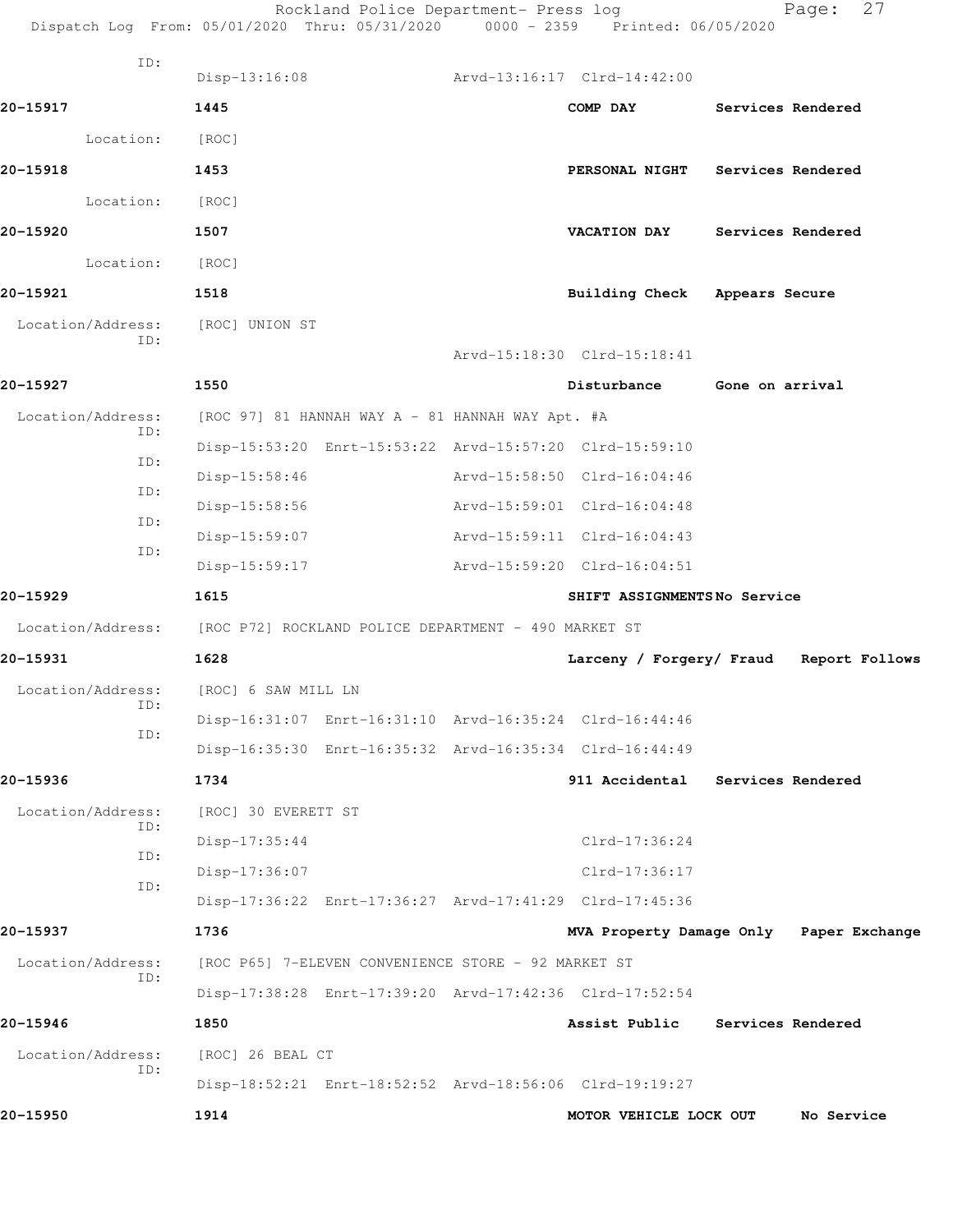ID:
Disp-13:16:08 Arvd-13:16:17 Clrd-14:42:00

**20-15917** **1445** **COMP DAY** **Services Rendered**

Location: [ROC]

**20-15918** **1453** **PERSONAL NIGHT** **Services Rendered**

Location: [ROC]

**20-15920** **1507** **VACATION DAY** **Services Rendered**

Location: [ROC]

**20-15921** **1518** **Building Check** **Appears Secure**

Location/Address: [ROC] UNION ST
ID:
Arvd-15:18:30 Clrd-15:18:41

**20-15927** **1550** **Disturbance** **Gone on arrival**

Location/Address: [ROC 97] 81 HANNAH WAY A - 81 HANNAH WAY Apt. #A
ID:
Disp-15:53:20 Enrt-15:53:22 Arvd-15:57:20 Clrd-15:59:10
ID:
Disp-15:58:46 Arvd-15:58:50 Clrd-16:04:46
ID:
Disp-15:58:56 Arvd-15:59:01 Clrd-16:04:48
ID:
Disp-15:59:07 Arvd-15:59:11 Clrd-16:04:43
ID:
Disp-15:59:17 Arvd-15:59:20 Clrd-16:04:51

**20-15929** **1615** **SHIFT ASSIGNMENTS** **No Service**

Location/Address: [ROC P72] ROCKLAND POLICE DEPARTMENT - 490 MARKET ST

**20-15931** **1628** **Larceny / Forgery/ Fraud** **Report Follows**

Location/Address: [ROC] 6 SAW MILL LN
ID:
Disp-16:31:07 Enrt-16:31:10 Arvd-16:35:24 Clrd-16:44:46
ID:
Disp-16:35:30 Enrt-16:35:32 Arvd-16:35:34 Clrd-16:44:49

**20-15936** **1734** **911 Accidental** **Services Rendered**

Location/Address: [ROC] 30 EVERETT ST
ID:
Disp-17:35:44 Clrd-17:36:24
ID:
Disp-17:36:07 Clrd-17:36:17
ID:
Disp-17:36:22 Enrt-17:36:27 Arvd-17:41:29 Clrd-17:45:36

**20-15937** **1736** **MVA Property Damage Only** **Paper Exchange**

Location/Address: [ROC P65] 7-ELEVEN CONVENIENCE STORE - 92 MARKET ST
ID:
Disp-17:38:28 Enrt-17:39:20 Arvd-17:42:36 Clrd-17:52:54

**20-15946** **1850** **Assist Public** **Services Rendered**

Location/Address: [ROC] 26 BEAL CT
ID:
Disp-18:52:21 Enrt-18:52:52 Arvd-18:56:06 Clrd-19:19:27

**20-15950** **1914** **MOTOR VEHICLE LOCK OUT** **No Service**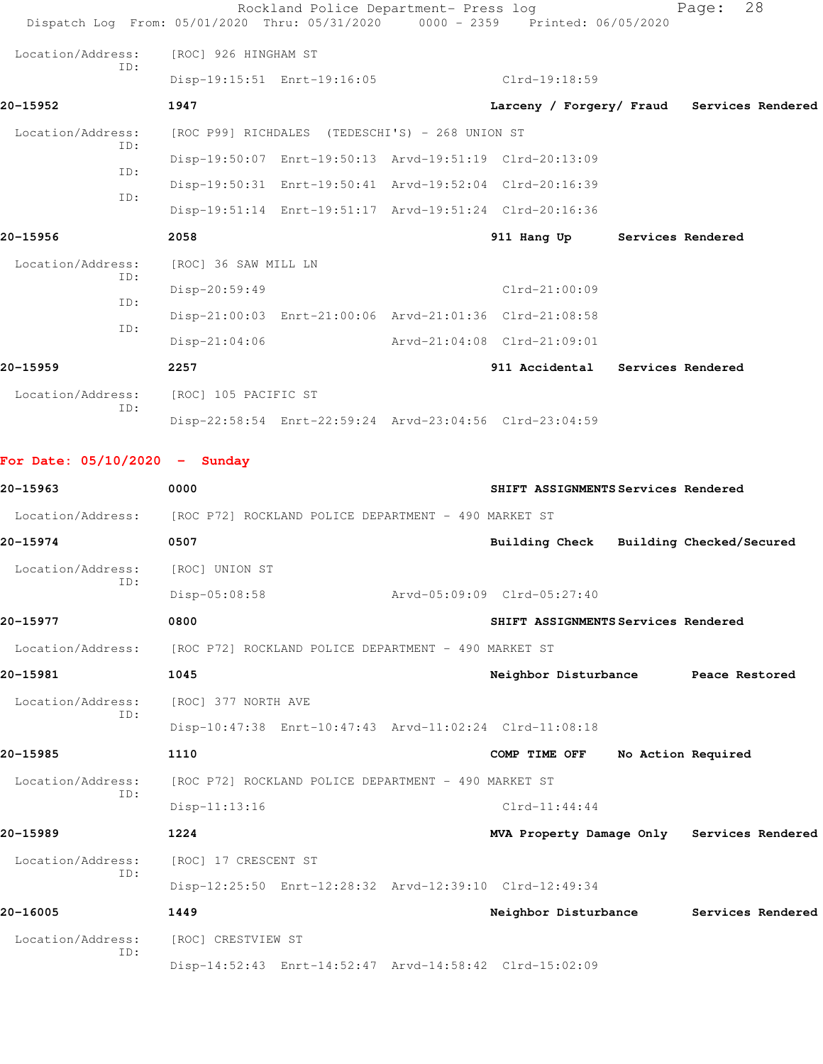Location/Address: [ROC] 926 HINGHAM ST
ID:
Disp-19:15:51 Enrt-19:16:05 Clrd-19:18:59

**20-15952** **1947** **Larceny / Forgery/ Fraud** **Services Rendered**

Location/Address: [ROC P99] RICHDALES (TEDESCHI'S) - 268 UNION ST
ID:
Disp-19:50:07 Enrt-19:50:13 Arvd-19:51:19 Clrd-20:13:09
ID:
Disp-19:50:31 Enrt-19:50:41 Arvd-19:52:04 Clrd-20:16:39
ID:
Disp-19:51:14 Enrt-19:51:17 Arvd-19:51:24 Clrd-20:16:36

**20-15956** **2058** **911 Hang Up** **Services Rendered**

Location/Address: [ROC] 36 SAW MILL LN
ID:
Disp-20:59:49 Clrd-21:00:09
ID:
Disp-21:00:03 Enrt-21:00:06 Arvd-21:01:36 Clrd-21:08:58
ID:
Disp-21:04:06 Arvd-21:04:08 Clrd-21:09:01

**20-15959** **2257** **911 Accidental** **Services Rendered**

Location/Address: [ROC] 105 PACIFIC ST
ID:
Disp-22:58:54 Enrt-22:59:24 Arvd-23:04:56 Clrd-23:04:59

## For Date: 05/10/2020 - Sunday

**20-15963** **0000** **SHIFT ASSIGNMENTS** **Services Rendered**

Location/Address: [ROC P72] ROCKLAND POLICE DEPARTMENT - 490 MARKET ST

**20-15974** **0507** **Building Check** **Building Checked/Secured**

Location/Address: [ROC] UNION ST
ID:
Disp-05:08:58 Arvd-05:09:09 Clrd-05:27:40

**20-15977** **0800** **SHIFT ASSIGNMENTS** **Services Rendered**

Location/Address: [ROC P72] ROCKLAND POLICE DEPARTMENT - 490 MARKET ST

**20-15981** **1045** **Neighbor Disturbance** **Peace Restored**

Location/Address: [ROC] 377 NORTH AVE
ID:
Disp-10:47:38 Enrt-10:47:43 Arvd-11:02:24 Clrd-11:08:18

**20-15985** **1110** **COMP TIME OFF** **No Action Required**

Location/Address: [ROC P72] ROCKLAND POLICE DEPARTMENT - 490 MARKET ST
ID:
Disp-11:13:16 Clrd-11:44:44

**20-15989** **1224** **MVA Property Damage Only** **Services Rendered**

Location/Address: [ROC] 17 CRESCENT ST
ID:
Disp-12:25:50 Enrt-12:28:32 Arvd-12:39:10 Clrd-12:49:34

**20-16005** **1449** **Neighbor Disturbance** **Services Rendered**

Location/Address: [ROC] CRESTVIEW ST
ID:
Disp-14:52:43 Enrt-14:52:47 Arvd-14:58:42 Clrd-15:02:09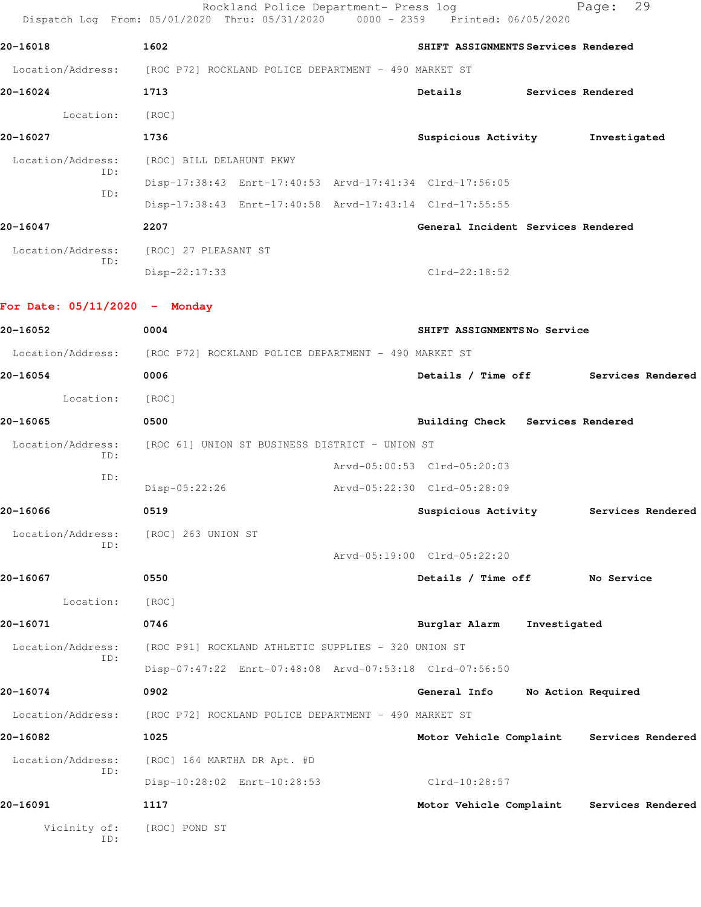20-16018 1602 SHIFT ASSIGNMENTS Services Rendered

Location/Address: [ROC P72] ROCKLAND POLICE DEPARTMENT - 490 MARKET ST

20-16024 1713 Details Services Rendered

Location: [ROC]

20-16027 1736 Suspicious Activity Investigated

Location/Address: [ROC] BILL DELAHUNT PKWY
ID: Disp-17:38:43 Enrt-17:40:53 Arvd-17:41:34 Clrd-17:56:05
ID: Disp-17:38:43 Enrt-17:40:58 Arvd-17:43:14 Clrd-17:55:55

20-16047 2207 General Incident Services Rendered

Location/Address: [ROC] 27 PLEASANT ST
ID: Disp-22:17:33 Clrd-22:18:52

**For Date: 05/11/2020 - Monday**

20-16052 0004 SHIFT ASSIGNMENTS No Service

Location/Address: [ROC P72] ROCKLAND POLICE DEPARTMENT - 490 MARKET ST

20-16054 0006 Details / Time off Services Rendered

Location: [ROC]

20-16065 0500 Building Check Services Rendered

Location/Address: [ROC 61] UNION ST BUSINESS DISTRICT - UNION ST
ID: Arvd-05:00:53 Clrd-05:20:03
ID: Disp-05:22:26 Arvd-05:22:30 Clrd-05:28:09

20-16066 0519 Suspicious Activity Services Rendered

Location/Address: [ROC] 263 UNION ST
ID: Arvd-05:19:00 Clrd-05:22:20

20-16067 0550 Details / Time off No Service

Location: [ROC]

20-16071 0746 Burglar Alarm Investigated

Location/Address: [ROC P91] ROCKLAND ATHLETIC SUPPLIES - 320 UNION ST
ID: Disp-07:47:22 Enrt-07:48:08 Arvd-07:53:18 Clrd-07:56:50

20-16074 0902 General Info No Action Required

Location/Address: [ROC P72] ROCKLAND POLICE DEPARTMENT - 490 MARKET ST

20-16082 1025 Motor Vehicle Complaint Services Rendered

Location/Address: [ROC] 164 MARTHA DR Apt. #D
ID: Disp-10:28:02 Enrt-10:28:53 Clrd-10:28:57

20-16091 1117 Motor Vehicle Complaint Services Rendered

Vicinity of: [ROC] POND ST
ID: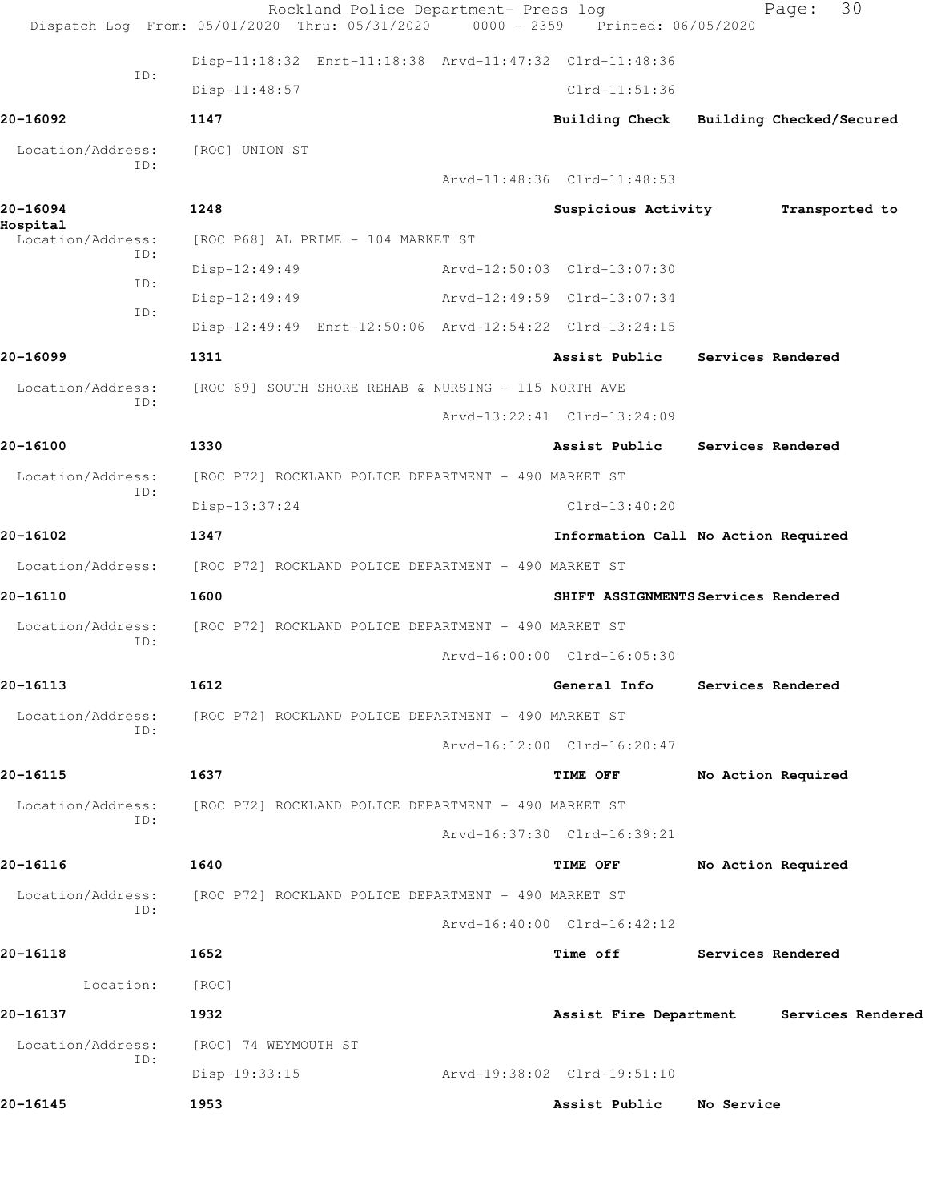Disp-11:18:32 Enrt-11:18:38 Arvd-11:47:32 Clrd-11:48:36

ID:

Disp-11:48:57 Clrd-11:51:36

**20-16092** 1147 **Building Check** **Building Checked/Secured**

Location/Address: [ROC] UNION ST

ID:

Arvd-11:48:36 Clrd-11:48:53

**20-16094** 1248 **Suspicious Activity** **Transported to Hospital**

Location/Address: [ROC P68] AL PRIME - 104 MARKET ST

ID:

Disp-12:49:49 Arvd-12:50:03 Clrd-13:07:30

ID:

Disp-12:49:49 Arvd-12:49:59 Clrd-13:07:34

ID:

Disp-12:49:49 Enrt-12:50:06 Arvd-12:54:22 Clrd-13:24:15

**20-16099** 1311 **Assist Public** **Services Rendered**

Location/Address: [ROC 69] SOUTH SHORE REHAB & NURSING - 115 NORTH AVE

ID:

Arvd-13:22:41 Clrd-13:24:09

**20-16100** 1330 **Assist Public** **Services Rendered**

Location/Address: [ROC P72] ROCKLAND POLICE DEPARTMENT - 490 MARKET ST

ID:

Disp-13:37:24 Clrd-13:40:20

**20-16102** 1347 **Information Call** **No Action Required**

Location/Address: [ROC P72] ROCKLAND POLICE DEPARTMENT - 490 MARKET ST

**20-16110** 1600 **SHIFT ASSIGNMENTS** **Services Rendered**

Location/Address: [ROC P72] ROCKLAND POLICE DEPARTMENT - 490 MARKET ST

ID:

Arvd-16:00:00 Clrd-16:05:30

**20-16113** 1612 **General Info** **Services Rendered**

Location/Address: [ROC P72] ROCKLAND POLICE DEPARTMENT - 490 MARKET ST

ID:

Arvd-16:12:00 Clrd-16:20:47

**20-16115** 1637 **TIME OFF** **No Action Required**

Location/Address: [ROC P72] ROCKLAND POLICE DEPARTMENT - 490 MARKET ST

ID:

Arvd-16:37:30 Clrd-16:39:21

**20-16116** 1640 **TIME OFF** **No Action Required**

Location/Address: [ROC P72] ROCKLAND POLICE DEPARTMENT - 490 MARKET ST

ID:

Arvd-16:40:00 Clrd-16:42:12

**20-16118** 1652 **Time off** **Services Rendered**

Location: [ROC]

**20-16137** 1932 **Assist Fire Department** **Services Rendered**

Location/Address: [ROC] 74 WEYMOUTH ST

ID:

Disp-19:33:15 Arvd-19:38:02 Clrd-19:51:10

**20-16145** 1953 **Assist Public** **No Service**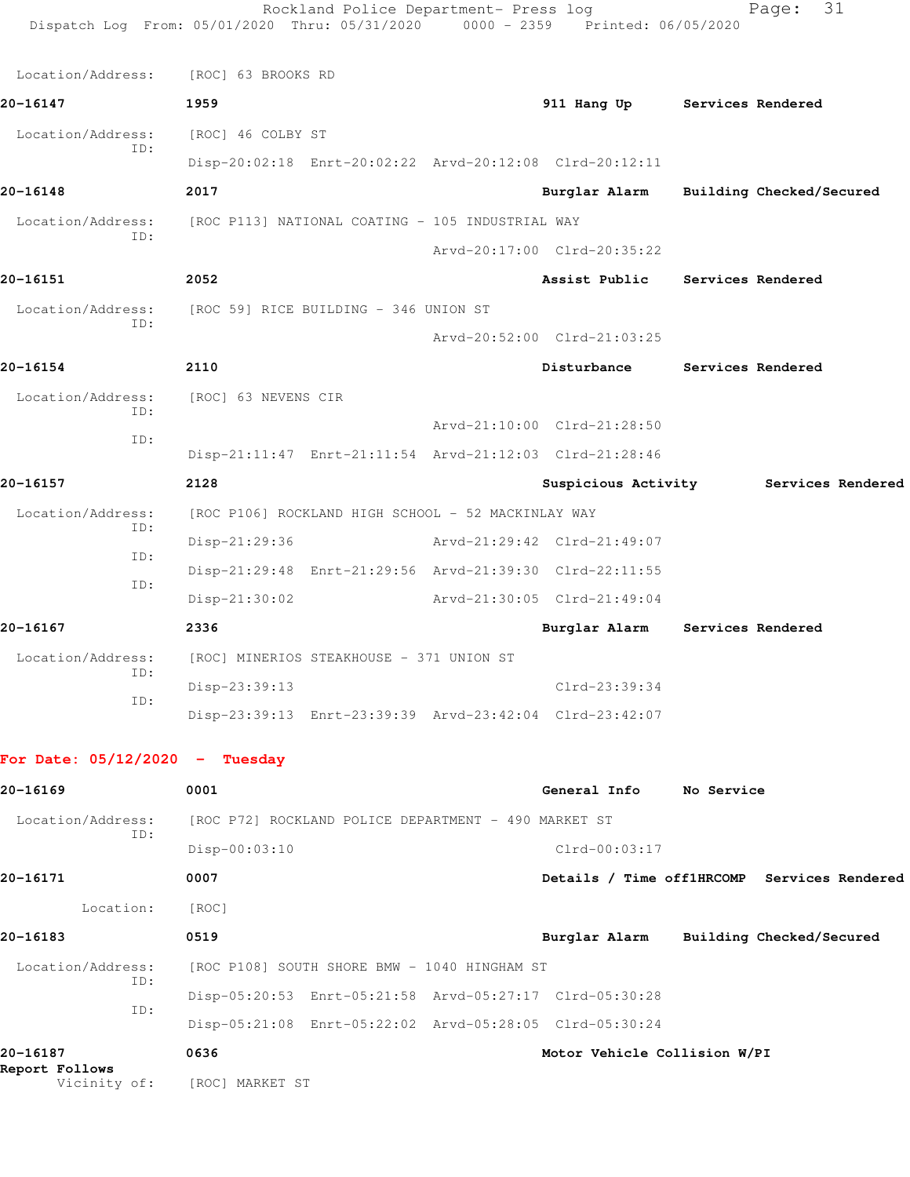Location/Address: [ROC] 63 BROOKS RD

**20-16147** 1959 **911 Hang Up** **Services Rendered**

Location/Address: [ROC] 46 COLBY ST
ID:
Disp-20:02:18 Enrt-20:02:22 Arvd-20:12:08 Clrd-20:12:11

**20-16148** 2017 **Burglar Alarm** **Building Checked/Secured**

Location/Address: [ROC P113] NATIONAL COATING - 105 INDUSTRIAL WAY
ID:
Arvd-20:17:00 Clrd-20:35:22

**20-16151** 2052 **Assist Public** **Services Rendered**

Location/Address: [ROC 59] RICE BUILDING - 346 UNION ST
ID:
Arvd-20:52:00 Clrd-21:03:25

**20-16154** 2110 **Disturbance** **Services Rendered**

Location/Address: [ROC] 63 NEVENS CIR
ID:
Arvd-21:10:00 Clrd-21:28:50
ID:
Disp-21:11:47 Enrt-21:11:54 Arvd-21:12:03 Clrd-21:28:46

**20-16157** 2128 **Suspicious Activity** **Services Rendered**

Location/Address: [ROC P106] ROCKLAND HIGH SCHOOL - 52 MACKINLAY WAY
ID:
Disp-21:29:36 Arvd-21:29:42 Clrd-21:49:07
ID:
Disp-21:29:48 Enrt-21:29:56 Arvd-21:39:30 Clrd-22:11:55
ID:
Disp-21:30:02 Arvd-21:30:05 Clrd-21:49:04

**20-16167** 2336 **Burglar Alarm** **Services Rendered**

Location/Address: [ROC] MINERIOS STEAKHOUSE - 371 UNION ST
ID:
Disp-23:39:13 Clrd-23:39:34
ID:
Disp-23:39:13 Enrt-23:39:39 Arvd-23:42:04 Clrd-23:42:07

## For Date: 05/12/2020 - Tuesday

**20-16169** 0001 **General Info** **No Service**

Location/Address: [ROC P72] ROCKLAND POLICE DEPARTMENT - 490 MARKET ST
ID:
Disp-00:03:10 Clrd-00:03:17

**20-16171** 0007 **Details / Time off1HRCOMP** **Services Rendered**

Location: [ROC]

**20-16183** 0519 **Burglar Alarm** **Building Checked/Secured**

Location/Address: [ROC P108] SOUTH SHORE BMW - 1040 HINGHAM ST
ID:
Disp-05:20:53 Enrt-05:21:58 Arvd-05:27:17 Clrd-05:30:28
ID:
Disp-05:21:08 Enrt-05:22:02 Arvd-05:28:05 Clrd-05:30:24

**20-16187** 0636 **Motor Vehicle Collision W/PI**
**Report Follows**
Vicinity of: [ROC] MARKET ST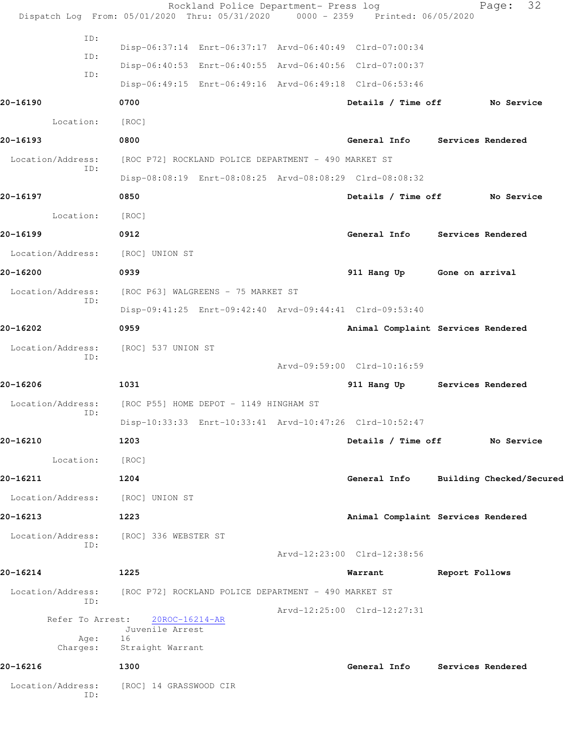ID: Disp-06:37:14 Enrt-06:37:17 Arvd-06:40:49 Clrd-07:00:34

ID: Disp-06:40:53 Enrt-06:40:55 Arvd-06:40:56 Clrd-07:00:37

ID: Disp-06:49:15 Enrt-06:49:16 Arvd-06:49:18 Clrd-06:53:46

**20-16190** **0700** **Details / Time off** **No Service**

Location: [ROC]

**20-16193** **0800** **General Info** **Services Rendered**

Location/Address: [ROC P72] ROCKLAND POLICE DEPARTMENT - 490 MARKET ST

ID: Disp-08:08:19 Enrt-08:08:25 Arvd-08:08:29 Clrd-08:08:32

**20-16197** **0850** **Details / Time off** **No Service**

Location: [ROC]

**20-16199** **0912** **General Info** **Services Rendered**

Location/Address: [ROC] UNION ST

**20-16200** **0939** **911 Hang Up** **Gone on arrival**

Location/Address: [ROC P63] WALGREENS - 75 MARKET ST

ID: Disp-09:41:25 Enrt-09:42:40 Arvd-09:44:41 Clrd-09:53:40

**20-16202** **0959** **Animal Complaint** **Services Rendered**

Location/Address: [ROC] 537 UNION ST

ID: Arvd-09:59:00 Clrd-10:16:59

**20-16206** **1031** **911 Hang Up** **Services Rendered**

Location/Address: [ROC P55] HOME DEPOT - 1149 HINGHAM ST

ID: Disp-10:33:33 Enrt-10:33:41 Arvd-10:47:26 Clrd-10:52:47

**20-16210** **1203** **Details / Time off** **No Service**

Location: [ROC]

**20-16211** **1204** **General Info** **Building Checked/Secured**

Location/Address: [ROC] UNION ST

**20-16213** **1223** **Animal Complaint** **Services Rendered**

Location/Address: [ROC] 336 WEBSTER ST

ID: Arvd-12:23:00 Clrd-12:38:56

**20-16214** **1225** **Warrant** **Report Follows**

Location/Address: [ROC P72] ROCKLAND POLICE DEPARTMENT - 490 MARKET ST

ID: Arvd-12:25:00 Clrd-12:27:31

Refer To Arrest: 20ROC-16214-AR

Juvenile Arrest

Age: 16

Charges: Straight Warrant

**20-16216** **1300** **General Info** **Services Rendered**

Location/Address: [ROC] 14 GRASSWOOD CIR

ID: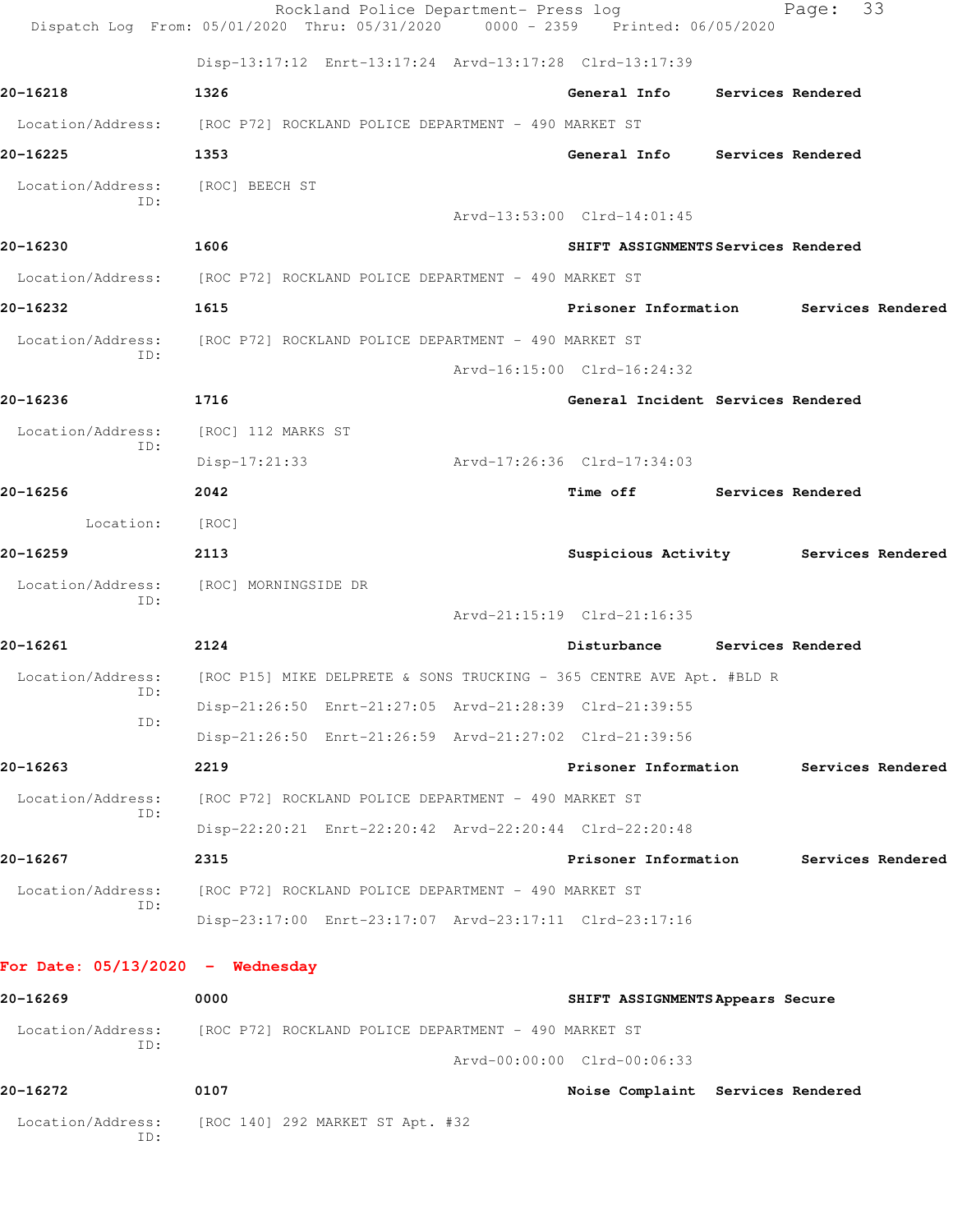Disp-13:17:12 Enrt-13:17:24 Arvd-13:17:28 Clrd-13:17:39

**20-16218** 1326 General Info Services Rendered

Location/Address: [ROC P72] ROCKLAND POLICE DEPARTMENT - 490 MARKET ST

**20-16225** 1353 General Info Services Rendered

Location/Address: [ROC] BEECH ST
ID:
Arvd-13:53:00 Clrd-14:01:45

**20-16230** 1606 SHIFT ASSIGNMENTS Services Rendered

Location/Address: [ROC P72] ROCKLAND POLICE DEPARTMENT - 490 MARKET ST

**20-16232** 1615 Prisoner Information Services Rendered

Location/Address: [ROC P72] ROCKLAND POLICE DEPARTMENT - 490 MARKET ST
ID:
Arvd-16:15:00 Clrd-16:24:32

**20-16236** 1716 General Incident Services Rendered

Location/Address: [ROC] 112 MARKS ST
ID:
Disp-17:21:33 Arvd-17:26:36 Clrd-17:34:03

**20-16256** 2042 Time off Services Rendered

Location: [ROC]

**20-16259** 2113 Suspicious Activity Services Rendered

Location/Address: [ROC] MORNINGSIDE DR
ID:
Arvd-21:15:19 Clrd-21:16:35

**20-16261** 2124 Disturbance Services Rendered

Location/Address: [ROC P15] MIKE DELPRETE & SONS TRUCKING - 365 CENTRE AVE Apt. #BLD R
ID:
Disp-21:26:50 Enrt-21:27:05 Arvd-21:28:39 Clrd-21:39:55
ID:
Disp-21:26:50 Enrt-21:26:59 Arvd-21:27:02 Clrd-21:39:56

**20-16263** 2219 Prisoner Information Services Rendered

Location/Address: [ROC P72] ROCKLAND POLICE DEPARTMENT - 490 MARKET ST
ID:
Disp-22:20:21 Enrt-22:20:42 Arvd-22:20:44 Clrd-22:20:48

**20-16267** 2315 Prisoner Information Services Rendered

Location/Address: [ROC P72] ROCKLAND POLICE DEPARTMENT - 490 MARKET ST
ID:
Disp-23:17:00 Enrt-23:17:07 Arvd-23:17:11 Clrd-23:17:16

## For Date: 05/13/2020 - Wednesday

**20-16269** 0000 SHIFT ASSIGNMENTS Appears Secure

Location/Address: [ROC P72] ROCKLAND POLICE DEPARTMENT - 490 MARKET ST
ID:
Arvd-00:00:00 Clrd-00:06:33

**20-16272** 0107 Noise Complaint Services Rendered

Location/Address: [ROC 140] 292 MARKET ST Apt. #32
ID: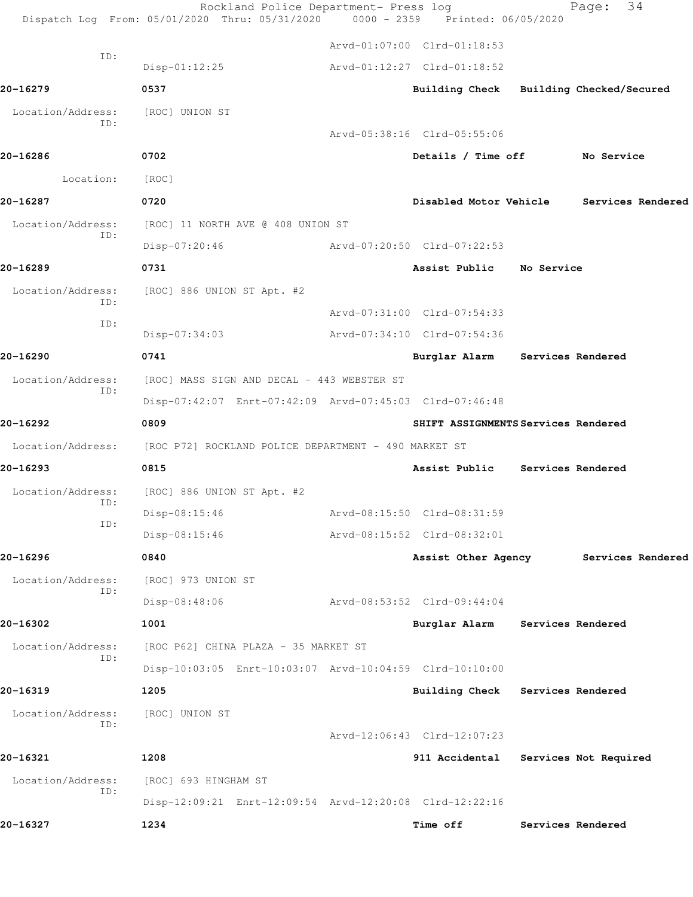Arvd-01:07:00 Clrd-01:18:53

ID: Disp-01:12:25 Arvd-01:12:27 Clrd-01:18:52

**20-16279** **0537** **Building Check** **Building Checked/Secured**

Location/Address: [ROC] UNION ST

ID: Arvd-05:38:16 Clrd-05:55:06

**20-16286** **0702** **Details / Time off** **No Service**

Location: [ROC]

**20-16287** **0720** **Disabled Motor Vehicle** **Services Rendered**

Location/Address: [ROC] 11 NORTH AVE @ 408 UNION ST

ID: Disp-07:20:46 Arvd-07:20:50 Clrd-07:22:53

**20-16289** **0731** **Assist Public** **No Service**

Location/Address: [ROC] 886 UNION ST Apt. #2

ID: Arvd-07:31:00 Clrd-07:54:33

ID: Disp-07:34:03 Arvd-07:34:10 Clrd-07:54:36

**20-16290** **0741** **Burglar Alarm** **Services Rendered**

Location/Address: [ROC] MASS SIGN AND DECAL - 443 WEBSTER ST

ID: Disp-07:42:07 Enrt-07:42:09 Arvd-07:45:03 Clrd-07:46:48

**20-16292** **0809** **SHIFT ASSIGNMENTS** **Services Rendered**

Location/Address: [ROC P72] ROCKLAND POLICE DEPARTMENT - 490 MARKET ST

**20-16293** **0815** **Assist Public** **Services Rendered**

Location/Address: [ROC] 886 UNION ST Apt. #2

ID: Disp-08:15:46 Arvd-08:15:50 Clrd-08:31:59

ID: Disp-08:15:46 Arvd-08:15:52 Clrd-08:32:01

**20-16296** **0840** **Assist Other Agency** **Services Rendered**

Location/Address: [ROC] 973 UNION ST

ID: Disp-08:48:06 Arvd-08:53:52 Clrd-09:44:04

**20-16302** **1001** **Burglar Alarm** **Services Rendered**

Location/Address: [ROC P62] CHINA PLAZA - 35 MARKET ST

ID: Disp-10:03:05 Enrt-10:03:07 Arvd-10:04:59 Clrd-10:10:00

**20-16319** **1205** **Building Check** **Services Rendered**

Location/Address: [ROC] UNION ST

ID: Arvd-12:06:43 Clrd-12:07:23

**20-16321** **1208** **911 Accidental** **Services Not Required**

Location/Address: [ROC] 693 HINGHAM ST

ID: Disp-12:09:21 Enrt-12:09:54 Arvd-12:20:08 Clrd-12:22:16

**20-16327** **1234** **Time off** **Services Rendered**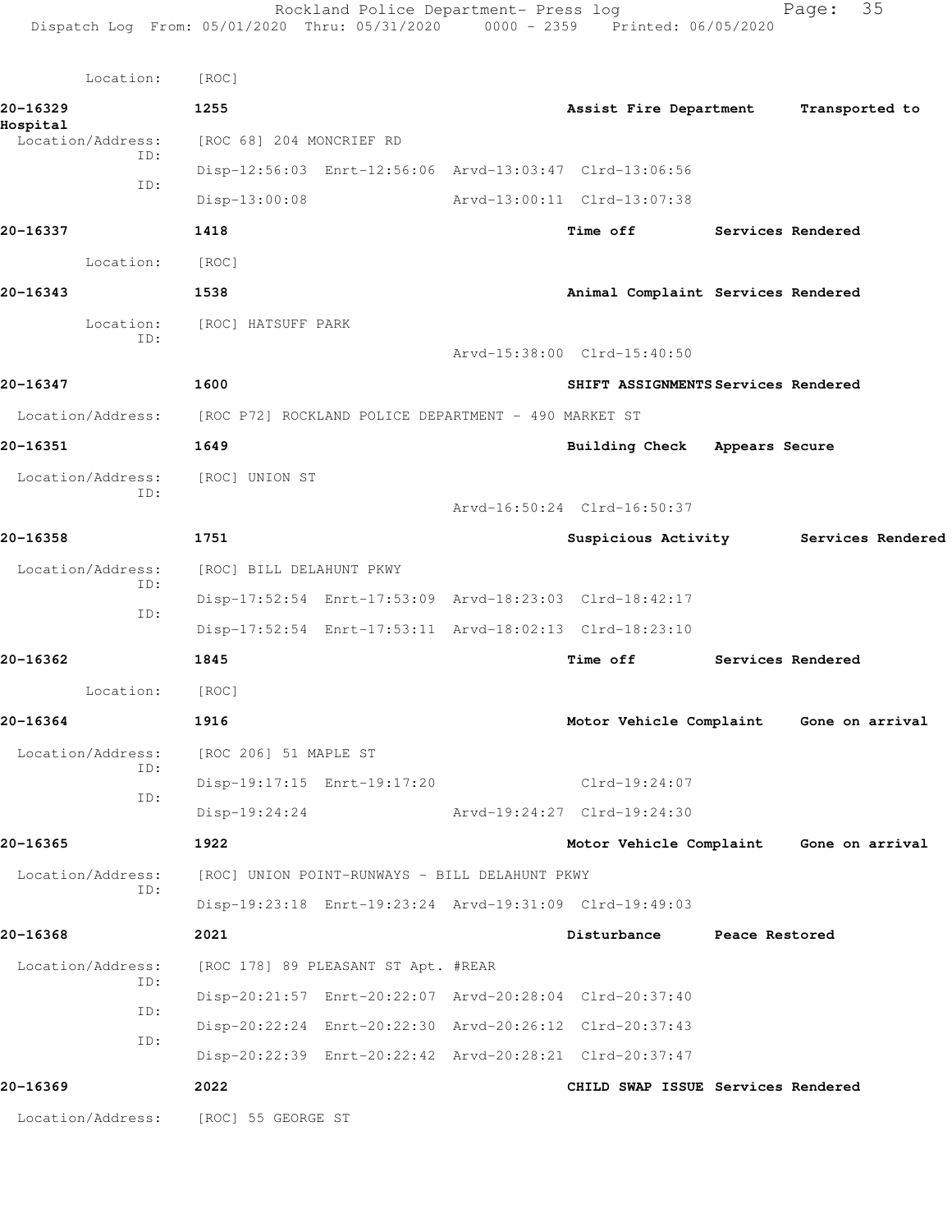Location: [ROC]

**20-16329** 1255 **Assist Fire Department** **Transported to Hospital**

Location/Address: [ROC 68] 204 MONCRIEF RD

ID: Disp-12:56:03 Enrt-12:56:06 Arvd-13:03:47 Clrd-13:06:56

ID: Disp-13:00:08 Arvd-13:00:11 Clrd-13:07:38

**20-16337** 1418 **Time off** **Services Rendered**

Location: [ROC]

**20-16343** 1538 **Animal Complaint** **Services Rendered**

Location: [ROC] HATSUFF PARK

ID: Arvd-15:38:00 Clrd-15:40:50

**20-16347** 1600 **SHIFT ASSIGNMENTS** **Services Rendered**

Location/Address: [ROC P72] ROCKLAND POLICE DEPARTMENT - 490 MARKET ST

**20-16351** 1649 **Building Check** **Appears Secure**

Location/Address: [ROC] UNION ST

ID: Arvd-16:50:24 Clrd-16:50:37

**20-16358** 1751 **Suspicious Activity** **Services Rendered**

Location/Address: [ROC] BILL DELAHUNT PKWY

ID: Disp-17:52:54 Enrt-17:53:09 Arvd-18:23:03 Clrd-18:42:17

ID: Disp-17:52:54 Enrt-17:53:11 Arvd-18:02:13 Clrd-18:23:10

**20-16362** 1845 **Time off** **Services Rendered**

Location: [ROC]

**20-16364** 1916 **Motor Vehicle Complaint** **Gone on arrival**

Location/Address: [ROC 206] 51 MAPLE ST

ID: Disp-19:17:15 Enrt-19:17:20 Clrd-19:24:07

ID: Disp-19:24:24 Arvd-19:24:27 Clrd-19:24:30

**20-16365** 1922 **Motor Vehicle Complaint** **Gone on arrival**

Location/Address: [ROC] UNION POINT-RUNWAYS - BILL DELAHUNT PKWY

ID: Disp-19:23:18 Enrt-19:23:24 Arvd-19:31:09 Clrd-19:49:03

**20-16368** 2021 **Disturbance** **Peace Restored**

Location/Address: [ROC 178] 89 PLEASANT ST Apt. #REAR

ID: Disp-20:21:57 Enrt-20:22:07 Arvd-20:28:04 Clrd-20:37:40

ID: Disp-20:22:24 Enrt-20:22:30 Arvd-20:26:12 Clrd-20:37:43

ID: Disp-20:22:39 Enrt-20:22:42 Arvd-20:28:21 Clrd-20:37:47

**20-16369** 2022 **CHILD SWAP ISSUE** **Services Rendered**

Location/Address: [ROC] 55 GEORGE ST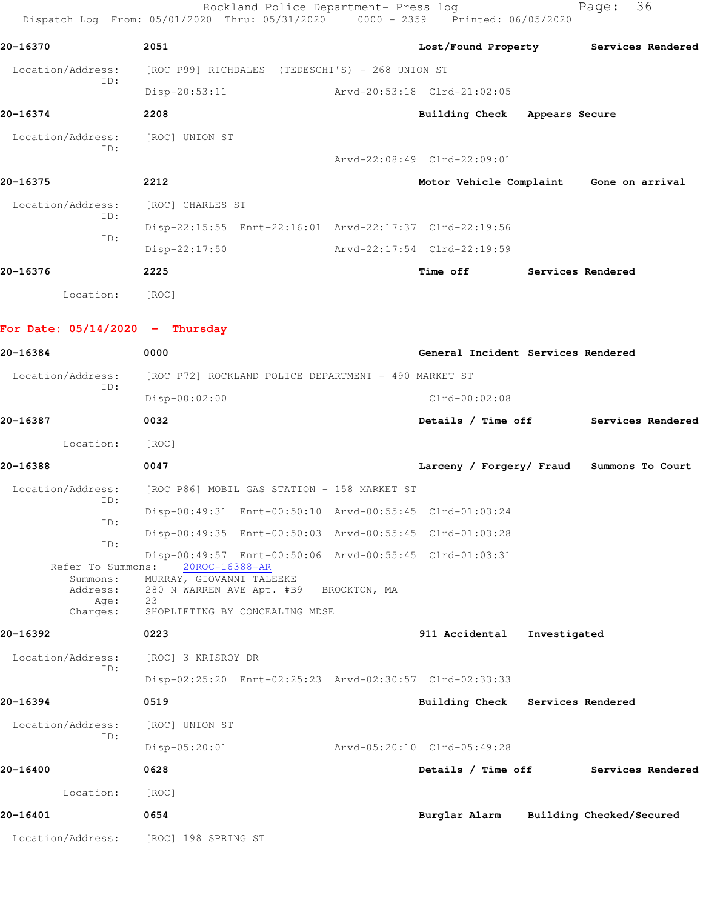**20-16370** 2051 **Lost/Found Property** **Services Rendered**

Location/Address: [ROC P99] RICHDALES (TEDESCHI'S) - 268 UNION ST
ID:
Disp-20:53:11 Arvd-20:53:18 Clrd-21:02:05

**20-16374** 2208 **Building Check** **Appears Secure**

Location/Address: [ROC] UNION ST
ID:
Arvd-22:08:49 Clrd-22:09:01

**20-16375** 2212 **Motor Vehicle Complaint** **Gone on arrival**

Location/Address: [ROC] CHARLES ST
ID:
Disp-22:15:55 Enrt-22:16:01 Arvd-22:17:37 Clrd-22:19:56
ID:
Disp-22:17:50 Arvd-22:17:54 Clrd-22:19:59

**20-16376** 2225 **Time off** **Services Rendered**

Location: [ROC]

## For Date: 05/14/2020 - Thursday

**20-16384** 0000 **General Incident** **Services Rendered**

Location/Address: [ROC P72] ROCKLAND POLICE DEPARTMENT - 490 MARKET ST
ID:
Disp-00:02:00 Clrd-00:02:08

**20-16387** 0032 **Details / Time off** **Services Rendered**

Location: [ROC]

**20-16388** 0047 **Larceny / Forgery/ Fraud** **Summons To Court**

Location/Address: [ROC P86] MOBIL GAS STATION - 158 MARKET ST
ID:
Disp-00:49:31 Enrt-00:50:10 Arvd-00:55:45 Clrd-01:03:24
ID:
Disp-00:49:35 Enrt-00:50:03 Arvd-00:55:45 Clrd-01:03:28
ID:
Disp-00:49:57 Enrt-00:50:06 Arvd-00:55:45 Clrd-01:03:31

Refer To Summons: 20ROC-16388-AR
Summons: MURRAY, GIOVANNI TALEEKE
Address: 280 N WARREN AVE Apt. #B9 BROCKTON, MA
Age: 23
Charges: SHOPLIFTING BY CONCEALING MDSE

**20-16392** 0223 **911 Accidental** **Investigated**

Location/Address: [ROC] 3 KRISROY DR
ID:
Disp-02:25:20 Enrt-02:25:23 Arvd-02:30:57 Clrd-02:33:33

**20-16394** 0519 **Building Check** **Services Rendered**

Location/Address: [ROC] UNION ST
ID:
Disp-05:20:01 Arvd-05:20:10 Clrd-05:49:28

**20-16400** 0628 **Details / Time off** **Services Rendered**

Location: [ROC]

**20-16401** 0654 **Burglar Alarm** **Building Checked/Secured**

Location/Address: [ROC] 198 SPRING ST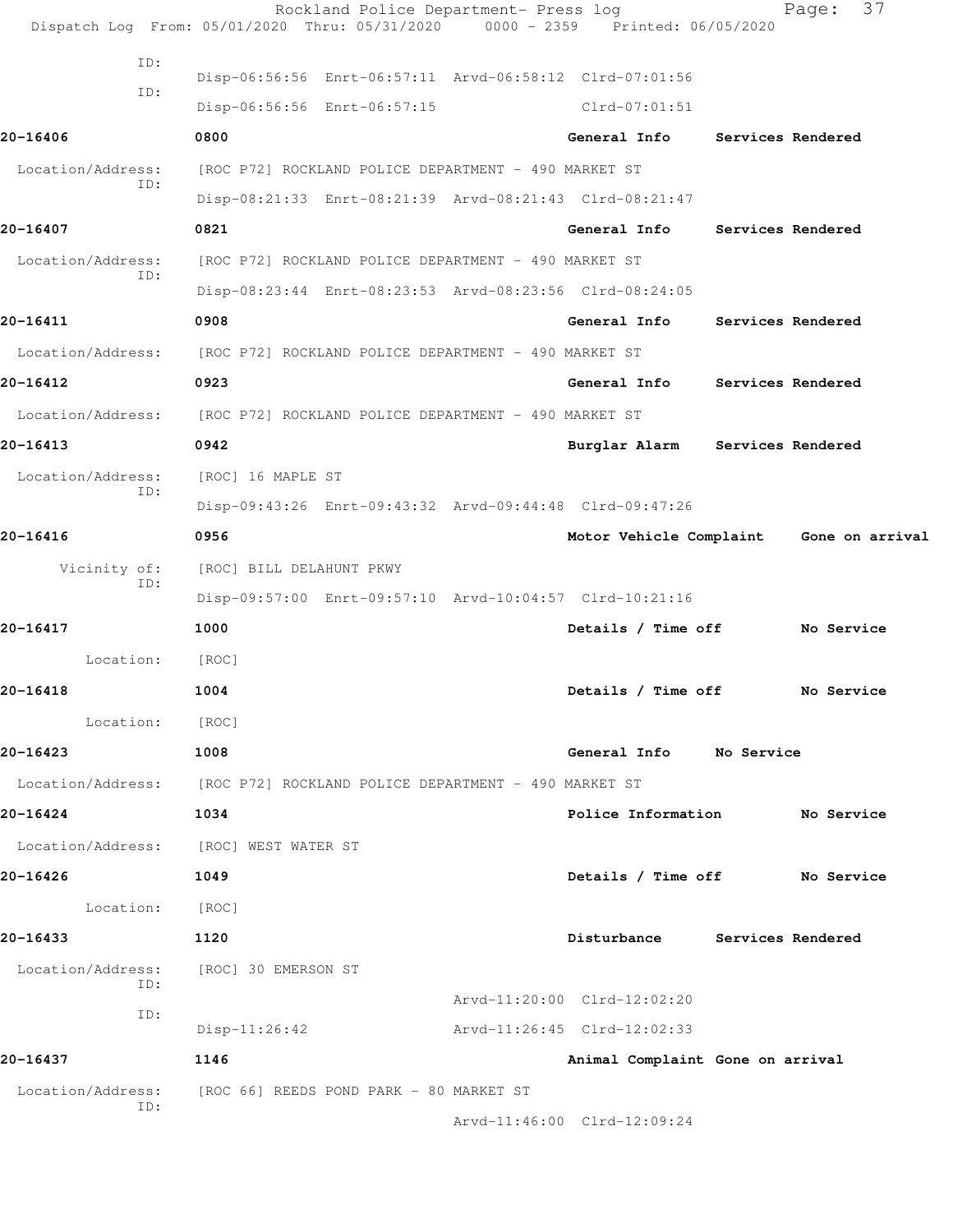Rockland Police Department- Press log
Dispatch Log From: 05/01/2020 Thru: 05/31/2020 0000 - 2359 Printed: 06/05/2020

ID: Disp-06:56:56 Enrt-06:57:11 Arvd-06:58:12 Clrd-07:01:56
ID: Disp-06:56:56 Enrt-06:57:15 Clrd-07:01:51

**20-16406** **0800** **General Info** **Services Rendered**

Location/Address: [ROC P72] ROCKLAND POLICE DEPARTMENT - 490 MARKET ST
ID: Disp-08:21:33 Enrt-08:21:39 Arvd-08:21:43 Clrd-08:21:47

**20-16407** **0821** **General Info** **Services Rendered**

Location/Address: [ROC P72] ROCKLAND POLICE DEPARTMENT - 490 MARKET ST
ID: Disp-08:23:44 Enrt-08:23:53 Arvd-08:23:56 Clrd-08:24:05

**20-16411** **0908** **General Info** **Services Rendered**

Location/Address: [ROC P72] ROCKLAND POLICE DEPARTMENT - 490 MARKET ST

**20-16412** **0923** **General Info** **Services Rendered**

Location/Address: [ROC P72] ROCKLAND POLICE DEPARTMENT - 490 MARKET ST

**20-16413** **0942** **Burglar Alarm** **Services Rendered**

Location/Address: [ROC] 16 MAPLE ST
ID: Disp-09:43:26 Enrt-09:43:32 Arvd-09:44:48 Clrd-09:47:26

**20-16416** **0956** **Motor Vehicle Complaint** **Gone on arrival**

Vicinity of: [ROC] BILL DELAHUNT PKWY
ID: Disp-09:57:00 Enrt-09:57:10 Arvd-10:04:57 Clrd-10:21:16

**20-16417** **1000** **Details / Time off** **No Service**

Location: [ROC]

**20-16418** **1004** **Details / Time off** **No Service**

Location: [ROC]

**20-16423** **1008** **General Info** **No Service**

Location/Address: [ROC P72] ROCKLAND POLICE DEPARTMENT - 490 MARKET ST

**20-16424** **1034** **Police Information** **No Service**

Location/Address: [ROC] WEST WATER ST

**20-16426** **1049** **Details / Time off** **No Service**

Location: [ROC]

**20-16433** **1120** **Disturbance** **Services Rendered**

Location/Address: [ROC] 30 EMERSON ST
ID: Arvd-11:20:00 Clrd-12:02:20
ID: Disp-11:26:42 Arvd-11:26:45 Clrd-12:02:33

**20-16437** **1146** **Animal Complaint** **Gone on arrival**

Location/Address: [ROC 66] REEDS POND PARK - 80 MARKET ST
ID: Arvd-11:46:00 Clrd-12:09:24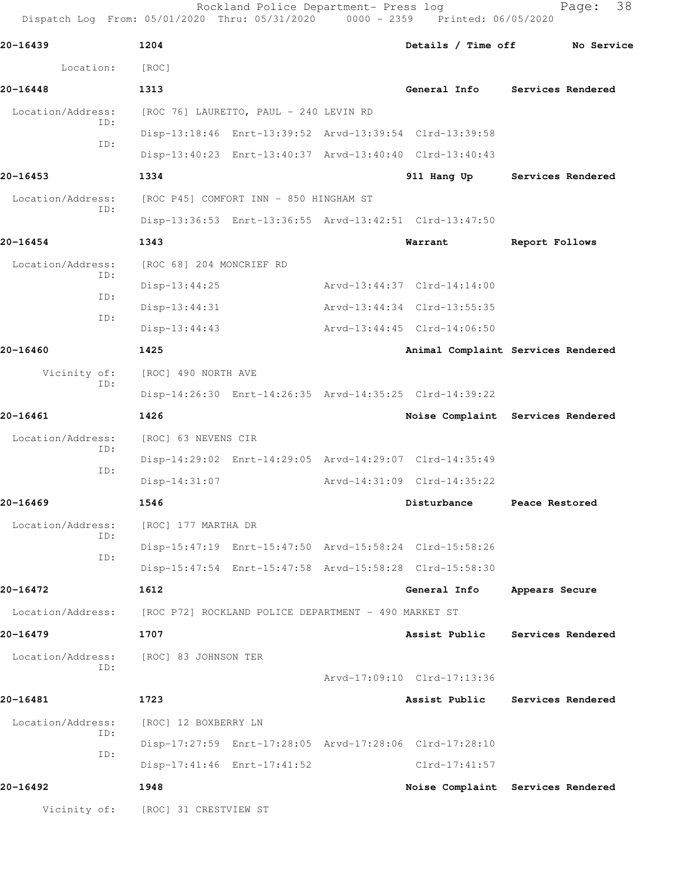Rockland Police Department- Press log

Dispatch Log From: 05/01/2020 Thru: 05/31/2020 0000 - 2359 Printed: 06/05/2020

**20-16439** 1204 Details / Time off No Service

Location: [ROC]

**20-16448** 1313 General Info Services Rendered

Location/Address: [ROC 76] LAURETTO, PAUL - 240 LEVIN RD

ID: Disp-13:18:46 Enrt-13:39:52 Arvd-13:39:54 Clrd-13:39:58

ID: Disp-13:40:23 Enrt-13:40:37 Arvd-13:40:40 Clrd-13:40:43

**20-16453** 1334 911 Hang Up Services Rendered

Location/Address: [ROC P45] COMFORT INN - 850 HINGHAM ST

ID: Disp-13:36:53 Enrt-13:36:55 Arvd-13:42:51 Clrd-13:47:50

**20-16454** 1343 Warrant Report Follows

Location/Address: [ROC 68] 204 MONCRIEF RD

ID: Disp-13:44:25 Arvd-13:44:37 Clrd-14:14:00

ID: Disp-13:44:31 Arvd-13:44:34 Clrd-13:55:35

ID: Disp-13:44:43 Arvd-13:44:45 Clrd-14:06:50

**20-16460** 1425 Animal Complaint Services Rendered

Vicinity of: [ROC] 490 NORTH AVE

ID: Disp-14:26:30 Enrt-14:26:35 Arvd-14:35:25 Clrd-14:39:22

**20-16461** 1426 Noise Complaint Services Rendered

Location/Address: [ROC] 63 NEVENS CIR

ID: Disp-14:29:02 Enrt-14:29:05 Arvd-14:29:07 Clrd-14:35:49

ID: Disp-14:31:07 Arvd-14:31:09 Clrd-14:35:22

**20-16469** 1546 Disturbance Peace Restored

Location/Address: [ROC] 177 MARTHA DR

ID: Disp-15:47:19 Enrt-15:47:50 Arvd-15:58:24 Clrd-15:58:26

ID: Disp-15:47:54 Enrt-15:47:58 Arvd-15:58:28 Clrd-15:58:30

**20-16472** 1612 General Info Appears Secure

Location/Address: [ROC P72] ROCKLAND POLICE DEPARTMENT - 490 MARKET ST

**20-16479** 1707 Assist Public Services Rendered

Location/Address: [ROC] 83 JOHNSON TER

ID: Arvd-17:09:10 Clrd-17:13:36

**20-16481** 1723 Assist Public Services Rendered

Location/Address: [ROC] 12 BOXBERRY LN

ID: Disp-17:27:59 Enrt-17:28:05 Arvd-17:28:06 Clrd-17:28:10

ID: Disp-17:41:46 Enrt-17:41:52 Clrd-17:41:57

**20-16492** 1948 Noise Complaint Services Rendered

Vicinity of: [ROC] 31 CRESTVIEW ST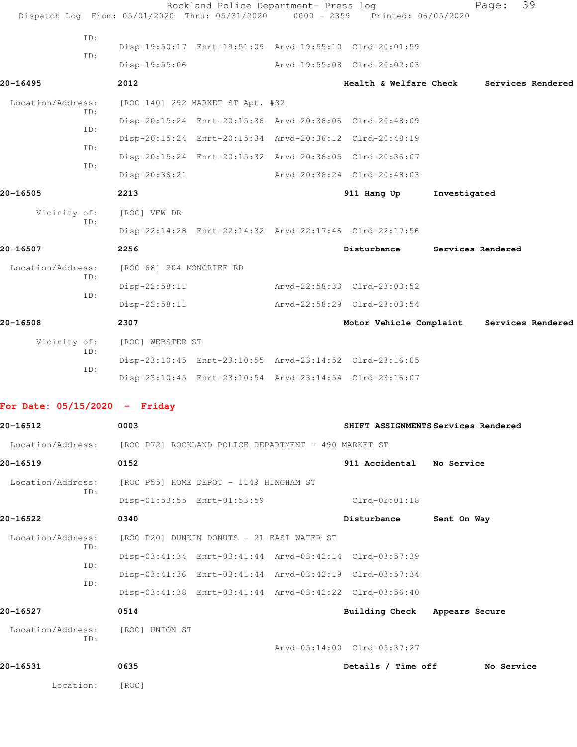ID:
Disp-19:50:17 Enrt-19:51:09 Arvd-19:55:10 Clrd-20:01:59

ID:
Disp-19:55:06 Arvd-19:55:08 Clrd-20:02:03

**20-16495** **2012** **Health & Welfare Check** **Services Rendered**

Location/Address: [ROC 140] 292 MARKET ST Apt. #32

ID:
Disp-20:15:24 Enrt-20:15:36 Arvd-20:36:06 Clrd-20:48:09

ID:
Disp-20:15:24 Enrt-20:15:34 Arvd-20:36:12 Clrd-20:48:19

ID:
Disp-20:15:24 Enrt-20:15:32 Arvd-20:36:05 Clrd-20:36:07

ID:
Disp-20:36:21 Arvd-20:36:24 Clrd-20:48:03

**20-16505** **2213** **911 Hang Up** **Investigated**

Vicinity of: [ROC] VFW DR

ID:
Disp-22:14:28 Enrt-22:14:32 Arvd-22:17:46 Clrd-22:17:56

**20-16507** **2256** **Disturbance** **Services Rendered**

Location/Address: [ROC 68] 204 MONCRIEF RD

ID:
Disp-22:58:11 Arvd-22:58:33 Clrd-23:03:52

ID:
Disp-22:58:11 Arvd-22:58:29 Clrd-23:03:54

**20-16508** **2307** **Motor Vehicle Complaint** **Services Rendered**

Vicinity of: [ROC] WEBSTER ST

ID:
Disp-23:10:45 Enrt-23:10:55 Arvd-23:14:52 Clrd-23:16:05

ID:
Disp-23:10:45 Enrt-23:10:54 Arvd-23:14:54 Clrd-23:16:07

## For Date: 05/15/2020 - Friday

**20-16512** **0003** **SHIFT ASSIGNMENTS** **Services Rendered**

Location/Address: [ROC P72] ROCKLAND POLICE DEPARTMENT - 490 MARKET ST

**20-16519** **0152** **911 Accidental** **No Service**

Location/Address: [ROC P55] HOME DEPOT - 1149 HINGHAM ST

ID:
Disp-01:53:55 Enrt-01:53:59 Clrd-02:01:18

**20-16522** **0340** **Disturbance** **Sent On Way**

Location/Address: [ROC P20] DUNKIN DONUTS - 21 EAST WATER ST

ID:
Disp-03:41:34 Enrt-03:41:44 Arvd-03:42:14 Clrd-03:57:39

ID:
Disp-03:41:36 Enrt-03:41:44 Arvd-03:42:19 Clrd-03:57:34

ID:
Disp-03:41:38 Enrt-03:41:44 Arvd-03:42:22 Clrd-03:56:40

**20-16527** **0514** **Building Check** **Appears Secure**

Location/Address: [ROC] UNION ST

ID:
Arvd-05:14:00 Clrd-05:37:27

**20-16531** **0635** **Details / Time off** **No Service**

Location: [ROC]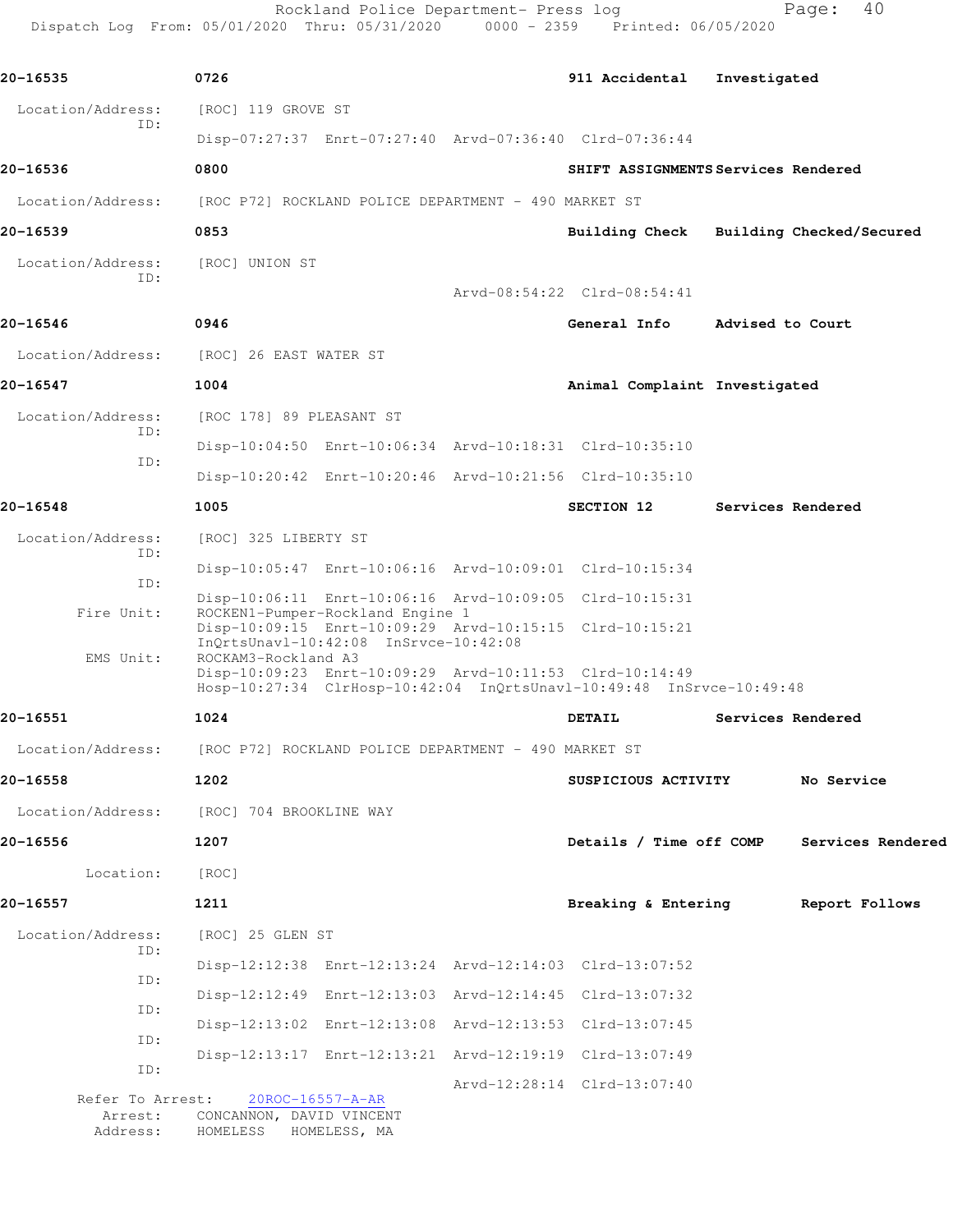20-16535 0726 911 Accidental Investigated

Location/Address: [ROC] 119 GROVE ST
ID:
Disp-07:27:37 Enrt-07:27:40 Arvd-07:36:40 Clrd-07:36:44

20-16536 0800 SHIFT ASSIGNMENTS Services Rendered

Location/Address: [ROC P72] ROCKLAND POLICE DEPARTMENT - 490 MARKET ST

20-16539 0853 Building Check Building Checked/Secured

Location/Address: [ROC] UNION ST
ID:
Arvd-08:54:22 Clrd-08:54:41

20-16546 0946 General Info Advised to Court

Location/Address: [ROC] 26 EAST WATER ST

20-16547 1004 Animal Complaint Investigated

Location/Address: [ROC 178] 89 PLEASANT ST
ID:
Disp-10:04:50 Enrt-10:06:34 Arvd-10:18:31 Clrd-10:35:10
ID:
Disp-10:20:42 Enrt-10:20:46 Arvd-10:21:56 Clrd-10:35:10

20-16548 1005 SECTION 12 Services Rendered

Location/Address: [ROC] 325 LIBERTY ST
ID:
Disp-10:05:47 Enrt-10:06:16 Arvd-10:09:01 Clrd-10:15:34
ID:
Disp-10:06:11 Enrt-10:06:16 Arvd-10:09:05 Clrd-10:15:31
Fire Unit: ROCKEN1-Pumper-Rockland Engine 1
Disp-10:09:15 Enrt-10:09:29 Arvd-10:15:15 Clrd-10:15:21
InQrtsUnavl-10:42:08 InSrvce-10:42:08
EMS Unit: ROCKAM3-Rockland A3
Disp-10:09:23 Enrt-10:09:29 Arvd-10:11:53 Clrd-10:14:49
Hosp-10:27:34 ClrHosp-10:42:04 InQrtsUnavl-10:49:48 InSrvce-10:49:48

20-16551 1024 DETAIL Services Rendered

Location/Address: [ROC P72] ROCKLAND POLICE DEPARTMENT - 490 MARKET ST

20-16558 1202 SUSPICIOUS ACTIVITY No Service

Location/Address: [ROC] 704 BROOKLINE WAY

20-16556 1207 Details / Time off COMP Services Rendered

Location: [ROC]

20-16557 1211 Breaking & Entering Report Follows

Location/Address: [ROC] 25 GLEN ST
ID:
Disp-12:12:38 Enrt-12:13:24 Arvd-12:14:03 Clrd-13:07:52
ID:
Disp-12:12:49 Enrt-12:13:03 Arvd-12:14:45 Clrd-13:07:32
ID:
Disp-12:13:02 Enrt-12:13:08 Arvd-12:13:53 Clrd-13:07:45
ID:
Disp-12:13:17 Enrt-12:13:21 Arvd-12:19:19 Clrd-13:07:49
ID:
Arvd-12:28:14 Clrd-13:07:40
Refer To Arrest: 20ROC-16557-A-AR
Arrest: CONCANNON, DAVID VINCENT
Address: HOMELESS HOMELESS, MA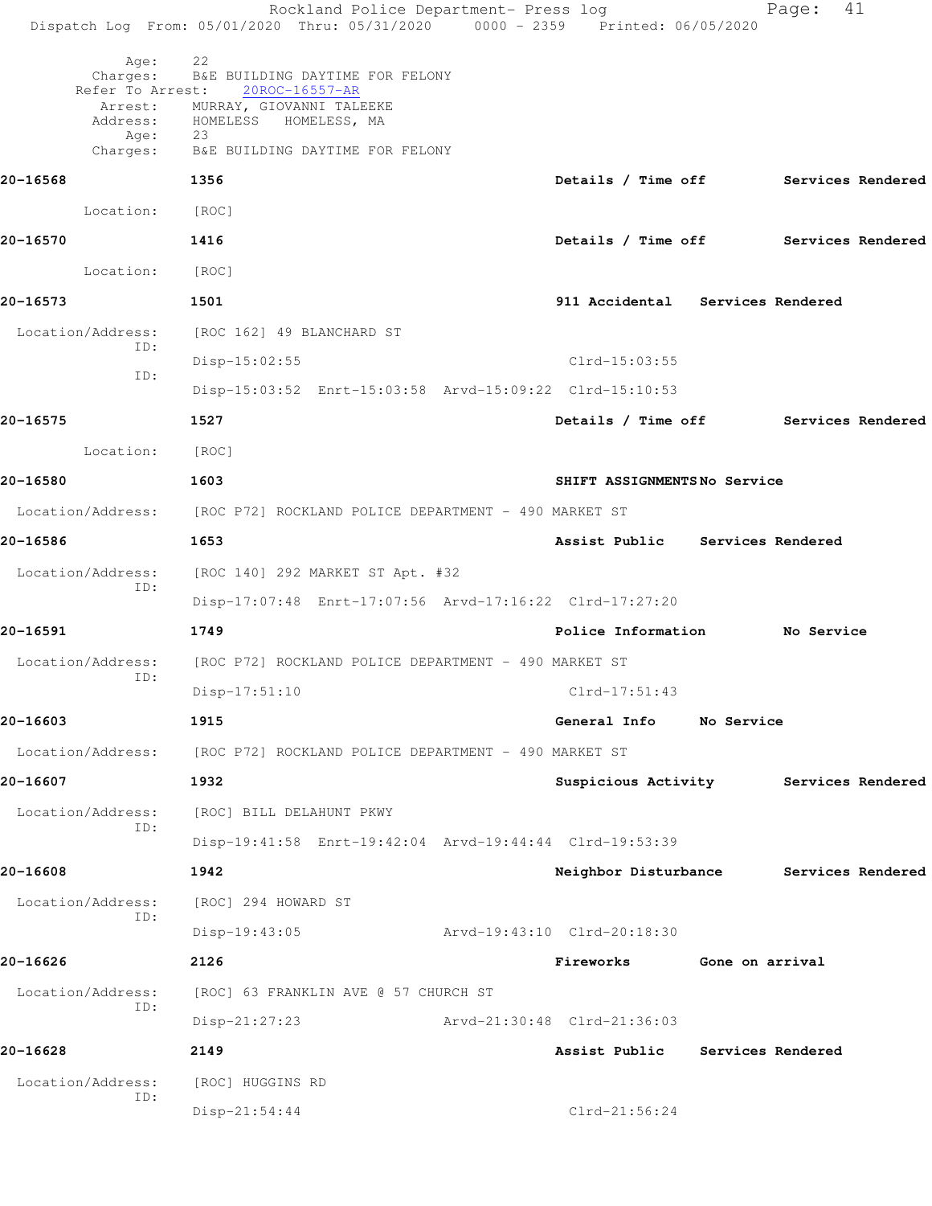Age: 22
Charges: B&E BUILDING DAYTIME FOR FELONY
Refer To Arrest: 20ROC-16557-AR
Arrest: MURRAY, GIOVANNI TALEEKE
Address: HOMELESS HOMELESS, MA
Age: 23
Charges: B&E BUILDING DAYTIME FOR FELONY

**20-16568** **1356** **Details / Time off** **Services Rendered**

Location: [ROC]

**20-16570** **1416** **Details / Time off** **Services Rendered**

Location: [ROC]

**20-16573** **1501** **911 Accidental** **Services Rendered**

Location/Address: [ROC 162] 49 BLANCHARD ST
ID:
Disp-15:02:55 Clrd-15:03:55
ID:
Disp-15:03:52 Enrt-15:03:58 Arvd-15:09:22 Clrd-15:10:53

**20-16575** **1527** **Details / Time off** **Services Rendered**

Location: [ROC]

**20-16580** **1603** **SHIFT ASSIGNMENTS** **No Service**

Location/Address: [ROC P72] ROCKLAND POLICE DEPARTMENT - 490 MARKET ST

**20-16586** **1653** **Assist Public** **Services Rendered**

Location/Address: [ROC 140] 292 MARKET ST Apt. #32
ID:
Disp-17:07:48 Enrt-17:07:56 Arvd-17:16:22 Clrd-17:27:20

**20-16591** **1749** **Police Information** **No Service**

Location/Address: [ROC P72] ROCKLAND POLICE DEPARTMENT - 490 MARKET ST
ID:
Disp-17:51:10 Clrd-17:51:43

**20-16603** **1915** **General Info** **No Service**

Location/Address: [ROC P72] ROCKLAND POLICE DEPARTMENT - 490 MARKET ST

**20-16607** **1932** **Suspicious Activity** **Services Rendered**

Location/Address: [ROC] BILL DELAHUNT PKWY
ID:
Disp-19:41:58 Enrt-19:42:04 Arvd-19:44:44 Clrd-19:53:39

**20-16608** **1942** **Neighbor Disturbance** **Services Rendered**

Location/Address: [ROC] 294 HOWARD ST
ID:
Disp-19:43:05 Arvd-19:43:10 Clrd-20:18:30

**20-16626** **2126** **Fireworks** **Gone on arrival**

Location/Address: [ROC] 63 FRANKLIN AVE @ 57 CHURCH ST
ID:
Disp-21:27:23 Arvd-21:30:48 Clrd-21:36:03

**20-16628** **2149** **Assist Public** **Services Rendered**

Location/Address: [ROC] HUGGINS RD
ID:
Disp-21:54:44 Clrd-21:56:24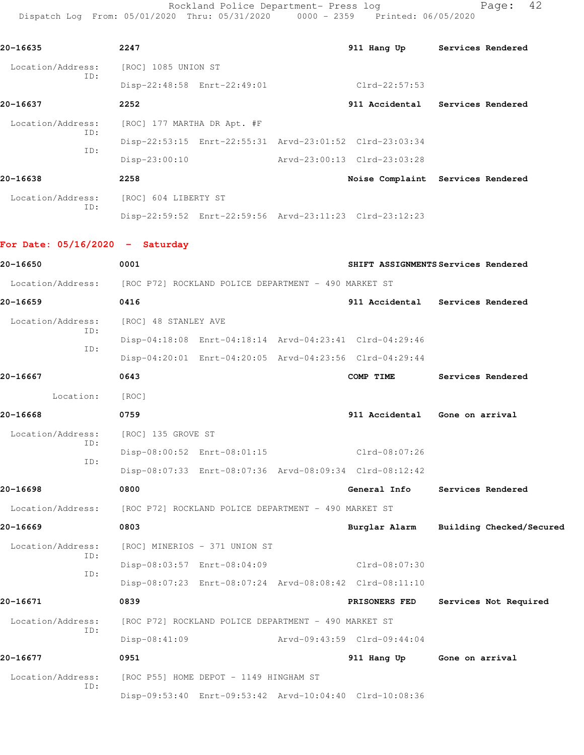20-16635 2247 911 Hang Up Services Rendered

Location/Address: [ROC] 1085 UNION ST
ID:
Disp-22:48:58 Enrt-22:49:01 Clrd-22:57:53

20-16637 2252 911 Accidental Services Rendered

Location/Address: [ROC] 177 MARTHA DR Apt. #F
ID:
Disp-22:53:15 Enrt-22:55:31 Arvd-23:01:52 Clrd-23:03:34
ID:
Disp-23:00:10 Arvd-23:00:13 Clrd-23:03:28

20-16638 2258 Noise Complaint Services Rendered

Location/Address: [ROC] 604 LIBERTY ST
ID:
Disp-22:59:52 Enrt-22:59:56 Arvd-23:11:23 Clrd-23:12:23

**For Date: 05/16/2020 - Saturday**

20-16650 0001 SHIFT ASSIGNMENTS Services Rendered

Location/Address: [ROC P72] ROCKLAND POLICE DEPARTMENT - 490 MARKET ST

20-16659 0416 911 Accidental Services Rendered

Location/Address: [ROC] 48 STANLEY AVE
ID:
Disp-04:18:08 Enrt-04:18:14 Arvd-04:23:41 Clrd-04:29:46
ID:
Disp-04:20:01 Enrt-04:20:05 Arvd-04:23:56 Clrd-04:29:44

20-16667 0643 COMP TIME Services Rendered

Location: [ROC]

20-16668 0759 911 Accidental Gone on arrival

Location/Address: [ROC] 135 GROVE ST
ID:
Disp-08:00:52 Enrt-08:01:15 Clrd-08:07:26
ID:
Disp-08:07:33 Enrt-08:07:36 Arvd-08:09:34 Clrd-08:12:42

20-16698 0800 General Info Services Rendered

Location/Address: [ROC P72] ROCKLAND POLICE DEPARTMENT - 490 MARKET ST

20-16669 0803 Burglar Alarm Building Checked/Secured

Location/Address: [ROC] MINERIOS - 371 UNION ST
ID:
Disp-08:03:57 Enrt-08:04:09 Clrd-08:07:30
ID:
Disp-08:07:23 Enrt-08:07:24 Arvd-08:08:42 Clrd-08:11:10

20-16671 0839 PRISONERS FED Services Not Required

Location/Address: [ROC P72] ROCKLAND POLICE DEPARTMENT - 490 MARKET ST
ID:
Disp-08:41:09 Arvd-09:43:59 Clrd-09:44:04

20-16677 0951 911 Hang Up Gone on arrival

Location/Address: [ROC P55] HOME DEPOT - 1149 HINGHAM ST
ID:
Disp-09:53:40 Enrt-09:53:42 Arvd-10:04:40 Clrd-10:08:36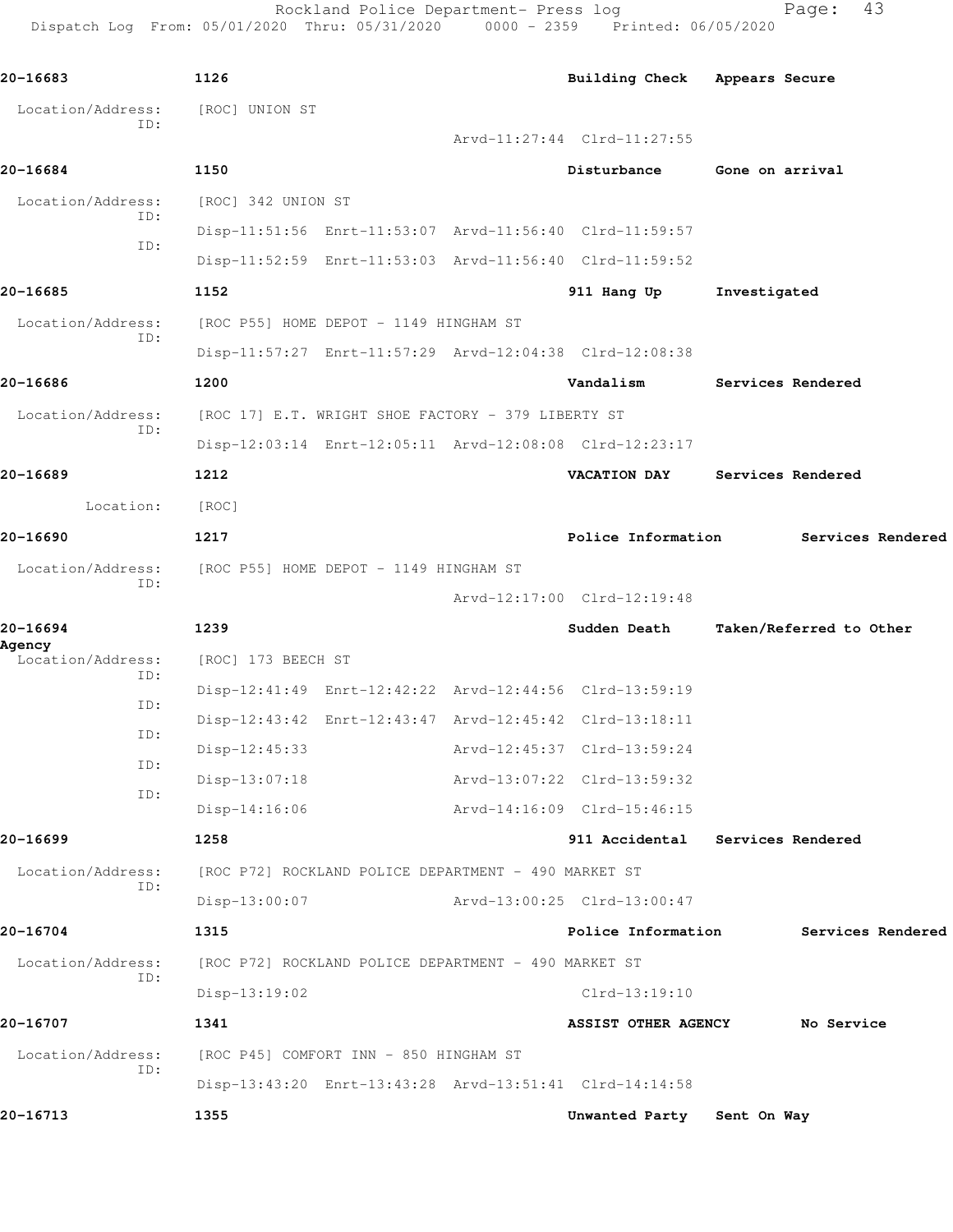Rockland Police Department- Press log

Dispatch Log From: 05/01/2020 Thru: 05/31/2020 0000 - 2359 Printed: 06/05/2020

**20-16683** 1126 Building Check Appears Secure

Location/Address: [ROC] UNION ST

ID: Arvd-11:27:44 Clrd-11:27:55

**20-16684** 1150 Disturbance Gone on arrival

Location/Address: [ROC] 342 UNION ST

ID: Disp-11:51:56 Enrt-11:53:07 Arvd-11:56:40 Clrd-11:59:57

ID: Disp-11:52:59 Enrt-11:53:03 Arvd-11:56:40 Clrd-11:59:52

**20-16685** 1152 911 Hang Up Investigated

Location/Address: [ROC P55] HOME DEPOT - 1149 HINGHAM ST

ID: Disp-11:57:27 Enrt-11:57:29 Arvd-12:04:38 Clrd-12:08:38

**20-16686** 1200 Vandalism Services Rendered

Location/Address: [ROC 17] E.T. WRIGHT SHOE FACTORY - 379 LIBERTY ST

ID: Disp-12:03:14 Enrt-12:05:11 Arvd-12:08:08 Clrd-12:23:17

**20-16689** 1212 VACATION DAY Services Rendered

Location: [ROC]

**20-16690** 1217 Police Information Services Rendered

Location/Address: [ROC P55] HOME DEPOT - 1149 HINGHAM ST

ID: Arvd-12:17:00 Clrd-12:19:48

**20-16694** 1239 Sudden Death Taken/Referred to Other Agency

Location/Address: [ROC] 173 BEECH ST

ID: Disp-12:41:49 Enrt-12:42:22 Arvd-12:44:56 Clrd-13:59:19

ID: Disp-12:43:42 Enrt-12:43:47 Arvd-12:45:42 Clrd-13:18:11

ID: Disp-12:45:33 Arvd-12:45:37 Clrd-13:59:24

ID: Disp-13:07:18 Arvd-13:07:22 Clrd-13:59:32

ID: Disp-14:16:06 Arvd-14:16:09 Clrd-15:46:15

**20-16699** 1258 911 Accidental Services Rendered

Location/Address: [ROC P72] ROCKLAND POLICE DEPARTMENT - 490 MARKET ST

ID: Disp-13:00:07 Arvd-13:00:25 Clrd-13:00:47

**20-16704** 1315 Police Information Services Rendered

Location/Address: [ROC P72] ROCKLAND POLICE DEPARTMENT - 490 MARKET ST

ID: Disp-13:19:02 Clrd-13:19:10

**20-16707** 1341 ASSIST OTHER AGENCY No Service

Location/Address: [ROC P45] COMFORT INN - 850 HINGHAM ST

ID: Disp-13:43:20 Enrt-13:43:28 Arvd-13:51:41 Clrd-14:14:58

**20-16713** 1355 Unwanted Party Sent On Way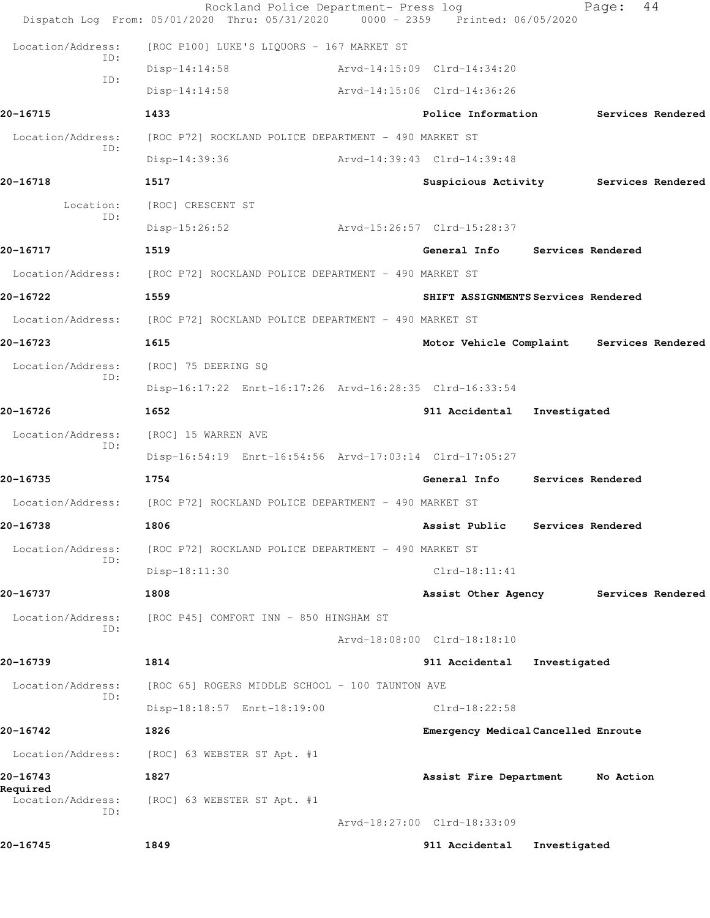Location/Address: [ROC P100] LUKE'S LIQUORS - 167 MARKET ST
ID:
Disp-14:14:58 Arvd-14:15:09 Clrd-14:34:20
ID:
Disp-14:14:58 Arvd-14:15:06 Clrd-14:36:26

**20-16715** 1433 **Police Information** **Services Rendered**

Location/Address: [ROC P72] ROCKLAND POLICE DEPARTMENT - 490 MARKET ST
ID:
Disp-14:39:36 Arvd-14:39:43 Clrd-14:39:48

**20-16718** 1517 **Suspicious Activity** **Services Rendered**

Location: [ROC] CRESCENT ST
ID:
Disp-15:26:52 Arvd-15:26:57 Clrd-15:28:37

**20-16717** 1519 **General Info** **Services Rendered**

Location/Address: [ROC P72] ROCKLAND POLICE DEPARTMENT - 490 MARKET ST

**20-16722** 1559 **SHIFT ASSIGNMENTS** **Services Rendered**

Location/Address: [ROC P72] ROCKLAND POLICE DEPARTMENT - 490 MARKET ST

**20-16723** 1615 **Motor Vehicle Complaint** **Services Rendered**

Location/Address: [ROC] 75 DEERING SQ
ID:
Disp-16:17:22 Enrt-16:17:26 Arvd-16:28:35 Clrd-16:33:54

**20-16726** 1652 **911 Accidental** **Investigated**

Location/Address: [ROC] 15 WARREN AVE
ID:
Disp-16:54:19 Enrt-16:54:56 Arvd-17:03:14 Clrd-17:05:27

**20-16735** 1754 **General Info** **Services Rendered**

Location/Address: [ROC P72] ROCKLAND POLICE DEPARTMENT - 490 MARKET ST

**20-16738** 1806 **Assist Public** **Services Rendered**

Location/Address: [ROC P72] ROCKLAND POLICE DEPARTMENT - 490 MARKET ST
ID:
Disp-18:11:30 Clrd-18:11:41

**20-16737** 1808 **Assist Other Agency** **Services Rendered**

Location/Address: [ROC P45] COMFORT INN - 850 HINGHAM ST
ID:
Arvd-18:08:00 Clrd-18:18:10

**20-16739** 1814 **911 Accidental** **Investigated**

Location/Address: [ROC 65] ROGERS MIDDLE SCHOOL - 100 TAUNTON AVE
ID:
Disp-18:18:57 Enrt-18:19:00 Clrd-18:22:58

**20-16742** 1826 **Emergency Medical** **Cancelled Enroute**

Location/Address: [ROC] 63 WEBSTER ST Apt. #1

**20-16743** 1827 **Assist Fire Department** **No Action Required**

Location/Address: [ROC] 63 WEBSTER ST Apt. #1
ID:
Arvd-18:27:00 Clrd-18:33:09

**20-16745** 1849 **911 Accidental** **Investigated**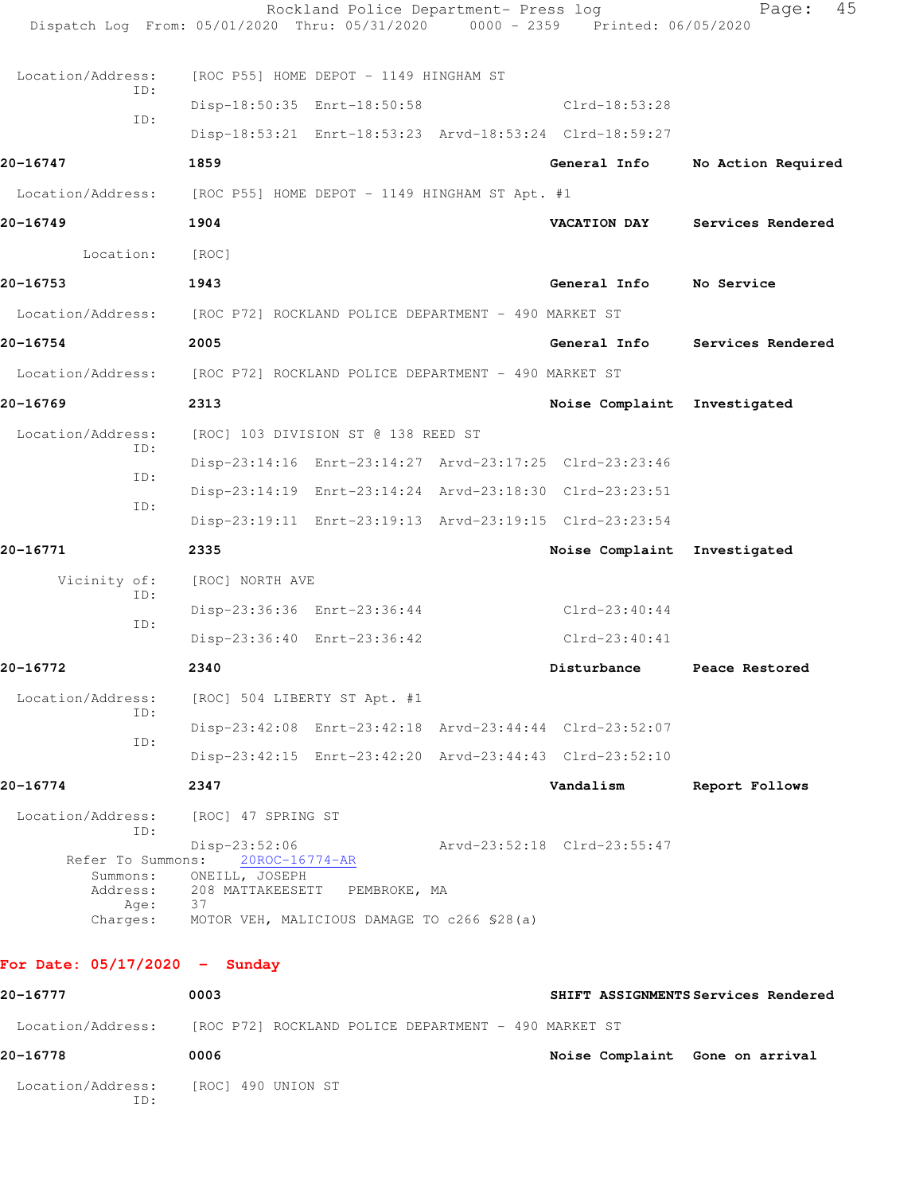Location/Address: [ROC P55] HOME DEPOT - 1149 HINGHAM ST

ID:
Disp-18:50:35 Enrt-18:50:58 Clrd-18:53:28

ID:
Disp-18:53:21 Enrt-18:53:23 Arvd-18:53:24 Clrd-18:59:27

**20-16747** **1859** **General Info** **No Action Required**

Location/Address: [ROC P55] HOME DEPOT - 1149 HINGHAM ST Apt. #1

**20-16749** **1904** **VACATION DAY** **Services Rendered**

Location: [ROC]

**20-16753** **1943** **General Info** **No Service**

Location/Address: [ROC P72] ROCKLAND POLICE DEPARTMENT - 490 MARKET ST

**20-16754** **2005** **General Info** **Services Rendered**

Location/Address: [ROC P72] ROCKLAND POLICE DEPARTMENT - 490 MARKET ST

**20-16769** **2313** **Noise Complaint** **Investigated**

Location/Address: [ROC] 103 DIVISION ST @ 138 REED ST

ID:
Disp-23:14:16 Enrt-23:14:27 Arvd-23:17:25 Clrd-23:23:46

ID:
Disp-23:14:19 Enrt-23:14:24 Arvd-23:18:30 Clrd-23:23:51

ID:
Disp-23:19:11 Enrt-23:19:13 Arvd-23:19:15 Clrd-23:23:54

**20-16771** **2335** **Noise Complaint** **Investigated**

Vicinity of: [ROC] NORTH AVE

ID:
Disp-23:36:36 Enrt-23:36:44 Clrd-23:40:44

ID:
Disp-23:36:40 Enrt-23:36:42 Clrd-23:40:41

**20-16772** **2340** **Disturbance** **Peace Restored**

Location/Address: [ROC] 504 LIBERTY ST Apt. #1

ID:
Disp-23:42:08 Enrt-23:42:18 Arvd-23:44:44 Clrd-23:52:07

ID:
Disp-23:42:15 Enrt-23:42:20 Arvd-23:44:43 Clrd-23:52:10

**20-16774** **2347** **Vandalism** **Report Follows**

Location/Address: [ROC] 47 SPRING ST

ID:
Disp-23:52:06 Arvd-23:52:18 Clrd-23:55:47

Refer To Summons: 20ROC-16774-AR

Summons: ONEILL, JOSEPH

Address: 208 MATTAKEESETT PEMBROKE, MA

Age: 37

Charges: MOTOR VEH, MALICIOUS DAMAGE TO c266 §28(a)

## For Date: 05/17/2020 - Sunday

**20-16777** **0003** **SHIFT ASSIGNMENTS** **Services Rendered**

Location/Address: [ROC P72] ROCKLAND POLICE DEPARTMENT - 490 MARKET ST

**20-16778** **0006** **Noise Complaint** **Gone on arrival**

Location/Address: [ROC] 490 UNION ST

ID: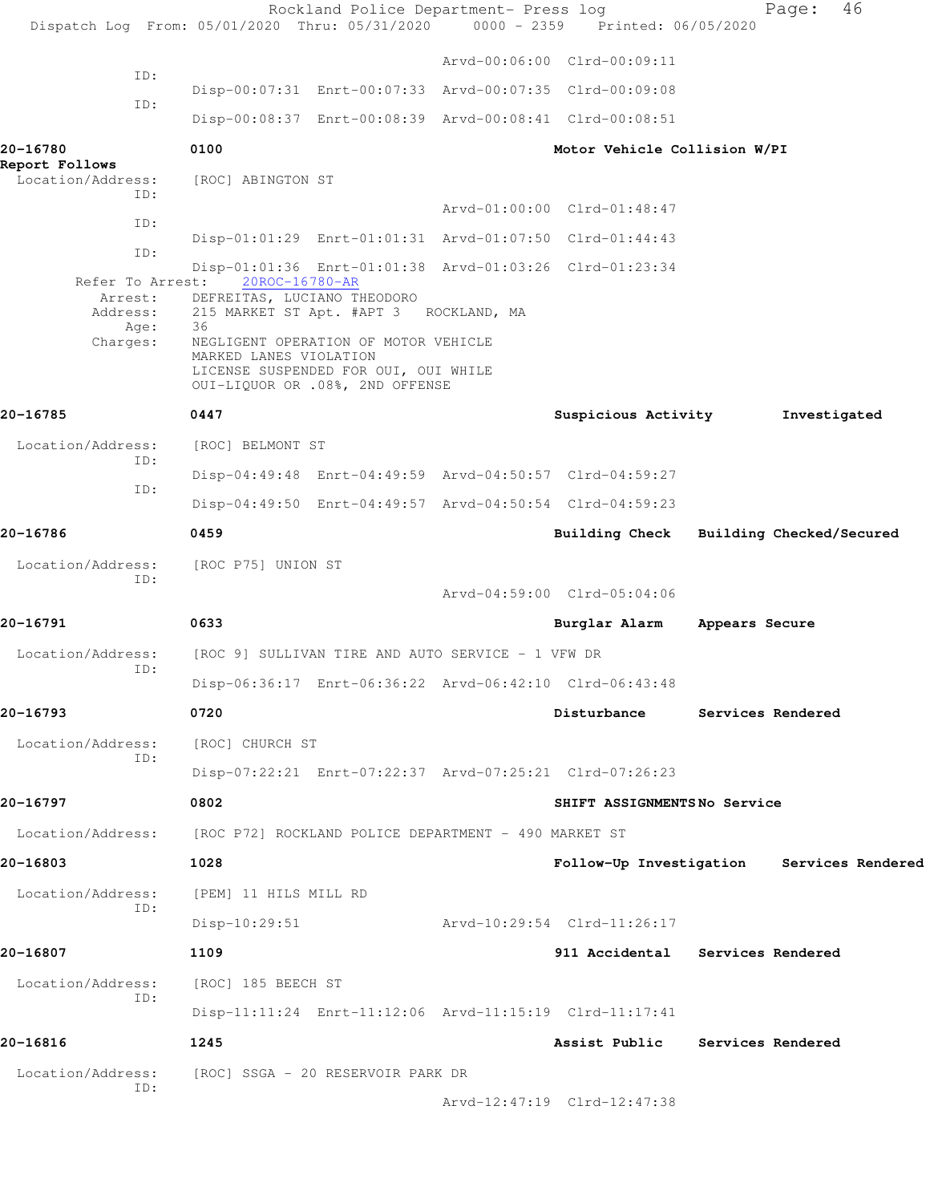```
                              Arvd-00:06:00  Clrd-00:09:11
       ID:
              Disp-00:07:31  Enrt-00:07:33  Arvd-00:07:35  Clrd-00:09:08
       ID:
              Disp-00:08:37  Enrt-00:08:39  Arvd-00:08:41  Clrd-00:08:51

20-16780          0100                          Motor Vehicle Collision W/PI
Report Follows
  Location/Address:    [ROC] ABINGTON ST
       ID:
                              Arvd-01:00:00  Clrd-01:48:47
       ID:
              Disp-01:01:29  Enrt-01:01:31  Arvd-01:07:50  Clrd-01:44:43
       ID:
              Disp-01:01:36  Enrt-01:01:38  Arvd-01:03:26  Clrd-01:23:34
      Refer To Arrest:    20ROC-16780-AR
         Arrest:    DEFREITAS, LUCIANO THEODORO
        Address:    215 MARKET ST Apt. #APT 3   ROCKLAND, MA
            Age:    36
        Charges:    NEGLIGENT OPERATION OF MOTOR VEHICLE
                    MARKED LANES VIOLATION
                    LICENSE SUSPENDED FOR OUI, OUI WHILE
                    OUI-LIQUOR OR .08%, 2ND OFFENSE

20-16785          0447                          Suspicious Activity        Investigated

  Location/Address:    [ROC] BELMONT ST
       ID:
              Disp-04:49:48  Enrt-04:49:59  Arvd-04:50:57  Clrd-04:59:27
       ID:
              Disp-04:49:50  Enrt-04:49:57  Arvd-04:50:54  Clrd-04:59:23

20-16786          0459                          Building Check    Building Checked/Secured

  Location/Address:    [ROC P75] UNION ST
       ID:
                              Arvd-04:59:00  Clrd-05:04:06

20-16791          0633                          Burglar Alarm     Appears Secure

  Location/Address:    [ROC 9] SULLIVAN TIRE AND AUTO SERVICE - 1 VFW DR
       ID:
              Disp-06:36:17  Enrt-06:36:22  Arvd-06:42:10  Clrd-06:43:48

20-16793          0720                          Disturbance       Services Rendered

  Location/Address:    [ROC] CHURCH ST
       ID:
              Disp-07:22:21  Enrt-07:22:37  Arvd-07:25:21  Clrd-07:26:23

20-16797          0802                          SHIFT ASSIGNMENTS No Service

  Location/Address:    [ROC P72] ROCKLAND POLICE DEPARTMENT - 490 MARKET ST

20-16803          1028                          Follow-Up Investigation    Services Rendered

  Location/Address:    [PEM] 11 HILS MILL RD
       ID:
              Disp-10:29:51                 Arvd-10:29:54  Clrd-11:26:17

20-16807          1109                          911 Accidental    Services Rendered

  Location/Address:    [ROC] 185 BEECH ST
       ID:
              Disp-11:11:24  Enrt-11:12:06  Arvd-11:15:19  Clrd-11:17:41

20-16816          1245                          Assist Public     Services Rendered

  Location/Address:    [ROC] SSGA - 20 RESERVOIR PARK DR
       ID:
                              Arvd-12:47:19  Clrd-12:47:38
```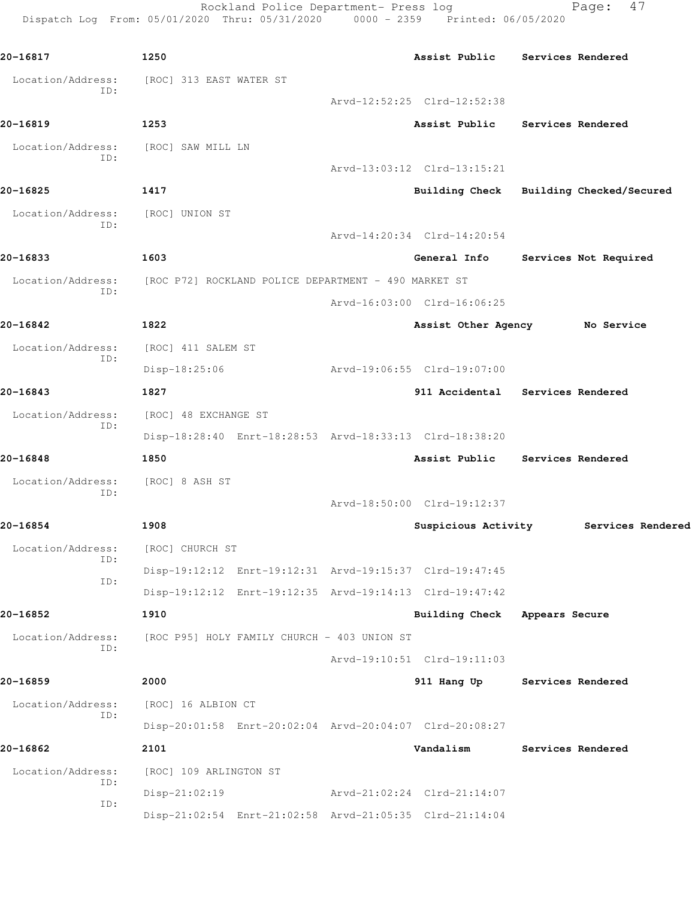20-16817 1250 Assist Public Services Rendered

Location/Address: [ROC] 313 EAST WATER ST
ID:
Arvd-12:52:25 Clrd-12:52:38

20-16819 1253 Assist Public Services Rendered

Location/Address: [ROC] SAW MILL LN
ID:
Arvd-13:03:12 Clrd-13:15:21

20-16825 1417 Building Check Building Checked/Secured

Location/Address: [ROC] UNION ST
ID:
Arvd-14:20:34 Clrd-14:20:54

20-16833 1603 General Info Services Not Required

Location/Address: [ROC P72] ROCKLAND POLICE DEPARTMENT - 490 MARKET ST
ID:
Arvd-16:03:00 Clrd-16:06:25

20-16842 1822 Assist Other Agency No Service

Location/Address: [ROC] 411 SALEM ST
ID:
Disp-18:25:06 Arvd-19:06:55 Clrd-19:07:00

20-16843 1827 911 Accidental Services Rendered

Location/Address: [ROC] 48 EXCHANGE ST
ID:
Disp-18:28:40 Enrt-18:28:53 Arvd-18:33:13 Clrd-18:38:20

20-16848 1850 Assist Public Services Rendered

Location/Address: [ROC] 8 ASH ST
ID:
Arvd-18:50:00 Clrd-19:12:37

20-16854 1908 Suspicious Activity Services Rendered

Location/Address: [ROC] CHURCH ST
ID:
Disp-19:12:12 Enrt-19:12:31 Arvd-19:15:37 Clrd-19:47:45
ID:
Disp-19:12:12 Enrt-19:12:35 Arvd-19:14:13 Clrd-19:47:42

20-16852 1910 Building Check Appears Secure

Location/Address: [ROC P95] HOLY FAMILY CHURCH - 403 UNION ST
ID:
Arvd-19:10:51 Clrd-19:11:03

20-16859 2000 911 Hang Up Services Rendered

Location/Address: [ROC] 16 ALBION CT
ID:
Disp-20:01:58 Enrt-20:02:04 Arvd-20:04:07 Clrd-20:08:27

20-16862 2101 Vandalism Services Rendered

Location/Address: [ROC] 109 ARLINGTON ST
ID:
Disp-21:02:19 Arvd-21:02:24 Clrd-21:14:07
ID:
Disp-21:02:54 Enrt-21:02:58 Arvd-21:05:35 Clrd-21:14:04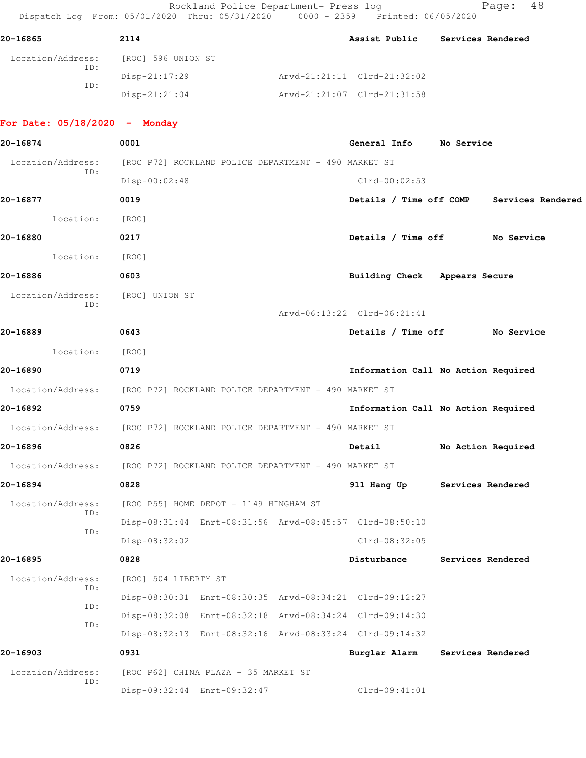20-16865 2114 Assist Public Services Rendered

Location/Address: [ROC] 596 UNION ST

ID: Disp-21:17:29 Arvd-21:21:11 Clrd-21:32:02

ID: Disp-21:21:04 Arvd-21:21:07 Clrd-21:31:58

**For Date: 05/18/2020 - Monday**

20-16874 0001 General Info No Service

Location/Address: [ROC P72] ROCKLAND POLICE DEPARTMENT - 490 MARKET ST

ID: Disp-00:02:48 Clrd-00:02:53

20-16877 0019 Details / Time off COMP Services Rendered

Location: [ROC]

20-16880 0217 Details / Time off No Service

Location: [ROC]

20-16886 0603 Building Check Appears Secure

Location/Address: [ROC] UNION ST

ID: Arvd-06:13:22 Clrd-06:21:41

20-16889 0643 Details / Time off No Service

Location: [ROC]

20-16890 0719 Information Call No Action Required

Location/Address: [ROC P72] ROCKLAND POLICE DEPARTMENT - 490 MARKET ST

20-16892 0759 Information Call No Action Required

Location/Address: [ROC P72] ROCKLAND POLICE DEPARTMENT - 490 MARKET ST

20-16896 0826 Detail No Action Required

Location/Address: [ROC P72] ROCKLAND POLICE DEPARTMENT - 490 MARKET ST

20-16894 0828 911 Hang Up Services Rendered

Location/Address: [ROC P55] HOME DEPOT - 1149 HINGHAM ST

ID: Disp-08:31:44 Enrt-08:31:56 Arvd-08:45:57 Clrd-08:50:10

ID: Disp-08:32:02 Clrd-08:32:05

20-16895 0828 Disturbance Services Rendered

Location/Address: [ROC] 504 LIBERTY ST

ID: Disp-08:30:31 Enrt-08:30:35 Arvd-08:34:21 Clrd-09:12:27

ID: Disp-08:32:08 Enrt-08:32:18 Arvd-08:34:24 Clrd-09:14:30

ID: Disp-08:32:13 Enrt-08:32:16 Arvd-08:33:24 Clrd-09:14:32

20-16903 0931 Burglar Alarm Services Rendered

Location/Address: [ROC P62] CHINA PLAZA - 35 MARKET ST

ID: Disp-09:32:44 Enrt-09:32:47 Clrd-09:41:01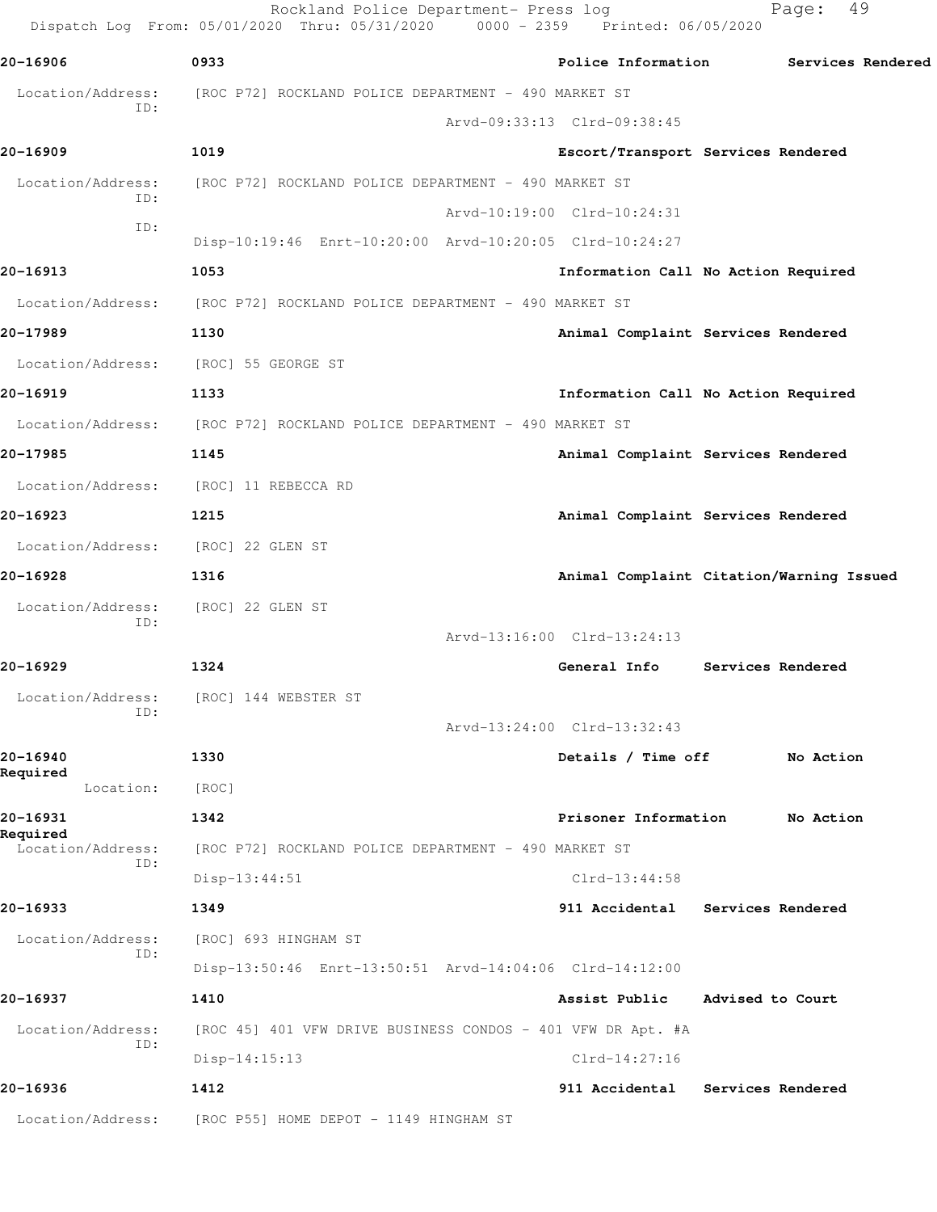20-16906 0933 Police Information Services Rendered

Location/Address: [ROC P72] ROCKLAND POLICE DEPARTMENT - 490 MARKET ST
ID:
Arvd-09:33:13 Clrd-09:38:45

20-16909 1019 Escort/Transport Services Rendered

Location/Address: [ROC P72] ROCKLAND POLICE DEPARTMENT - 490 MARKET ST
ID:
Arvd-10:19:00 Clrd-10:24:31
ID:
Disp-10:19:46 Enrt-10:20:00 Arvd-10:20:05 Clrd-10:24:27

20-16913 1053 Information Call No Action Required

Location/Address: [ROC P72] ROCKLAND POLICE DEPARTMENT - 490 MARKET ST

20-17989 1130 Animal Complaint Services Rendered

Location/Address: [ROC] 55 GEORGE ST

20-16919 1133 Information Call No Action Required

Location/Address: [ROC P72] ROCKLAND POLICE DEPARTMENT - 490 MARKET ST

20-17985 1145 Animal Complaint Services Rendered

Location/Address: [ROC] 11 REBECCA RD

20-16923 1215 Animal Complaint Services Rendered

Location/Address: [ROC] 22 GLEN ST

20-16928 1316 Animal Complaint Citation/Warning Issued

Location/Address: [ROC] 22 GLEN ST
ID:
Arvd-13:16:00 Clrd-13:24:13

20-16929 1324 General Info Services Rendered

Location/Address: [ROC] 144 WEBSTER ST
ID:
Arvd-13:24:00 Clrd-13:32:43

20-16940 1330 Details / Time off No Action Required

Location: [ROC]

20-16931 1342 Prisoner Information No Action Required

Location/Address: [ROC P72] ROCKLAND POLICE DEPARTMENT - 490 MARKET ST
ID:
Disp-13:44:51 Clrd-13:44:58

20-16933 1349 911 Accidental Services Rendered

Location/Address: [ROC] 693 HINGHAM ST
ID:
Disp-13:50:46 Enrt-13:50:51 Arvd-14:04:06 Clrd-14:12:00

20-16937 1410 Assist Public Advised to Court

Location/Address: [ROC 45] 401 VFW DRIVE BUSINESS CONDOS - 401 VFW DR Apt. #A
ID:
Disp-14:15:13 Clrd-14:27:16

20-16936 1412 911 Accidental Services Rendered

Location/Address: [ROC P55] HOME DEPOT - 1149 HINGHAM ST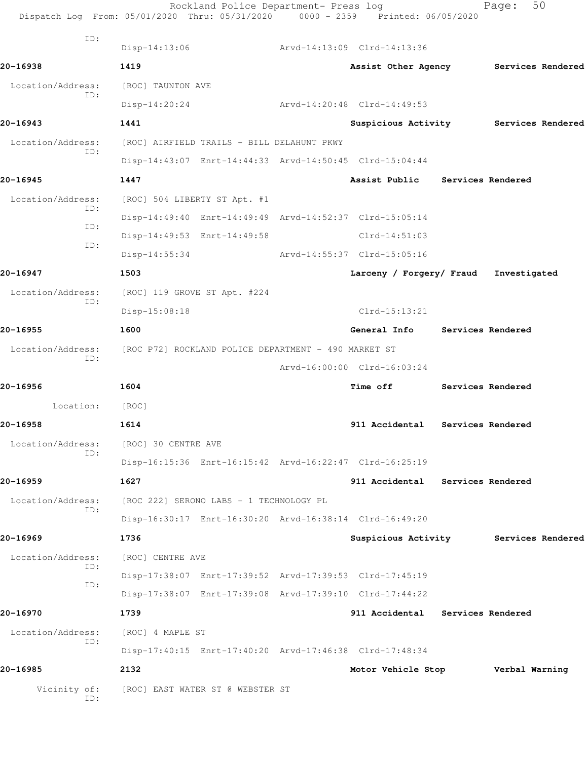ID: Disp-14:13:06 Arvd-14:13:09 Clrd-14:13:36

**20-16938** 1419 **Assist Other Agency** **Services Rendered**

Location/Address: [ROC] TAUNTON AVE
ID: Disp-14:20:24 Arvd-14:20:48 Clrd-14:49:53

**20-16943** 1441 **Suspicious Activity** **Services Rendered**

Location/Address: [ROC] AIRFIELD TRAILS - BILL DELAHUNT PKWY
ID: Disp-14:43:07 Enrt-14:44:33 Arvd-14:50:45 Clrd-15:04:44

**20-16945** 1447 **Assist Public** **Services Rendered**

Location/Address: [ROC] 504 LIBERTY ST Apt. #1
ID: Disp-14:49:40 Enrt-14:49:49 Arvd-14:52:37 Clrd-15:05:14
ID: Disp-14:49:53 Enrt-14:49:58 Clrd-14:51:03
ID: Disp-14:55:34 Arvd-14:55:37 Clrd-15:05:16

**20-16947** 1503 **Larceny / Forgery/ Fraud** **Investigated**

Location/Address: [ROC] 119 GROVE ST Apt. #224
ID: Disp-15:08:18 Clrd-15:13:21

**20-16955** 1600 **General Info** **Services Rendered**

Location/Address: [ROC P72] ROCKLAND POLICE DEPARTMENT - 490 MARKET ST
ID: Arvd-16:00:00 Clrd-16:03:24

**20-16956** 1604 **Time off** **Services Rendered**

Location: [ROC]

**20-16958** 1614 **911 Accidental** **Services Rendered**

Location/Address: [ROC] 30 CENTRE AVE
ID: Disp-16:15:36 Enrt-16:15:42 Arvd-16:22:47 Clrd-16:25:19

**20-16959** 1627 **911 Accidental** **Services Rendered**

Location/Address: [ROC 222] SERONO LABS - 1 TECHNOLOGY PL
ID: Disp-16:30:17 Enrt-16:30:20 Arvd-16:38:14 Clrd-16:49:20

**20-16969** 1736 **Suspicious Activity** **Services Rendered**

Location/Address: [ROC] CENTRE AVE
ID: Disp-17:38:07 Enrt-17:39:52 Arvd-17:39:53 Clrd-17:45:19
ID: Disp-17:38:07 Enrt-17:39:08 Arvd-17:39:10 Clrd-17:44:22

**20-16970** 1739 **911 Accidental** **Services Rendered**

Location/Address: [ROC] 4 MAPLE ST
ID: Disp-17:40:15 Enrt-17:40:20 Arvd-17:46:38 Clrd-17:48:34

**20-16985** 2132 **Motor Vehicle Stop** **Verbal Warning**

Vicinity of: [ROC] EAST WATER ST @ WEBSTER ST
ID: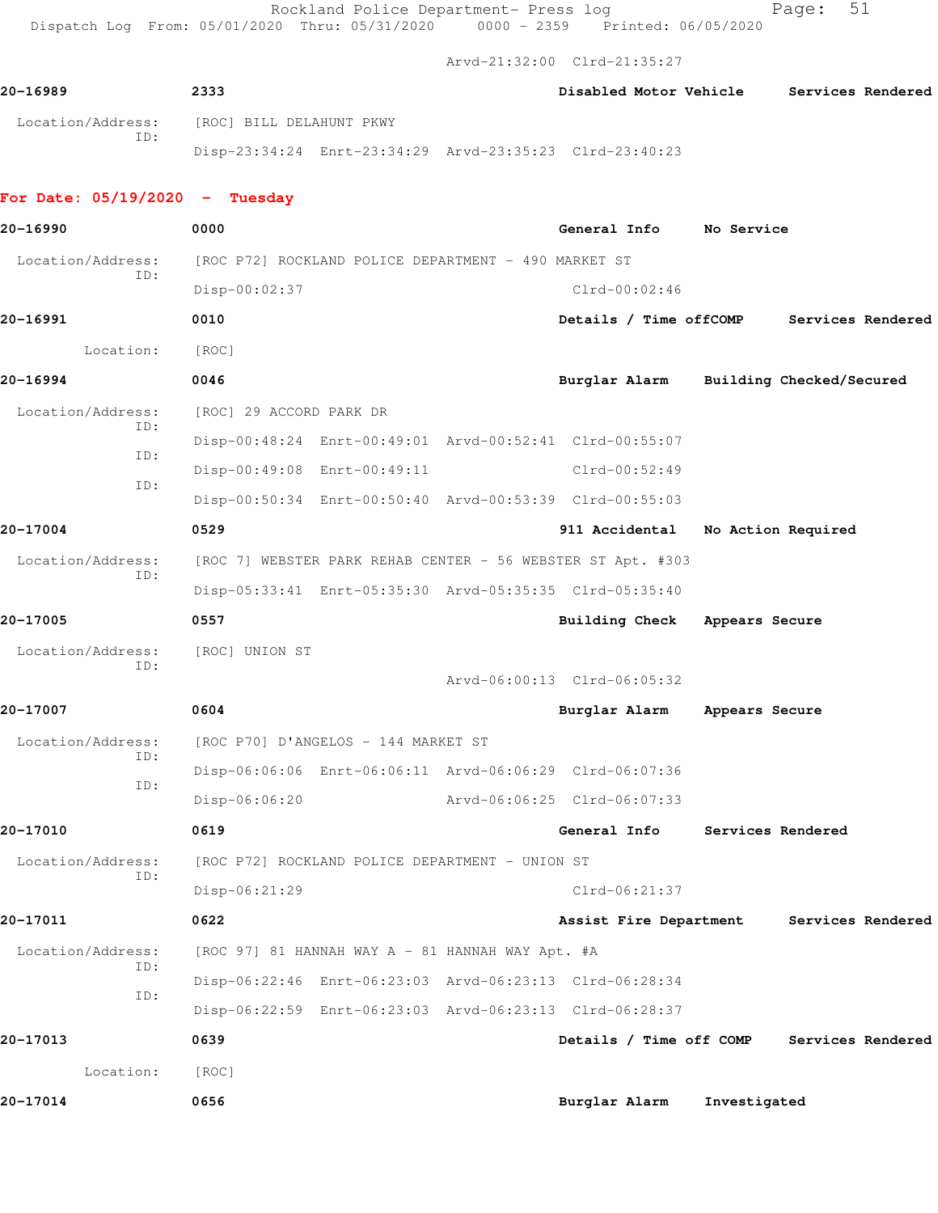Arvd-21:32:00 Clrd-21:35:27

**20-16989** 2333 **Disabled Motor Vehicle** **Services Rendered**

Location/Address: [ROC] BILL DELAHUNT PKWY
ID:
Disp-23:34:24 Enrt-23:34:29 Arvd-23:35:23 Clrd-23:40:23

## For Date: 05/19/2020 - Tuesday

**20-16990** 0000 **General Info** **No Service**

Location/Address: [ROC P72] ROCKLAND POLICE DEPARTMENT - 490 MARKET ST
ID:
Disp-00:02:37 Clrd-00:02:46

**20-16991** 0010 **Details / Time offCOMP** **Services Rendered**

Location: [ROC]

**20-16994** 0046 **Burglar Alarm** **Building Checked/Secured**

Location/Address: [ROC] 29 ACCORD PARK DR
ID:
Disp-00:48:24 Enrt-00:49:01 Arvd-00:52:41 Clrd-00:55:07
ID:
Disp-00:49:08 Enrt-00:49:11 Clrd-00:52:49
ID:
Disp-00:50:34 Enrt-00:50:40 Arvd-00:53:39 Clrd-00:55:03

**20-17004** 0529 **911 Accidental** **No Action Required**

Location/Address: [ROC 7] WEBSTER PARK REHAB CENTER - 56 WEBSTER ST Apt. #303
ID:
Disp-05:33:41 Enrt-05:35:30 Arvd-05:35:35 Clrd-05:35:40

**20-17005** 0557 **Building Check** **Appears Secure**

Location/Address: [ROC] UNION ST
ID:
Arvd-06:00:13 Clrd-06:05:32

**20-17007** 0604 **Burglar Alarm** **Appears Secure**

Location/Address: [ROC P70] D'ANGELOS - 144 MARKET ST
ID:
Disp-06:06:06 Enrt-06:06:11 Arvd-06:06:29 Clrd-06:07:36
ID:
Disp-06:06:20 Arvd-06:06:25 Clrd-06:07:33

**20-17010** 0619 **General Info** **Services Rendered**

Location/Address: [ROC P72] ROCKLAND POLICE DEPARTMENT - UNION ST
ID:
Disp-06:21:29 Clrd-06:21:37

**20-17011** 0622 **Assist Fire Department** **Services Rendered**

Location/Address: [ROC 97] 81 HANNAH WAY A - 81 HANNAH WAY Apt. #A
ID:
Disp-06:22:46 Enrt-06:23:03 Arvd-06:23:13 Clrd-06:28:34
ID:
Disp-06:22:59 Enrt-06:23:03 Arvd-06:23:13 Clrd-06:28:37

**20-17013** 0639 **Details / Time off COMP** **Services Rendered**

Location: [ROC]

**20-17014** 0656 **Burglar Alarm** **Investigated**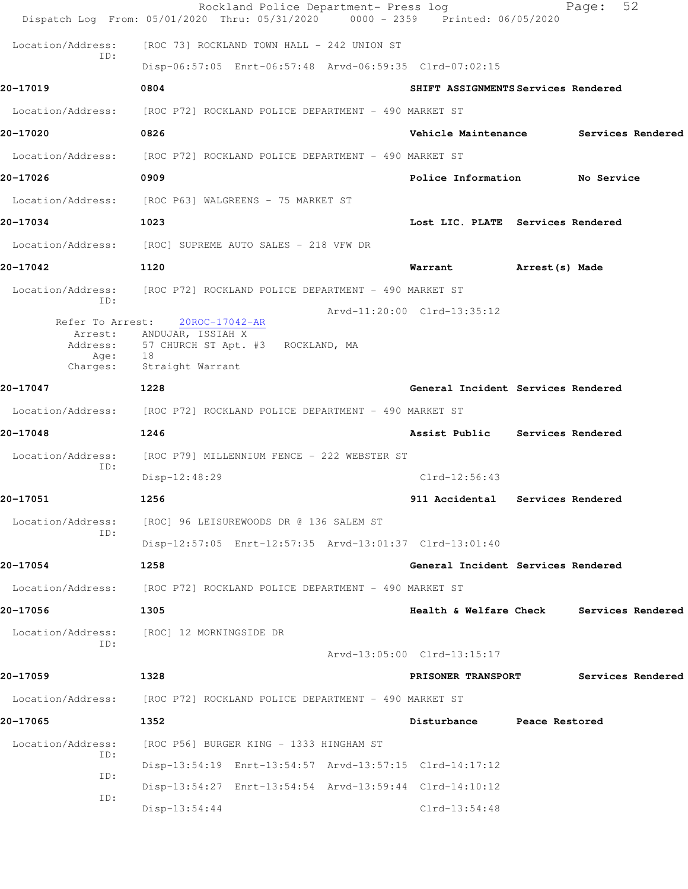Location/Address: [ROC 73] ROCKLAND TOWN HALL - 242 UNION ST
ID:
Disp-06:57:05 Enrt-06:57:48 Arvd-06:59:35 Clrd-07:02:15

**20-17019** **0804** **SHIFT ASSIGNMENTS** **Services Rendered**

Location/Address: [ROC P72] ROCKLAND POLICE DEPARTMENT - 490 MARKET ST

**20-17020** **0826** **Vehicle Maintenance** **Services Rendered**

Location/Address: [ROC P72] ROCKLAND POLICE DEPARTMENT - 490 MARKET ST

**20-17026** **0909** **Police Information** **No Service**

Location/Address: [ROC P63] WALGREENS - 75 MARKET ST

**20-17034** **1023** **Lost LIC. PLATE** **Services Rendered**

Location/Address: [ROC] SUPREME AUTO SALES - 218 VFW DR

**20-17042** **1120** **Warrant** **Arrest(s) Made**

Location/Address: [ROC P72] ROCKLAND POLICE DEPARTMENT - 490 MARKET ST
ID:
Arvd-11:20:00 Clrd-13:35:12
Refer To Arrest: 20ROC-17042-AR
Arrest: ANDUJAR, ISSIAH X
Address: 57 CHURCH ST Apt. #3 ROCKLAND, MA
Age: 18
Charges: Straight Warrant

**20-17047** **1228** **General Incident** **Services Rendered**

Location/Address: [ROC P72] ROCKLAND POLICE DEPARTMENT - 490 MARKET ST

**20-17048** **1246** **Assist Public** **Services Rendered**

Location/Address: [ROC P79] MILLENNIUM FENCE - 222 WEBSTER ST
ID:
Disp-12:48:29 Clrd-12:56:43

**20-17051** **1256** **911 Accidental** **Services Rendered**

Location/Address: [ROC] 96 LEISUREWOODS DR @ 136 SALEM ST
ID:
Disp-12:57:05 Enrt-12:57:35 Arvd-13:01:37 Clrd-13:01:40

**20-17054** **1258** **General Incident** **Services Rendered**

Location/Address: [ROC P72] ROCKLAND POLICE DEPARTMENT - 490 MARKET ST

**20-17056** **1305** **Health & Welfare Check** **Services Rendered**

Location/Address: [ROC] 12 MORNINGSIDE DR
ID:
Arvd-13:05:00 Clrd-13:15:17

**20-17059** **1328** **PRISONER TRANSPORT** **Services Rendered**

Location/Address: [ROC P72] ROCKLAND POLICE DEPARTMENT - 490 MARKET ST

**20-17065** **1352** **Disturbance** **Peace Restored**

Location/Address: [ROC P56] BURGER KING - 1333 HINGHAM ST
ID:
Disp-13:54:19 Enrt-13:54:57 Arvd-13:57:15 Clrd-14:17:12
ID:
Disp-13:54:27 Enrt-13:54:54 Arvd-13:59:44 Clrd-14:10:12
ID:
Disp-13:54:44 Clrd-13:54:48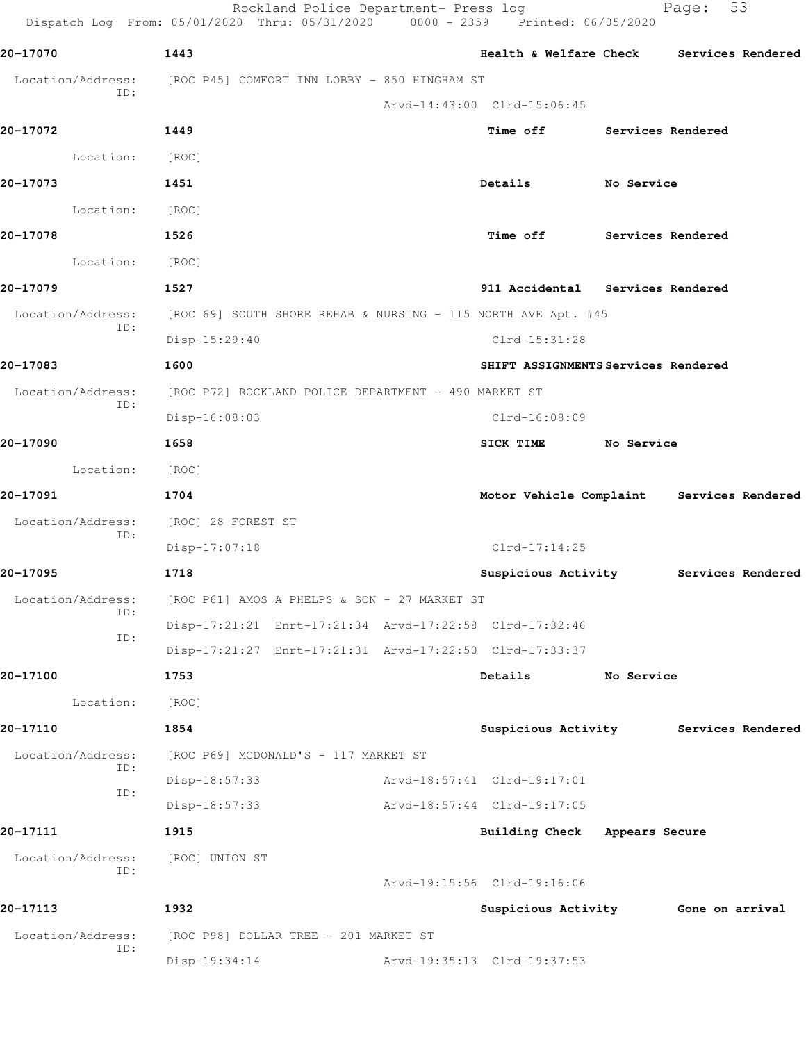20-17070 1443 Health & Welfare Check Services Rendered

Location/Address: [ROC P45] COMFORT INN LOBBY - 850 HINGHAM ST
ID:
Arvd-14:43:00 Clrd-15:06:45

20-17072 1449 Time off Services Rendered

Location: [ROC]

20-17073 1451 Details No Service

Location: [ROC]

20-17078 1526 Time off Services Rendered

Location: [ROC]

20-17079 1527 911 Accidental Services Rendered

Location/Address: [ROC 69] SOUTH SHORE REHAB & NURSING - 115 NORTH AVE Apt. #45
ID:
Disp-15:29:40 Clrd-15:31:28

20-17083 1600 SHIFT ASSIGNMENTS Services Rendered

Location/Address: [ROC P72] ROCKLAND POLICE DEPARTMENT - 490 MARKET ST
ID:
Disp-16:08:03 Clrd-16:08:09

20-17090 1658 SICK TIME No Service

Location: [ROC]

20-17091 1704 Motor Vehicle Complaint Services Rendered

Location/Address: [ROC] 28 FOREST ST
ID:
Disp-17:07:18 Clrd-17:14:25

20-17095 1718 Suspicious Activity Services Rendered

Location/Address: [ROC P61] AMOS A PHELPS & SON - 27 MARKET ST
ID:
Disp-17:21:21 Enrt-17:21:34 Arvd-17:22:58 Clrd-17:32:46
ID:
Disp-17:21:27 Enrt-17:21:31 Arvd-17:22:50 Clrd-17:33:37

20-17100 1753 Details No Service

Location: [ROC]

20-17110 1854 Suspicious Activity Services Rendered

Location/Address: [ROC P69] MCDONALD'S - 117 MARKET ST
ID:
Disp-18:57:33 Arvd-18:57:41 Clrd-19:17:01
ID:
Disp-18:57:33 Arvd-18:57:44 Clrd-19:17:05

20-17111 1915 Building Check Appears Secure

Location/Address: [ROC] UNION ST
ID:
Arvd-19:15:56 Clrd-19:16:06

20-17113 1932 Suspicious Activity Gone on arrival

Location/Address: [ROC P98] DOLLAR TREE - 201 MARKET ST
ID:
Disp-19:34:14 Arvd-19:35:13 Clrd-19:37:53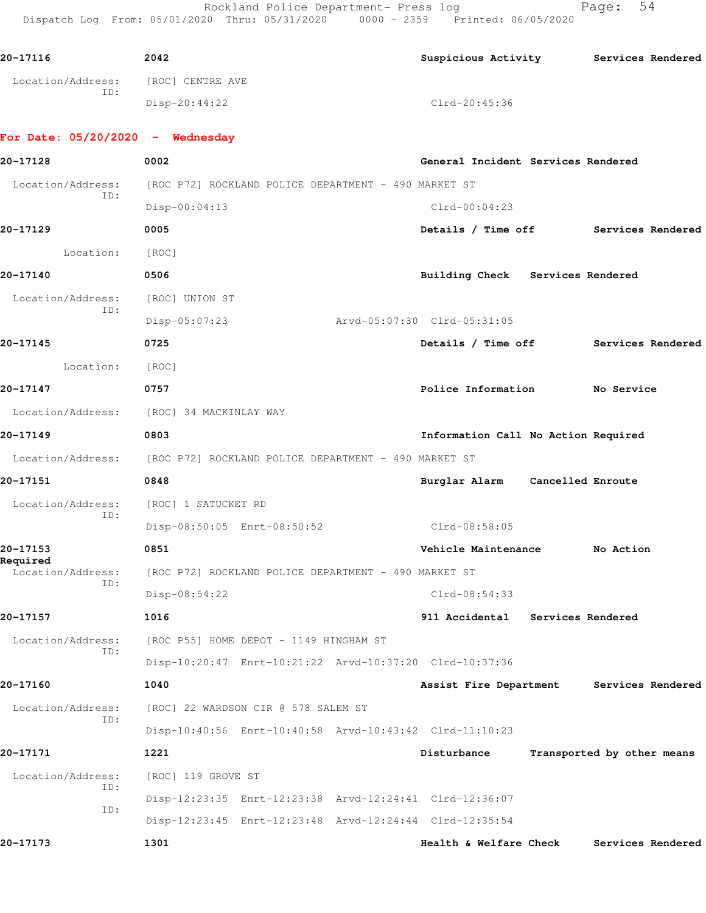20-17116 2042 Suspicious Activity Services Rendered

Location/Address: [ROC] CENTRE AVE
ID:
Disp-20:44:22 Clrd-20:45:36

**For Date: 05/20/2020 - Wednesday**

20-17128 0002 General Incident Services Rendered

Location/Address: [ROC P72] ROCKLAND POLICE DEPARTMENT - 490 MARKET ST
ID:
Disp-00:04:13 Clrd-00:04:23

20-17129 0005 Details / Time off Services Rendered

Location: [ROC]

20-17140 0506 Building Check Services Rendered

Location/Address: [ROC] UNION ST
ID:
Disp-05:07:23 Arvd-05:07:30 Clrd-05:31:05

20-17145 0725 Details / Time off Services Rendered

Location: [ROC]

20-17147 0757 Police Information No Service

Location/Address: [ROC] 34 MACKINLAY WAY

20-17149 0803 Information Call No Action Required

Location/Address: [ROC P72] ROCKLAND POLICE DEPARTMENT - 490 MARKET ST

20-17151 0848 Burglar Alarm Cancelled Enroute

Location/Address: [ROC] 1 SATUCKET RD
ID:
Disp-08:50:05 Enrt-08:50:52 Clrd-08:58:05

20-17153 0851 Vehicle Maintenance No Action Required

Location/Address: [ROC P72] ROCKLAND POLICE DEPARTMENT - 490 MARKET ST
ID:
Disp-08:54:22 Clrd-08:54:33

20-17157 1016 911 Accidental Services Rendered

Location/Address: [ROC P55] HOME DEPOT - 1149 HINGHAM ST
ID:
Disp-10:20:47 Enrt-10:21:22 Arvd-10:37:20 Clrd-10:37:36

20-17160 1040 Assist Fire Department Services Rendered

Location/Address: [ROC] 22 WARDSON CIR @ 578 SALEM ST
ID:
Disp-10:40:56 Enrt-10:40:58 Arvd-10:43:42 Clrd-11:10:23

20-17171 1221 Disturbance Transported by other means

Location/Address: [ROC] 119 GROVE ST
ID:
Disp-12:23:35 Enrt-12:23:38 Arvd-12:24:41 Clrd-12:36:07
ID:
Disp-12:23:45 Enrt-12:23:48 Arvd-12:24:44 Clrd-12:35:54

20-17173 1301 Health & Welfare Check Services Rendered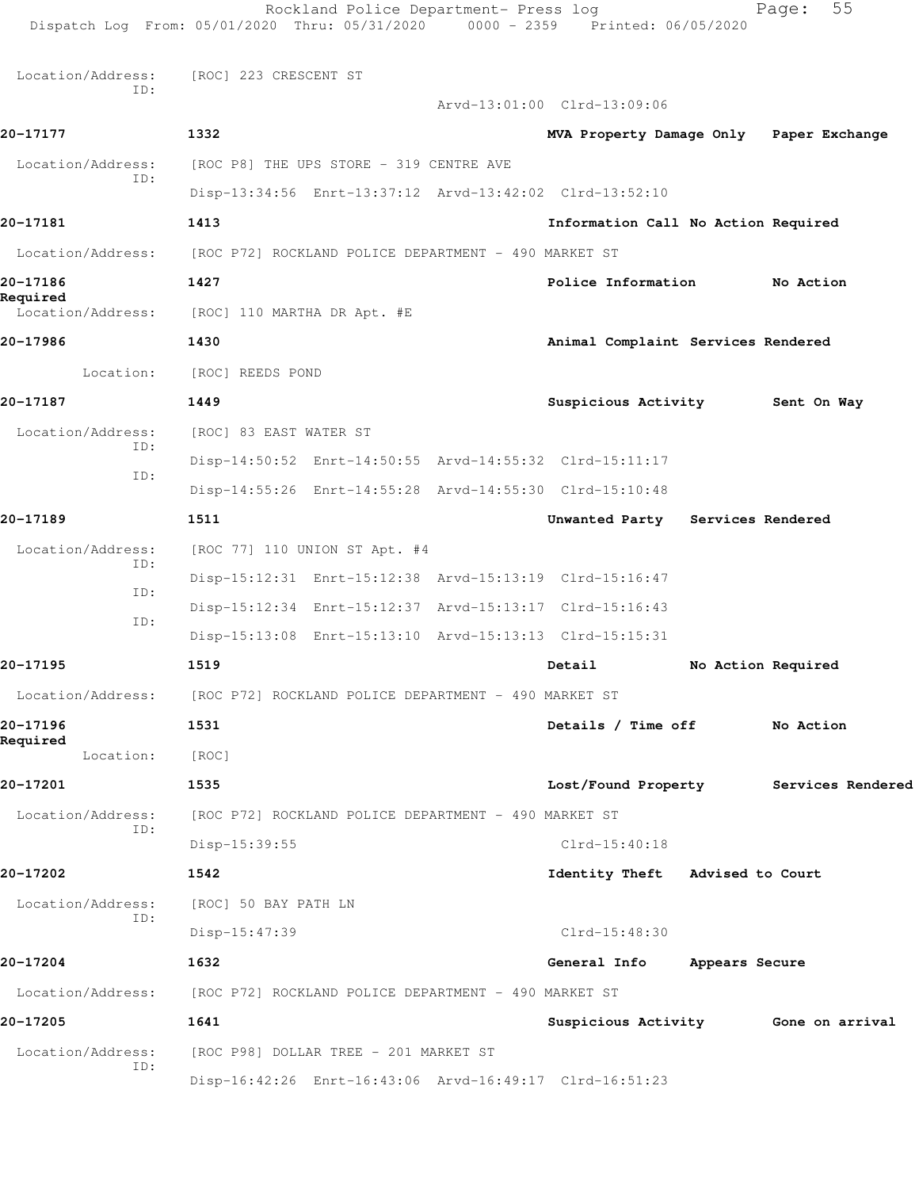Location/Address: [ROC] 223 CRESCENT ST
ID:
Arvd-13:01:00 Clrd-13:09:06

**20-17177** 1332 MVA Property Damage Only Paper Exchange

Location/Address: [ROC P8] THE UPS STORE - 319 CENTRE AVE
ID:
Disp-13:34:56 Enrt-13:37:12 Arvd-13:42:02 Clrd-13:52:10

**20-17181** 1413 Information Call No Action Required

Location/Address: [ROC P72] ROCKLAND POLICE DEPARTMENT - 490 MARKET ST

**20-17186** 1427 Police Information No Action Required

Location/Address: [ROC] 110 MARTHA DR Apt. #E

**20-17986** 1430 Animal Complaint Services Rendered

Location: [ROC] REEDS POND

**20-17187** 1449 Suspicious Activity Sent On Way

Location/Address: [ROC] 83 EAST WATER ST
ID:
Disp-14:50:52 Enrt-14:50:55 Arvd-14:55:32 Clrd-15:11:17
ID:
Disp-14:55:26 Enrt-14:55:28 Arvd-14:55:30 Clrd-15:10:48

**20-17189** 1511 Unwanted Party Services Rendered

Location/Address: [ROC 77] 110 UNION ST Apt. #4
ID:
Disp-15:12:31 Enrt-15:12:38 Arvd-15:13:19 Clrd-15:16:47
ID:
Disp-15:12:34 Enrt-15:12:37 Arvd-15:13:17 Clrd-15:16:43
ID:
Disp-15:13:08 Enrt-15:13:10 Arvd-15:13:13 Clrd-15:15:31

**20-17195** 1519 Detail No Action Required

Location/Address: [ROC P72] ROCKLAND POLICE DEPARTMENT - 490 MARKET ST

**20-17196** 1531 Details / Time off No Action Required

Location: [ROC]

**20-17201** 1535 Lost/Found Property Services Rendered

Location/Address: [ROC P72] ROCKLAND POLICE DEPARTMENT - 490 MARKET ST
ID:
Disp-15:39:55 Clrd-15:40:18

**20-17202** 1542 Identity Theft Advised to Court

Location/Address: [ROC] 50 BAY PATH LN
ID:
Disp-15:47:39 Clrd-15:48:30

**20-17204** 1632 General Info Appears Secure

Location/Address: [ROC P72] ROCKLAND POLICE DEPARTMENT - 490 MARKET ST

**20-17205** 1641 Suspicious Activity Gone on arrival

Location/Address: [ROC P98] DOLLAR TREE - 201 MARKET ST
ID:
Disp-16:42:26 Enrt-16:43:06 Arvd-16:49:17 Clrd-16:51:23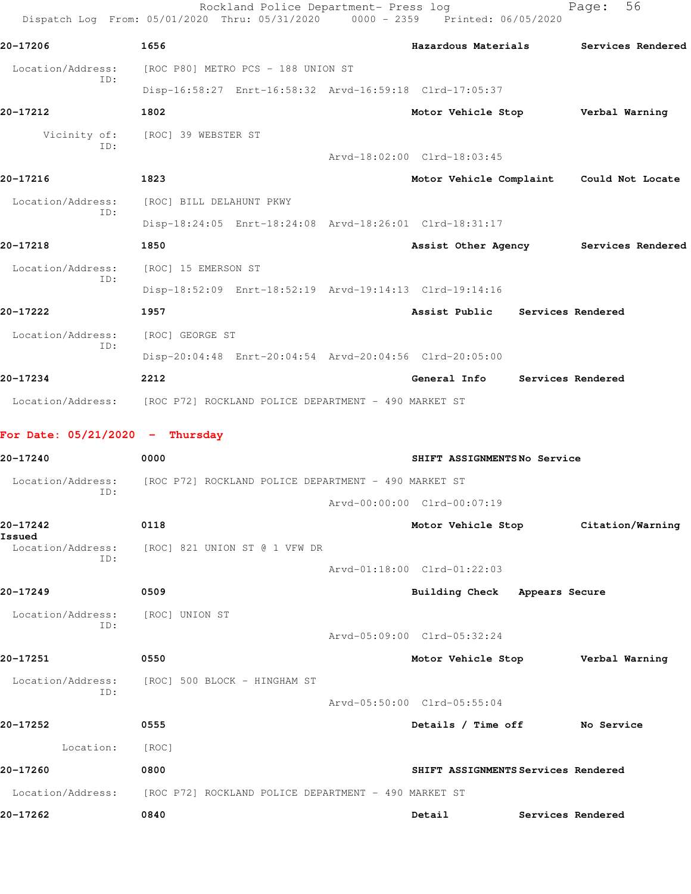20-17206 1656 Hazardous Materials Services Rendered

Location/Address: [ROC P80] METRO PCS - 188 UNION ST
ID:
Disp-16:58:27 Enrt-16:58:32 Arvd-16:59:18 Clrd-17:05:37

20-17212 1802 Motor Vehicle Stop Verbal Warning

Vicinity of: [ROC] 39 WEBSTER ST
ID:
Arvd-18:02:00 Clrd-18:03:45

20-17216 1823 Motor Vehicle Complaint Could Not Locate

Location/Address: [ROC] BILL DELAHUNT PKWY
ID:
Disp-18:24:05 Enrt-18:24:08 Arvd-18:26:01 Clrd-18:31:17

20-17218 1850 Assist Other Agency Services Rendered

Location/Address: [ROC] 15 EMERSON ST
ID:
Disp-18:52:09 Enrt-18:52:19 Arvd-19:14:13 Clrd-19:14:16

20-17222 1957 Assist Public Services Rendered

Location/Address: [ROC] GEORGE ST
ID:
Disp-20:04:48 Enrt-20:04:54 Arvd-20:04:56 Clrd-20:05:00

20-17234 2212 General Info Services Rendered

Location/Address: [ROC P72] ROCKLAND POLICE DEPARTMENT - 490 MARKET ST

**For Date: 05/21/2020 - Thursday**

20-17240 0000 SHIFT ASSIGNMENTS No Service

Location/Address: [ROC P72] ROCKLAND POLICE DEPARTMENT - 490 MARKET ST
ID:
Arvd-00:00:00 Clrd-00:07:19

20-17242 0118 Motor Vehicle Stop Citation/Warning Issued

Location/Address: [ROC] 821 UNION ST @ 1 VFW DR
ID:
Arvd-01:18:00 Clrd-01:22:03

20-17249 0509 Building Check Appears Secure

Location/Address: [ROC] UNION ST
ID:
Arvd-05:09:00 Clrd-05:32:24

20-17251 0550 Motor Vehicle Stop Verbal Warning

Location/Address: [ROC] 500 BLOCK - HINGHAM ST
ID:
Arvd-05:50:00 Clrd-05:55:04

20-17252 0555 Details / Time off No Service

Location: [ROC]

20-17260 0800 SHIFT ASSIGNMENTS Services Rendered

Location/Address: [ROC P72] ROCKLAND POLICE DEPARTMENT - 490 MARKET ST

20-17262 0840 Detail Services Rendered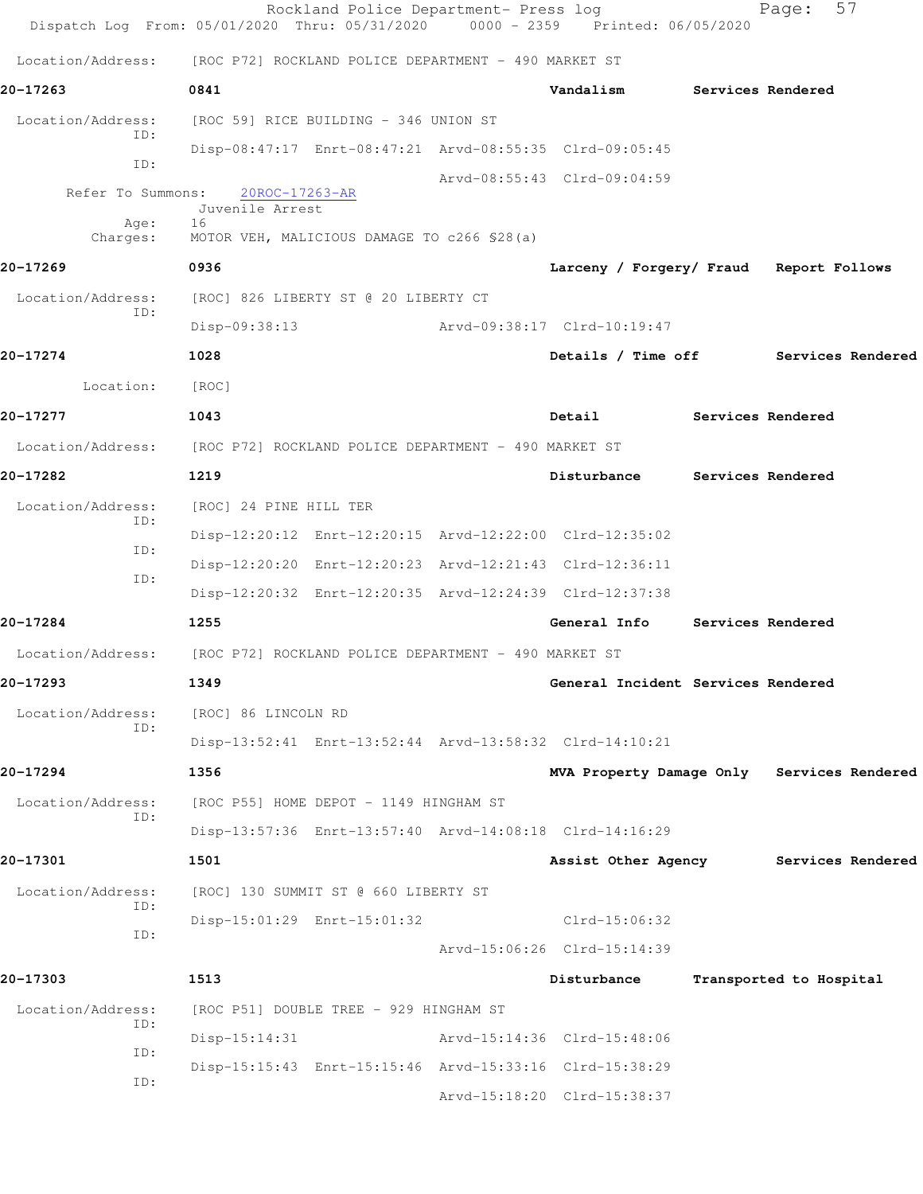Location/Address: [ROC P72] ROCKLAND POLICE DEPARTMENT - 490 MARKET ST

**20-17263** 0841 Vandalism Services Rendered

Location/Address: [ROC 59] RICE BUILDING - 346 UNION ST
ID: Disp-08:47:17 Enrt-08:47:21 Arvd-08:55:35 Clrd-09:05:45
ID: Arvd-08:55:43 Clrd-09:04:59
Refer To Summons: 20ROC-17263-AR
Juvenile Arrest
Age: 16
Charges: MOTOR VEH, MALICIOUS DAMAGE TO c266 §28(a)

**20-17269** 0936 Larceny / Forgery/ Fraud Report Follows

Location/Address: [ROC] 826 LIBERTY ST @ 20 LIBERTY CT
ID: Disp-09:38:13 Arvd-09:38:17 Clrd-10:19:47

**20-17274** 1028 Details / Time off Services Rendered

Location: [ROC]

**20-17277** 1043 Detail Services Rendered

Location/Address: [ROC P72] ROCKLAND POLICE DEPARTMENT - 490 MARKET ST

**20-17282** 1219 Disturbance Services Rendered

Location/Address: [ROC] 24 PINE HILL TER
ID: Disp-12:20:12 Enrt-12:20:15 Arvd-12:22:00 Clrd-12:35:02
ID: Disp-12:20:20 Enrt-12:20:23 Arvd-12:21:43 Clrd-12:36:11
ID: Disp-12:20:32 Enrt-12:20:35 Arvd-12:24:39 Clrd-12:37:38

**20-17284** 1255 General Info Services Rendered

Location/Address: [ROC P72] ROCKLAND POLICE DEPARTMENT - 490 MARKET ST

**20-17293** 1349 General Incident Services Rendered

Location/Address: [ROC] 86 LINCOLN RD
ID: Disp-13:52:41 Enrt-13:52:44 Arvd-13:58:32 Clrd-14:10:21

**20-17294** 1356 MVA Property Damage Only Services Rendered

Location/Address: [ROC P55] HOME DEPOT - 1149 HINGHAM ST
ID: Disp-13:57:36 Enrt-13:57:40 Arvd-14:08:18 Clrd-14:16:29

**20-17301** 1501 Assist Other Agency Services Rendered

Location/Address: [ROC] 130 SUMMIT ST @ 660 LIBERTY ST
ID: Disp-15:01:29 Enrt-15:01:32 Clrd-15:06:32
ID: Arvd-15:06:26 Clrd-15:14:39

**20-17303** 1513 Disturbance Transported to Hospital

Location/Address: [ROC P51] DOUBLE TREE - 929 HINGHAM ST
ID: Disp-15:14:31 Arvd-15:14:36 Clrd-15:48:06
ID: Disp-15:15:43 Enrt-15:15:46 Arvd-15:33:16 Clrd-15:38:29
ID: Arvd-15:18:20 Clrd-15:38:37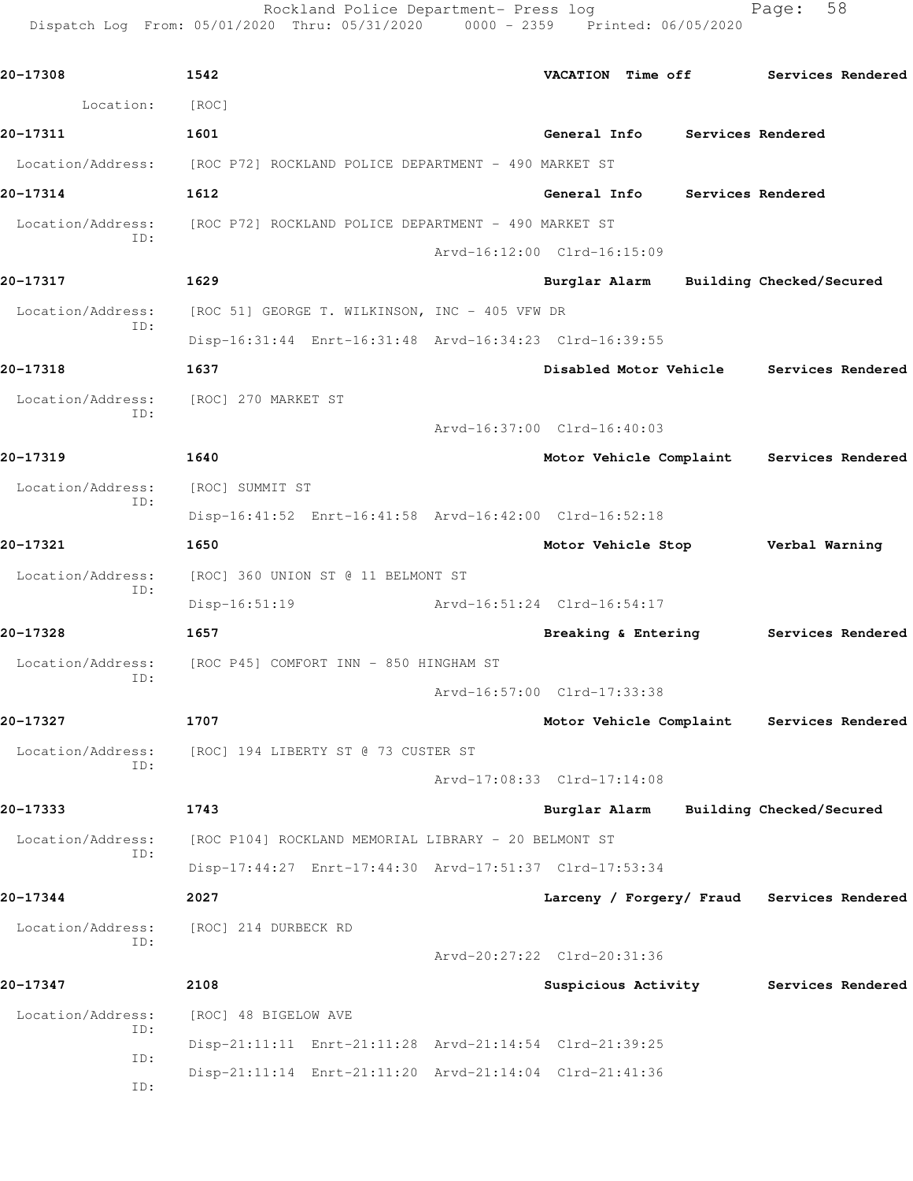20-17308 1542 VACATION Time off Services Rendered

Location: [ROC]

20-17311 1601 General Info Services Rendered

Location/Address: [ROC P72] ROCKLAND POLICE DEPARTMENT - 490 MARKET ST

20-17314 1612 General Info Services Rendered

Location/Address: [ROC P72] ROCKLAND POLICE DEPARTMENT - 490 MARKET ST
ID:
Arvd-16:12:00 Clrd-16:15:09

20-17317 1629 Burglar Alarm Building Checked/Secured

Location/Address: [ROC 51] GEORGE T. WILKINSON, INC - 405 VFW DR
ID:
Disp-16:31:44 Enrt-16:31:48 Arvd-16:34:23 Clrd-16:39:55

20-17318 1637 Disabled Motor Vehicle Services Rendered

Location/Address: [ROC] 270 MARKET ST
ID:
Arvd-16:37:00 Clrd-16:40:03

20-17319 1640 Motor Vehicle Complaint Services Rendered

Location/Address: [ROC] SUMMIT ST
ID:
Disp-16:41:52 Enrt-16:41:58 Arvd-16:42:00 Clrd-16:52:18

20-17321 1650 Motor Vehicle Stop Verbal Warning

Location/Address: [ROC] 360 UNION ST @ 11 BELMONT ST
ID:
Disp-16:51:19 Arvd-16:51:24 Clrd-16:54:17

20-17328 1657 Breaking & Entering Services Rendered

Location/Address: [ROC P45] COMFORT INN - 850 HINGHAM ST
ID:
Arvd-16:57:00 Clrd-17:33:38

20-17327 1707 Motor Vehicle Complaint Services Rendered

Location/Address: [ROC] 194 LIBERTY ST @ 73 CUSTER ST
ID:
Arvd-17:08:33 Clrd-17:14:08

20-17333 1743 Burglar Alarm Building Checked/Secured

Location/Address: [ROC P104] ROCKLAND MEMORIAL LIBRARY - 20 BELMONT ST
ID:
Disp-17:44:27 Enrt-17:44:30 Arvd-17:51:37 Clrd-17:53:34

20-17344 2027 Larceny / Forgery/ Fraud Services Rendered

Location/Address: [ROC] 214 DURBECK RD
ID:
Arvd-20:27:22 Clrd-20:31:36

20-17347 2108 Suspicious Activity Services Rendered

Location/Address: [ROC] 48 BIGELOW AVE
ID:
Disp-21:11:11 Enrt-21:11:28 Arvd-21:14:54 Clrd-21:39:25
ID:
Disp-21:11:14 Enrt-21:11:20 Arvd-21:14:04 Clrd-21:41:36
ID: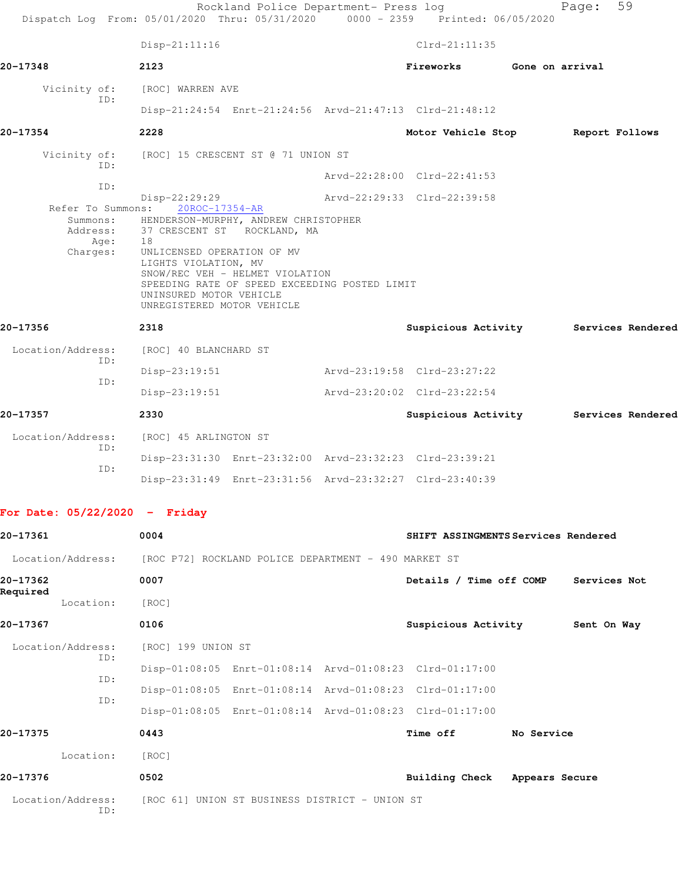Disp-21:11:16 Clrd-21:11:35

**20-17348** 2123 **Fireworks** **Gone on arrival**

Vicinity of: [ROC] WARREN AVE
ID:
Disp-21:24:54 Enrt-21:24:56 Arvd-21:47:13 Clrd-21:48:12

**20-17354** 2228 **Motor Vehicle Stop** **Report Follows**

Vicinity of: [ROC] 15 CRESCENT ST @ 71 UNION ST
ID:
Arvd-22:28:00 Clrd-22:41:53
ID:
Disp-22:29:29 Arvd-22:29:33 Clrd-22:39:58
Refer To Summons: 20ROC-17354-AR
Summons: HENDERSON-MURPHY, ANDREW CHRISTOPHER
Address: 37 CRESCENT ST ROCKLAND, MA
Age: 18
Charges: UNLICENSED OPERATION OF MV
LIGHTS VIOLATION, MV
SNOW/REC VEH - HELMET VIOLATION
SPEEDING RATE OF SPEED EXCEEDING POSTED LIMIT
UNINSURED MOTOR VEHICLE
UNREGISTERED MOTOR VEHICLE

**20-17356** 2318 **Suspicious Activity** **Services Rendered**

Location/Address: [ROC] 40 BLANCHARD ST
ID:
Disp-23:19:51 Arvd-23:19:58 Clrd-23:27:22
ID:
Disp-23:19:51 Arvd-23:20:02 Clrd-23:22:54

**20-17357** 2330 **Suspicious Activity** **Services Rendered**

Location/Address: [ROC] 45 ARLINGTON ST
ID:
Disp-23:31:30 Enrt-23:32:00 Arvd-23:32:23 Clrd-23:39:21
ID:
Disp-23:31:49 Enrt-23:31:56 Arvd-23:32:27 Clrd-23:40:39

**For Date: 05/22/2020 - Friday**

**20-17361** 0004 **SHIFT ASSINGMENTS** **Services Rendered**

Location/Address: [ROC P72] ROCKLAND POLICE DEPARTMENT - 490 MARKET ST

**20-17362** 0007 **Details / Time off COMP** **Services Not Required**

Location: [ROC]

**20-17367** 0106 **Suspicious Activity** **Sent On Way**

Location/Address: [ROC] 199 UNION ST
ID:
Disp-01:08:05 Enrt-01:08:14 Arvd-01:08:23 Clrd-01:17:00
ID:
Disp-01:08:05 Enrt-01:08:14 Arvd-01:08:23 Clrd-01:17:00
ID:
Disp-01:08:05 Enrt-01:08:14 Arvd-01:08:23 Clrd-01:17:00

**20-17375** 0443 **Time off** **No Service**

Location: [ROC]

**20-17376** 0502 **Building Check** **Appears Secure**

Location/Address: [ROC 61] UNION ST BUSINESS DISTRICT - UNION ST
ID: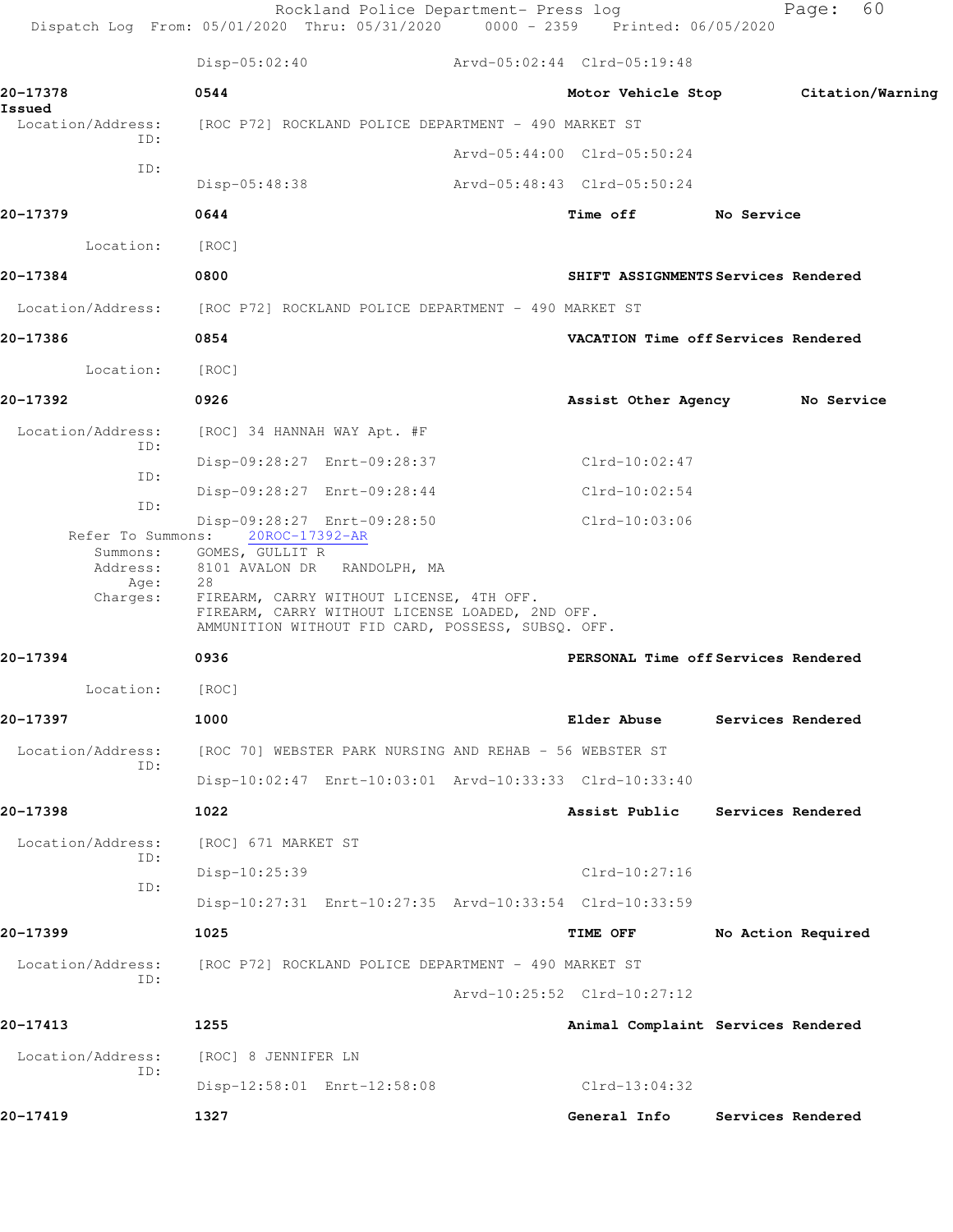Disp-05:02:40 Arvd-05:02:44 Clrd-05:19:48

**20-17378** 0544 **Motor Vehicle Stop** **Citation/Warning Issued**

Location/Address: [ROC P72] ROCKLAND POLICE DEPARTMENT - 490 MARKET ST

ID: Arvd-05:44:00 Clrd-05:50:24

ID: Disp-05:48:38 Arvd-05:48:43 Clrd-05:50:24

**20-17379** 0644 **Time off** **No Service**

Location: [ROC]

**20-17384** 0800 **SHIFT ASSIGNMENTS** **Services Rendered**

Location/Address: [ROC P72] ROCKLAND POLICE DEPARTMENT - 490 MARKET ST

**20-17386** 0854 **VACATION Time off** **Services Rendered**

Location: [ROC]

**20-17392** 0926 **Assist Other Agency** **No Service**

Location/Address: [ROC] 34 HANNAH WAY Apt. #F

ID: Disp-09:28:27 Enrt-09:28:37 Clrd-10:02:47

ID: Disp-09:28:27 Enrt-09:28:44 Clrd-10:02:54

ID: Disp-09:28:27 Enrt-09:28:50 Clrd-10:03:06

Refer To Summons: 20ROC-17392-AR

Summons: GOMES, GULLIT R

Address: 8101 AVALON DR RANDOLPH, MA

Age: 28

Charges: FIREARM, CARRY WITHOUT LICENSE, 4TH OFF.
FIREARM, CARRY WITHOUT LICENSE LOADED, 2ND OFF.
AMMUNITION WITHOUT FID CARD, POSSESS, SUBSQ. OFF.

**20-17394** 0936 **PERSONAL Time off** **Services Rendered**

Location: [ROC]

**20-17397** 1000 **Elder Abuse** **Services Rendered**

Location/Address: [ROC 70] WEBSTER PARK NURSING AND REHAB - 56 WEBSTER ST

ID: Disp-10:02:47 Enrt-10:03:01 Arvd-10:33:33 Clrd-10:33:40

**20-17398** 1022 **Assist Public** **Services Rendered**

Location/Address: [ROC] 671 MARKET ST

ID: Disp-10:25:39 Clrd-10:27:16

ID: Disp-10:27:31 Enrt-10:27:35 Arvd-10:33:54 Clrd-10:33:59

**20-17399** 1025 **TIME OFF** **No Action Required**

Location/Address: [ROC P72] ROCKLAND POLICE DEPARTMENT - 490 MARKET ST

ID: Arvd-10:25:52 Clrd-10:27:12

**20-17413** 1255 **Animal Complaint** **Services Rendered**

Location/Address: [ROC] 8 JENNIFER LN

ID: Disp-12:58:01 Enrt-12:58:08 Clrd-13:04:32

**20-17419** 1327 **General Info** **Services Rendered**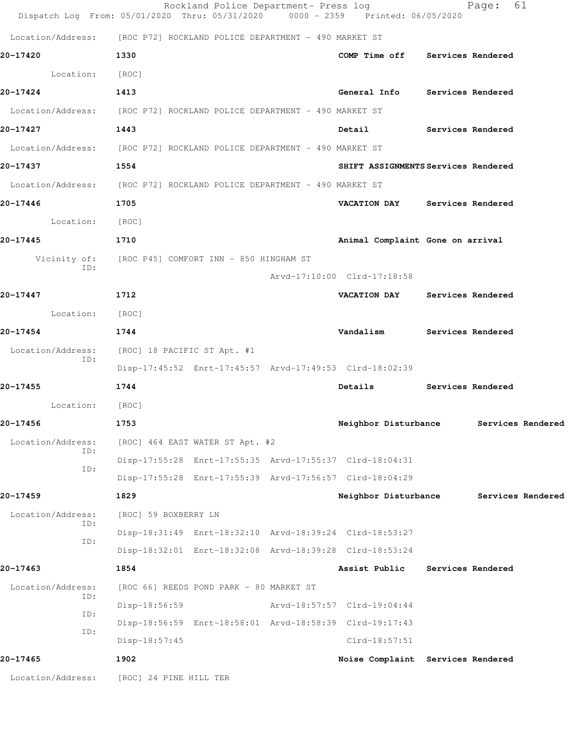Location/Address: [ROC P72] ROCKLAND POLICE DEPARTMENT - 490 MARKET ST

**20-17420** **1330** **COMP Time off** **Services Rendered**

Location: [ROC]

**20-17424** **1413** **General Info** **Services Rendered**

Location/Address: [ROC P72] ROCKLAND POLICE DEPARTMENT - 490 MARKET ST

**20-17427** **1443** **Detail** **Services Rendered**

Location/Address: [ROC P72] ROCKLAND POLICE DEPARTMENT - 490 MARKET ST

**20-17437** **1554** **SHIFT ASSIGNMENTS** **Services Rendered**

Location/Address: [ROC P72] ROCKLAND POLICE DEPARTMENT - 490 MARKET ST

**20-17446** **1705** **VACATION DAY** **Services Rendered**

Location: [ROC]

**20-17445** **1710** **Animal Complaint** **Gone on arrival**

Vicinity of: [ROC P45] COMFORT INN - 850 HINGHAM ST
ID:
Arvd-17:10:00 Clrd-17:18:58

**20-17447** **1712** **VACATION DAY** **Services Rendered**

Location: [ROC]

**20-17454** **1744** **Vandalism** **Services Rendered**

Location/Address: [ROC] 18 PACIFIC ST Apt. #1
ID:
Disp-17:45:52 Enrt-17:45:57 Arvd-17:49:53 Clrd-18:02:39

**20-17455** **1744** **Details** **Services Rendered**

Location: [ROC]

**20-17456** **1753** **Neighbor Disturbance** **Services Rendered**

Location/Address: [ROC] 464 EAST WATER ST Apt. #2
ID:
Disp-17:55:28 Enrt-17:55:35 Arvd-17:55:37 Clrd-18:04:31
ID:
Disp-17:55:28 Enrt-17:55:39 Arvd-17:56:57 Clrd-18:04:29

**20-17459** **1829** **Neighbor Disturbance** **Services Rendered**

Location/Address: [ROC] 59 BOXBERRY LN
ID:
Disp-18:31:49 Enrt-18:32:10 Arvd-18:39:24 Clrd-18:53:27
ID:
Disp-18:32:01 Enrt-18:32:08 Arvd-18:39:28 Clrd-18:53:24

**20-17463** **1854** **Assist Public** **Services Rendered**

Location/Address: [ROC 66] REEDS POND PARK - 80 MARKET ST
ID:
Disp-18:56:59 Arvd-18:57:57 Clrd-19:04:44
ID:
Disp-18:56:59 Enrt-18:58:01 Arvd-18:58:39 Clrd-19:17:43
ID:
Disp-18:57:45 Clrd-18:57:51

**20-17465** **1902** **Noise Complaint** **Services Rendered**

Location/Address: [ROC] 24 PINE HILL TER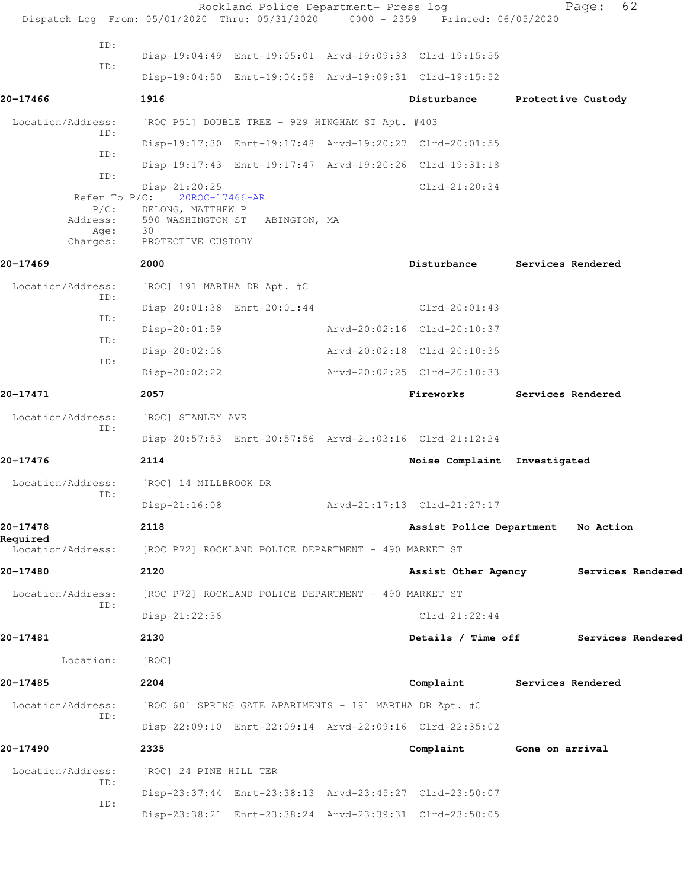Rockland Police Department- Press log
Dispatch Log From: 05/01/2020 Thru: 05/31/2020 0000 - 2359 Printed: 06/05/2020

ID:
Disp-19:04:49 Enrt-19:05:01 Arvd-19:09:33 Clrd-19:15:55
ID:
Disp-19:04:50 Enrt-19:04:58 Arvd-19:09:31 Clrd-19:15:52

**20-17466** **1916** **Disturbance** **Protective Custody**

Location/Address: [ROC P51] DOUBLE TREE - 929 HINGHAM ST Apt. #403
ID:
Disp-19:17:30 Enrt-19:17:48 Arvd-19:20:27 Clrd-20:01:55
ID:
Disp-19:17:43 Enrt-19:17:47 Arvd-19:20:26 Clrd-19:31:18
ID:
Disp-21:20:25 Clrd-21:20:34
Refer To P/C: 20ROC-17466-AR
P/C: DELONG, MATTHEW P
Address: 590 WASHINGTON ST ABINGTON, MA
Age: 30
Charges: PROTECTIVE CUSTODY

**20-17469** **2000** **Disturbance** **Services Rendered**

Location/Address: [ROC] 191 MARTHA DR Apt. #C
ID:
Disp-20:01:38 Enrt-20:01:44 Clrd-20:01:43
ID:
Disp-20:01:59 Arvd-20:02:16 Clrd-20:10:37
ID:
Disp-20:02:06 Arvd-20:02:18 Clrd-20:10:35
ID:
Disp-20:02:22 Arvd-20:02:25 Clrd-20:10:33

**20-17471** **2057** **Fireworks** **Services Rendered**

Location/Address: [ROC] STANLEY AVE
ID:
Disp-20:57:53 Enrt-20:57:56 Arvd-21:03:16 Clrd-21:12:24

**20-17476** **2114** **Noise Complaint** **Investigated**

Location/Address: [ROC] 14 MILLBROOK DR
ID:
Disp-21:16:08 Arvd-21:17:13 Clrd-21:27:17

**20-17478** **2118** **Assist Police Department** **No Action Required**

Location/Address: [ROC P72] ROCKLAND POLICE DEPARTMENT - 490 MARKET ST

**20-17480** **2120** **Assist Other Agency** **Services Rendered**

Location/Address: [ROC P72] ROCKLAND POLICE DEPARTMENT - 490 MARKET ST
ID:
Disp-21:22:36 Clrd-21:22:44

**20-17481** **2130** **Details / Time off** **Services Rendered**

Location: [ROC]

**20-17485** **2204** **Complaint** **Services Rendered**

Location/Address: [ROC 60] SPRING GATE APARTMENTS - 191 MARTHA DR Apt. #C
ID:
Disp-22:09:10 Enrt-22:09:14 Arvd-22:09:16 Clrd-22:35:02

**20-17490** **2335** **Complaint** **Gone on arrival**

Location/Address: [ROC] 24 PINE HILL TER
ID:
Disp-23:37:44 Enrt-23:38:13 Arvd-23:45:27 Clrd-23:50:07
ID:
Disp-23:38:21 Enrt-23:38:24 Arvd-23:39:31 Clrd-23:50:05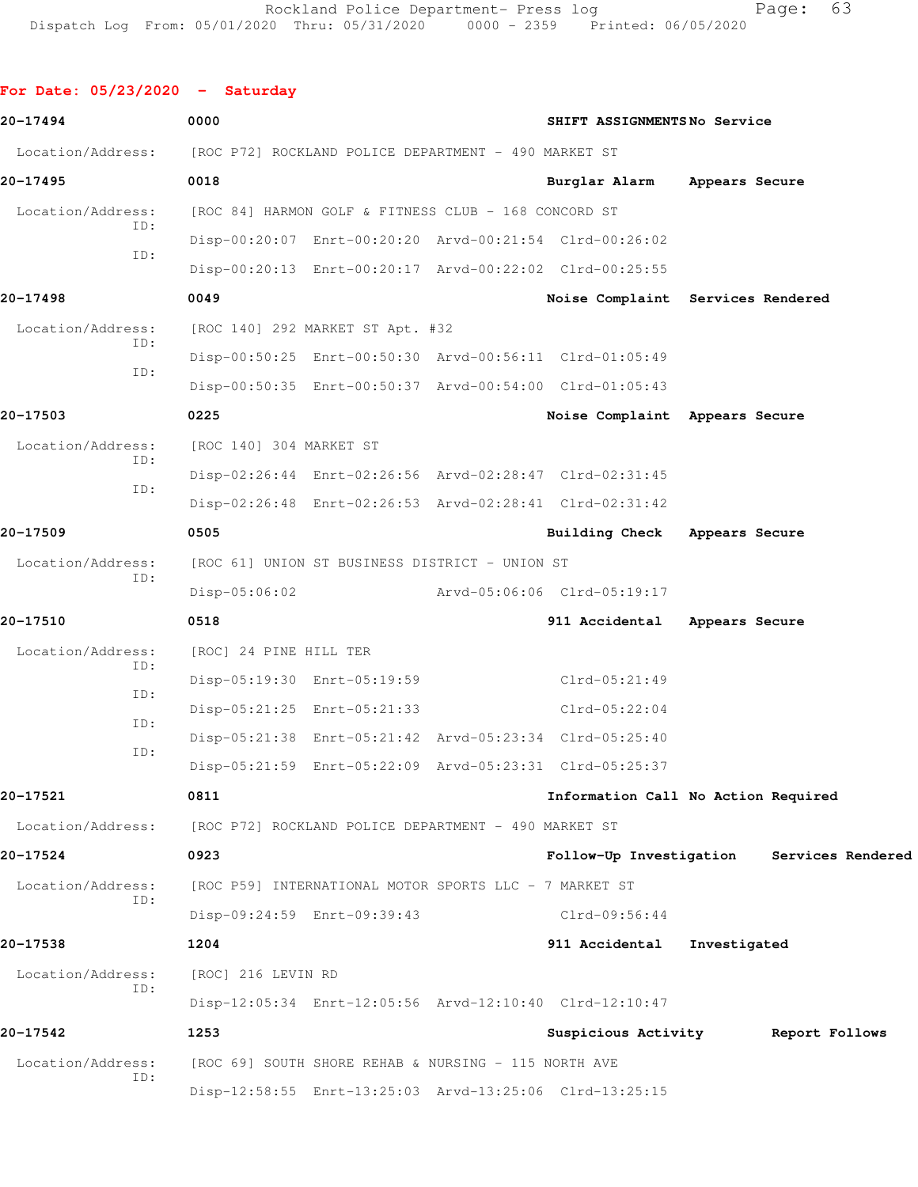**For Date: 05/23/2020 - Saturday**

**20-17494** 0000 SHIFT ASSIGNMENTS No Service

Location/Address: [ROC P72] ROCKLAND POLICE DEPARTMENT - 490 MARKET ST

**20-17495** 0018 Burglar Alarm Appears Secure

Location/Address: [ROC 84] HARMON GOLF & FITNESS CLUB - 168 CONCORD ST

ID: Disp-00:20:07 Enrt-00:20:20 Arvd-00:21:54 Clrd-00:26:02

ID: Disp-00:20:13 Enrt-00:20:17 Arvd-00:22:02 Clrd-00:25:55

**20-17498** 0049 Noise Complaint Services Rendered

Location/Address: [ROC 140] 292 MARKET ST Apt. #32

ID: Disp-00:50:25 Enrt-00:50:30 Arvd-00:56:11 Clrd-01:05:49

ID: Disp-00:50:35 Enrt-00:50:37 Arvd-00:54:00 Clrd-01:05:43

**20-17503** 0225 Noise Complaint Appears Secure

Location/Address: [ROC 140] 304 MARKET ST

ID: Disp-02:26:44 Enrt-02:26:56 Arvd-02:28:47 Clrd-02:31:45

ID: Disp-02:26:48 Enrt-02:26:53 Arvd-02:28:41 Clrd-02:31:42

**20-17509** 0505 Building Check Appears Secure

Location/Address: [ROC 61] UNION ST BUSINESS DISTRICT - UNION ST

ID: Disp-05:06:02 Arvd-05:06:06 Clrd-05:19:17

**20-17510** 0518 911 Accidental Appears Secure

Location/Address: [ROC] 24 PINE HILL TER

ID: Disp-05:19:30 Enrt-05:19:59 Clrd-05:21:49

ID: Disp-05:21:25 Enrt-05:21:33 Clrd-05:22:04

ID: Disp-05:21:38 Enrt-05:21:42 Arvd-05:23:34 Clrd-05:25:40

ID: Disp-05:21:59 Enrt-05:22:09 Arvd-05:23:31 Clrd-05:25:37

**20-17521** 0811 Information Call No Action Required

Location/Address: [ROC P72] ROCKLAND POLICE DEPARTMENT - 490 MARKET ST

**20-17524** 0923 Follow-Up Investigation Services Rendered

Location/Address: [ROC P59] INTERNATIONAL MOTOR SPORTS LLC - 7 MARKET ST

ID: Disp-09:24:59 Enrt-09:39:43 Clrd-09:56:44

**20-17538** 1204 911 Accidental Investigated

Location/Address: [ROC] 216 LEVIN RD

ID: Disp-12:05:34 Enrt-12:05:56 Arvd-12:10:40 Clrd-12:10:47

**20-17542** 1253 Suspicious Activity Report Follows

Location/Address: [ROC 69] SOUTH SHORE REHAB & NURSING - 115 NORTH AVE

ID: Disp-12:58:55 Enrt-13:25:03 Arvd-13:25:06 Clrd-13:25:15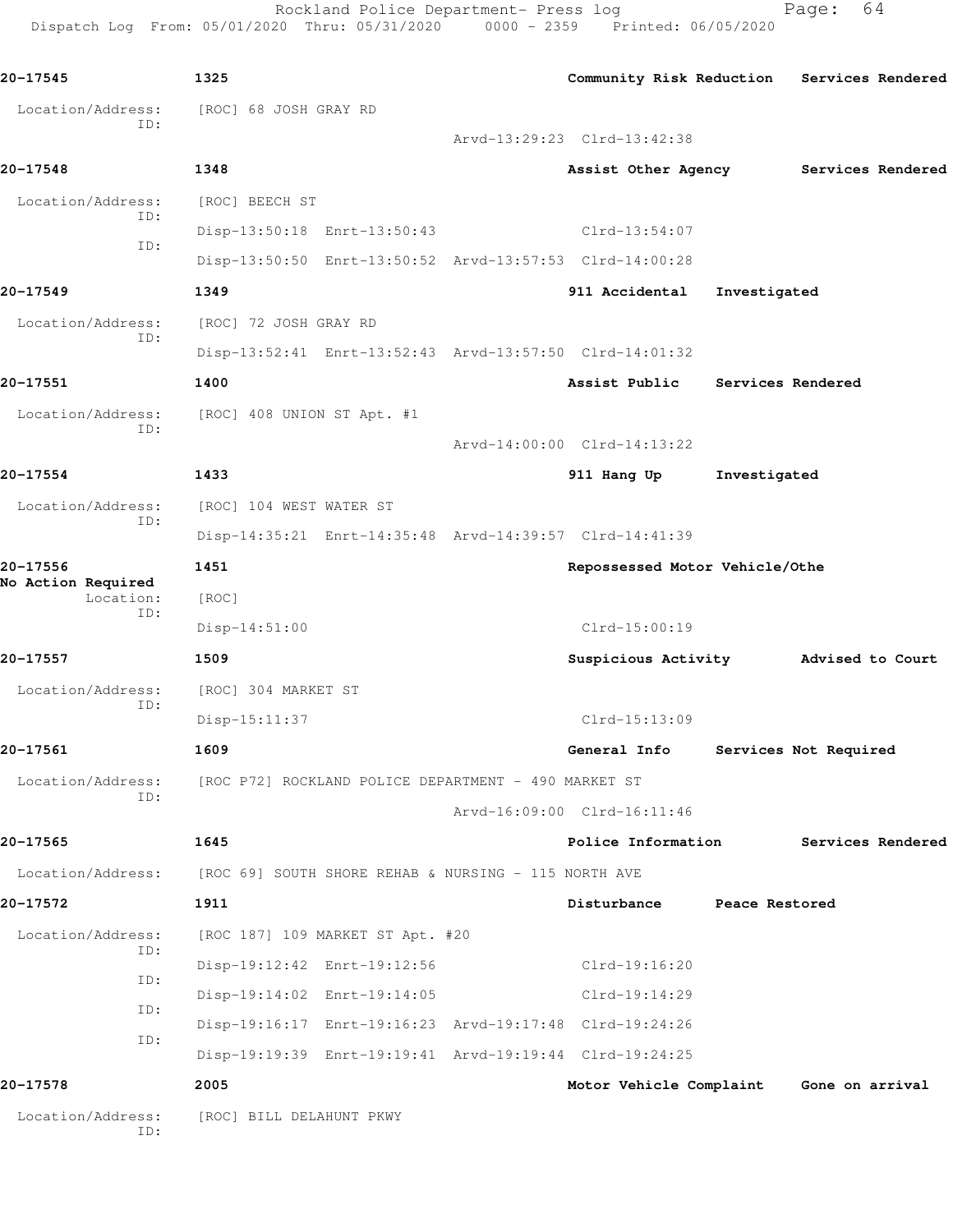**20-17545** 1325 Community Risk Reduction Services Rendered

Location/Address: [ROC] 68 JOSH GRAY RD
ID:
Arvd-13:29:23 Clrd-13:42:38

**20-17548** 1348 Assist Other Agency Services Rendered

Location/Address: [ROC] BEECH ST
ID:
Disp-13:50:18 Enrt-13:50:43 Clrd-13:54:07
ID:
Disp-13:50:50 Enrt-13:50:52 Arvd-13:57:53 Clrd-14:00:28

**20-17549** 1349 911 Accidental Investigated

Location/Address: [ROC] 72 JOSH GRAY RD
ID:
Disp-13:52:41 Enrt-13:52:43 Arvd-13:57:50 Clrd-14:01:32

**20-17551** 1400 Assist Public Services Rendered

Location/Address: [ROC] 408 UNION ST Apt. #1
ID:
Arvd-14:00:00 Clrd-14:13:22

**20-17554** 1433 911 Hang Up Investigated

Location/Address: [ROC] 104 WEST WATER ST
ID:
Disp-14:35:21 Enrt-14:35:48 Arvd-14:39:57 Clrd-14:41:39

**20-17556** 1451 Repossessed Motor Vehicle/Othe
**No Action Required**
Location: [ROC]
ID:
Disp-14:51:00 Clrd-15:00:19

**20-17557** 1509 Suspicious Activity Advised to Court

Location/Address: [ROC] 304 MARKET ST
ID:
Disp-15:11:37 Clrd-15:13:09

**20-17561** 1609 General Info Services Not Required

Location/Address: [ROC P72] ROCKLAND POLICE DEPARTMENT - 490 MARKET ST
ID:
Arvd-16:09:00 Clrd-16:11:46

**20-17565** 1645 Police Information Services Rendered

Location/Address: [ROC 69] SOUTH SHORE REHAB & NURSING - 115 NORTH AVE

**20-17572** 1911 Disturbance Peace Restored

Location/Address: [ROC 187] 109 MARKET ST Apt. #20
ID:
Disp-19:12:42 Enrt-19:12:56 Clrd-19:16:20
ID:
Disp-19:14:02 Enrt-19:14:05 Clrd-19:14:29
ID:
Disp-19:16:17 Enrt-19:16:23 Arvd-19:17:48 Clrd-19:24:26
ID:
Disp-19:19:39 Enrt-19:19:41 Arvd-19:19:44 Clrd-19:24:25

**20-17578** 2005 Motor Vehicle Complaint Gone on arrival

Location/Address: [ROC] BILL DELAHUNT PKWY
ID: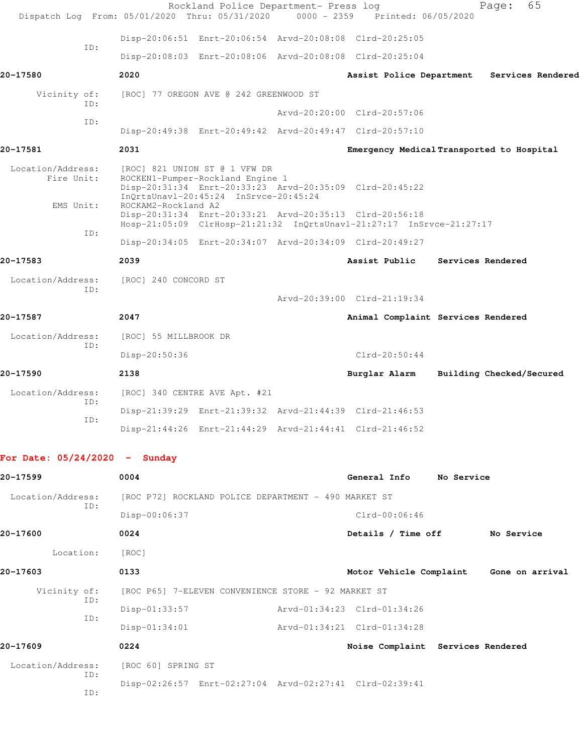```
            Disp-20:06:51  Enrt-20:06:54  Arvd-20:08:08  Clrd-20:25:05
        ID:
            Disp-20:08:03  Enrt-20:08:06  Arvd-20:08:08  Clrd-20:25:04
```

**20-17580** 2020 **Assist Police Department** **Services Rendered**

```
   Vicinity of:  [ROC] 77 OREGON AVE @ 242 GREENWOOD ST
            ID:
                                          Arvd-20:20:00  Clrd-20:57:06
            ID:
                 Disp-20:49:38  Enrt-20:49:42  Arvd-20:49:47  Clrd-20:57:10
```

**20-17581** 2031 **Emergency Medical** **Transported to Hospital**

```
 Location/Address:  [ROC] 821 UNION ST @ 1 VFW DR
       Fire Unit:  ROCKEN1-Pumper-Rockland Engine 1
                   Disp-20:31:34  Enrt-20:33:23  Arvd-20:35:09  Clrd-20:45:22
                   InQrtsUnavl-20:45:24  InSrvce-20:45:24
        EMS Unit:  ROCKAM2-Rockland A2
                   Disp-20:31:34  Enrt-20:33:21  Arvd-20:35:13  Clrd-20:56:18
                   Hosp-21:05:09  ClrHosp-21:21:32  InQrtsUnavl-21:27:17  InSrvce-21:27:17
              ID:
                   Disp-20:34:05  Enrt-20:34:07  Arvd-20:34:09  Clrd-20:49:27
```

**20-17583** 2039 **Assist Public** **Services Rendered**

```
 Location/Address:  [ROC] 240 CONCORD ST
              ID:
                                          Arvd-20:39:00  Clrd-21:19:34
```

**20-17587** 2047 **Animal Complaint** **Services Rendered**

```
 Location/Address:  [ROC] 55 MILLBROOK DR
              ID:
                   Disp-20:50:36                         Clrd-20:50:44
```

**20-17590** 2138 **Burglar Alarm** **Building Checked/Secured**

```
 Location/Address:  [ROC] 340 CENTRE AVE Apt. #21
              ID:
                   Disp-21:39:29  Enrt-21:39:32  Arvd-21:44:39  Clrd-21:46:53
              ID:
                   Disp-21:44:26  Enrt-21:44:29  Arvd-21:44:41  Clrd-21:46:52
```

## For Date: 05/24/2020 - Sunday

**20-17599** 0004 **General Info** **No Service**

```
 Location/Address:  [ROC P72] ROCKLAND POLICE DEPARTMENT - 490 MARKET ST
              ID:
                   Disp-00:06:37                         Clrd-00:06:46
```

**20-17600** 0024 **Details / Time off** **No Service**

```
        Location:  [ROC]
```

**20-17603** 0133 **Motor Vehicle Complaint** **Gone on arrival**

```
   Vicinity of:  [ROC P65] 7-ELEVEN CONVENIENCE STORE - 92 MARKET ST
            ID:
                 Disp-01:33:57                 Arvd-01:34:23  Clrd-01:34:26
            ID:
                 Disp-01:34:01                 Arvd-01:34:21  Clrd-01:34:28
```

**20-17609** 0224 **Noise Complaint** **Services Rendered**

```
 Location/Address:  [ROC 60] SPRING ST
              ID:
                   Disp-02:26:57  Enrt-02:27:04  Arvd-02:27:41  Clrd-02:39:41
              ID:
```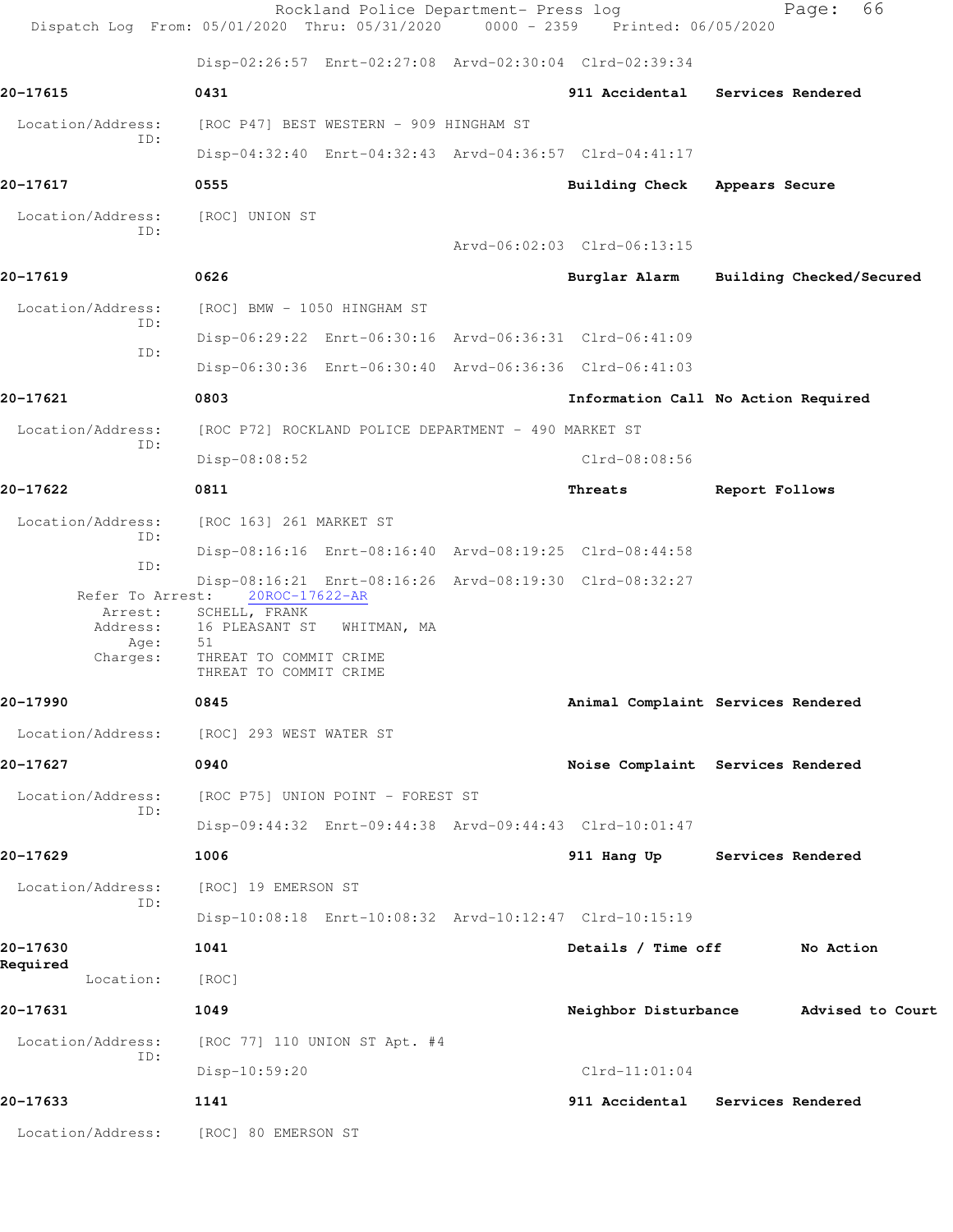Disp-02:26:57 Enrt-02:27:08 Arvd-02:30:04 Clrd-02:39:34

**20-17615** 0431 911 Accidental Services Rendered

Location/Address: [ROC P47] BEST WESTERN - 909 HINGHAM ST
ID:
Disp-04:32:40 Enrt-04:32:43 Arvd-04:36:57 Clrd-04:41:17

**20-17617** 0555 Building Check Appears Secure

Location/Address: [ROC] UNION ST
ID:
Arvd-06:02:03 Clrd-06:13:15

**20-17619** 0626 Burglar Alarm Building Checked/Secured

Location/Address: [ROC] BMW - 1050 HINGHAM ST
ID:
Disp-06:29:22 Enrt-06:30:16 Arvd-06:36:31 Clrd-06:41:09
ID:
Disp-06:30:36 Enrt-06:30:40 Arvd-06:36:36 Clrd-06:41:03

**20-17621** 0803 Information Call No Action Required

Location/Address: [ROC P72] ROCKLAND POLICE DEPARTMENT - 490 MARKET ST
ID:
Disp-08:08:52 Clrd-08:08:56

**20-17622** 0811 Threats Report Follows

Location/Address: [ROC 163] 261 MARKET ST
ID:
Disp-08:16:16 Enrt-08:16:40 Arvd-08:19:25 Clrd-08:44:58
ID:
Disp-08:16:21 Enrt-08:16:26 Arvd-08:19:30 Clrd-08:32:27
Refer To Arrest: 20ROC-17622-AR
Arrest: SCHELL, FRANK
Address: 16 PLEASANT ST WHITMAN, MA
Age: 51
Charges: THREAT TO COMMIT CRIME
THREAT TO COMMIT CRIME

**20-17990** 0845 Animal Complaint Services Rendered

Location/Address: [ROC] 293 WEST WATER ST

**20-17627** 0940 Noise Complaint Services Rendered

Location/Address: [ROC P75] UNION POINT - FOREST ST
ID:
Disp-09:44:32 Enrt-09:44:38 Arvd-09:44:43 Clrd-10:01:47

**20-17629** 1006 911 Hang Up Services Rendered

Location/Address: [ROC] 19 EMERSON ST
ID:
Disp-10:08:18 Enrt-10:08:32 Arvd-10:12:47 Clrd-10:15:19

**20-17630** 1041 Details / Time off No Action Required

Location: [ROC]

**20-17631** 1049 Neighbor Disturbance Advised to Court

Location/Address: [ROC 77] 110 UNION ST Apt. #4
ID:
Disp-10:59:20 Clrd-11:01:04

**20-17633** 1141 911 Accidental Services Rendered

Location/Address: [ROC] 80 EMERSON ST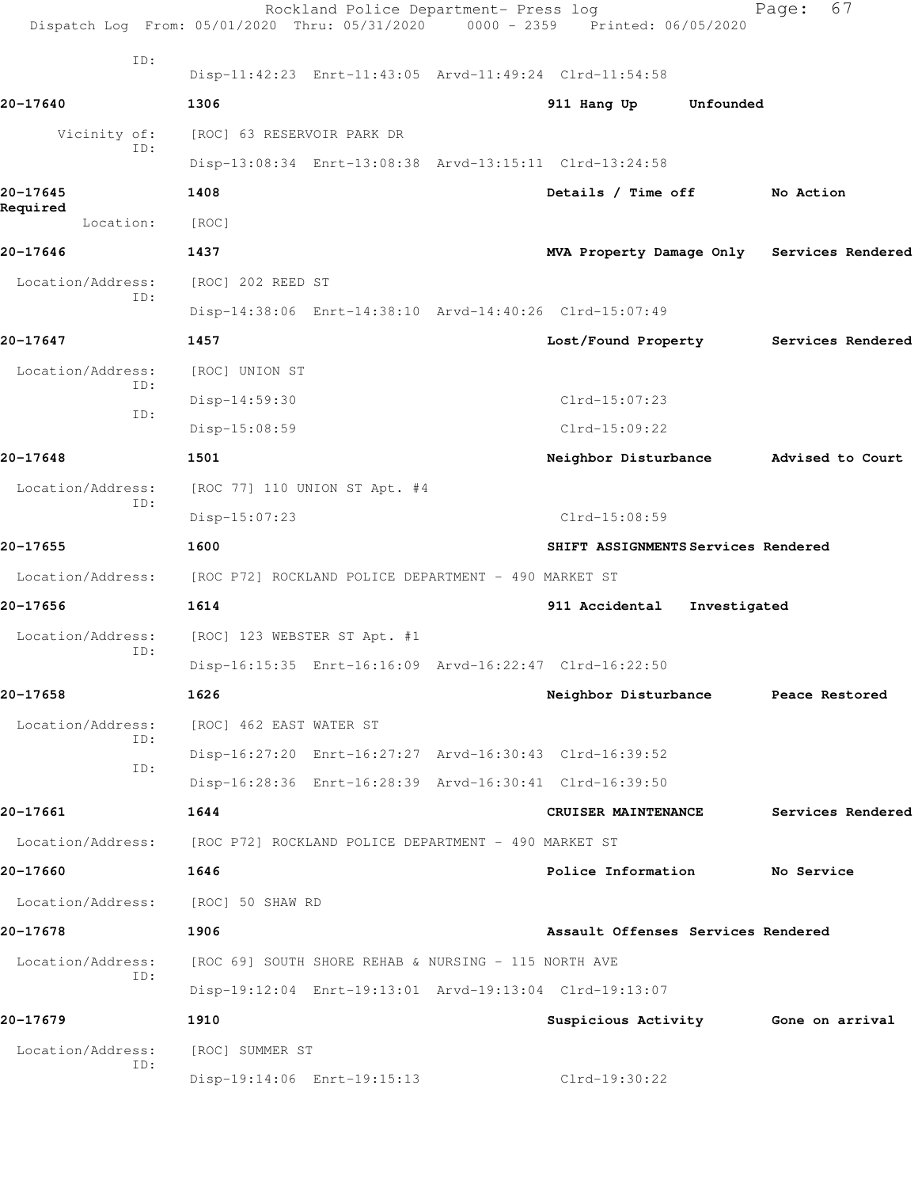ID:
Disp-11:42:23 Enrt-11:43:05 Arvd-11:49:24 Clrd-11:54:58

**20-17640** **1306** **911 Hang Up** **Unfounded**

Vicinity of: [ROC] 63 RESERVOIR PARK DR
ID:
Disp-13:08:34 Enrt-13:08:38 Arvd-13:15:11 Clrd-13:24:58

**20-17645** **1408** **Details / Time off** **No Action Required**

Location: [ROC]

**20-17646** **1437** **MVA Property Damage Only** **Services Rendered**

Location/Address: [ROC] 202 REED ST
ID:
Disp-14:38:06 Enrt-14:38:10 Arvd-14:40:26 Clrd-15:07:49

**20-17647** **1457** **Lost/Found Property** **Services Rendered**

Location/Address: [ROC] UNION ST
ID:
Disp-14:59:30 Clrd-15:07:23
ID:
Disp-15:08:59 Clrd-15:09:22

**20-17648** **1501** **Neighbor Disturbance** **Advised to Court**

Location/Address: [ROC 77] 110 UNION ST Apt. #4
ID:
Disp-15:07:23 Clrd-15:08:59

**20-17655** **1600** **SHIFT ASSIGNMENTS** **Services Rendered**

Location/Address: [ROC P72] ROCKLAND POLICE DEPARTMENT - 490 MARKET ST

**20-17656** **1614** **911 Accidental** **Investigated**

Location/Address: [ROC] 123 WEBSTER ST Apt. #1
ID:
Disp-16:15:35 Enrt-16:16:09 Arvd-16:22:47 Clrd-16:22:50

**20-17658** **1626** **Neighbor Disturbance** **Peace Restored**

Location/Address: [ROC] 462 EAST WATER ST
ID:
Disp-16:27:20 Enrt-16:27:27 Arvd-16:30:43 Clrd-16:39:52
ID:
Disp-16:28:36 Enrt-16:28:39 Arvd-16:30:41 Clrd-16:39:50

**20-17661** **1644** **CRUISER MAINTENANCE** **Services Rendered**

Location/Address: [ROC P72] ROCKLAND POLICE DEPARTMENT - 490 MARKET ST

**20-17660** **1646** **Police Information** **No Service**

Location/Address: [ROC] 50 SHAW RD

**20-17678** **1906** **Assault Offenses** **Services Rendered**

Location/Address: [ROC 69] SOUTH SHORE REHAB & NURSING - 115 NORTH AVE
ID:
Disp-19:12:04 Enrt-19:13:01 Arvd-19:13:04 Clrd-19:13:07

**20-17679** **1910** **Suspicious Activity** **Gone on arrival**

Location/Address: [ROC] SUMMER ST
ID:
Disp-19:14:06 Enrt-19:15:13 Clrd-19:30:22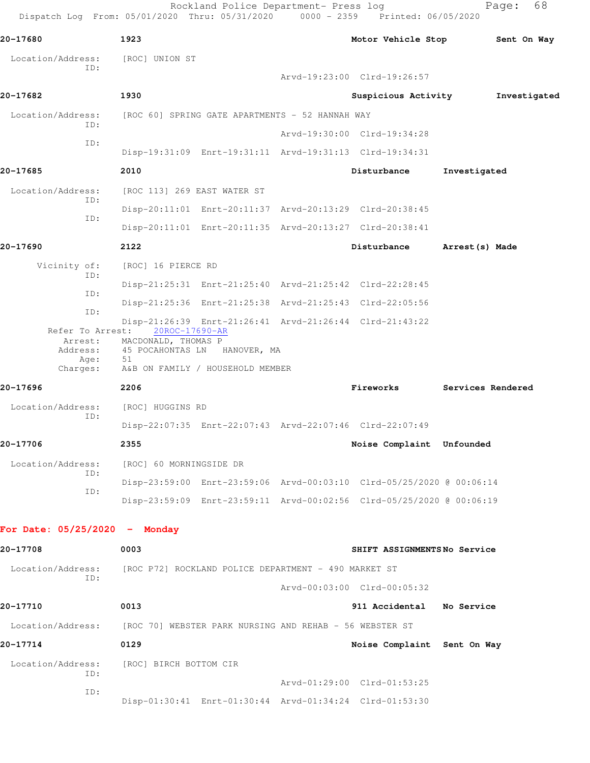**20-17680** 1923 Motor Vehicle Stop Sent On Way

Location/Address: [ROC] UNION ST
ID:
Arvd-19:23:00 Clrd-19:26:57

**20-17682** 1930 Suspicious Activity Investigated

Location/Address: [ROC 60] SPRING GATE APARTMENTS - 52 HANNAH WAY
ID:
Arvd-19:30:00 Clrd-19:34:28
ID:
Disp-19:31:09 Enrt-19:31:11 Arvd-19:31:13 Clrd-19:34:31

**20-17685** 2010 Disturbance Investigated

Location/Address: [ROC 113] 269 EAST WATER ST
ID:
Disp-20:11:01 Enrt-20:11:37 Arvd-20:13:29 Clrd-20:38:45
ID:
Disp-20:11:01 Enrt-20:11:35 Arvd-20:13:27 Clrd-20:38:41

**20-17690** 2122 Disturbance Arrest(s) Made

Vicinity of: [ROC] 16 PIERCE RD
ID:
Disp-21:25:31 Enrt-21:25:40 Arvd-21:25:42 Clrd-22:28:45
ID:
Disp-21:25:36 Enrt-21:25:38 Arvd-21:25:43 Clrd-22:05:56
ID:
Disp-21:26:39 Enrt-21:26:41 Arvd-21:26:44 Clrd-21:43:22

Refer To Arrest: 20ROC-17690-AR
Arrest: MACDONALD, THOMAS P
Address: 45 POCAHONTAS LN HANOVER, MA
Age: 51
Charges: A&B ON FAMILY / HOUSEHOLD MEMBER

**20-17696** 2206 Fireworks Services Rendered

Location/Address: [ROC] HUGGINS RD
ID:
Disp-22:07:35 Enrt-22:07:43 Arvd-22:07:46 Clrd-22:07:49

**20-17706** 2355 Noise Complaint Unfounded

Location/Address: [ROC] 60 MORNINGSIDE DR
ID:
Disp-23:59:00 Enrt-23:59:06 Arvd-00:03:10 Clrd-05/25/2020 @ 00:06:14
ID:
Disp-23:59:09 Enrt-23:59:11 Arvd-00:02:56 Clrd-05/25/2020 @ 00:06:19

## For Date: 05/25/2020 - Monday

**20-17708** 0003 SHIFT ASSIGNMENTS No Service

Location/Address: [ROC P72] ROCKLAND POLICE DEPARTMENT - 490 MARKET ST
ID:
Arvd-00:03:00 Clrd-00:05:32

**20-17710** 0013 911 Accidental No Service

Location/Address: [ROC 70] WEBSTER PARK NURSING AND REHAB - 56 WEBSTER ST

**20-17714** 0129 Noise Complaint Sent On Way

Location/Address: [ROC] BIRCH BOTTOM CIR
ID:
Arvd-01:29:00 Clrd-01:53:25
ID:
Disp-01:30:41 Enrt-01:30:44 Arvd-01:34:24 Clrd-01:53:30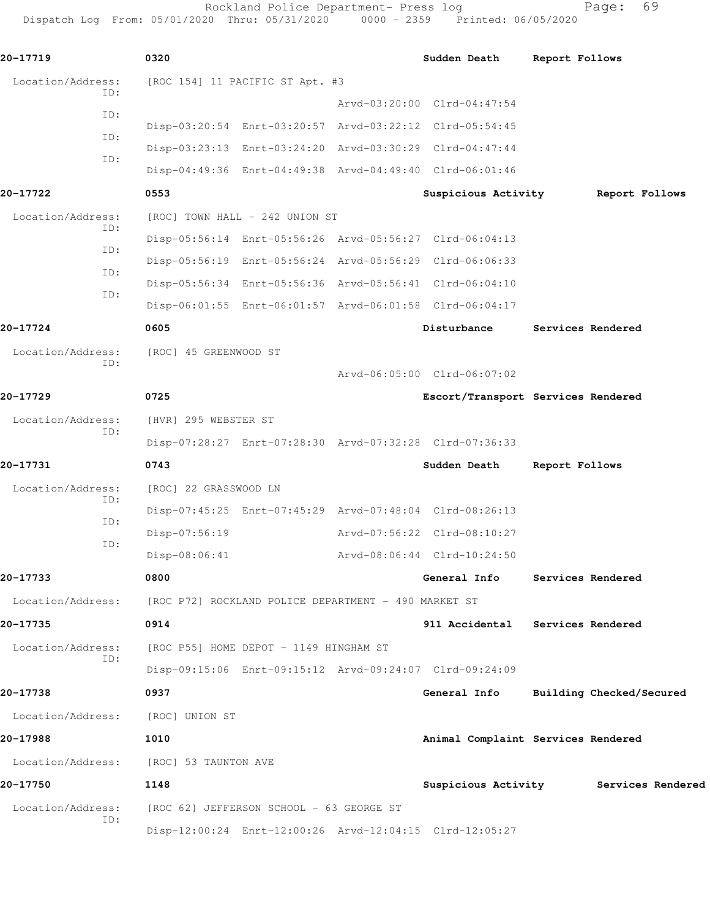**20-17719** 0320 Sudden Death Report Follows

Location/Address: [ROC 154] 11 PACIFIC ST Apt. #3

ID: Arvd-03:20:00 Clrd-04:47:54

ID: Disp-03:20:54 Enrt-03:20:57 Arvd-03:22:12 Clrd-05:54:45

ID: Disp-03:23:13 Enrt-03:24:20 Arvd-03:30:29 Clrd-04:47:44

ID: Disp-04:49:36 Enrt-04:49:38 Arvd-04:49:40 Clrd-06:01:46

**20-17722** 0553 Suspicious Activity Report Follows

Location/Address: [ROC] TOWN HALL - 242 UNION ST

ID: Disp-05:56:14 Enrt-05:56:26 Arvd-05:56:27 Clrd-06:04:13

ID: Disp-05:56:19 Enrt-05:56:24 Arvd-05:56:29 Clrd-06:06:33

ID: Disp-05:56:34 Enrt-05:56:36 Arvd-05:56:41 Clrd-06:04:10

ID: Disp-06:01:55 Enrt-06:01:57 Arvd-06:01:58 Clrd-06:04:17

**20-17724** 0605 Disturbance Services Rendered

Location/Address: [ROC] 45 GREENWOOD ST

ID: Arvd-06:05:00 Clrd-06:07:02

**20-17729** 0725 Escort/Transport Services Rendered

Location/Address: [HVR] 295 WEBSTER ST

ID: Disp-07:28:27 Enrt-07:28:30 Arvd-07:32:28 Clrd-07:36:33

**20-17731** 0743 Sudden Death Report Follows

Location/Address: [ROC] 22 GRASSWOOD LN

ID: Disp-07:45:25 Enrt-07:45:29 Arvd-07:48:04 Clrd-08:26:13

ID: Disp-07:56:19 Arvd-07:56:22 Clrd-08:10:27

ID: Disp-08:06:41 Arvd-08:06:44 Clrd-10:24:50

**20-17733** 0800 General Info Services Rendered

Location/Address: [ROC P72] ROCKLAND POLICE DEPARTMENT - 490 MARKET ST

**20-17735** 0914 911 Accidental Services Rendered

Location/Address: [ROC P55] HOME DEPOT - 1149 HINGHAM ST

ID: Disp-09:15:06 Enrt-09:15:12 Arvd-09:24:07 Clrd-09:24:09

**20-17738** 0937 General Info Building Checked/Secured

Location/Address: [ROC] UNION ST

**20-17988** 1010 Animal Complaint Services Rendered

Location/Address: [ROC] 53 TAUNTON AVE

**20-17750** 1148 Suspicious Activity Services Rendered

Location/Address: [ROC 62] JEFFERSON SCHOOL - 63 GEORGE ST

ID: Disp-12:00:24 Enrt-12:00:26 Arvd-12:04:15 Clrd-12:05:27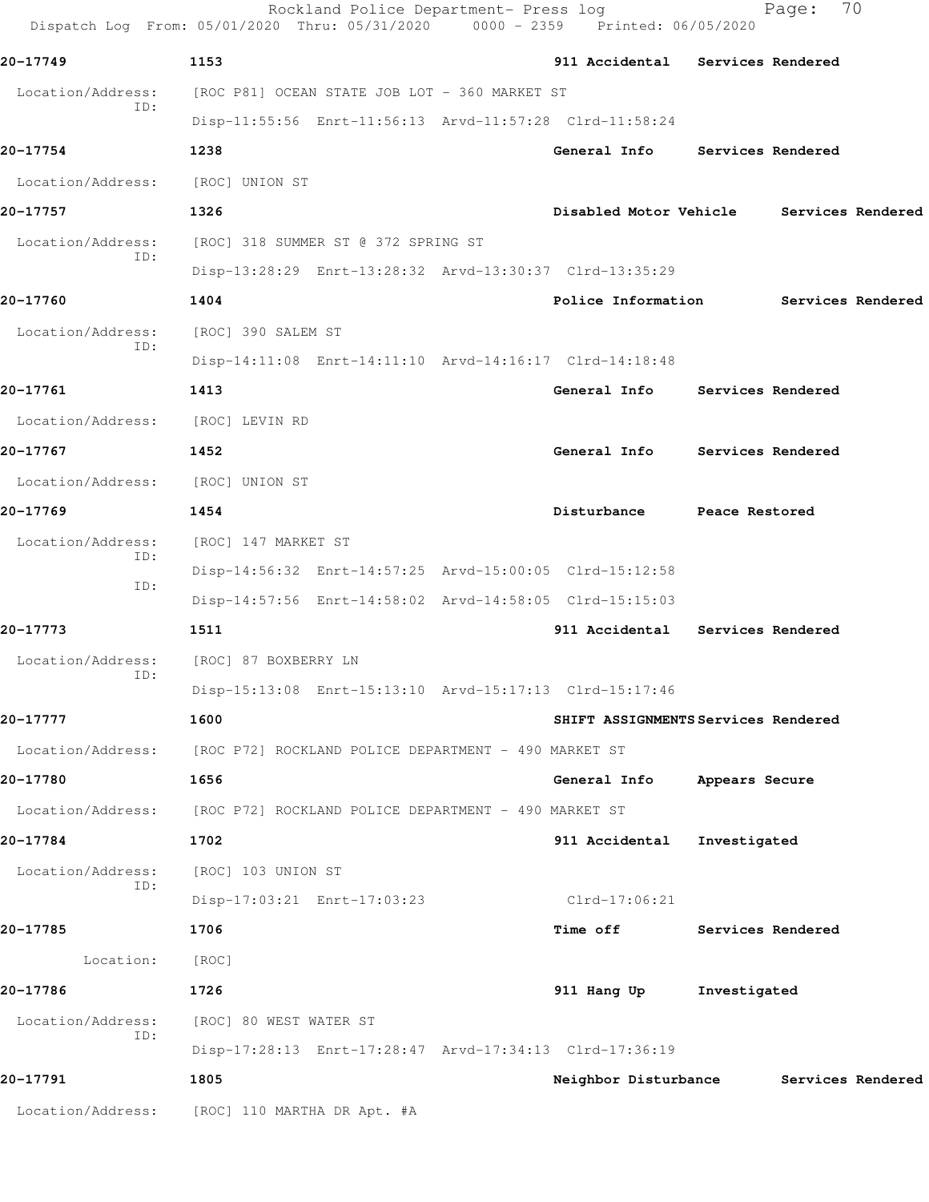**20-17749** 1153 911 Accidental Services Rendered

Location/Address: [ROC P81] OCEAN STATE JOB LOT - 360 MARKET ST
ID:
Disp-11:55:56 Enrt-11:56:13 Arvd-11:57:28 Clrd-11:58:24

**20-17754** 1238 General Info Services Rendered

Location/Address: [ROC] UNION ST

**20-17757** 1326 Disabled Motor Vehicle Services Rendered

Location/Address: [ROC] 318 SUMMER ST @ 372 SPRING ST
ID:
Disp-13:28:29 Enrt-13:28:32 Arvd-13:30:37 Clrd-13:35:29

**20-17760** 1404 Police Information Services Rendered

Location/Address: [ROC] 390 SALEM ST
ID:
Disp-14:11:08 Enrt-14:11:10 Arvd-14:16:17 Clrd-14:18:48

**20-17761** 1413 General Info Services Rendered

Location/Address: [ROC] LEVIN RD

**20-17767** 1452 General Info Services Rendered

Location/Address: [ROC] UNION ST

**20-17769** 1454 Disturbance Peace Restored

Location/Address: [ROC] 147 MARKET ST
ID:
Disp-14:56:32 Enrt-14:57:25 Arvd-15:00:05 Clrd-15:12:58
ID:
Disp-14:57:56 Enrt-14:58:02 Arvd-14:58:05 Clrd-15:15:03

**20-17773** 1511 911 Accidental Services Rendered

Location/Address: [ROC] 87 BOXBERRY LN
ID:
Disp-15:13:08 Enrt-15:13:10 Arvd-15:17:13 Clrd-15:17:46

**20-17777** 1600 SHIFT ASSIGNMENTS Services Rendered

Location/Address: [ROC P72] ROCKLAND POLICE DEPARTMENT - 490 MARKET ST

**20-17780** 1656 General Info Appears Secure

Location/Address: [ROC P72] ROCKLAND POLICE DEPARTMENT - 490 MARKET ST

**20-17784** 1702 911 Accidental Investigated

Location/Address: [ROC] 103 UNION ST
ID:
Disp-17:03:21 Enrt-17:03:23 Clrd-17:06:21

**20-17785** 1706 Time off Services Rendered

Location: [ROC]

**20-17786** 1726 911 Hang Up Investigated

Location/Address: [ROC] 80 WEST WATER ST
ID:
Disp-17:28:13 Enrt-17:28:47 Arvd-17:34:13 Clrd-17:36:19

**20-17791** 1805 Neighbor Disturbance Services Rendered

Location/Address: [ROC] 110 MARTHA DR Apt. #A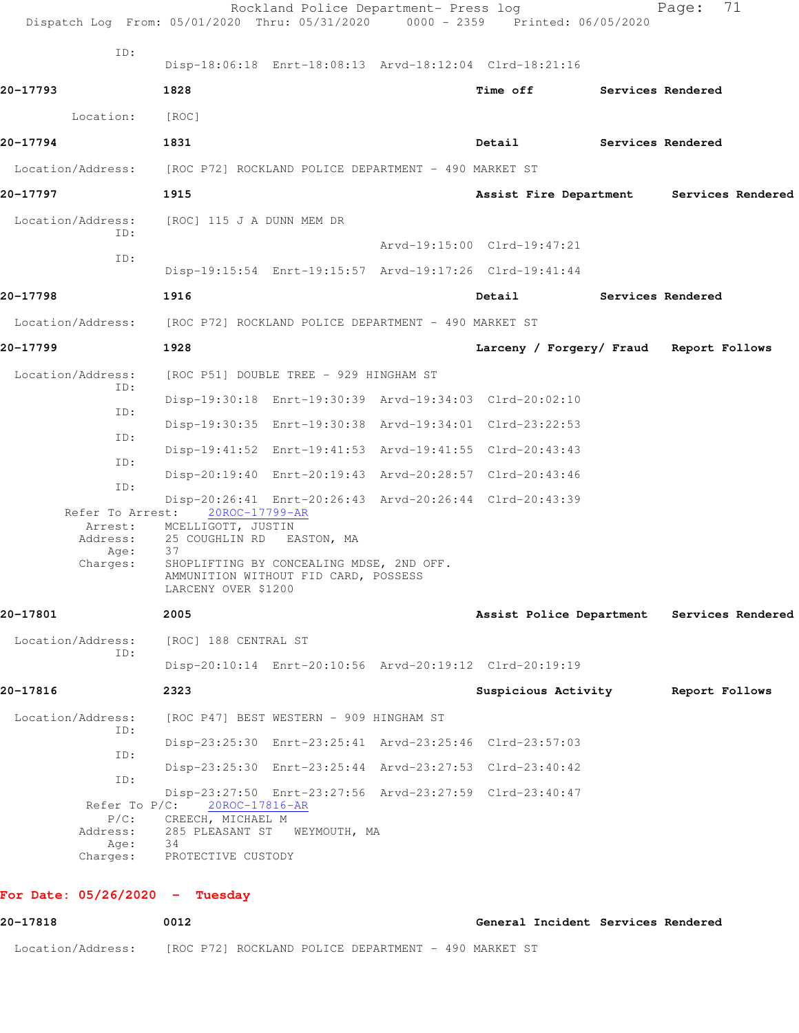ID:
Disp-18:06:18 Enrt-18:08:13 Arvd-18:12:04 Clrd-18:21:16

**20-17793** 1828 Time off Services Rendered

Location: [ROC]

**20-17794** 1831 Detail Services Rendered

Location/Address: [ROC P72] ROCKLAND POLICE DEPARTMENT - 490 MARKET ST

**20-17797** 1915 Assist Fire Department Services Rendered

Location/Address: [ROC] 115 J A DUNN MEM DR
ID:
Arvd-19:15:00 Clrd-19:47:21
ID:
Disp-19:15:54 Enrt-19:15:57 Arvd-19:17:26 Clrd-19:41:44

**20-17798** 1916 Detail Services Rendered

Location/Address: [ROC P72] ROCKLAND POLICE DEPARTMENT - 490 MARKET ST

**20-17799** 1928 Larceny / Forgery/ Fraud Report Follows

Location/Address: [ROC P51] DOUBLE TREE - 929 HINGHAM ST
ID:
Disp-19:30:18 Enrt-19:30:39 Arvd-19:34:03 Clrd-20:02:10
ID:
Disp-19:30:35 Enrt-19:30:38 Arvd-19:34:01 Clrd-23:22:53
ID:
Disp-19:41:52 Enrt-19:41:53 Arvd-19:41:55 Clrd-20:43:43
ID:
Disp-20:19:40 Enrt-20:19:43 Arvd-20:28:57 Clrd-20:43:46
ID:
Disp-20:26:41 Enrt-20:26:43 Arvd-20:26:44 Clrd-20:43:39
Refer To Arrest: 20ROC-17799-AR
Arrest: MCELLIGOTT, JUSTIN
Address: 25 COUGHLIN RD EASTON, MA
Age: 37
Charges: SHOPLIFTING BY CONCEALING MDSE, 2ND OFF.
AMMUNITION WITHOUT FID CARD, POSSESS
LARCENY OVER $1200

**20-17801** 2005 Assist Police Department Services Rendered

Location/Address: [ROC] 188 CENTRAL ST
ID:
Disp-20:10:14 Enrt-20:10:56 Arvd-20:19:12 Clrd-20:19:19

**20-17816** 2323 Suspicious Activity Report Follows

Location/Address: [ROC P47] BEST WESTERN - 909 HINGHAM ST
ID:
Disp-23:25:30 Enrt-23:25:41 Arvd-23:25:46 Clrd-23:57:03
ID:
Disp-23:25:30 Enrt-23:25:44 Arvd-23:27:53 Clrd-23:40:42
ID:
Disp-23:27:50 Enrt-23:27:56 Arvd-23:27:59 Clrd-23:40:47
Refer To P/C: 20ROC-17816-AR
P/C: CREECH, MICHAEL M
Address: 285 PLEASANT ST WEYMOUTH, MA
Age: 34
Charges: PROTECTIVE CUSTODY

## For Date: 05/26/2020 - Tuesday

**20-17818** 0012 General Incident Services Rendered

Location/Address: [ROC P72] ROCKLAND POLICE DEPARTMENT - 490 MARKET ST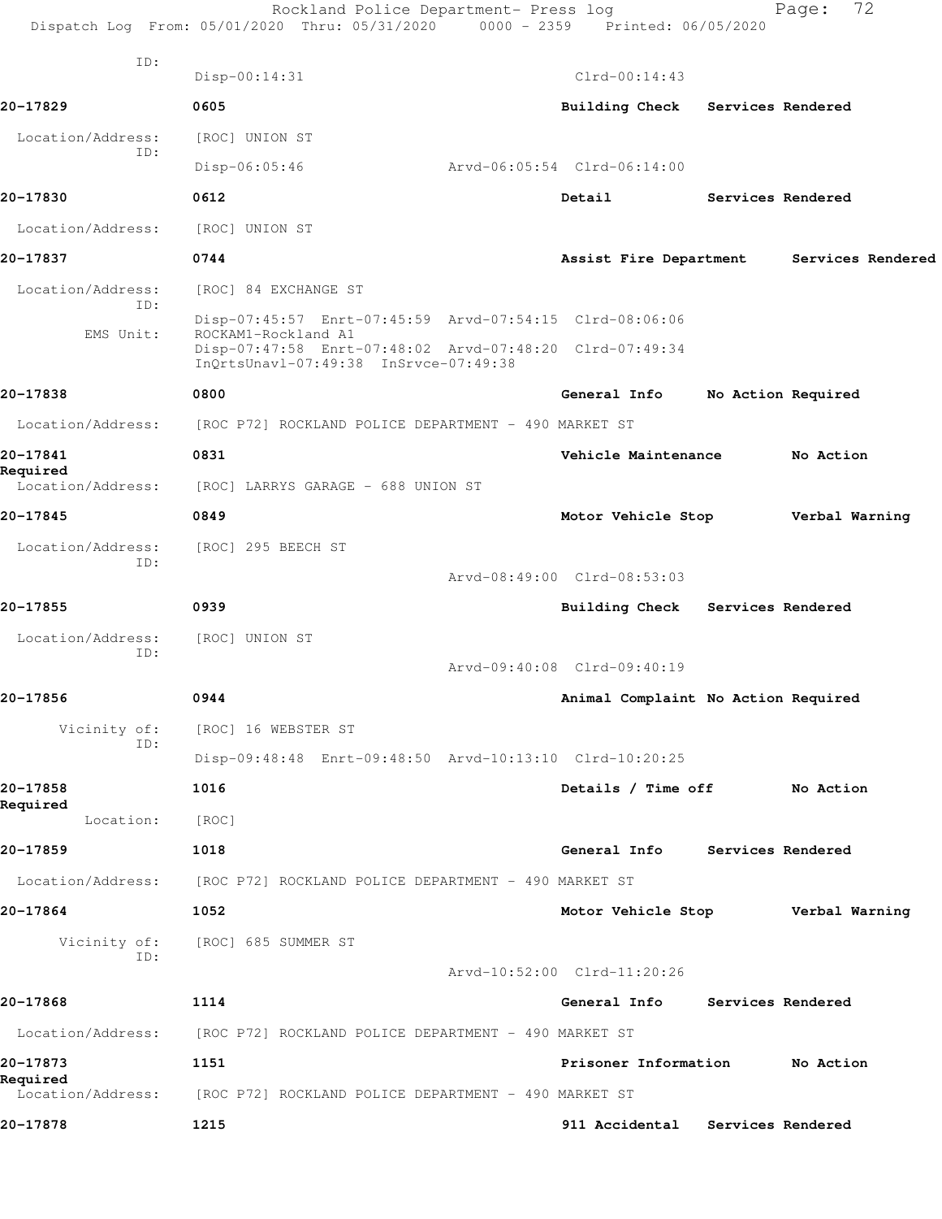ID:
Disp-00:14:31 Clrd-00:14:43

**20-17829** 0605 **Building Check Services Rendered**

Location/Address: [ROC] UNION ST
ID:
Disp-06:05:46 Arvd-06:05:54 Clrd-06:14:00

**20-17830** 0612 **Detail Services Rendered**

Location/Address: [ROC] UNION ST

**20-17837** 0744 **Assist Fire Department Services Rendered**

Location/Address: [ROC] 84 EXCHANGE ST
ID:
Disp-07:45:57 Enrt-07:45:59 Arvd-07:54:15 Clrd-08:06:06
EMS Unit: ROCKAM1-Rockland A1
Disp-07:47:58 Enrt-07:48:02 Arvd-07:48:20 Clrd-07:49:34
InQrtsUnavl-07:49:38 InSrvce-07:49:38

**20-17838** 0800 **General Info No Action Required**

Location/Address: [ROC P72] ROCKLAND POLICE DEPARTMENT - 490 MARKET ST

**20-17841** 0831 **Vehicle Maintenance No Action Required**

Location/Address: [ROC] LARRYS GARAGE - 688 UNION ST

**20-17845** 0849 **Motor Vehicle Stop Verbal Warning**

Location/Address: [ROC] 295 BEECH ST
ID:
Arvd-08:49:00 Clrd-08:53:03

**20-17855** 0939 **Building Check Services Rendered**

Location/Address: [ROC] UNION ST
ID:
Arvd-09:40:08 Clrd-09:40:19

**20-17856** 0944 **Animal Complaint No Action Required**

Vicinity of: [ROC] 16 WEBSTER ST
ID:
Disp-09:48:48 Enrt-09:48:50 Arvd-10:13:10 Clrd-10:20:25

**20-17858** 1016 **Details / Time off No Action Required**

Location: [ROC]

**20-17859** 1018 **General Info Services Rendered**

Location/Address: [ROC P72] ROCKLAND POLICE DEPARTMENT - 490 MARKET ST

**20-17864** 1052 **Motor Vehicle Stop Verbal Warning**

Vicinity of: [ROC] 685 SUMMER ST
ID:
Arvd-10:52:00 Clrd-11:20:26

**20-17868** 1114 **General Info Services Rendered**

Location/Address: [ROC P72] ROCKLAND POLICE DEPARTMENT - 490 MARKET ST

**20-17873** 1151 **Prisoner Information No Action Required**

Location/Address: [ROC P72] ROCKLAND POLICE DEPARTMENT - 490 MARKET ST

**20-17878** 1215 **911 Accidental Services Rendered**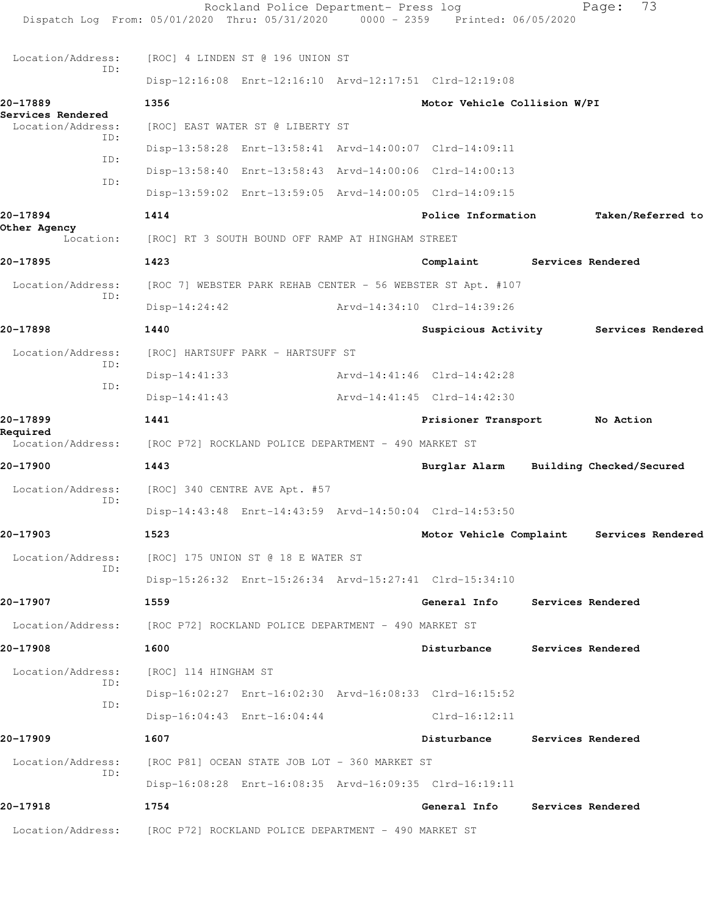Location/Address: [ROC] 4 LINDEN ST @ 196 UNION ST
ID:
Disp-12:16:08 Enrt-12:16:10 Arvd-12:17:51 Clrd-12:19:08

**20-17889** 1356 Motor Vehicle Collision W/PI
**Services Rendered**
Location/Address: [ROC] EAST WATER ST @ LIBERTY ST
ID:
Disp-13:58:28 Enrt-13:58:41 Arvd-14:00:07 Clrd-14:09:11
ID:
Disp-13:58:40 Enrt-13:58:43 Arvd-14:00:06 Clrd-14:00:13
ID:
Disp-13:59:02 Enrt-13:59:05 Arvd-14:00:05 Clrd-14:09:15

**20-17894** 1414 Police Information Taken/Referred to
**Other Agency**
Location: [ROC] RT 3 SOUTH BOUND OFF RAMP AT HINGHAM STREET

**20-17895** 1423 Complaint Services Rendered
Location/Address: [ROC 7] WEBSTER PARK REHAB CENTER - 56 WEBSTER ST Apt. #107
ID:
Disp-14:24:42 Arvd-14:34:10 Clrd-14:39:26

**20-17898** 1440 Suspicious Activity Services Rendered
Location/Address: [ROC] HARTSUFF PARK - HARTSUFF ST
ID:
Disp-14:41:33 Arvd-14:41:46 Clrd-14:42:28
ID:
Disp-14:41:43 Arvd-14:41:45 Clrd-14:42:30

**20-17899** 1441 Prisioner Transport No Action
**Required**
Location/Address: [ROC P72] ROCKLAND POLICE DEPARTMENT - 490 MARKET ST

**20-17900** 1443 Burglar Alarm Building Checked/Secured
Location/Address: [ROC] 340 CENTRE AVE Apt. #57
ID:
Disp-14:43:48 Enrt-14:43:59 Arvd-14:50:04 Clrd-14:53:50

**20-17903** 1523 Motor Vehicle Complaint Services Rendered
Location/Address: [ROC] 175 UNION ST @ 18 E WATER ST
ID:
Disp-15:26:32 Enrt-15:26:34 Arvd-15:27:41 Clrd-15:34:10

**20-17907** 1559 General Info Services Rendered
Location/Address: [ROC P72] ROCKLAND POLICE DEPARTMENT - 490 MARKET ST

**20-17908** 1600 Disturbance Services Rendered
Location/Address: [ROC] 114 HINGHAM ST
ID:
Disp-16:02:27 Enrt-16:02:30 Arvd-16:08:33 Clrd-16:15:52
ID:
Disp-16:04:43 Enrt-16:04:44 Clrd-16:12:11

**20-17909** 1607 Disturbance Services Rendered
Location/Address: [ROC P81] OCEAN STATE JOB LOT - 360 MARKET ST
ID:
Disp-16:08:28 Enrt-16:08:35 Arvd-16:09:35 Clrd-16:19:11

**20-17918** 1754 General Info Services Rendered
Location/Address: [ROC P72] ROCKLAND POLICE DEPARTMENT - 490 MARKET ST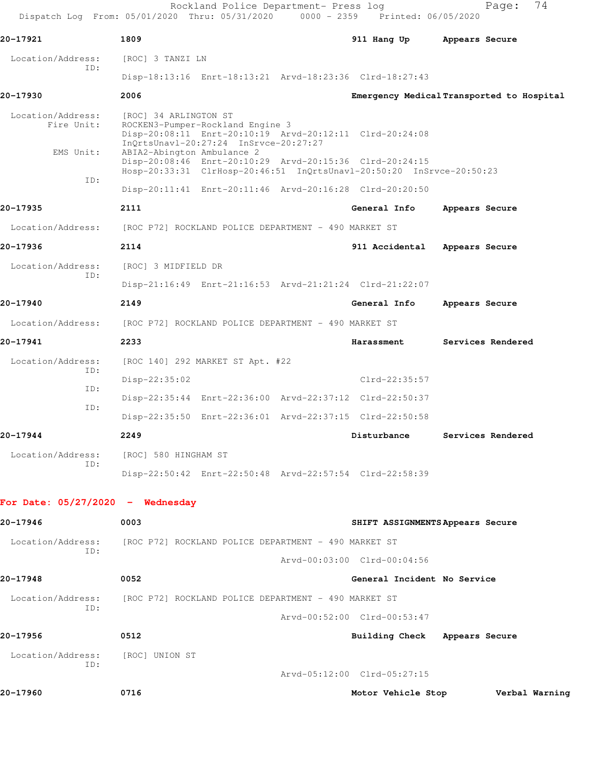**20-17921** 1809 **911 Hang Up** **Appears Secure**

Location/Address: [ROC] 3 TANZI LN
ID:
Disp-18:13:16 Enrt-18:13:21 Arvd-18:23:36 Clrd-18:27:43

**20-17930** 2006 **Emergency Medical** **Transported to Hospital**

Location/Address: [ROC] 34 ARLINGTON ST
Fire Unit: ROCKEN3-Pumper-Rockland Engine 3
Disp-20:08:11 Enrt-20:10:19 Arvd-20:12:11 Clrd-20:24:08
InQrtsUnavl-20:27:24 InSrvce-20:27:27
EMS Unit: ABIA2-Abington Ambulance 2
Disp-20:08:46 Enrt-20:10:29 Arvd-20:15:36 Clrd-20:24:15
Hosp-20:33:31 ClrHosp-20:46:51 InQrtsUnavl-20:50:20 InSrvce-20:50:23
ID:
Disp-20:11:41 Enrt-20:11:46 Arvd-20:16:28 Clrd-20:20:50

**20-17935** 2111 **General Info** **Appears Secure**

Location/Address: [ROC P72] ROCKLAND POLICE DEPARTMENT - 490 MARKET ST

**20-17936** 2114 **911 Accidental** **Appears Secure**

Location/Address: [ROC] 3 MIDFIELD DR
ID:
Disp-21:16:49 Enrt-21:16:53 Arvd-21:21:24 Clrd-21:22:07

**20-17940** 2149 **General Info** **Appears Secure**

Location/Address: [ROC P72] ROCKLAND POLICE DEPARTMENT - 490 MARKET ST

**20-17941** 2233 **Harassment** **Services Rendered**

Location/Address: [ROC 140] 292 MARKET ST Apt. #22
ID:
Disp-22:35:02 Clrd-22:35:57
ID:
Disp-22:35:44 Enrt-22:36:00 Arvd-22:37:12 Clrd-22:50:37
ID:
Disp-22:35:50 Enrt-22:36:01 Arvd-22:37:15 Clrd-22:50:58

**20-17944** 2249 **Disturbance** **Services Rendered**

Location/Address: [ROC] 580 HINGHAM ST
ID:
Disp-22:50:42 Enrt-22:50:48 Arvd-22:57:54 Clrd-22:58:39

## For Date: 05/27/2020 - Wednesday

**20-17946** 0003 **SHIFT ASSIGNMENTS** **Appears Secure**

Location/Address: [ROC P72] ROCKLAND POLICE DEPARTMENT - 490 MARKET ST
ID:
Arvd-00:03:00 Clrd-00:04:56

**20-17948** 0052 **General Incident** **No Service**

Location/Address: [ROC P72] ROCKLAND POLICE DEPARTMENT - 490 MARKET ST
ID:
Arvd-00:52:00 Clrd-00:53:47

**20-17956** 0512 **Building Check** **Appears Secure**

Location/Address: [ROC] UNION ST
ID:
Arvd-05:12:00 Clrd-05:27:15

**20-17960** 0716 **Motor Vehicle Stop** **Verbal Warning**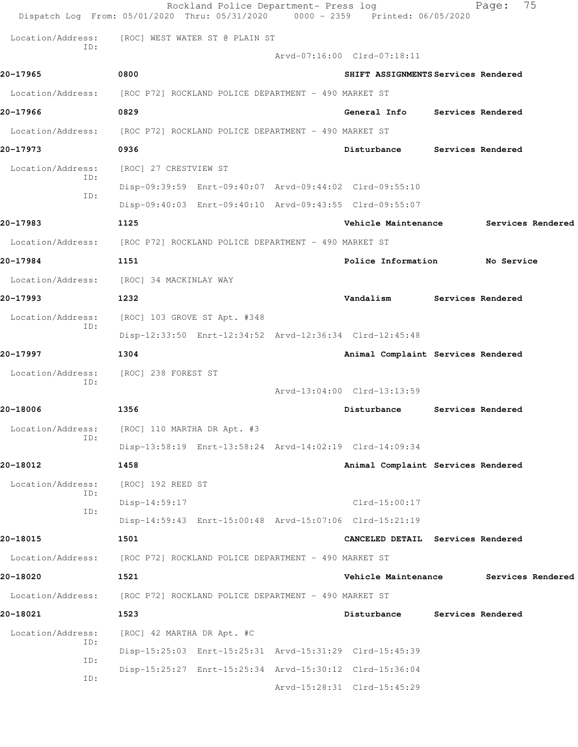Location/Address: [ROC] WEST WATER ST @ PLAIN ST
ID:
Arvd-07:16:00 Clrd-07:18:11

**20-17965** 0800 SHIFT ASSIGNMENTS Services Rendered

Location/Address: [ROC P72] ROCKLAND POLICE DEPARTMENT - 490 MARKET ST

**20-17966** 0829 General Info Services Rendered

Location/Address: [ROC P72] ROCKLAND POLICE DEPARTMENT - 490 MARKET ST

**20-17973** 0936 Disturbance Services Rendered

Location/Address: [ROC] 27 CRESTVIEW ST
ID:
Disp-09:39:59 Enrt-09:40:07 Arvd-09:44:02 Clrd-09:55:10
ID:
Disp-09:40:03 Enrt-09:40:10 Arvd-09:43:55 Clrd-09:55:07

**20-17983** 1125 Vehicle Maintenance Services Rendered

Location/Address: [ROC P72] ROCKLAND POLICE DEPARTMENT - 490 MARKET ST

**20-17984** 1151 Police Information No Service

Location/Address: [ROC] 34 MACKINLAY WAY

**20-17993** 1232 Vandalism Services Rendered

Location/Address: [ROC] 103 GROVE ST Apt. #348
ID:
Disp-12:33:50 Enrt-12:34:52 Arvd-12:36:34 Clrd-12:45:48

**20-17997** 1304 Animal Complaint Services Rendered

Location/Address: [ROC] 238 FOREST ST
ID:
Arvd-13:04:00 Clrd-13:13:59

**20-18006** 1356 Disturbance Services Rendered

Location/Address: [ROC] 110 MARTHA DR Apt. #3
ID:
Disp-13:58:19 Enrt-13:58:24 Arvd-14:02:19 Clrd-14:09:34

**20-18012** 1458 Animal Complaint Services Rendered

Location/Address: [ROC] 192 REED ST
ID:
Disp-14:59:17 Clrd-15:00:17
ID:
Disp-14:59:43 Enrt-15:00:48 Arvd-15:07:06 Clrd-15:21:19

**20-18015** 1501 CANCELED DETAIL Services Rendered

Location/Address: [ROC P72] ROCKLAND POLICE DEPARTMENT - 490 MARKET ST

**20-18020** 1521 Vehicle Maintenance Services Rendered

Location/Address: [ROC P72] ROCKLAND POLICE DEPARTMENT - 490 MARKET ST

**20-18021** 1523 Disturbance Services Rendered

Location/Address: [ROC] 42 MARTHA DR Apt. #C
ID:
Disp-15:25:03 Enrt-15:25:31 Arvd-15:31:29 Clrd-15:45:39
ID:
Disp-15:25:27 Enrt-15:25:34 Arvd-15:30:12 Clrd-15:36:04
ID:
Arvd-15:28:31 Clrd-15:45:29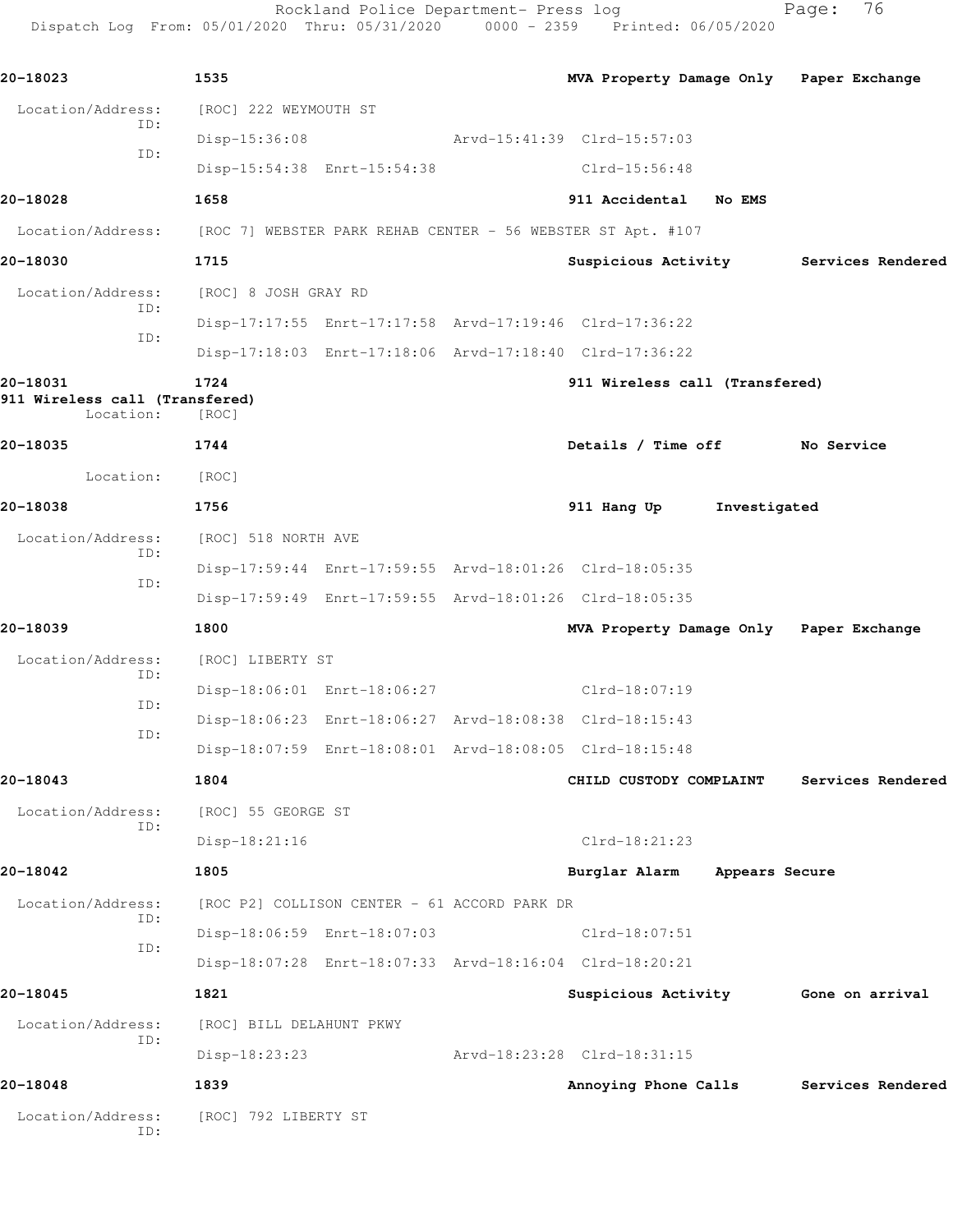**20-18023** 1535 **MVA Property Damage Only** **Paper Exchange**

Location/Address: [ROC] 222 WEYMOUTH ST

ID: Disp-15:36:08 Arvd-15:41:39 Clrd-15:57:03

ID: Disp-15:54:38 Enrt-15:54:38 Clrd-15:56:48

**20-18028** 1658 **911 Accidental** **No EMS**

Location/Address: [ROC 7] WEBSTER PARK REHAB CENTER - 56 WEBSTER ST Apt. #107

**20-18030** 1715 **Suspicious Activity** **Services Rendered**

Location/Address: [ROC] 8 JOSH GRAY RD

ID: Disp-17:17:55 Enrt-17:17:58 Arvd-17:19:46 Clrd-17:36:22

ID: Disp-17:18:03 Enrt-17:18:06 Arvd-17:18:40 Clrd-17:36:22

**20-18031** 1724 **911 Wireless call (Transfered)**

**911 Wireless call (Transfered)**

Location: [ROC]

**20-18035** 1744 **Details / Time off** **No Service**

Location: [ROC]

**20-18038** 1756 **911 Hang Up** **Investigated**

Location/Address: [ROC] 518 NORTH AVE

ID: Disp-17:59:44 Enrt-17:59:55 Arvd-18:01:26 Clrd-18:05:35

ID: Disp-17:59:49 Enrt-17:59:55 Arvd-18:01:26 Clrd-18:05:35

**20-18039** 1800 **MVA Property Damage Only** **Paper Exchange**

Location/Address: [ROC] LIBERTY ST

ID: Disp-18:06:01 Enrt-18:06:27 Clrd-18:07:19

ID: Disp-18:06:23 Enrt-18:06:27 Arvd-18:08:38 Clrd-18:15:43

ID: Disp-18:07:59 Enrt-18:08:01 Arvd-18:08:05 Clrd-18:15:48

**20-18043** 1804 **CHILD CUSTODY COMPLAINT** **Services Rendered**

Location/Address: [ROC] 55 GEORGE ST

ID: Disp-18:21:16 Clrd-18:21:23

**20-18042** 1805 **Burglar Alarm** **Appears Secure**

Location/Address: [ROC P2] COLLISON CENTER - 61 ACCORD PARK DR

ID: Disp-18:06:59 Enrt-18:07:03 Clrd-18:07:51

ID: Disp-18:07:28 Enrt-18:07:33 Arvd-18:16:04 Clrd-18:20:21

**20-18045** 1821 **Suspicious Activity** **Gone on arrival**

Location/Address: [ROC] BILL DELAHUNT PKWY

ID: Disp-18:23:23 Arvd-18:23:28 Clrd-18:31:15

**20-18048** 1839 **Annoying Phone Calls** **Services Rendered**

Location/Address: [ROC] 792 LIBERTY ST

ID: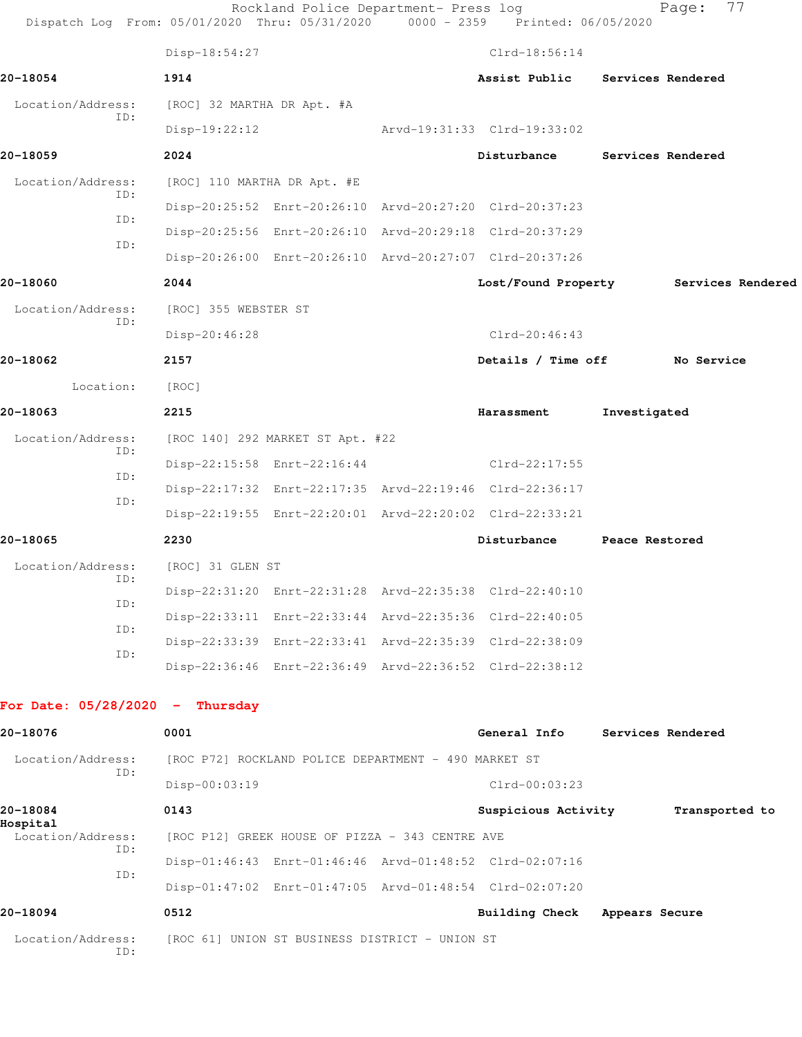Disp-18:54:27 Clrd-18:56:14

**20-18054** 1914 **Assist Public** **Services Rendered**

Location/Address: [ROC] 32 MARTHA DR Apt. #A
ID: Disp-19:22:12 Arvd-19:31:33 Clrd-19:33:02

**20-18059** 2024 **Disturbance** **Services Rendered**

Location/Address: [ROC] 110 MARTHA DR Apt. #E
ID: Disp-20:25:52 Enrt-20:26:10 Arvd-20:27:20 Clrd-20:37:23
ID: Disp-20:25:56 Enrt-20:26:10 Arvd-20:29:18 Clrd-20:37:29
ID: Disp-20:26:00 Enrt-20:26:10 Arvd-20:27:07 Clrd-20:37:26

**20-18060** 2044 **Lost/Found Property** **Services Rendered**

Location/Address: [ROC] 355 WEBSTER ST
ID: Disp-20:46:28 Clrd-20:46:43

**20-18062** 2157 **Details / Time off** **No Service**

Location: [ROC]

**20-18063** 2215 **Harassment** **Investigated**

Location/Address: [ROC 140] 292 MARKET ST Apt. #22
ID: Disp-22:15:58 Enrt-22:16:44 Clrd-22:17:55
ID: Disp-22:17:32 Enrt-22:17:35 Arvd-22:19:46 Clrd-22:36:17
ID: Disp-22:19:55 Enrt-22:20:01 Arvd-22:20:02 Clrd-22:33:21

**20-18065** 2230 **Disturbance** **Peace Restored**

Location/Address: [ROC] 31 GLEN ST
ID: Disp-22:31:20 Enrt-22:31:28 Arvd-22:35:38 Clrd-22:40:10
ID: Disp-22:33:11 Enrt-22:33:44 Arvd-22:35:36 Clrd-22:40:05
ID: Disp-22:33:39 Enrt-22:33:41 Arvd-22:35:39 Clrd-22:38:09
ID: Disp-22:36:46 Enrt-22:36:49 Arvd-22:36:52 Clrd-22:38:12

## For Date: 05/28/2020 - Thursday

**20-18076** 0001 **General Info** **Services Rendered**

Location/Address: [ROC P72] ROCKLAND POLICE DEPARTMENT - 490 MARKET ST
ID: Disp-00:03:19 Clrd-00:03:23

**20-18084** 0143 **Suspicious Activity** **Transported to Hospital**

Location/Address: [ROC P12] GREEK HOUSE OF PIZZA - 343 CENTRE AVE
ID: Disp-01:46:43 Enrt-01:46:46 Arvd-01:48:52 Clrd-02:07:16
ID: Disp-01:47:02 Enrt-01:47:05 Arvd-01:48:54 Clrd-02:07:20

**20-18094** 0512 **Building Check** **Appears Secure**

Location/Address: [ROC 61] UNION ST BUSINESS DISTRICT - UNION ST
ID: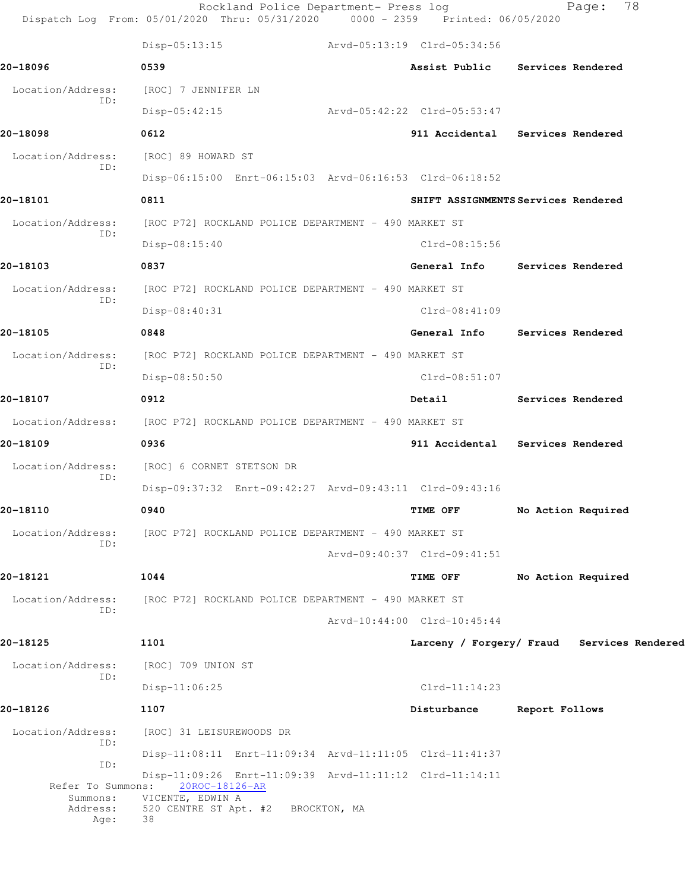Disp-05:13:15 Arvd-05:13:19 Clrd-05:34:56

**20-18096** **0539** **Assist Public** **Services Rendered**

Location/Address: [ROC] 7 JENNIFER LN
ID:
Disp-05:42:15 Arvd-05:42:22 Clrd-05:53:47

**20-18098** **0612** **911 Accidental** **Services Rendered**

Location/Address: [ROC] 89 HOWARD ST
ID:
Disp-06:15:00 Enrt-06:15:03 Arvd-06:16:53 Clrd-06:18:52

**20-18101** **0811** **SHIFT ASSIGNMENTS** **Services Rendered**

Location/Address: [ROC P72] ROCKLAND POLICE DEPARTMENT - 490 MARKET ST
ID:
Disp-08:15:40 Clrd-08:15:56

**20-18103** **0837** **General Info** **Services Rendered**

Location/Address: [ROC P72] ROCKLAND POLICE DEPARTMENT - 490 MARKET ST
ID:
Disp-08:40:31 Clrd-08:41:09

**20-18105** **0848** **General Info** **Services Rendered**

Location/Address: [ROC P72] ROCKLAND POLICE DEPARTMENT - 490 MARKET ST
ID:
Disp-08:50:50 Clrd-08:51:07

**20-18107** **0912** **Detail** **Services Rendered**

Location/Address: [ROC P72] ROCKLAND POLICE DEPARTMENT - 490 MARKET ST

**20-18109** **0936** **911 Accidental** **Services Rendered**

Location/Address: [ROC] 6 CORNET STETSON DR
ID:
Disp-09:37:32 Enrt-09:42:27 Arvd-09:43:11 Clrd-09:43:16

**20-18110** **0940** **TIME OFF** **No Action Required**

Location/Address: [ROC P72] ROCKLAND POLICE DEPARTMENT - 490 MARKET ST
ID:
Arvd-09:40:37 Clrd-09:41:51

**20-18121** **1044** **TIME OFF** **No Action Required**

Location/Address: [ROC P72] ROCKLAND POLICE DEPARTMENT - 490 MARKET ST
ID:
Arvd-10:44:00 Clrd-10:45:44

**20-18125** **1101** **Larceny / Forgery/ Fraud** **Services Rendered**

Location/Address: [ROC] 709 UNION ST
ID:
Disp-11:06:25 Clrd-11:14:23

**20-18126** **1107** **Disturbance** **Report Follows**

Location/Address: [ROC] 31 LEISUREWOODS DR
ID:
Disp-11:08:11 Enrt-11:09:34 Arvd-11:11:05 Clrd-11:41:37
ID:
Disp-11:09:26 Enrt-11:09:39 Arvd-11:11:12 Clrd-11:14:11
Refer To Summons: 20ROC-18126-AR
Summons: VICENTE, EDWIN A
Address: 520 CENTRE ST Apt. #2 BROCKTON, MA
Age: 38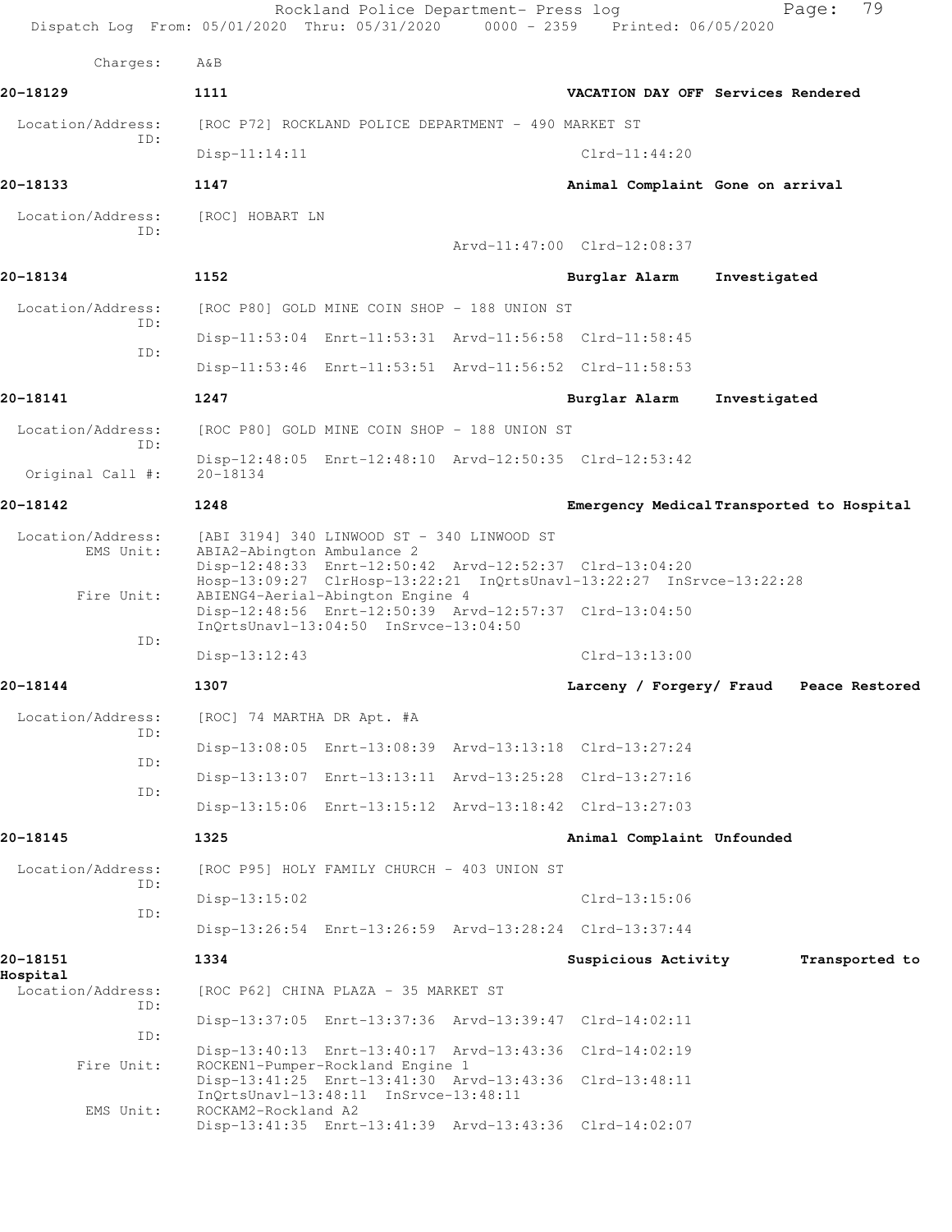Charges: A&B

**20-18129** 1111 VACATION DAY OFF Services Rendered

Location/Address: [ROC P72] ROCKLAND POLICE DEPARTMENT - 490 MARKET ST
ID:
Disp-11:14:11 Clrd-11:44:20

**20-18133** 1147 Animal Complaint Gone on arrival

Location/Address: [ROC] HOBART LN
ID:
Arvd-11:47:00 Clrd-12:08:37

**20-18134** 1152 Burglar Alarm Investigated

Location/Address: [ROC P80] GOLD MINE COIN SHOP - 188 UNION ST
ID:
Disp-11:53:04 Enrt-11:53:31 Arvd-11:56:58 Clrd-11:58:45
ID:
Disp-11:53:46 Enrt-11:53:51 Arvd-11:56:52 Clrd-11:58:53

**20-18141** 1247 Burglar Alarm Investigated

Location/Address: [ROC P80] GOLD MINE COIN SHOP - 188 UNION ST
ID:
Disp-12:48:05 Enrt-12:48:10 Arvd-12:50:35 Clrd-12:53:42
Original Call #: 20-18134

**20-18142** 1248 Emergency Medical Transported to Hospital

Location/Address: [ABI 3194] 340 LINWOOD ST - 340 LINWOOD ST
EMS Unit: ABIA2-Abington Ambulance 2
Disp-12:48:33 Enrt-12:50:42 Arvd-12:52:37 Clrd-13:04:20
Hosp-13:09:27 ClrHosp-13:22:21 InQrtsUnavl-13:22:27 InSrvce-13:22:28
Fire Unit: ABIENG4-Aerial-Abington Engine 4
Disp-12:48:56 Enrt-12:50:39 Arvd-12:57:37 Clrd-13:04:50
InQrtsUnavl-13:04:50 InSrvce-13:04:50
ID:
Disp-13:12:43 Clrd-13:13:00

**20-18144** 1307 Larceny / Forgery/ Fraud Peace Restored

Location/Address: [ROC] 74 MARTHA DR Apt. #A
ID:
Disp-13:08:05 Enrt-13:08:39 Arvd-13:13:18 Clrd-13:27:24
ID:
Disp-13:13:07 Enrt-13:13:11 Arvd-13:25:28 Clrd-13:27:16
ID:
Disp-13:15:06 Enrt-13:15:12 Arvd-13:18:42 Clrd-13:27:03

**20-18145** 1325 Animal Complaint Unfounded

Location/Address: [ROC P95] HOLY FAMILY CHURCH - 403 UNION ST
ID:
Disp-13:15:02 Clrd-13:15:06
ID:
Disp-13:26:54 Enrt-13:26:59 Arvd-13:28:24 Clrd-13:37:44

**20-18151** 1334 Suspicious Activity Transported to Hospital

Location/Address: [ROC P62] CHINA PLAZA - 35 MARKET ST
ID:
Disp-13:37:05 Enrt-13:37:36 Arvd-13:39:47 Clrd-14:02:11
ID:
Disp-13:40:13 Enrt-13:40:17 Arvd-13:43:36 Clrd-14:02:19
Fire Unit: ROCKEN1-Pumper-Rockland Engine 1
Disp-13:41:25 Enrt-13:41:30 Arvd-13:43:36 Clrd-13:48:11
InQrtsUnavl-13:48:11 InSrvce-13:48:11
EMS Unit: ROCKAM2-Rockland A2
Disp-13:41:35 Enrt-13:41:39 Arvd-13:43:36 Clrd-14:02:07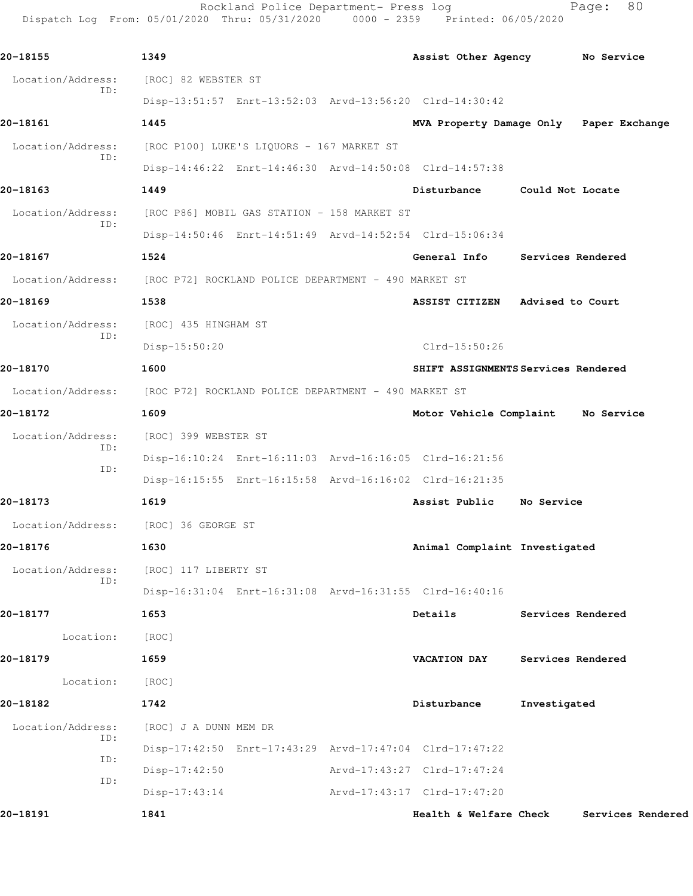**20-18155** 1349 Assist Other Agency No Service

Location/Address: [ROC] 82 WEBSTER ST

ID: Disp-13:51:57 Enrt-13:52:03 Arvd-13:56:20 Clrd-14:30:42

**20-18161** 1445 MVA Property Damage Only Paper Exchange

Location/Address: [ROC P100] LUKE'S LIQUORS - 167 MARKET ST

ID: Disp-14:46:22 Enrt-14:46:30 Arvd-14:50:08 Clrd-14:57:38

**20-18163** 1449 Disturbance Could Not Locate

Location/Address: [ROC P86] MOBIL GAS STATION - 158 MARKET ST

ID: Disp-14:50:46 Enrt-14:51:49 Arvd-14:52:54 Clrd-15:06:34

**20-18167** 1524 General Info Services Rendered

Location/Address: [ROC P72] ROCKLAND POLICE DEPARTMENT - 490 MARKET ST

**20-18169** 1538 ASSIST CITIZEN Advised to Court

Location/Address: [ROC] 435 HINGHAM ST

ID: Disp-15:50:20 Clrd-15:50:26

**20-18170** 1600 SHIFT ASSIGNMENTS Services Rendered

Location/Address: [ROC P72] ROCKLAND POLICE DEPARTMENT - 490 MARKET ST

**20-18172** 1609 Motor Vehicle Complaint No Service

Location/Address: [ROC] 399 WEBSTER ST

ID: Disp-16:10:24 Enrt-16:11:03 Arvd-16:16:05 Clrd-16:21:56

ID: Disp-16:15:55 Enrt-16:15:58 Arvd-16:16:02 Clrd-16:21:35

**20-18173** 1619 Assist Public No Service

Location/Address: [ROC] 36 GEORGE ST

**20-18176** 1630 Animal Complaint Investigated

Location/Address: [ROC] 117 LIBERTY ST

ID: Disp-16:31:04 Enrt-16:31:08 Arvd-16:31:55 Clrd-16:40:16

**20-18177** 1653 Details Services Rendered

Location: [ROC]

**20-18179** 1659 VACATION DAY Services Rendered

Location: [ROC]

**20-18182** 1742 Disturbance Investigated

Location/Address: [ROC] J A DUNN MEM DR

ID: Disp-17:42:50 Enrt-17:43:29 Arvd-17:47:04 Clrd-17:47:22

ID: Disp-17:42:50 Arvd-17:43:27 Clrd-17:47:24

ID: Disp-17:43:14 Arvd-17:43:17 Clrd-17:47:20

**20-18191** 1841 Health & Welfare Check Services Rendered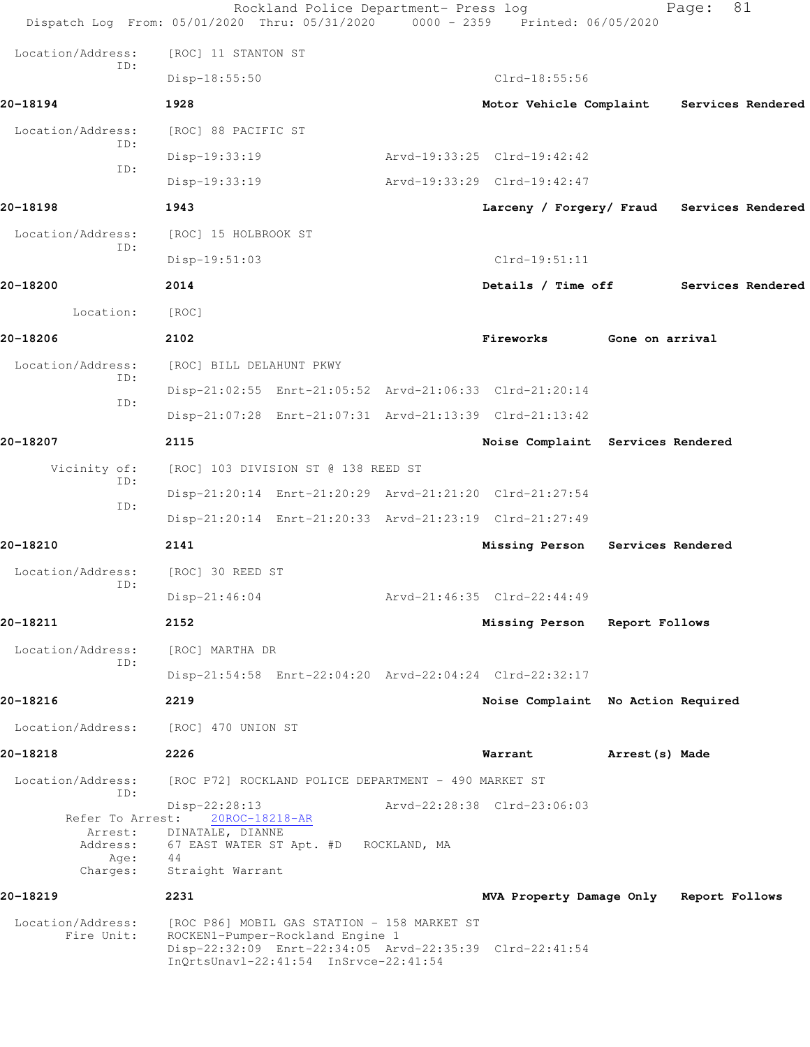Location/Address: [ROC] 11 STANTON ST
ID:
Disp-18:55:50 Clrd-18:55:56

**20-18194** **1928** **Motor Vehicle Complaint** **Services Rendered**

Location/Address: [ROC] 88 PACIFIC ST
ID:
Disp-19:33:19 Arvd-19:33:25 Clrd-19:42:42
ID:
Disp-19:33:19 Arvd-19:33:29 Clrd-19:42:47

**20-18198** **1943** **Larceny / Forgery/ Fraud** **Services Rendered**

Location/Address: [ROC] 15 HOLBROOK ST
ID:
Disp-19:51:03 Clrd-19:51:11

**20-18200** **2014** **Details / Time off** **Services Rendered**

Location: [ROC]

**20-18206** **2102** **Fireworks** **Gone on arrival**

Location/Address: [ROC] BILL DELAHUNT PKWY
ID:
Disp-21:02:55 Enrt-21:05:52 Arvd-21:06:33 Clrd-21:20:14
ID:
Disp-21:07:28 Enrt-21:07:31 Arvd-21:13:39 Clrd-21:13:42

**20-18207** **2115** **Noise Complaint** **Services Rendered**

Vicinity of: [ROC] 103 DIVISION ST @ 138 REED ST
ID:
Disp-21:20:14 Enrt-21:20:29 Arvd-21:21:20 Clrd-21:27:54
ID:
Disp-21:20:14 Enrt-21:20:33 Arvd-21:23:19 Clrd-21:27:49

**20-18210** **2141** **Missing Person** **Services Rendered**

Location/Address: [ROC] 30 REED ST
ID:
Disp-21:46:04 Arvd-21:46:35 Clrd-22:44:49

**20-18211** **2152** **Missing Person** **Report Follows**

Location/Address: [ROC] MARTHA DR
ID:
Disp-21:54:58 Enrt-22:04:20 Arvd-22:04:24 Clrd-22:32:17

**20-18216** **2219** **Noise Complaint** **No Action Required**

Location/Address: [ROC] 470 UNION ST

**20-18218** **2226** **Warrant** **Arrest(s) Made**

Location/Address: [ROC P72] ROCKLAND POLICE DEPARTMENT - 490 MARKET ST
ID:
Disp-22:28:13 Arvd-22:28:38 Clrd-23:06:03
Refer To Arrest: 20ROC-18218-AR
Arrest: DINATALE, DIANNE
Address: 67 EAST WATER ST Apt. #D ROCKLAND, MA
Age: 44
Charges: Straight Warrant

**20-18219** **2231** **MVA Property Damage Only** **Report Follows**

Location/Address: [ROC P86] MOBIL GAS STATION - 158 MARKET ST
Fire Unit: ROCKEN1-Pumper-Rockland Engine 1
Disp-22:32:09 Enrt-22:34:05 Arvd-22:35:39 Clrd-22:41:54
InQrtsUnavl-22:41:54 InSrvce-22:41:54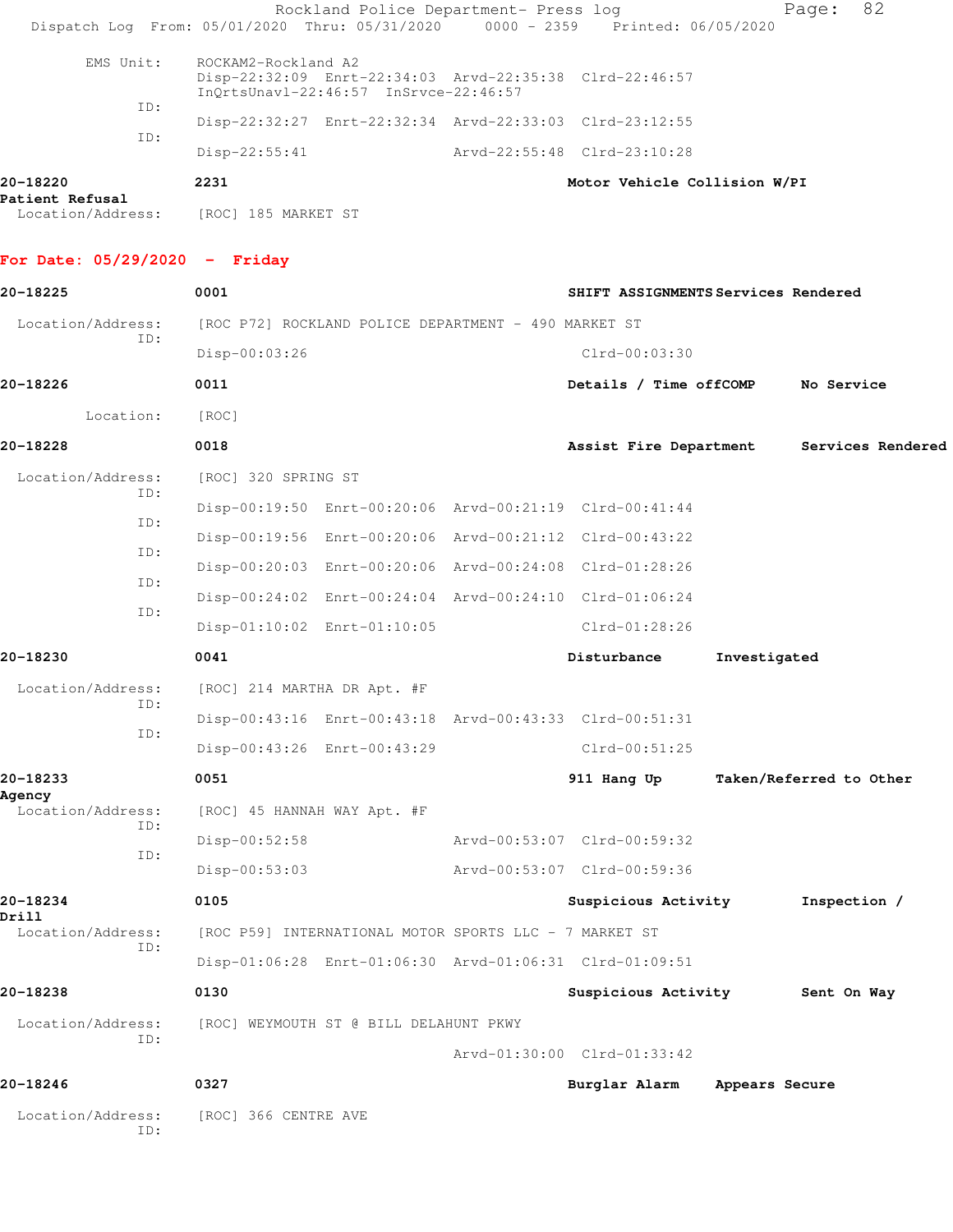EMS Unit: ROCKAM2-Rockland A2
Disp-22:32:09 Enrt-22:34:03 Arvd-22:35:38 Clrd-22:46:57
InQrtsUnavl-22:46:57 InSrvce-22:46:57

ID:
Disp-22:32:27 Enrt-22:32:34 Arvd-22:33:03 Clrd-23:12:55

ID:
Disp-22:55:41 Arvd-22:55:48 Clrd-23:10:28

**20-18220** 2231 **Motor Vehicle Collision W/PI**
**Patient Refusal**
Location/Address: [ROC] 185 MARKET ST

**For Date: 05/29/2020 - Friday**

**20-18225** 0001 **SHIFT ASSIGNMENTS Services Rendered**

Location/Address: [ROC P72] ROCKLAND POLICE DEPARTMENT - 490 MARKET ST
ID:
Disp-00:03:26 Clrd-00:03:30

**20-18226** 0011 **Details / Time offCOMP No Service**

Location: [ROC]

**20-18228** 0018 **Assist Fire Department Services Rendered**

Location/Address: [ROC] 320 SPRING ST
ID:
Disp-00:19:50 Enrt-00:20:06 Arvd-00:21:19 Clrd-00:41:44
ID:
Disp-00:19:56 Enrt-00:20:06 Arvd-00:21:12 Clrd-00:43:22
ID:
Disp-00:20:03 Enrt-00:20:06 Arvd-00:24:08 Clrd-01:28:26
ID:
Disp-00:24:02 Enrt-00:24:04 Arvd-00:24:10 Clrd-01:06:24
ID:
Disp-01:10:02 Enrt-01:10:05 Clrd-01:28:26

**20-18230** 0041 **Disturbance Investigated**

Location/Address: [ROC] 214 MARTHA DR Apt. #F
ID:
Disp-00:43:16 Enrt-00:43:18 Arvd-00:43:33 Clrd-00:51:31
ID:
Disp-00:43:26 Enrt-00:43:29 Clrd-00:51:25

**20-18233** 0051 **911 Hang Up Taken/Referred to Other**
**Agency**
Location/Address: [ROC] 45 HANNAH WAY Apt. #F
ID:
Disp-00:52:58 Arvd-00:53:07 Clrd-00:59:32
ID:
Disp-00:53:03 Arvd-00:53:07 Clrd-00:59:36

**20-18234** 0105 **Suspicious Activity Inspection /**
**Drill**
Location/Address: [ROC P59] INTERNATIONAL MOTOR SPORTS LLC - 7 MARKET ST
ID:
Disp-01:06:28 Enrt-01:06:30 Arvd-01:06:31 Clrd-01:09:51

**20-18238** 0130 **Suspicious Activity Sent On Way**

Location/Address: [ROC] WEYMOUTH ST @ BILL DELAHUNT PKWY
ID:
Arvd-01:30:00 Clrd-01:33:42

**20-18246** 0327 **Burglar Alarm Appears Secure**

Location/Address: [ROC] 366 CENTRE AVE
ID: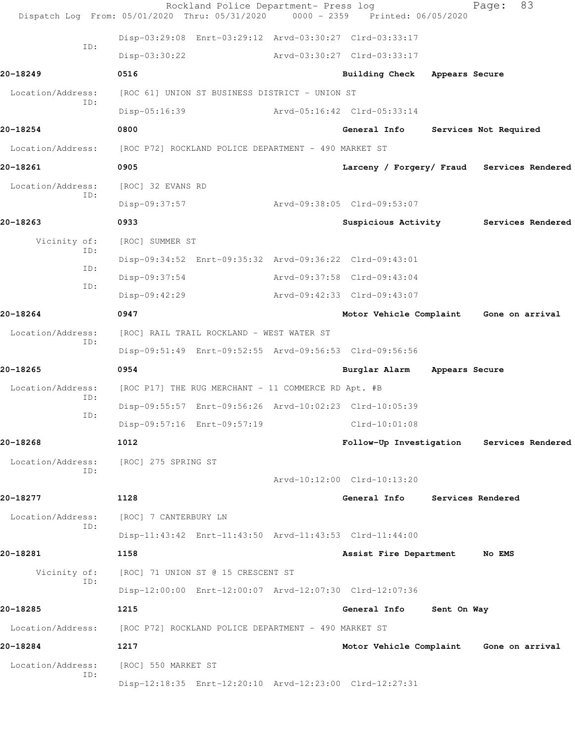Disp-03:29:08 Enrt-03:29:12 Arvd-03:30:27 Clrd-03:33:17

ID: Disp-03:30:22 Arvd-03:30:27 Clrd-03:33:17

**20-18249** 0516 **Building Check Appears Secure**

Location/Address: [ROC 61] UNION ST BUSINESS DISTRICT - UNION ST

ID: Disp-05:16:39 Arvd-05:16:42 Clrd-05:33:14

**20-18254** 0800 **General Info Services Not Required**

Location/Address: [ROC P72] ROCKLAND POLICE DEPARTMENT - 490 MARKET ST

**20-18261** 0905 **Larceny / Forgery/ Fraud Services Rendered**

Location/Address: [ROC] 32 EVANS RD

ID: Disp-09:37:57 Arvd-09:38:05 Clrd-09:53:07

**20-18263** 0933 **Suspicious Activity Services Rendered**

Vicinity of: [ROC] SUMMER ST

ID: Disp-09:34:52 Enrt-09:35:32 Arvd-09:36:22 Clrd-09:43:01

ID: Disp-09:37:54 Arvd-09:37:58 Clrd-09:43:04

ID: Disp-09:42:29 Arvd-09:42:33 Clrd-09:43:07

**20-18264** 0947 **Motor Vehicle Complaint Gone on arrival**

Location/Address: [ROC] RAIL TRAIL ROCKLAND - WEST WATER ST

ID: Disp-09:51:49 Enrt-09:52:55 Arvd-09:56:53 Clrd-09:56:56

**20-18265** 0954 **Burglar Alarm Appears Secure**

Location/Address: [ROC P17] THE RUG MERCHANT - 11 COMMERCE RD Apt. #B

ID: Disp-09:55:57 Enrt-09:56:26 Arvd-10:02:23 Clrd-10:05:39

ID: Disp-09:57:16 Enrt-09:57:19 Clrd-10:01:08

**20-18268** 1012 **Follow-Up Investigation Services Rendered**

Location/Address: [ROC] 275 SPRING ST

ID: Arvd-10:12:00 Clrd-10:13:20

**20-18277** 1128 **General Info Services Rendered**

Location/Address: [ROC] 7 CANTERBURY LN

ID: Disp-11:43:42 Enrt-11:43:50 Arvd-11:43:53 Clrd-11:44:00

**20-18281** 1158 **Assist Fire Department No EMS**

Vicinity of: [ROC] 71 UNION ST @ 15 CRESCENT ST

ID: Disp-12:00:00 Enrt-12:00:07 Arvd-12:07:30 Clrd-12:07:36

**20-18285** 1215 **General Info Sent On Way**

Location/Address: [ROC P72] ROCKLAND POLICE DEPARTMENT - 490 MARKET ST

**20-18284** 1217 **Motor Vehicle Complaint Gone on arrival**

Location/Address: [ROC] 550 MARKET ST

ID: Disp-12:18:35 Enrt-12:20:10 Arvd-12:23:00 Clrd-12:27:31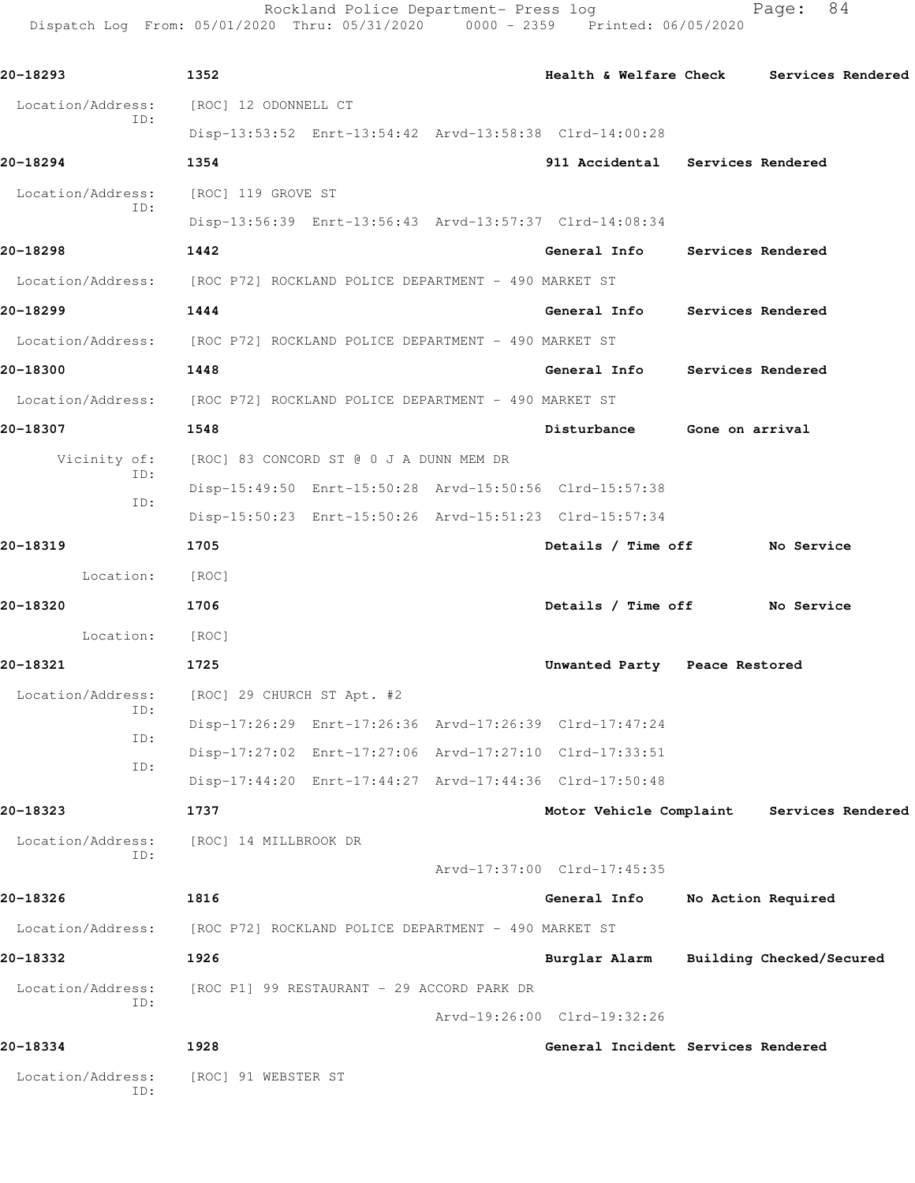**20-18293** 1352 Health & Welfare Check Services Rendered

Location/Address: [ROC] 12 ODONNELL CT

ID: Disp-13:53:52 Enrt-13:54:42 Arvd-13:58:38 Clrd-14:00:28

**20-18294** 1354 911 Accidental Services Rendered

Location/Address: [ROC] 119 GROVE ST

ID: Disp-13:56:39 Enrt-13:56:43 Arvd-13:57:37 Clrd-14:08:34

**20-18298** 1442 General Info Services Rendered

Location/Address: [ROC P72] ROCKLAND POLICE DEPARTMENT - 490 MARKET ST

**20-18299** 1444 General Info Services Rendered

Location/Address: [ROC P72] ROCKLAND POLICE DEPARTMENT - 490 MARKET ST

**20-18300** 1448 General Info Services Rendered

Location/Address: [ROC P72] ROCKLAND POLICE DEPARTMENT - 490 MARKET ST

**20-18307** 1548 Disturbance Gone on arrival

Vicinity of: [ROC] 83 CONCORD ST @ 0 J A DUNN MEM DR

ID: Disp-15:49:50 Enrt-15:50:28 Arvd-15:50:56 Clrd-15:57:38

ID: Disp-15:50:23 Enrt-15:50:26 Arvd-15:51:23 Clrd-15:57:34

**20-18319** 1705 Details / Time off No Service

Location: [ROC]

**20-18320** 1706 Details / Time off No Service

Location: [ROC]

**20-18321** 1725 Unwanted Party Peace Restored

Location/Address: [ROC] 29 CHURCH ST Apt. #2

ID: Disp-17:26:29 Enrt-17:26:36 Arvd-17:26:39 Clrd-17:47:24

ID: Disp-17:27:02 Enrt-17:27:06 Arvd-17:27:10 Clrd-17:33:51

ID: Disp-17:44:20 Enrt-17:44:27 Arvd-17:44:36 Clrd-17:50:48

**20-18323** 1737 Motor Vehicle Complaint Services Rendered

Location/Address: [ROC] 14 MILLBROOK DR

ID: Arvd-17:37:00 Clrd-17:45:35

**20-18326** 1816 General Info No Action Required

Location/Address: [ROC P72] ROCKLAND POLICE DEPARTMENT - 490 MARKET ST

**20-18332** 1926 Burglar Alarm Building Checked/Secured

Location/Address: [ROC P1] 99 RESTAURANT - 29 ACCORD PARK DR

ID: Arvd-19:26:00 Clrd-19:32:26

**20-18334** 1928 General Incident Services Rendered

Location/Address: [ROC] 91 WEBSTER ST

ID: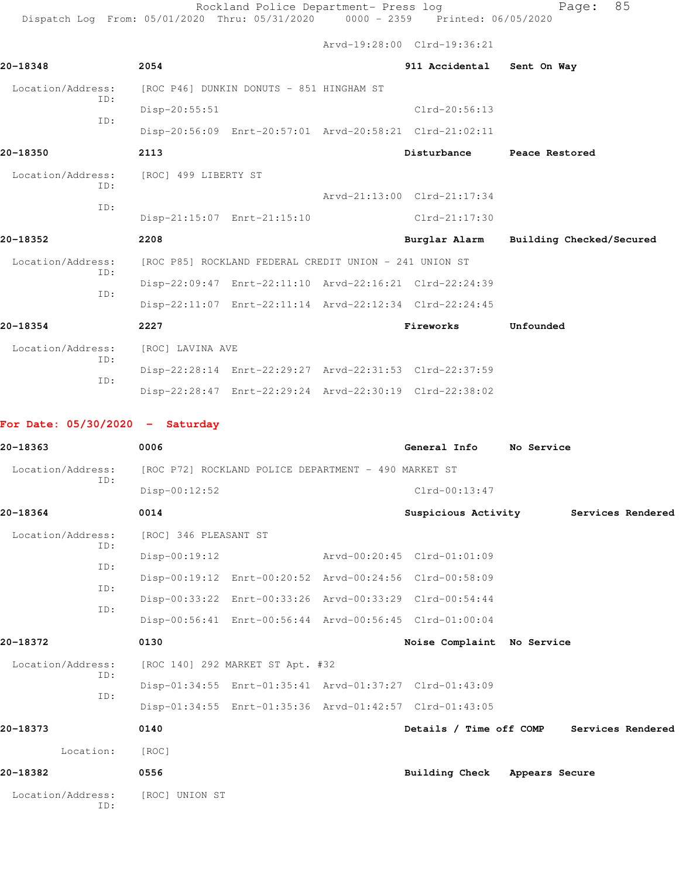Arvd-19:28:00 Clrd-19:36:21

**20-18348** 2054 **911 Accidental** **Sent On Way**

Location/Address: [ROC P46] DUNKIN DONUTS - 851 HINGHAM ST

ID: Disp-20:55:51 Clrd-20:56:13

ID: Disp-20:56:09 Enrt-20:57:01 Arvd-20:58:21 Clrd-21:02:11

**20-18350** 2113 **Disturbance** **Peace Restored**

Location/Address: [ROC] 499 LIBERTY ST

ID: Arvd-21:13:00 Clrd-21:17:34

ID: Disp-21:15:07 Enrt-21:15:10 Clrd-21:17:30

**20-18352** 2208 **Burglar Alarm** **Building Checked/Secured**

Location/Address: [ROC P85] ROCKLAND FEDERAL CREDIT UNION - 241 UNION ST

ID: Disp-22:09:47 Enrt-22:11:10 Arvd-22:16:21 Clrd-22:24:39

ID: Disp-22:11:07 Enrt-22:11:14 Arvd-22:12:34 Clrd-22:24:45

**20-18354** 2227 **Fireworks** **Unfounded**

Location/Address: [ROC] LAVINA AVE

ID: Disp-22:28:14 Enrt-22:29:27 Arvd-22:31:53 Clrd-22:37:59

ID: Disp-22:28:47 Enrt-22:29:24 Arvd-22:30:19 Clrd-22:38:02

## For Date: 05/30/2020 - Saturday

**20-18363** 0006 **General Info** **No Service**

Location/Address: [ROC P72] ROCKLAND POLICE DEPARTMENT - 490 MARKET ST

ID: Disp-00:12:52 Clrd-00:13:47

**20-18364** 0014 **Suspicious Activity** **Services Rendered**

Location/Address: [ROC] 346 PLEASANT ST

ID: Disp-00:19:12 Arvd-00:20:45 Clrd-01:01:09

ID: Disp-00:19:12 Enrt-00:20:52 Arvd-00:24:56 Clrd-00:58:09

ID: Disp-00:33:22 Enrt-00:33:26 Arvd-00:33:29 Clrd-00:54:44

ID: Disp-00:56:41 Enrt-00:56:44 Arvd-00:56:45 Clrd-01:00:04

**20-18372** 0130 **Noise Complaint** **No Service**

Location/Address: [ROC 140] 292 MARKET ST Apt. #32

ID: Disp-01:34:55 Enrt-01:35:41 Arvd-01:37:27 Clrd-01:43:09

ID: Disp-01:34:55 Enrt-01:35:36 Arvd-01:42:57 Clrd-01:43:05

**20-18373** 0140 **Details / Time off COMP** **Services Rendered**

Location: [ROC]

**20-18382** 0556 **Building Check** **Appears Secure**

Location/Address: [ROC] UNION ST

ID: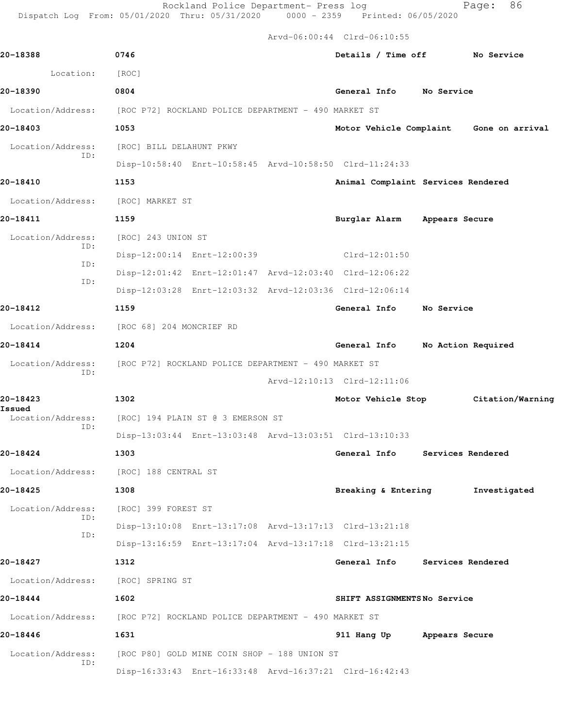Arvd-06:00:44 Clrd-06:10:55

**20-18388** 0746 Details / Time off No Service

Location: [ROC]

**20-18390** 0804 General Info No Service

Location/Address: [ROC P72] ROCKLAND POLICE DEPARTMENT - 490 MARKET ST

**20-18403** 1053 Motor Vehicle Complaint Gone on arrival

Location/Address: [ROC] BILL DELAHUNT PKWY
ID: Disp-10:58:40 Enrt-10:58:45 Arvd-10:58:50 Clrd-11:24:33

**20-18410** 1153 Animal Complaint Services Rendered

Location/Address: [ROC] MARKET ST

**20-18411** 1159 Burglar Alarm Appears Secure

Location/Address: [ROC] 243 UNION ST
ID: Disp-12:00:14 Enrt-12:00:39 Clrd-12:01:50
ID: Disp-12:01:42 Enrt-12:01:47 Arvd-12:03:40 Clrd-12:06:22
ID: Disp-12:03:28 Enrt-12:03:32 Arvd-12:03:36 Clrd-12:06:14

**20-18412** 1159 General Info No Service

Location/Address: [ROC 68] 204 MONCRIEF RD

**20-18414** 1204 General Info No Action Required

Location/Address: [ROC P72] ROCKLAND POLICE DEPARTMENT - 490 MARKET ST
ID: Arvd-12:10:13 Clrd-12:11:06

**20-18423** 1302 Motor Vehicle Stop Citation/Warning Issued

Location/Address: [ROC] 194 PLAIN ST @ 3 EMERSON ST
ID: Disp-13:03:44 Enrt-13:03:48 Arvd-13:03:51 Clrd-13:10:33

**20-18424** 1303 General Info Services Rendered

Location/Address: [ROC] 188 CENTRAL ST

**20-18425** 1308 Breaking & Entering Investigated

Location/Address: [ROC] 399 FOREST ST
ID: Disp-13:10:08 Enrt-13:17:08 Arvd-13:17:13 Clrd-13:21:18
ID: Disp-13:16:59 Enrt-13:17:04 Arvd-13:17:18 Clrd-13:21:15

**20-18427** 1312 General Info Services Rendered

Location/Address: [ROC] SPRING ST

**20-18444** 1602 SHIFT ASSIGNMENTS No Service

Location/Address: [ROC P72] ROCKLAND POLICE DEPARTMENT - 490 MARKET ST

**20-18446** 1631 911 Hang Up Appears Secure

Location/Address: [ROC P80] GOLD MINE COIN SHOP - 188 UNION ST
ID: Disp-16:33:43 Enrt-16:33:48 Arvd-16:37:21 Clrd-16:42:43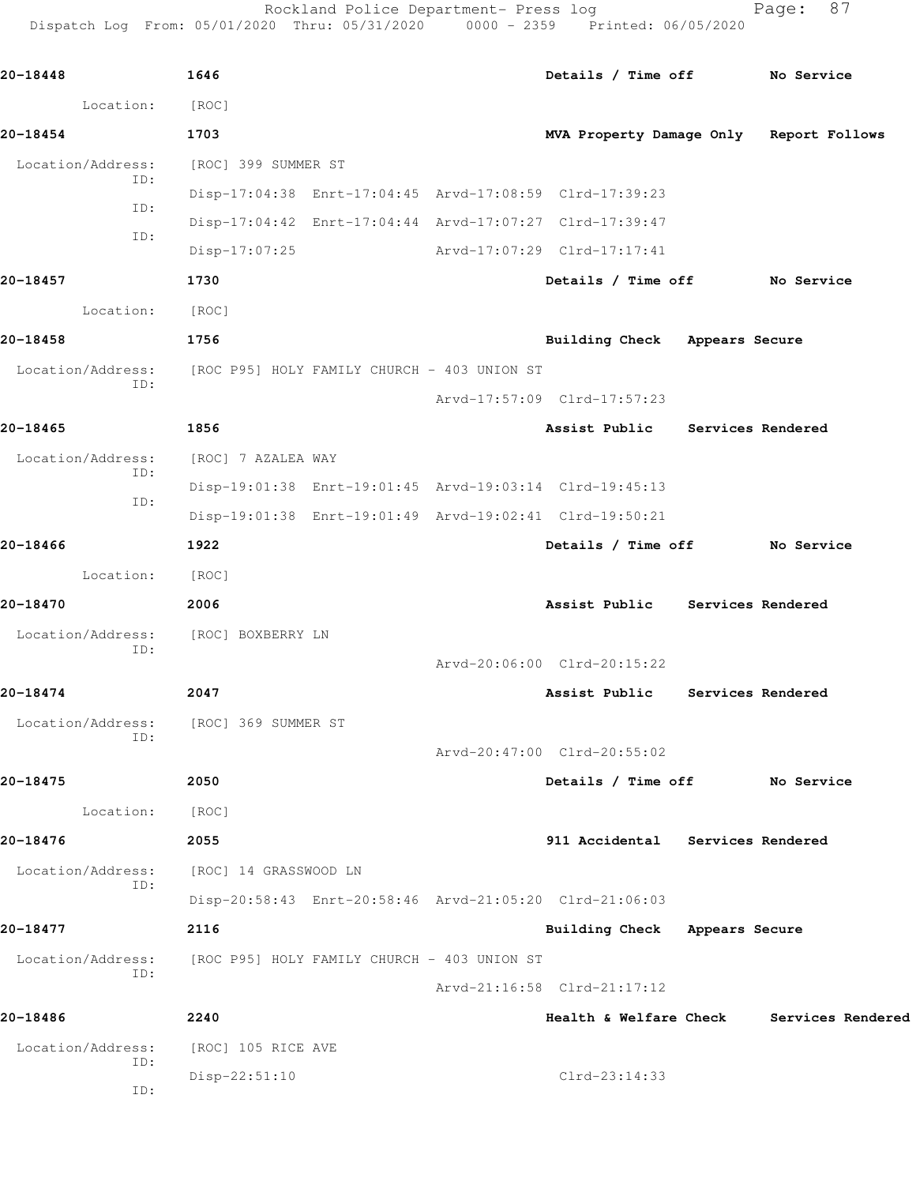20-18448 1646 Details / Time off No Service

Location: [ROC]

20-18454 1703 MVA Property Damage Only Report Follows

Location/Address: [ROC] 399 SUMMER ST

ID: Disp-17:04:38 Enrt-17:04:45 Arvd-17:08:59 Clrd-17:39:23

ID: Disp-17:04:42 Enrt-17:04:44 Arvd-17:07:27 Clrd-17:39:47

ID: Disp-17:07:25 Arvd-17:07:29 Clrd-17:17:41

20-18457 1730 Details / Time off No Service

Location: [ROC]

20-18458 1756 Building Check Appears Secure

Location/Address: [ROC P95] HOLY FAMILY CHURCH - 403 UNION ST

ID: Arvd-17:57:09 Clrd-17:57:23

20-18465 1856 Assist Public Services Rendered

Location/Address: [ROC] 7 AZALEA WAY

ID: Disp-19:01:38 Enrt-19:01:45 Arvd-19:03:14 Clrd-19:45:13

ID: Disp-19:01:38 Enrt-19:01:49 Arvd-19:02:41 Clrd-19:50:21

20-18466 1922 Details / Time off No Service

Location: [ROC]

20-18470 2006 Assist Public Services Rendered

Location/Address: [ROC] BOXBERRY LN

ID: Arvd-20:06:00 Clrd-20:15:22

20-18474 2047 Assist Public Services Rendered

Location/Address: [ROC] 369 SUMMER ST

ID: Arvd-20:47:00 Clrd-20:55:02

20-18475 2050 Details / Time off No Service

Location: [ROC]

20-18476 2055 911 Accidental Services Rendered

Location/Address: [ROC] 14 GRASSWOOD LN

ID: Disp-20:58:43 Enrt-20:58:46 Arvd-21:05:20 Clrd-21:06:03

20-18477 2116 Building Check Appears Secure

Location/Address: [ROC P95] HOLY FAMILY CHURCH - 403 UNION ST

ID: Arvd-21:16:58 Clrd-21:17:12

20-18486 2240 Health & Welfare Check Services Rendered

Location/Address: [ROC] 105 RICE AVE

ID: Disp-22:51:10 Clrd-23:14:33

ID: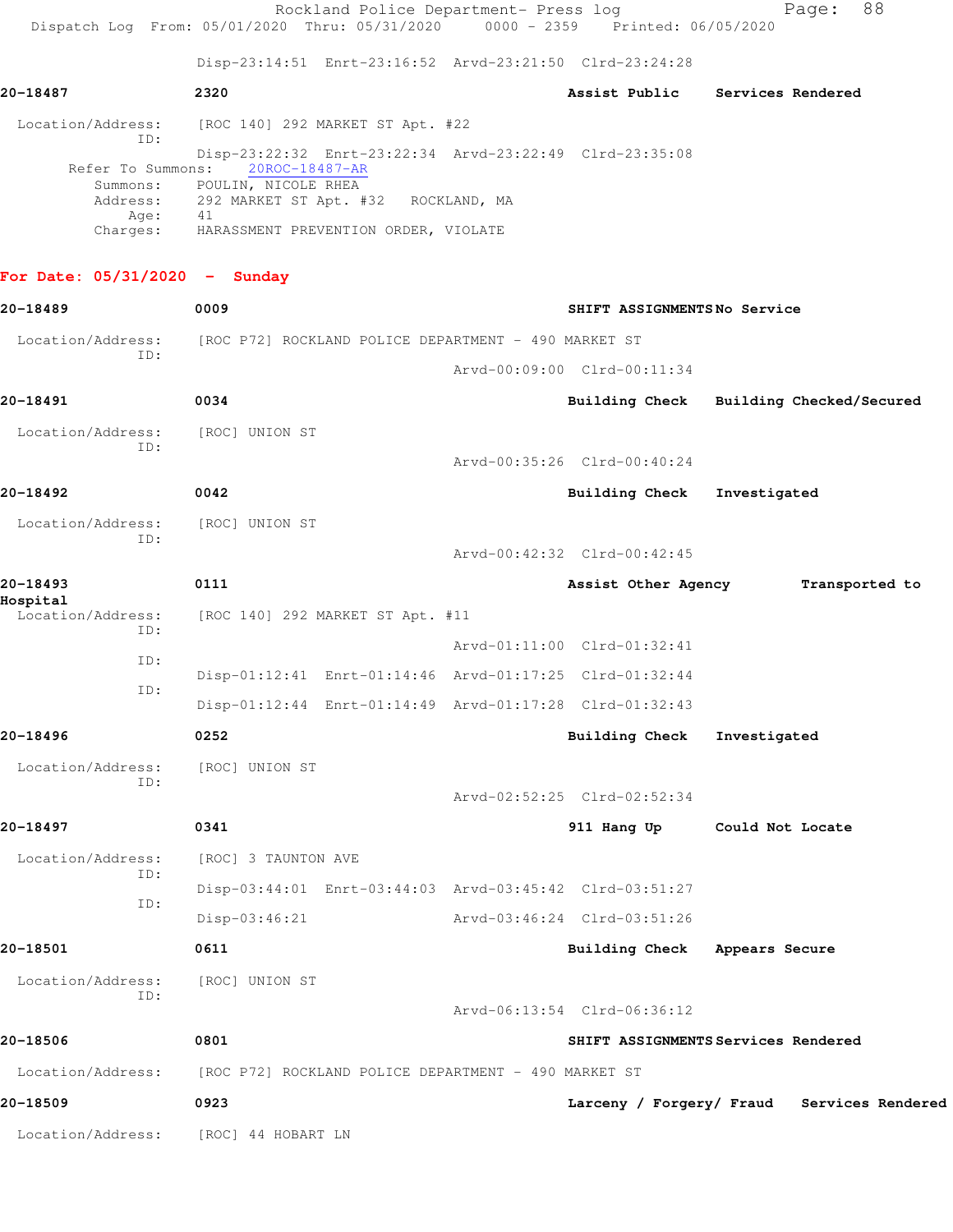Disp-23:14:51 Enrt-23:16:52 Arvd-23:21:50 Clrd-23:24:28

**20-18487** 2320 **Assist Public** **Services Rendered**

Location/Address: [ROC 140] 292 MARKET ST Apt. #22
ID:
Disp-23:22:32 Enrt-23:22:34 Arvd-23:22:49 Clrd-23:35:08
Refer To Summons: 20ROC-18487-AR
Summons: POULIN, NICOLE RHEA
Address: 292 MARKET ST Apt. #32 ROCKLAND, MA
Age: 41
Charges: HARASSMENT PREVENTION ORDER, VIOLATE

**For Date: 05/31/2020 - Sunday**

**20-18489** 0009 **SHIFT ASSIGNMENTS** **No Service**

Location/Address: [ROC P72] ROCKLAND POLICE DEPARTMENT - 490 MARKET ST
ID:
Arvd-00:09:00 Clrd-00:11:34

**20-18491** 0034 **Building Check** **Building Checked/Secured**

Location/Address: [ROC] UNION ST
ID:
Arvd-00:35:26 Clrd-00:40:24

**20-18492** 0042 **Building Check** **Investigated**

Location/Address: [ROC] UNION ST
ID:
Arvd-00:42:32 Clrd-00:42:45

**20-18493** 0111 **Assist Other Agency** **Transported to Hospital**

Location/Address: [ROC 140] 292 MARKET ST Apt. #11
ID:
Arvd-01:11:00 Clrd-01:32:41
ID:
Disp-01:12:41 Enrt-01:14:46 Arvd-01:17:25 Clrd-01:32:44
ID:
Disp-01:12:44 Enrt-01:14:49 Arvd-01:17:28 Clrd-01:32:43

**20-18496** 0252 **Building Check** **Investigated**

Location/Address: [ROC] UNION ST
ID:
Arvd-02:52:25 Clrd-02:52:34

**20-18497** 0341 **911 Hang Up** **Could Not Locate**

Location/Address: [ROC] 3 TAUNTON AVE
ID:
Disp-03:44:01 Enrt-03:44:03 Arvd-03:45:42 Clrd-03:51:27
ID:
Disp-03:46:21 Arvd-03:46:24 Clrd-03:51:26

**20-18501** 0611 **Building Check** **Appears Secure**

Location/Address: [ROC] UNION ST
ID:
Arvd-06:13:54 Clrd-06:36:12

**20-18506** 0801 **SHIFT ASSIGNMENTS** **Services Rendered**

Location/Address: [ROC P72] ROCKLAND POLICE DEPARTMENT - 490 MARKET ST

**20-18509** 0923 **Larceny / Forgery/ Fraud** **Services Rendered**

Location/Address: [ROC] 44 HOBART LN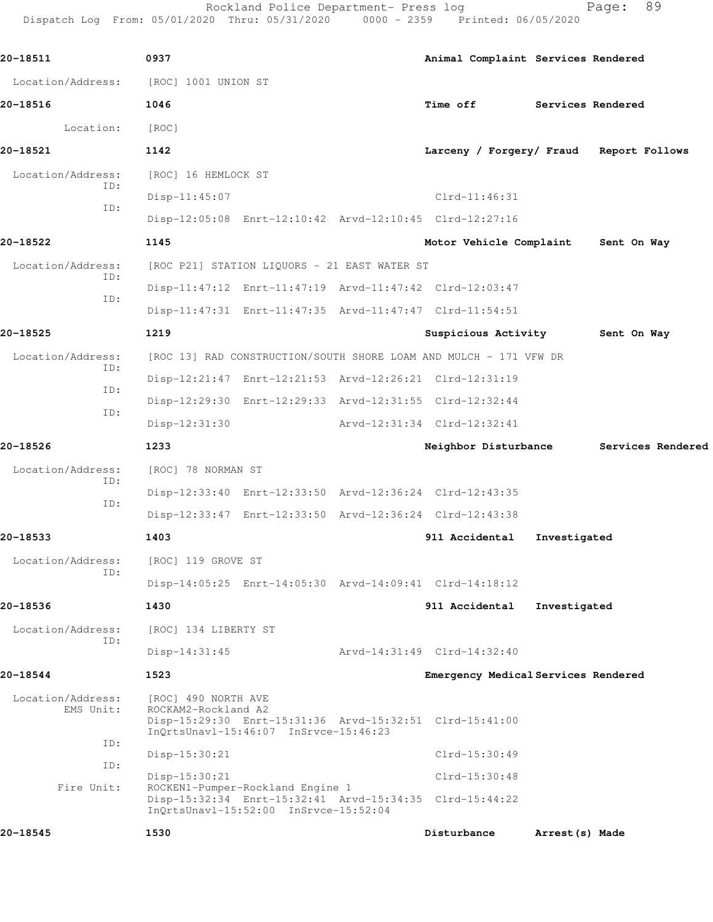**20-18511** 0937 Animal Complaint Services Rendered

Location/Address: [ROC] 1001 UNION ST

**20-18516** 1046 Time off Services Rendered

Location: [ROC]

**20-18521** 1142 Larceny / Forgery/ Fraud Report Follows

Location/Address: [ROC] 16 HEMLOCK ST
ID: Disp-11:45:07 Clrd-11:46:31
ID: Disp-12:05:08 Enrt-12:10:42 Arvd-12:10:45 Clrd-12:27:16

**20-18522** 1145 Motor Vehicle Complaint Sent On Way

Location/Address: [ROC P21] STATION LIQUORS - 21 EAST WATER ST
ID: Disp-11:47:12 Enrt-11:47:19 Arvd-11:47:42 Clrd-12:03:47
ID: Disp-11:47:31 Enrt-11:47:35 Arvd-11:47:47 Clrd-11:54:51

**20-18525** 1219 Suspicious Activity Sent On Way

Location/Address: [ROC 13] RAD CONSTRUCTION/SOUTH SHORE LOAM AND MULCH - 171 VFW DR
ID: Disp-12:21:47 Enrt-12:21:53 Arvd-12:26:21 Clrd-12:31:19
ID: Disp-12:29:30 Enrt-12:29:33 Arvd-12:31:55 Clrd-12:32:44
ID: Disp-12:31:30 Arvd-12:31:34 Clrd-12:32:41

**20-18526** 1233 Neighbor Disturbance Services Rendered

Location/Address: [ROC] 78 NORMAN ST
ID: Disp-12:33:40 Enrt-12:33:50 Arvd-12:36:24 Clrd-12:43:35
ID: Disp-12:33:47 Enrt-12:33:50 Arvd-12:36:24 Clrd-12:43:38

**20-18533** 1403 911 Accidental Investigated

Location/Address: [ROC] 119 GROVE ST
ID: Disp-14:05:25 Enrt-14:05:30 Arvd-14:09:41 Clrd-14:18:12

**20-18536** 1430 911 Accidental Investigated

Location/Address: [ROC] 134 LIBERTY ST
ID: Disp-14:31:45 Arvd-14:31:49 Clrd-14:32:40

**20-18544** 1523 Emergency Medical Services Rendered

Location/Address: [ROC] 490 NORTH AVE
EMS Unit: ROCKAM2-Rockland A2
Disp-15:29:30 Enrt-15:31:36 Arvd-15:32:51 Clrd-15:41:00
InQrtsUnavl-15:46:07 InSrvce-15:46:23
ID: Disp-15:30:21 Clrd-15:30:49
ID: Disp-15:30:21 Clrd-15:30:48
Fire Unit: ROCKEN1-Pumper-Rockland Engine 1
Disp-15:32:34 Enrt-15:32:41 Arvd-15:34:35 Clrd-15:44:22
InQrtsUnavl-15:52:00 InSrvce-15:52:04

**20-18545** 1530 Disturbance Arrest(s) Made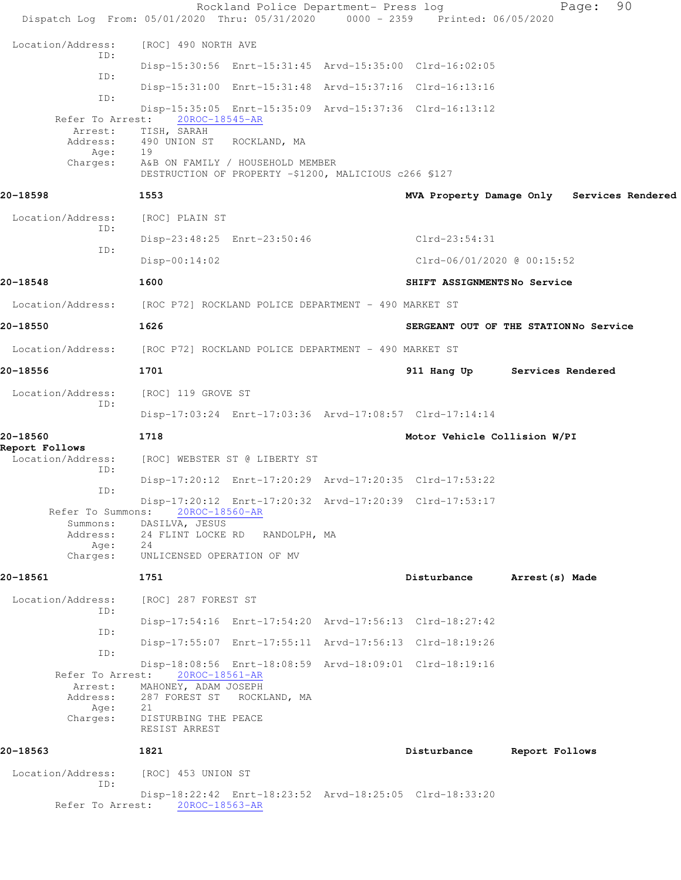Location/Address: [ROC] 490 NORTH AVE

ID:
Disp-15:30:56 Enrt-15:31:45 Arvd-15:35:00 Clrd-16:02:05

ID:
Disp-15:31:00 Enrt-15:31:48 Arvd-15:37:16 Clrd-16:13:16

ID:
Disp-15:35:05 Enrt-15:35:09 Arvd-15:37:36 Clrd-16:13:12

Refer To Arrest: 20ROC-18545-AR
Arrest: TISH, SARAH
Address: 490 UNION ST ROCKLAND, MA
Age: 19
Charges: A&B ON FAMILY / HOUSEHOLD MEMBER
DESTRUCTION OF PROPERTY -$1200, MALICIOUS c266 §127

**20-18598** **1553** **MVA Property Damage Only** **Services Rendered**

Location/Address: [ROC] PLAIN ST

ID:
Disp-23:48:25 Enrt-23:50:46 Clrd-23:54:31

ID:
Disp-00:14:02 Clrd-06/01/2020 @ 00:15:52

**20-18548** **1600** **SHIFT ASSIGNMENTS No Service**

Location/Address: [ROC P72] ROCKLAND POLICE DEPARTMENT - 490 MARKET ST

**20-18550** **1626** **SERGEANT OUT OF THE STATION No Service**

Location/Address: [ROC P72] ROCKLAND POLICE DEPARTMENT - 490 MARKET ST

**20-18556** **1701** **911 Hang Up** **Services Rendered**

Location/Address: [ROC] 119 GROVE ST

ID:
Disp-17:03:24 Enrt-17:03:36 Arvd-17:08:57 Clrd-17:14:14

**20-18560** **1718** **Motor Vehicle Collision W/PI**
**Report Follows**

Location/Address: [ROC] WEBSTER ST @ LIBERTY ST

ID:
Disp-17:20:12 Enrt-17:20:29 Arvd-17:20:35 Clrd-17:53:22

ID:
Disp-17:20:12 Enrt-17:20:32 Arvd-17:20:39 Clrd-17:53:17

Refer To Summons: 20ROC-18560-AR
Summons: DASILVA, JESUS
Address: 24 FLINT LOCKE RD RANDOLPH, MA
Age: 24
Charges: UNLICENSED OPERATION OF MV

**20-18561** **1751** **Disturbance** **Arrest(s) Made**

Location/Address: [ROC] 287 FOREST ST

ID:
Disp-17:54:16 Enrt-17:54:20 Arvd-17:56:13 Clrd-18:27:42

ID:
Disp-17:55:07 Enrt-17:55:11 Arvd-17:56:13 Clrd-18:19:26

ID:
Disp-18:08:56 Enrt-18:08:59 Arvd-18:09:01 Clrd-18:19:16

Refer To Arrest: 20ROC-18561-AR
Arrest: MAHONEY, ADAM JOSEPH
Address: 287 FOREST ST ROCKLAND, MA
Age: 21
Charges: DISTURBING THE PEACE
RESIST ARREST

**20-18563** **1821** **Disturbance** **Report Follows**

Location/Address: [ROC] 453 UNION ST

ID:
Disp-18:22:42 Enrt-18:23:52 Arvd-18:25:05 Clrd-18:33:20

Refer To Arrest: 20ROC-18563-AR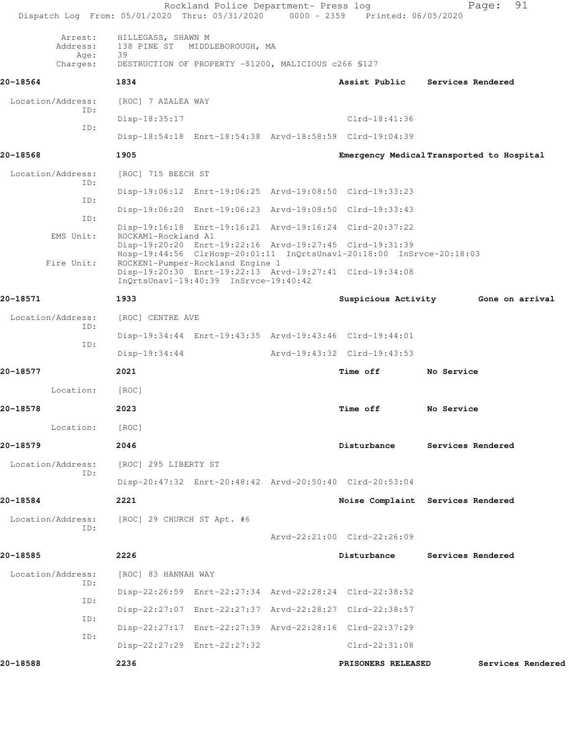Arrest: HILLEGASS, SHAWN M
Address: 138 PINE ST MIDDLEBOROUGH, MA
Age: 39
Charges: DESTRUCTION OF PROPERTY -$1200, MALICIOUS c266 §127

**20-18564** **1834** **Assist Public** **Services Rendered**

Location/Address: [ROC] 7 AZALEA WAY
ID:
Disp-18:35:17 Clrd-18:41:36
ID:
Disp-18:54:18 Enrt-18:54:38 Arvd-18:58:59 Clrd-19:04:39

**20-18568** **1905** **Emergency Medical Transported to Hospital**

Location/Address: [ROC] 715 BEECH ST
ID:
Disp-19:06:12 Enrt-19:06:25 Arvd-19:08:50 Clrd-19:33:23
ID:
Disp-19:06:20 Enrt-19:06:23 Arvd-19:08:50 Clrd-19:33:43
ID:
Disp-19:16:18 Enrt-19:16:21 Arvd-19:16:24 Clrd-20:37:22
EMS Unit: ROCKAM1-Rockland A1
Disp-19:20:20 Enrt-19:22:16 Arvd-19:27:45 Clrd-19:31:39
Hosp-19:44:56 ClrHosp-20:01:11 InQrtsUnavl-20:18:00 InSrvce-20:18:03
Fire Unit: ROCKEN1-Pumper-Rockland Engine 1
Disp-19:20:30 Enrt-19:22:13 Arvd-19:27:41 Clrd-19:34:08
InQrtsUnavl-19:40:39 InSrvce-19:40:42

**20-18571** **1933** **Suspicious Activity** **Gone on arrival**

Location/Address: [ROC] CENTRE AVE
ID:
Disp-19:34:44 Enrt-19:43:35 Arvd-19:43:46 Clrd-19:44:01
ID:
Disp-19:34:44 Arvd-19:43:32 Clrd-19:43:53

**20-18577** **2021** **Time off** **No Service**

Location: [ROC]

**20-18578** **2023** **Time off** **No Service**

Location: [ROC]

**20-18579** **2046** **Disturbance** **Services Rendered**

Location/Address: [ROC] 295 LIBERTY ST
ID:
Disp-20:47:32 Enrt-20:48:42 Arvd-20:50:40 Clrd-20:53:04

**20-18584** **2221** **Noise Complaint** **Services Rendered**

Location/Address: [ROC] 29 CHURCH ST Apt. #6
ID:
Arvd-22:21:00 Clrd-22:26:09

**20-18585** **2226** **Disturbance** **Services Rendered**

Location/Address: [ROC] 83 HANNAH WAY
ID:
Disp-22:26:59 Enrt-22:27:34 Arvd-22:28:24 Clrd-22:38:52
ID:
Disp-22:27:07 Enrt-22:27:37 Arvd-22:28:27 Clrd-22:38:57
ID:
Disp-22:27:17 Enrt-22:27:39 Arvd-22:28:16 Clrd-22:37:29
ID:
Disp-22:27:29 Enrt-22:27:32 Clrd-22:31:08

**20-18588** **2236** **PRISONERS RELEASED** **Services Rendered**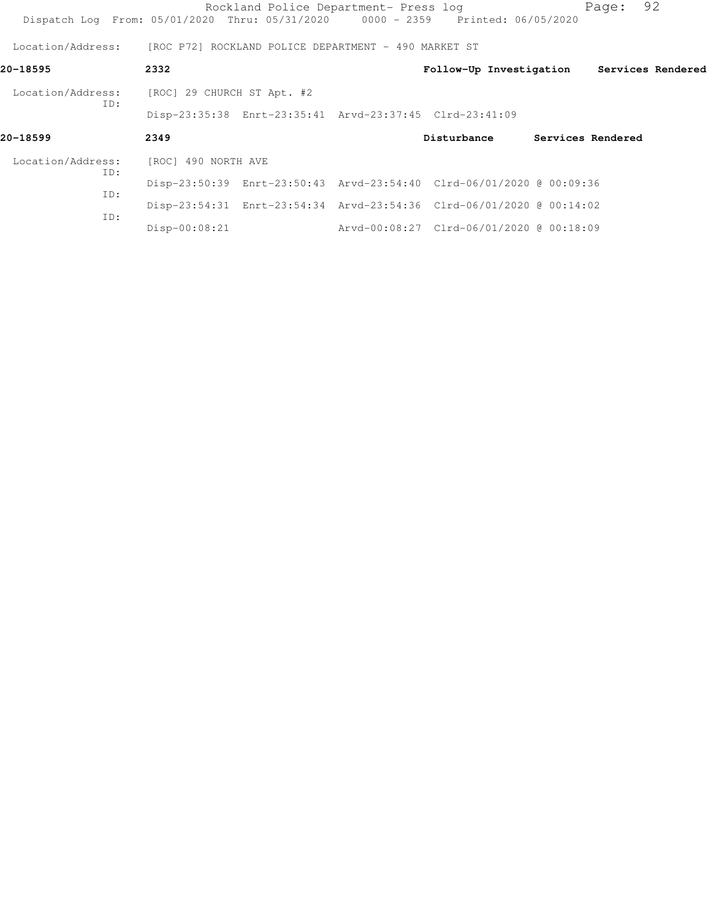Location/Address: [ROC P72] ROCKLAND POLICE DEPARTMENT - 490 MARKET ST

**20-18595** **2332** **Follow-Up Investigation** **Services Rendered**

Location/Address: [ROC] 29 CHURCH ST Apt. #2
ID:
Disp-23:35:38 Enrt-23:35:41 Arvd-23:37:45 Clrd-23:41:09

**20-18599** **2349** **Disturbance** **Services Rendered**

Location/Address: [ROC] 490 NORTH AVE
ID:
Disp-23:50:39 Enrt-23:50:43 Arvd-23:54:40 Clrd-06/01/2020 @ 00:09:36
ID:
Disp-23:54:31 Enrt-23:54:34 Arvd-23:54:36 Clrd-06/01/2020 @ 00:14:02
ID:
Disp-00:08:21 Arvd-00:08:27 Clrd-06/01/2020 @ 00:18:09